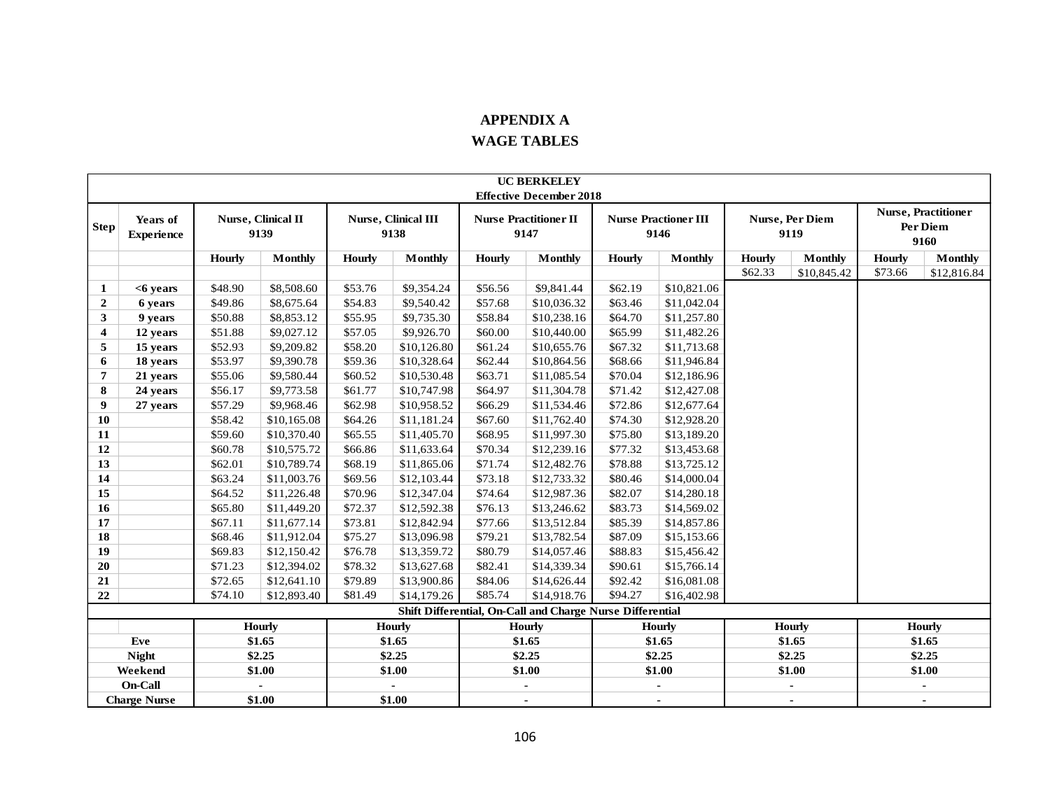# APPENDIX A

## WAGE TABLES

| UC BERKELEY Effective December 2018 | | | | | | | | | | | | | | |
|---|---|---|---|---|---|---|---|---|---|---|---|---|---|---|
| **Step** | **Years of Experience** | **Nurse, Clinical II 9139** | | **Nurse, Clinical III 9138** | | **Nurse Practitioner II 9147** | | **Nurse Practioner III 9146** | | **Nurse, Per Diem 9119** | | **Nurse, Practitioner Per Diem 9160** | |
| | | **Hourly** | **Monthly** | **Hourly** | **Monthly** | **Hourly** | **Monthly** | **Hourly** | **Monthly** | **Hourly** | **Monthly** | **Hourly** | **Monthly** |
| | | | | | | | | | | $62.33 | $10,845.42 | $73.66 | $12,816.84 |
| **1** | **<6 years** | $48.90 | $8,508.60 | $53.76 | $9,354.24 | $56.56 | $9,841.44 | $62.19 | $10,821.06 | | | | |
| **2** | **6 years** | $49.86 | $8,675.64 | $54.83 | $9,540.42 | $57.68 | $10,036.32 | $63.46 | $11,042.04 | | | | |
| **3** | **9 years** | $50.88 | $8,853.12 | $55.95 | $9,735.30 | $58.84 | $10,238.16 | $64.70 | $11,257.80 | | | | |
| **4** | **12 years** | $51.88 | $9,027.12 | $57.05 | $9,926.70 | $60.00 | $10,440.00 | $65.99 | $11,482.26 | | | | |
| **5** | **15 years** | $52.93 | $9,209.82 | $58.20 | $10,126.80 | $61.24 | $10,655.76 | $67.32 | $11,713.68 | | | | |
| **6** | **18 years** | $53.97 | $9,390.78 | $59.36 | $10,328.64 | $62.44 | $10,864.56 | $68.66 | $11,946.84 | | | | |
| **7** | **21 years** | $55.06 | $9,580.44 | $60.52 | $10,530.48 | $63.71 | $11,085.54 | $70.04 | $12,186.96 | | | | |
| **8** | **24 years** | $56.17 | $9,773.58 | $61.77 | $10,747.98 | $64.97 | $11,304.78 | $71.42 | $12,427.08 | | | | |
| **9** | **27 years** | $57.29 | $9,968.46 | $62.98 | $10,958.52 | $66.29 | $11,534.46 | $72.86 | $12,677.64 | | | | |
| **10** | | $58.42 | $10,165.08 | $64.26 | $11,181.24 | $67.60 | $11,762.40 | $74.30 | $12,928.20 | | | | |
| **11** | | $59.60 | $10,370.40 | $65.55 | $11,405.70 | $68.95 | $11,997.30 | $75.80 | $13,189.20 | | | | |
| **12** | | $60.78 | $10,575.72 | $66.86 | $11,633.64 | $70.34 | $12,239.16 | $77.32 | $13,453.68 | | | | |
| **13** | | $62.01 | $10,789.74 | $68.19 | $11,865.06 | $71.74 | $12,482.76 | $78.88 | $13,725.12 | | | | |
| **14** | | $63.24 | $11,003.76 | $69.56 | $12,103.44 | $73.18 | $12,733.32 | $80.46 | $14,000.04 | | | | |
| **15** | | $64.52 | $11,226.48 | $70.96 | $12,347.04 | $74.64 | $12,987.36 | $82.07 | $14,280.18 | | | | |
| **16** | | $65.80 | $11,449.20 | $72.37 | $12,592.38 | $76.13 | $13,246.62 | $83.73 | $14,569.02 | | | | |
| **17** | | $67.11 | $11,677.14 | $73.81 | $12,842.94 | $77.66 | $13,512.84 | $85.39 | $14,857.86 | | | | |
| **18** | | $68.46 | $11,912.04 | $75.27 | $13,096.98 | $79.21 | $13,782.54 | $87.09 | $15,153.66 | | | | |
| **19** | | $69.83 | $12,150.42 | $76.78 | $13,359.72 | $80.79 | $14,057.46 | $88.83 | $15,456.42 | | | | |
| **20** | | $71.23 | $12,394.02 | $78.32 | $13,627.68 | $82.41 | $14,339.34 | $90.61 | $15,766.14 | | | | |
| **21** | | $72.65 | $12,641.10 | $79.89 | $13,900.86 | $84.06 | $14,626.44 | $92.42 | $16,081.08 | | | | |
| **22** | | $74.10 | $12,893.40 | $81.49 | $14,179.26 | $85.74 | $14,918.76 | $94.27 | $16,402.98 | | | | |
| **Shift Differential, On-Call and Charge Nurse Differential** | | | | | | | | | | | | | |
| | | **Hourly** | | **Hourly** | | **Hourly** | | **Hourly** | | **Hourly** | | **Hourly** | |
| **Eve** | | **$1.65** | | **$1.65** | | **$1.65** | | **$1.65** | | **$1.65** | | **$1.65** | |
| **Night** | | **$2.25** | | **$2.25** | | **$2.25** | | **$2.25** | | **$2.25** | | **$2.25** | |
| **Weekend** | | **$1.00** | | **$1.00** | | **$1.00** | | **$1.00** | | **$1.00** | | **$1.00** | |
| **On-Call** | | - | | - | | - | | - | | - | | - | |
| **Charge Nurse** | | **$1.00** | | **$1.00** | | - | | - | | - | | - | |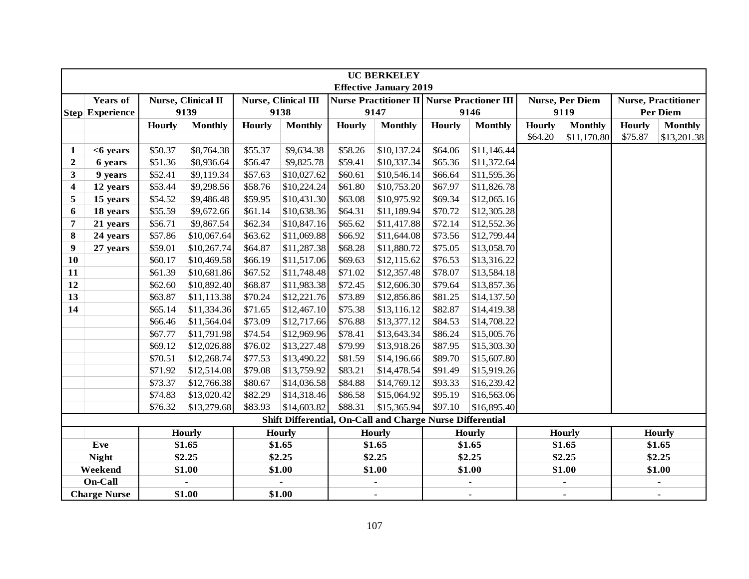| | | **UC BERKELEY Effective January 2019** | | | | | | | | | | | |
|---|---|---|---|---|---|---|---|---|---|---|---|---|---|
| **Step** | **Years of Experience** | **Nurse, Clinical II 9139** | | **Nurse, Clinical III 9138** | | **Nurse Practitioner II 9147** | | **Nurse Practioner III 9146** | | **Nurse, Per Diem 9119** | | **Nurse, Practitioner Per Diem** | |
| | | **Hourly** | **Monthly** | **Hourly** | **Monthly** | **Hourly** | **Monthly** | **Hourly** | **Monthly** | **Hourly** | **Monthly** | **Hourly** | **Monthly** |
| | | | | | | | | | | $64.20 | $11,170.80 | $75.87 | $13,201.38 |
| **1** | **<6 years** | $50.37 | $8,764.38 | $55.37 | $9,634.38 | $58.26 | $10,137.24 | $64.06 | $11,146.44 | | | | |
| **2** | **6 years** | $51.36 | $8,936.64 | $56.47 | $9,825.78 | $59.41 | $10,337.34 | $65.36 | $11,372.64 | | | | |
| **3** | **9 years** | $52.41 | $9,119.34 | $57.63 | $10,027.62 | $60.61 | $10,546.14 | $66.64 | $11,595.36 | | | | |
| **4** | **12 years** | $53.44 | $9,298.56 | $58.76 | $10,224.24 | $61.80 | $10,753.20 | $67.97 | $11,826.78 | | | | |
| **5** | **15 years** | $54.52 | $9,486.48 | $59.95 | $10,431.30 | $63.08 | $10,975.92 | $69.34 | $12,065.16 | | | | |
| **6** | **18 years** | $55.59 | $9,672.66 | $61.14 | $10,638.36 | $64.31 | $11,189.94 | $70.72 | $12,305.28 | | | | |
| **7** | **21 years** | $56.71 | $9,867.54 | $62.34 | $10,847.16 | $65.62 | $11,417.88 | $72.14 | $12,552.36 | | | | |
| **8** | **24 years** | $57.86 | $10,067.64 | $63.62 | $11,069.88 | $66.92 | $11,644.08 | $73.56 | $12,799.44 | | | | |
| **9** | **27 years** | $59.01 | $10,267.74 | $64.87 | $11,287.38 | $68.28 | $11,880.72 | $75.05 | $13,058.70 | | | | |
| **10** | | $60.17 | $10,469.58 | $66.19 | $11,517.06 | $69.63 | $12,115.62 | $76.53 | $13,316.22 | | | | |
| **11** | | $61.39 | $10,681.86 | $67.52 | $11,748.48 | $71.02 | $12,357.48 | $78.07 | $13,584.18 | | | | |
| **12** | | $62.60 | $10,892.40 | $68.87 | $11,983.38 | $72.45 | $12,606.30 | $79.64 | $13,857.36 | | | | |
| **13** | | $63.87 | $11,113.38 | $70.24 | $12,221.76 | $73.89 | $12,856.86 | $81.25 | $14,137.50 | | | | |
| **14** | | $65.14 | $11,334.36 | $71.65 | $12,467.10 | $75.38 | $13,116.12 | $82.87 | $14,419.38 | | | | |
| | | $66.46 | $11,564.04 | $73.09 | $12,717.66 | $76.88 | $13,377.12 | $84.53 | $14,708.22 | | | | |
| | | $67.77 | $11,791.98 | $74.54 | $12,969.96 | $78.41 | $13,643.34 | $86.24 | $15,005.76 | | | | |
| | | $69.12 | $12,026.88 | $76.02 | $13,227.48 | $79.99 | $13,918.26 | $87.95 | $15,303.30 | | | | |
| | | $70.51 | $12,268.74 | $77.53 | $13,490.22 | $81.59 | $14,196.66 | $89.70 | $15,607.80 | | | | |
| | | $71.92 | $12,514.08 | $79.08 | $13,759.92 | $83.21 | $14,478.54 | $91.49 | $15,919.26 | | | | |
| | | $73.37 | $12,766.38 | $80.67 | $14,036.58 | $84.88 | $14,769.12 | $93.33 | $16,239.42 | | | | |
| | | $74.83 | $13,020.42 | $82.29 | $14,318.46 | $86.58 | $15,064.92 | $95.19 | $16,563.06 | | | | |
| | | $76.32 | $13,279.68 | $83.93 | $14,603.82 | $88.31 | $15,365.94 | $97.10 | $16,895.40 | | | | |
| | | **Shift Differential, On-Call and Charge Nurse Differential** | | | | | | | | | | | |
| | | **Hourly** | | **Hourly** | | **Hourly** | | **Hourly** | | **Hourly** | | **Hourly** | |
| **Eve** | | **$1.65** | | **$1.65** | | **$1.65** | | **$1.65** | | **$1.65** | | **$1.65** | |
| **Night** | | **$2.25** | | **$2.25** | | **$2.25** | | **$2.25** | | **$2.25** | | **$2.25** | |
| **Weekend** | | **$1.00** | | **$1.00** | | **$1.00** | | **$1.00** | | **$1.00** | | **$1.00** | |
| **On-Call** | | - | | - | | - | | - | | - | | - | |
| **Charge Nurse** | | **$1.00** | | **$1.00** | | - | | - | | - | | - | |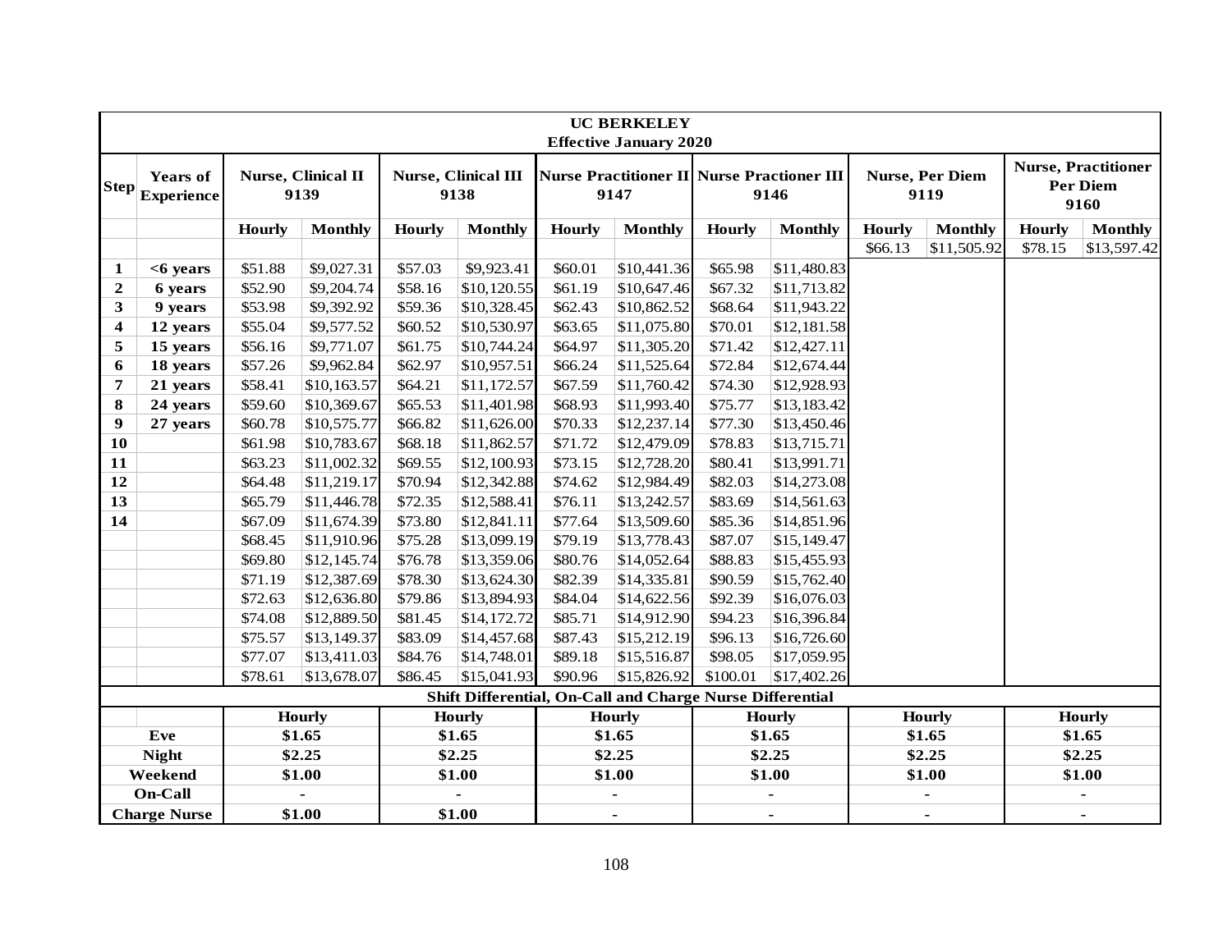| UC BERKELEY Effective January 2020 | | | | | | | | | | | | | |
|---|---|---|---|---|---|---|---|---|---|---|---|---|---|
| **Step** | **Years of Experience** | **Nurse, Clinical II 9139** | | **Nurse, Clinical III 9138** | | **Nurse Practitioner II 9147** | | **Nurse Practioner III 9146** | | **Nurse, Per Diem 9119** | | **Nurse, Practitioner Per Diem 9160** | |
| | | **Hourly** | **Monthly** | **Hourly** | **Monthly** | **Hourly** | **Monthly** | **Hourly** | **Monthly** | **Hourly** | **Monthly** | **Hourly** | **Monthly** |
| | | | | | | | | | | $66.13 | $11,505.92 | $78.15 | $13,597.42 |
| **1** | **<6 years** | $51.88 | $9,027.31 | $57.03 | $9,923.41 | $60.01 | $10,441.36 | $65.98 | $11,480.83 | | | | |
| **2** | **6 years** | $52.90 | $9,204.74 | $58.16 | $10,120.55 | $61.19 | $10,647.46 | $67.32 | $11,713.82 | | | | |
| **3** | **9 years** | $53.98 | $9,392.92 | $59.36 | $10,328.45 | $62.43 | $10,862.52 | $68.64 | $11,943.22 | | | | |
| **4** | **12 years** | $55.04 | $9,577.52 | $60.52 | $10,530.97 | $63.65 | $11,075.80 | $70.01 | $12,181.58 | | | | |
| **5** | **15 years** | $56.16 | $9,771.07 | $61.75 | $10,744.24 | $64.97 | $11,305.20 | $71.42 | $12,427.11 | | | | |
| **6** | **18 years** | $57.26 | $9,962.84 | $62.97 | $10,957.51 | $66.24 | $11,525.64 | $72.84 | $12,674.44 | | | | |
| **7** | **21 years** | $58.41 | $10,163.57 | $64.21 | $11,172.57 | $67.59 | $11,760.42 | $74.30 | $12,928.93 | | | | |
| **8** | **24 years** | $59.60 | $10,369.67 | $65.53 | $11,401.98 | $68.93 | $11,993.40 | $75.77 | $13,183.42 | | | | |
| **9** | **27 years** | $60.78 | $10,575.77 | $66.82 | $11,626.00 | $70.33 | $12,237.14 | $77.30 | $13,450.46 | | | | |
| **10** | | $61.98 | $10,783.67 | $68.18 | $11,862.57 | $71.72 | $12,479.09 | $78.83 | $13,715.71 | | | | |
| **11** | | $63.23 | $11,002.32 | $69.55 | $12,100.93 | $73.15 | $12,728.20 | $80.41 | $13,991.71 | | | | |
| **12** | | $64.48 | $11,219.17 | $70.94 | $12,342.88 | $74.62 | $12,984.49 | $82.03 | $14,273.08 | | | | |
| **13** | | $65.79 | $11,446.78 | $72.35 | $12,588.41 | $76.11 | $13,242.57 | $83.69 | $14,561.63 | | | | |
| **14** | | $67.09 | $11,674.39 | $73.80 | $12,841.11 | $77.64 | $13,509.60 | $85.36 | $14,851.96 | | | | |
| | | $68.45 | $11,910.96 | $75.28 | $13,099.19 | $79.19 | $13,778.43 | $87.07 | $15,149.47 | | | | |
| | | $69.80 | $12,145.74 | $76.78 | $13,359.06 | $80.76 | $14,052.64 | $88.83 | $15,455.93 | | | | |
| | | $71.19 | $12,387.69 | $78.30 | $13,624.30 | $82.39 | $14,335.81 | $90.59 | $15,762.40 | | | | |
| | | $72.63 | $12,636.80 | $79.86 | $13,894.93 | $84.04 | $14,622.56 | $92.39 | $16,076.03 | | | | |
| | | $74.08 | $12,889.50 | $81.45 | $14,172.72 | $85.71 | $14,912.90 | $94.23 | $16,396.84 | | | | |
| | | $75.57 | $13,149.37 | $83.09 | $14,457.68 | $87.43 | $15,212.19 | $96.13 | $16,726.60 | | | | |
| | | $77.07 | $13,411.03 | $84.76 | $14,748.01 | $89.18 | $15,516.87 | $98.05 | $17,059.95 | | | | |
| | | $78.61 | $13,678.07 | $86.45 | $15,041.93 | $90.96 | $15,826.92 | $100.01 | $17,402.26 | | | | |

| Shift Differential, On-Call and Charge Nurse Differential | | | | | | |
|---|---|---|---|---|---|---|
| | **Hourly** | **Hourly** | **Hourly** | **Hourly** | **Hourly** | **Hourly** |
| **Eve** | **$1.65** | **$1.65** | **$1.65** | **$1.65** | **$1.65** | **$1.65** |
| **Night** | **$2.25** | **$2.25** | **$2.25** | **$2.25** | **$2.25** | **$2.25** |
| **Weekend** | **$1.00** | **$1.00** | **$1.00** | **$1.00** | **$1.00** | **$1.00** |
| **On-Call** | - | - | - | - | - | - |
| **Charge Nurse** | **$1.00** | **$1.00** | - | - | - | - |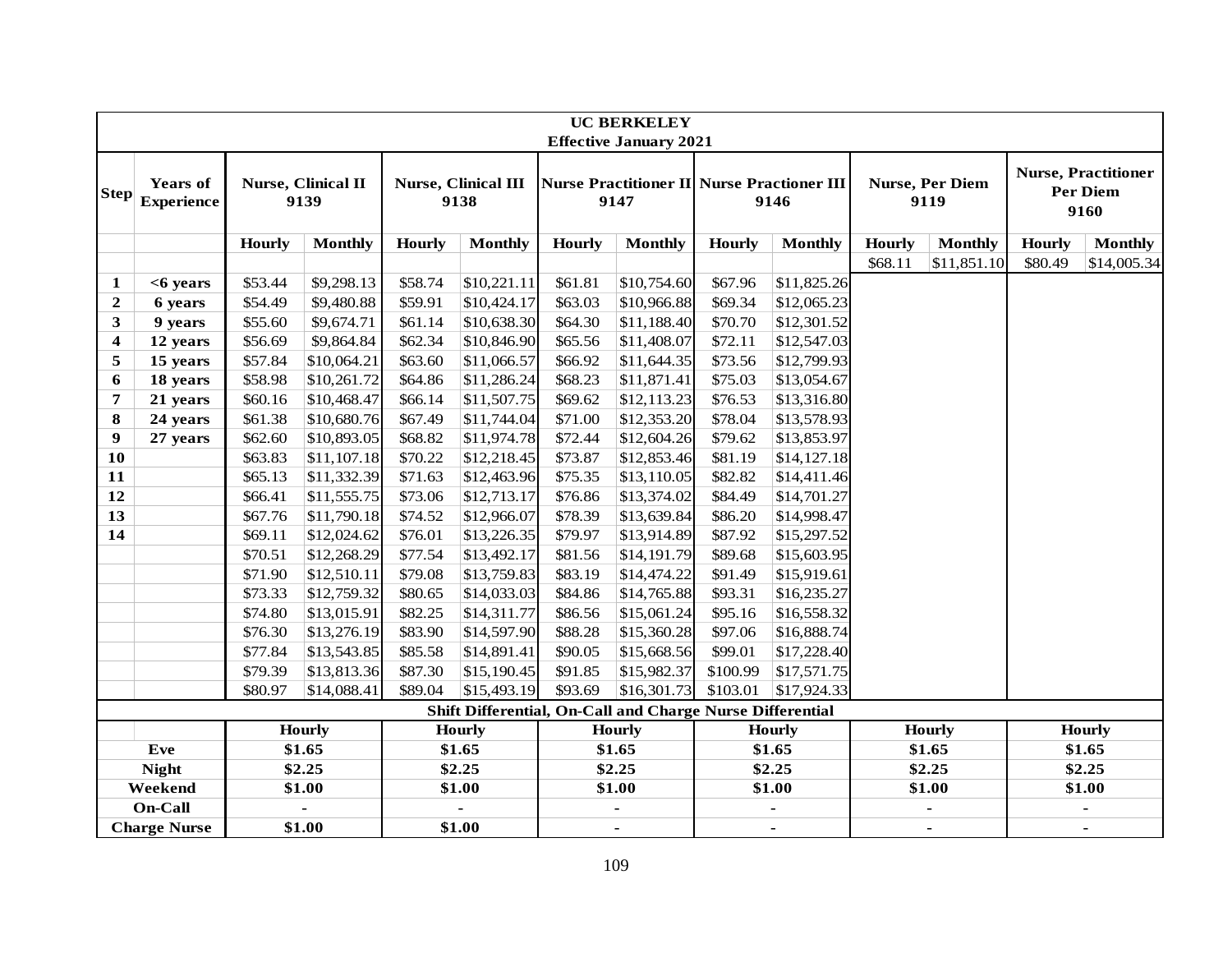| UC BERKELEY Effective January 2021 | | | | | | | | | | | | | |
|---|---|---|---|---|---|---|---|---|---|---|---|---|---|
| **Step** | **Years of Experience** | **Nurse, Clinical II 9139** | | **Nurse, Clinical III 9138** | | **Nurse Practitioner II 9147** | | **Nurse Practioner III 9146** | | **Nurse, Per Diem 9119** | | **Nurse, Practitioner Per Diem 9160** | |
| | | **Hourly** | **Monthly** | **Hourly** | **Monthly** | **Hourly** | **Monthly** | **Hourly** | **Monthly** | **Hourly** | **Monthly** | **Hourly** | **Monthly** |
| | | | | | | | | | | $68.11 | $11,851.10 | $80.49 | $14,005.34 |
| **1** | **<6 years** | $53.44 | $9,298.13 | $58.74 | $10,221.11 | $61.81 | $10,754.60 | $67.96 | $11,825.26 | | | | |
| **2** | **6 years** | $54.49 | $9,480.88 | $59.91 | $10,424.17 | $63.03 | $10,966.88 | $69.34 | $12,065.23 | | | | |
| **3** | **9 years** | $55.60 | $9,674.71 | $61.14 | $10,638.30 | $64.30 | $11,188.40 | $70.70 | $12,301.52 | | | | |
| **4** | **12 years** | $56.69 | $9,864.84 | $62.34 | $10,846.90 | $65.56 | $11,408.07 | $72.11 | $12,547.03 | | | | |
| **5** | **15 years** | $57.84 | $10,064.21 | $63.60 | $11,066.57 | $66.92 | $11,644.35 | $73.56 | $12,799.93 | | | | |
| **6** | **18 years** | $58.98 | $10,261.72 | $64.86 | $11,286.24 | $68.23 | $11,871.41 | $75.03 | $13,054.67 | | | | |
| **7** | **21 years** | $60.16 | $10,468.47 | $66.14 | $11,507.75 | $69.62 | $12,113.23 | $76.53 | $13,316.80 | | | | |
| **8** | **24 years** | $61.38 | $10,680.76 | $67.49 | $11,744.04 | $71.00 | $12,353.20 | $78.04 | $13,578.93 | | | | |
| **9** | **27 years** | $62.60 | $10,893.05 | $68.82 | $11,974.78 | $72.44 | $12,604.26 | $79.62 | $13,853.97 | | | | |
| **10** | | $63.83 | $11,107.18 | $70.22 | $12,218.45 | $73.87 | $12,853.46 | $81.19 | $14,127.18 | | | | |
| **11** | | $65.13 | $11,332.39 | $71.63 | $12,463.96 | $75.35 | $13,110.05 | $82.82 | $14,411.46 | | | | |
| **12** | | $66.41 | $11,555.75 | $73.06 | $12,713.17 | $76.86 | $13,374.02 | $84.49 | $14,701.27 | | | | |
| **13** | | $67.76 | $11,790.18 | $74.52 | $12,966.07 | $78.39 | $13,639.84 | $86.20 | $14,998.47 | | | | |
| **14** | | $69.11 | $12,024.62 | $76.01 | $13,226.35 | $79.97 | $13,914.89 | $87.92 | $15,297.52 | | | | |
| | | $70.51 | $12,268.29 | $77.54 | $13,492.17 | $81.56 | $14,191.79 | $89.68 | $15,603.95 | | | | |
| | | $71.90 | $12,510.11 | $79.08 | $13,759.83 | $83.19 | $14,474.22 | $91.49 | $15,919.61 | | | | |
| | | $73.33 | $12,759.32 | $80.65 | $14,033.03 | $84.86 | $14,765.88 | $93.31 | $16,235.27 | | | | |
| | | $74.80 | $13,015.91 | $82.25 | $14,311.77 | $86.56 | $15,061.24 | $95.16 | $16,558.32 | | | | |
| | | $76.30 | $13,276.19 | $83.90 | $14,597.90 | $88.28 | $15,360.28 | $97.06 | $16,888.74 | | | | |
| | | $77.84 | $13,543.85 | $85.58 | $14,891.41 | $90.05 | $15,668.56 | $99.01 | $17,228.40 | | | | |
| | | $79.39 | $13,813.36 | $87.30 | $15,190.45 | $91.85 | $15,982.37 | $100.99 | $17,571.75 | | | | |
| | | $80.97 | $14,088.41 | $89.04 | $15,493.19 | $93.69 | $16,301.73 | $103.01 | $17,924.33 | | | | |
| **Shift Differential, On-Call and Charge Nurse Differential** | | | | | | | | | | | | | |
| | | **Hourly** | | **Hourly** | | **Hourly** | | **Hourly** | | **Hourly** | | **Hourly** | |
| **Eve** | | **$1.65** | | **$1.65** | | **$1.65** | | **$1.65** | | **$1.65** | | **$1.65** | |
| **Night** | | **$2.25** | | **$2.25** | | **$2.25** | | **$2.25** | | **$2.25** | | **$2.25** | |
| **Weekend** | | **$1.00** | | **$1.00** | | **$1.00** | | **$1.00** | | **$1.00** | | **$1.00** | |
| **On-Call** | | - | | - | | - | | - | | - | | - | |
| **Charge Nurse** | | **$1.00** | | **$1.00** | | - | | - | | - | | - | |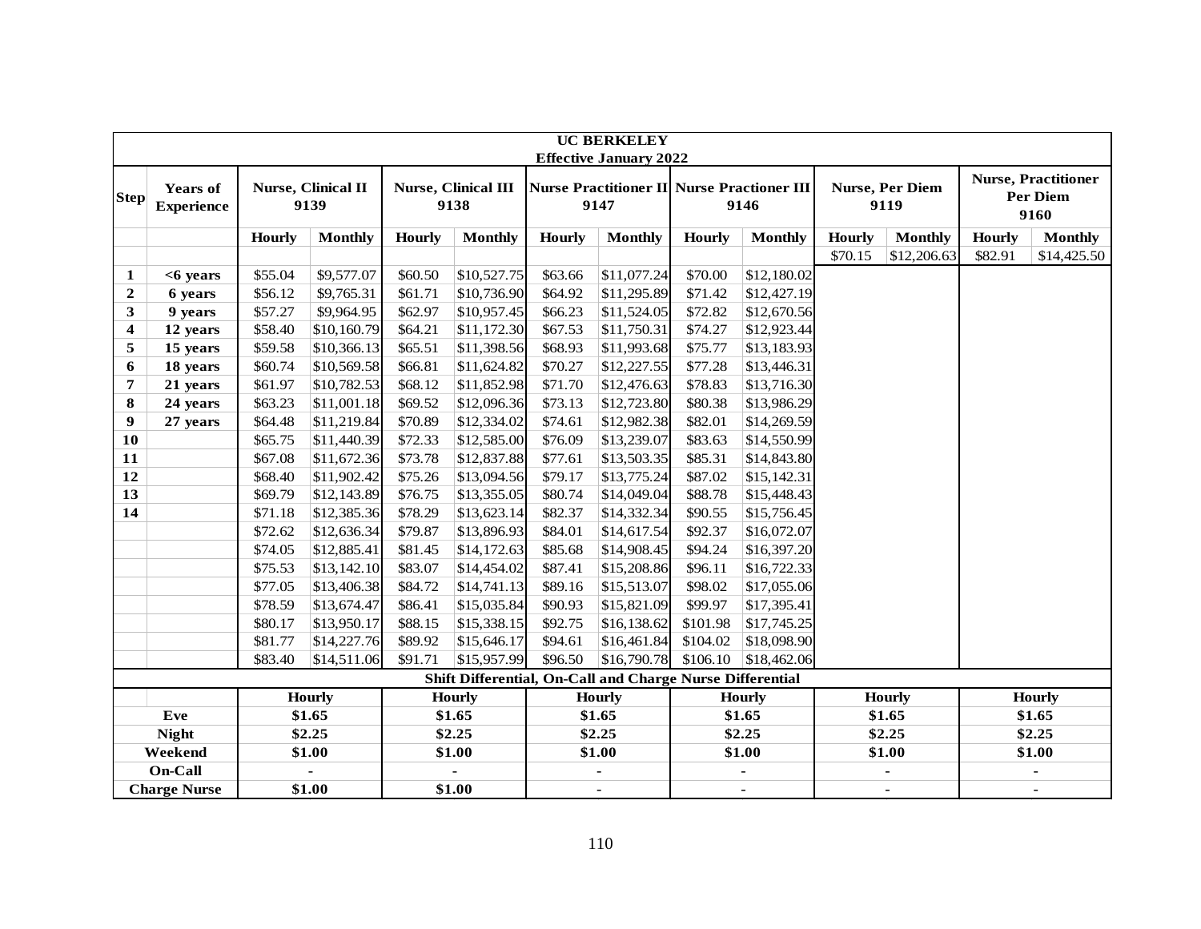| UC BERKELEY<br>Effective January 2022 | | | | | | | | | | | | | |
|---|---|---|---|---|---|---|---|---|---|---|---|---|---|
| **Step** | **Years of Experience** | **Nurse, Clinical II 9139** | | **Nurse, Clinical III 9138** | | **Nurse Practitioner II 9147** | | **Nurse Practioner III 9146** | | **Nurse, Per Diem 9119** | | **Nurse, Practitioner Per Diem 9160** | |
| | | **Hourly** | **Monthly** | **Hourly** | **Monthly** | **Hourly** | **Monthly** | **Hourly** | **Monthly** | **Hourly** | **Monthly** | **Hourly** | **Monthly** |
| | | | | | | | | | | $70.15 | $12,206.63 | $82.91 | $14,425.50 |
| **1** | **<6 years** | $55.04 | $9,577.07 | $60.50 | $10,527.75 | $63.66 | $11,077.24 | $70.00 | $12,180.02 | | | | |
| **2** | **6 years** | $56.12 | $9,765.31 | $61.71 | $10,736.90 | $64.92 | $11,295.89 | $71.42 | $12,427.19 | | | | |
| **3** | **9 years** | $57.27 | $9,964.95 | $62.97 | $10,957.45 | $66.23 | $11,524.05 | $72.82 | $12,670.56 | | | | |
| **4** | **12 years** | $58.40 | $10,160.79 | $64.21 | $11,172.30 | $67.53 | $11,750.31 | $74.27 | $12,923.44 | | | | |
| **5** | **15 years** | $59.58 | $10,366.13 | $65.51 | $11,398.56 | $68.93 | $11,993.68 | $75.77 | $13,183.93 | | | | |
| **6** | **18 years** | $60.74 | $10,569.58 | $66.81 | $11,624.82 | $70.27 | $12,227.55 | $77.28 | $13,446.31 | | | | |
| **7** | **21 years** | $61.97 | $10,782.53 | $68.12 | $11,852.98 | $71.70 | $12,476.63 | $78.83 | $13,716.30 | | | | |
| **8** | **24 years** | $63.23 | $11,001.18 | $69.52 | $12,096.36 | $73.13 | $12,723.80 | $80.38 | $13,986.29 | | | | |
| **9** | **27 years** | $64.48 | $11,219.84 | $70.89 | $12,334.02 | $74.61 | $12,982.38 | $82.01 | $14,269.59 | | | | |
| **10** | | $65.75 | $11,440.39 | $72.33 | $12,585.00 | $76.09 | $13,239.07 | $83.63 | $14,550.99 | | | | |
| **11** | | $67.08 | $11,672.36 | $73.78 | $12,837.88 | $77.61 | $13,503.35 | $85.31 | $14,843.80 | | | | |
| **12** | | $68.40 | $11,902.42 | $75.26 | $13,094.56 | $79.17 | $13,775.24 | $87.02 | $15,142.31 | | | | |
| **13** | | $69.79 | $12,143.89 | $76.75 | $13,355.05 | $80.74 | $14,049.04 | $88.78 | $15,448.43 | | | | |
| **14** | | $71.18 | $12,385.36 | $78.29 | $13,623.14 | $82.37 | $14,332.34 | $90.55 | $15,756.45 | | | | |
| | | $72.62 | $12,636.34 | $79.87 | $13,896.93 | $84.01 | $14,617.54 | $92.37 | $16,072.07 | | | | |
| | | $74.05 | $12,885.41 | $81.45 | $14,172.63 | $85.68 | $14,908.45 | $94.24 | $16,397.20 | | | | |
| | | $75.53 | $13,142.10 | $83.07 | $14,454.02 | $87.41 | $15,208.86 | $96.11 | $16,722.33 | | | | |
| | | $77.05 | $13,406.38 | $84.72 | $14,741.13 | $89.16 | $15,513.07 | $98.02 | $17,055.06 | | | | |
| | | $78.59 | $13,674.47 | $86.41 | $15,035.84 | $90.93 | $15,821.09 | $99.97 | $17,395.41 | | | | |
| | | $80.17 | $13,950.17 | $88.15 | $15,338.15 | $92.75 | $16,138.62 | $101.98 | $17,745.25 | | | | |
| | | $81.77 | $14,227.76 | $89.92 | $15,646.17 | $94.61 | $16,461.84 | $104.02 | $18,098.90 | | | | |
| | | $83.40 | $14,511.06 | $91.71 | $15,957.99 | $96.50 | $16,790.78 | $106.10 | $18,462.06 | | | | |
| **Shift Differential, On-Call and Charge Nurse Differential** | | | | | | | | | | | | | |
| | | **Hourly** | | **Hourly** | | **Hourly** | | **Hourly** | | **Hourly** | | **Hourly** | |
| **Eve** | | **$1.65** | | **$1.65** | | **$1.65** | | **$1.65** | | **$1.65** | | **$1.65** | |
| **Night** | | **$2.25** | | **$2.25** | | **$2.25** | | **$2.25** | | **$2.25** | | **$2.25** | |
| **Weekend** | | **$1.00** | | **$1.00** | | **$1.00** | | **$1.00** | | **$1.00** | | **$1.00** | |
| **On-Call** | | - | | - | | - | | - | | - | | - | |
| **Charge Nurse** | | **$1.00** | | **$1.00** | | - | | - | | - | | - | |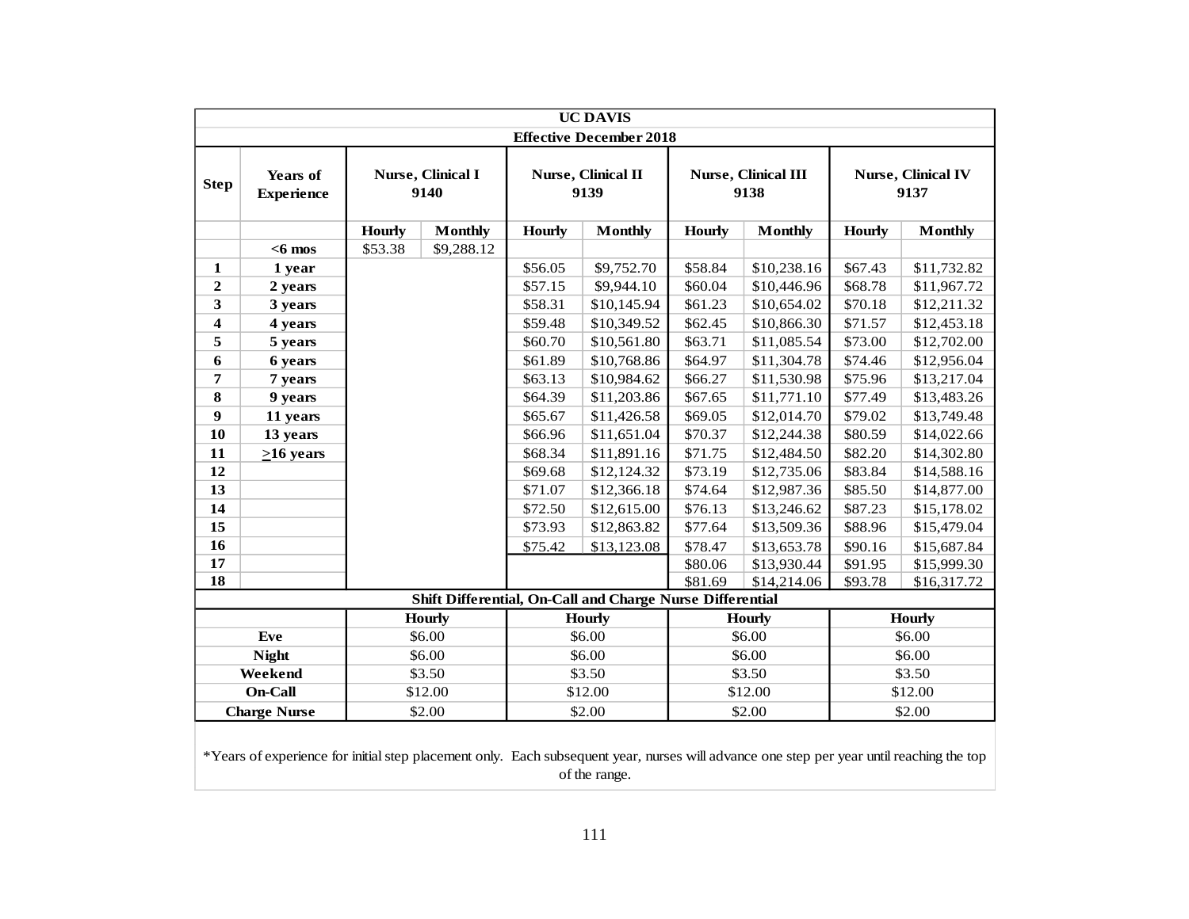| UC DAVIS | | | | | | | | | |
|---|---|---|---|---|---|---|---|---|---|
| **Effective December 2018** | | | | | | | | | |
| **Step** | **Years of Experience** | **Nurse, Clinical I 9140** | | **Nurse, Clinical II 9139** | | **Nurse, Clinical III 9138** | | **Nurse, Clinical IV 9137** | |
| | | **Hourly** | **Monthly** | **Hourly** | **Monthly** | **Hourly** | **Monthly** | **Hourly** | **Monthly** |
| | **<6 mos** | $53.38 | $9,288.12 | | | | | | |
| **1** | **1 year** | | | $56.05 | $9,752.70 | $58.84 | $10,238.16 | $67.43 | $11,732.82 |
| **2** | **2 years** | | | $57.15 | $9,944.10 | $60.04 | $10,446.96 | $68.78 | $11,967.72 |
| **3** | **3 years** | | | $58.31 | $10,145.94 | $61.23 | $10,654.02 | $70.18 | $12,211.32 |
| **4** | **4 years** | | | $59.48 | $10,349.52 | $62.45 | $10,866.30 | $71.57 | $12,453.18 |
| **5** | **5 years** | | | $60.70 | $10,561.80 | $63.71 | $11,085.54 | $73.00 | $12,702.00 |
| **6** | **6 years** | | | $61.89 | $10,768.86 | $64.97 | $11,304.78 | $74.46 | $12,956.04 |
| **7** | **7 years** | | | $63.13 | $10,984.62 | $66.27 | $11,530.98 | $75.96 | $13,217.04 |
| **8** | **9 years** | | | $64.39 | $11,203.86 | $67.65 | $11,771.10 | $77.49 | $13,483.26 |
| **9** | **11 years** | | | $65.67 | $11,426.58 | $69.05 | $12,014.70 | $79.02 | $13,749.48 |
| **10** | **13 years** | | | $66.96 | $11,651.04 | $70.37 | $12,244.38 | $80.59 | $14,022.66 |
| **11** | **≥16 years** | | | $68.34 | $11,891.16 | $71.75 | $12,484.50 | $82.20 | $14,302.80 |
| **12** | | | | $69.68 | $12,124.32 | $73.19 | $12,735.06 | $83.84 | $14,588.16 |
| **13** | | | | $71.07 | $12,366.18 | $74.64 | $12,987.36 | $85.50 | $14,877.00 |
| **14** | | | | $72.50 | $12,615.00 | $76.13 | $13,246.62 | $87.23 | $15,178.02 |
| **15** | | | | $73.93 | $12,863.82 | $77.64 | $13,509.36 | $88.96 | $15,479.04 |
| **16** | | | | $75.42 | $13,123.08 | $78.47 | $13,653.78 | $90.16 | $15,687.84 |
| **17** | | | | | | $80.06 | $13,930.44 | $91.95 | $15,999.30 |
| **18** | | | | | | $81.69 | $14,214.06 | $93.78 | $16,317.72 |
| **Shift Differential, On-Call and Charge Nurse Differential** | | | | | | | | | |
| | | **Hourly** | | **Hourly** | | **Hourly** | | **Hourly** | |
| **Eve** | | $6.00 | | $6.00 | | $6.00 | | $6.00 | |
| **Night** | | $6.00 | | $6.00 | | $6.00 | | $6.00 | |
| **Weekend** | | $3.50 | | $3.50 | | $3.50 | | $3.50 | |
| **On-Call** | | $12.00 | | $12.00 | | $12.00 | | $12.00 | |
| **Charge Nurse** | | $2.00 | | $2.00 | | $2.00 | | $2.00 | |

*Years of experience for initial step placement only. Each subsequent year, nurses will advance one step per year until reaching the top of the range.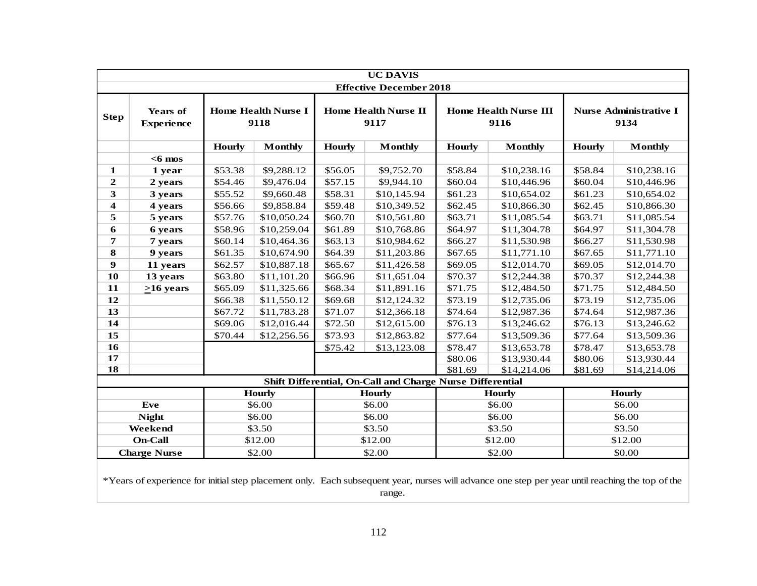| UC DAVIS | | | | | | | | | |
|---|---|---|---|---|---|---|---|---|---|
| Effective December 2018 | | | | | | | | | |
| **Step** | **Years of Experience** | **Home Health Nurse I 9118** | | **Home Health Nurse II 9117** | | **Home Health Nurse III 9116** | | **Nurse Administrative I 9134** | |
| | | **Hourly** | **Monthly** | **Hourly** | **Monthly** | **Hourly** | **Monthly** | **Hourly** | **Monthly** |
| | **<6 mos** | | | | | | | | |
| **1** | **1 year** | $53.38 | $9,288.12 | $56.05 | $9,752.70 | $58.84 | $10,238.16 | $58.84 | $10,238.16 |
| **2** | **2 years** | $54.46 | $9,476.04 | $57.15 | $9,944.10 | $60.04 | $10,446.96 | $60.04 | $10,446.96 |
| **3** | **3 years** | $55.52 | $9,660.48 | $58.31 | $10,145.94 | $61.23 | $10,654.02 | $61.23 | $10,654.02 |
| **4** | **4 years** | $56.66 | $9,858.84 | $59.48 | $10,349.52 | $62.45 | $10,866.30 | $62.45 | $10,866.30 |
| **5** | **5 years** | $57.76 | $10,050.24 | $60.70 | $10,561.80 | $63.71 | $11,085.54 | $63.71 | $11,085.54 |
| **6** | **6 years** | $58.96 | $10,259.04 | $61.89 | $10,768.86 | $64.97 | $11,304.78 | $64.97 | $11,304.78 |
| **7** | **7 years** | $60.14 | $10,464.36 | $63.13 | $10,984.62 | $66.27 | $11,530.98 | $66.27 | $11,530.98 |
| **8** | **9 years** | $61.35 | $10,674.90 | $64.39 | $11,203.86 | $67.65 | $11,771.10 | $67.65 | $11,771.10 |
| **9** | **11 years** | $62.57 | $10,887.18 | $65.67 | $11,426.58 | $69.05 | $12,014.70 | $69.05 | $12,014.70 |
| **10** | **13 years** | $63.80 | $11,101.20 | $66.96 | $11,651.04 | $70.37 | $12,244.38 | $70.37 | $12,244.38 |
| **11** | **≥16 years** | $65.09 | $11,325.66 | $68.34 | $11,891.16 | $71.75 | $12,484.50 | $71.75 | $12,484.50 |
| **12** | | $66.38 | $11,550.12 | $69.68 | $12,124.32 | $73.19 | $12,735.06 | $73.19 | $12,735.06 |
| **13** | | $67.72 | $11,783.28 | $71.07 | $12,366.18 | $74.64 | $12,987.36 | $74.64 | $12,987.36 |
| **14** | | $69.06 | $12,016.44 | $72.50 | $12,615.00 | $76.13 | $13,246.62 | $76.13 | $13,246.62 |
| **15** | | $70.44 | $12,256.56 | $73.93 | $12,863.82 | $77.64 | $13,509.36 | $77.64 | $13,509.36 |
| **16** | | | | $75.42 | $13,123.08 | $78.47 | $13,653.78 | $78.47 | $13,653.78 |
| **17** | | | | | | $80.06 | $13,930.44 | $80.06 | $13,930.44 |
| **18** | | | | | | $81.69 | $14,214.06 | $81.69 | $14,214.06 |
| **Shift Differential, On-Call and Charge Nurse Differential** | | | | | | | | | |
| | | **Hourly** | | **Hourly** | | **Hourly** | | **Hourly** | |
| **Eve** | | $6.00 | | $6.00 | | $6.00 | | $6.00 | |
| **Night** | | $6.00 | | $6.00 | | $6.00 | | $6.00 | |
| **Weekend** | | $3.50 | | $3.50 | | $3.50 | | $3.50 | |
| **On-Call** | | $12.00 | | $12.00 | | $12.00 | | $12.00 | |
| **Charge Nurse** | | $2.00 | | $2.00 | | $2.00 | | $0.00 | |

*Years of experience for initial step placement only. Each subsequent year, nurses will advance one step per year until reaching the top of the range.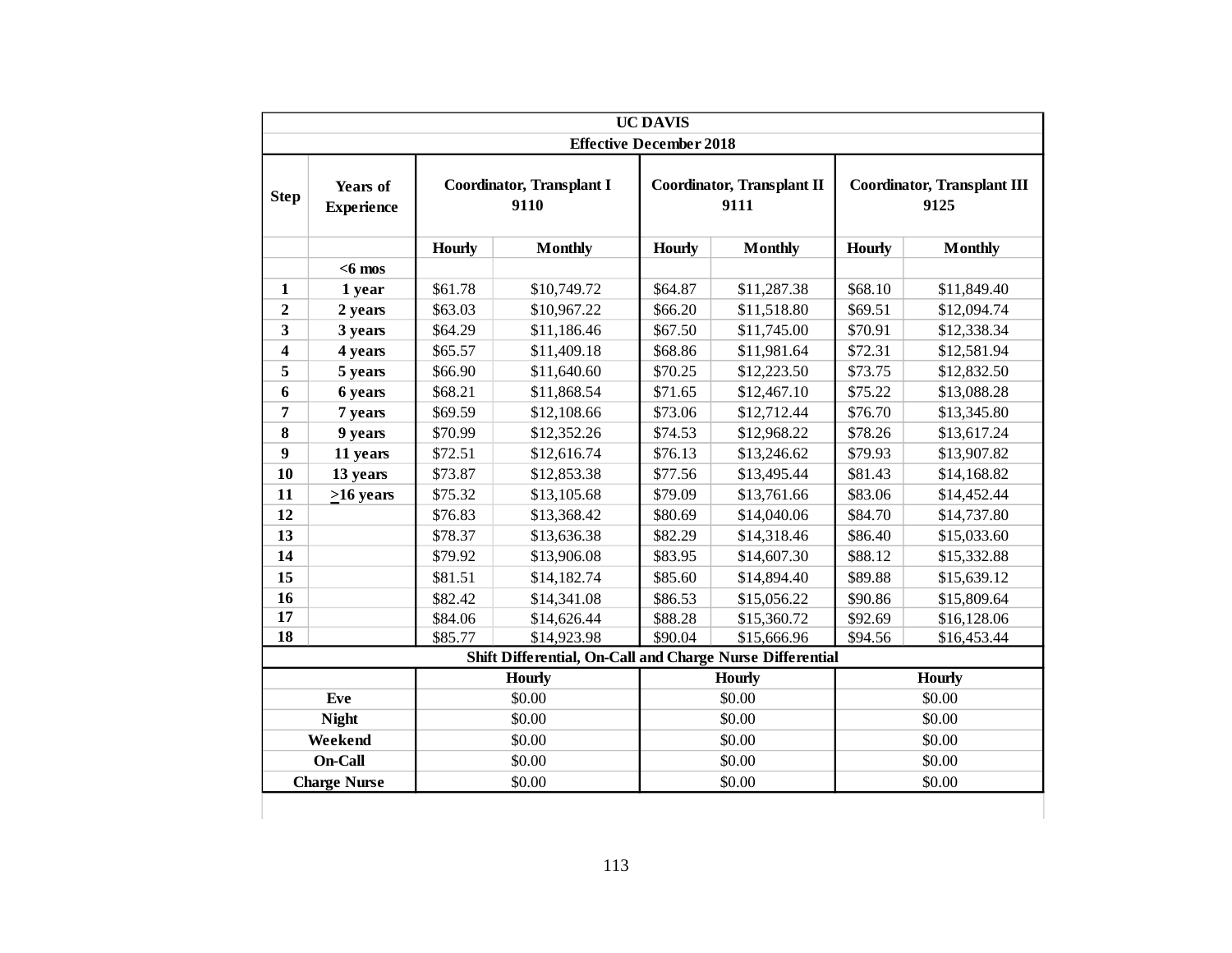| UC DAVIS | | | | | | | |
|---|---|---|---|---|---|---|---|
| Effective December 2018 | | | | | | | |
| **Step** | **Years of Experience** | **Coordinator, Transplant I 9110** | | **Coordinator, Transplant II 9111** | | **Coordinator, Transplant III 9125** | |
| | | **Hourly** | **Monthly** | **Hourly** | **Monthly** | **Hourly** | **Monthly** |
| | **<6 mos** | | | | | | |
| **1** | **1 year** | $61.78 | $10,749.72 | $64.87 | $11,287.38 | $68.10 | $11,849.40 |
| **2** | **2 years** | $63.03 | $10,967.22 | $66.20 | $11,518.80 | $69.51 | $12,094.74 |
| **3** | **3 years** | $64.29 | $11,186.46 | $67.50 | $11,745.00 | $70.91 | $12,338.34 |
| **4** | **4 years** | $65.57 | $11,409.18 | $68.86 | $11,981.64 | $72.31 | $12,581.94 |
| **5** | **5 years** | $66.90 | $11,640.60 | $70.25 | $12,223.50 | $73.75 | $12,832.50 |
| **6** | **6 years** | $68.21 | $11,868.54 | $71.65 | $12,467.10 | $75.22 | $13,088.28 |
| **7** | **7 years** | $69.59 | $12,108.66 | $73.06 | $12,712.44 | $76.70 | $13,345.80 |
| **8** | **9 years** | $70.99 | $12,352.26 | $74.53 | $12,968.22 | $78.26 | $13,617.24 |
| **9** | **11 years** | $72.51 | $12,616.74 | $76.13 | $13,246.62 | $79.93 | $13,907.82 |
| **10** | **13 years** | $73.87 | $12,853.38 | $77.56 | $13,495.44 | $81.43 | $14,168.82 |
| **11** | **≥16 years** | $75.32 | $13,105.68 | $79.09 | $13,761.66 | $83.06 | $14,452.44 |
| **12** | | $76.83 | $13,368.42 | $80.69 | $14,040.06 | $84.70 | $14,737.80 |
| **13** | | $78.37 | $13,636.38 | $82.29 | $14,318.46 | $86.40 | $15,033.60 |
| **14** | | $79.92 | $13,906.08 | $83.95 | $14,607.30 | $88.12 | $15,332.88 |
| **15** | | $81.51 | $14,182.74 | $85.60 | $14,894.40 | $89.88 | $15,639.12 |
| **16** | | $82.42 | $14,341.08 | $86.53 | $15,056.22 | $90.86 | $15,809.64 |
| **17** | | $84.06 | $14,626.44 | $88.28 | $15,360.72 | $92.69 | $16,128.06 |
| **18** | | $85.77 | $14,923.98 | $90.04 | $15,666.96 | $94.56 | $16,453.44 |

| Shift Differential, On-Call and Charge Nurse Differential | | | |
|---|---|---|---|
| | **Hourly** | **Hourly** | **Hourly** |
| **Eve** | $0.00 | $0.00 | $0.00 |
| **Night** | $0.00 | $0.00 | $0.00 |
| **Weekend** | $0.00 | $0.00 | $0.00 |
| **On-Call** | $0.00 | $0.00 | $0.00 |
| **Charge Nurse** | $0.00 | $0.00 | $0.00 |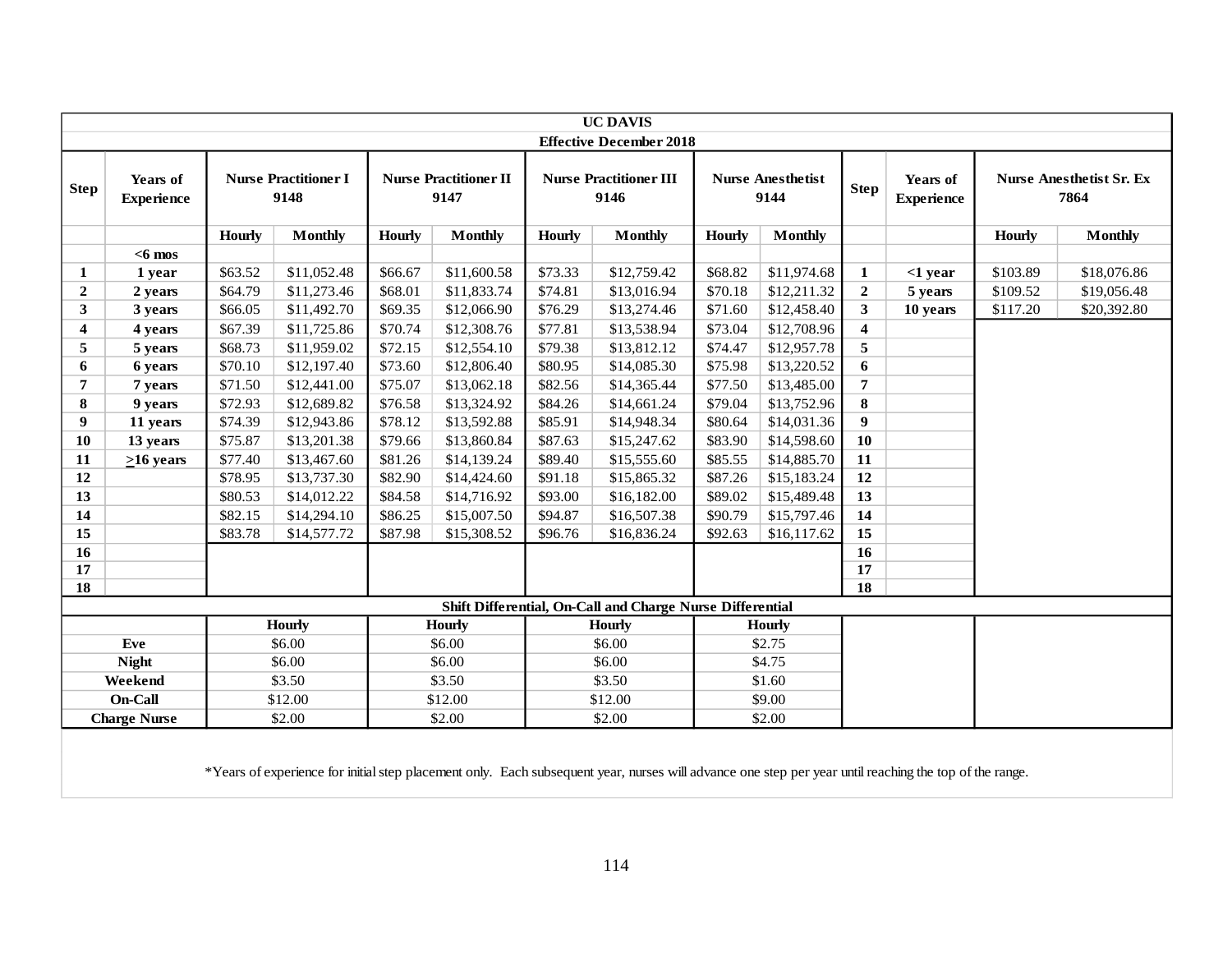| UC DAVIS | | | | | | | | | | | | | | |
|---|---|---|---|---|---|---|---|---|---|---|---|---|---|---|
| Effective December 2018 | | | | | | | | | | | | | | |
| Step | Years of Experience | Nurse Practitioner I 9148 | | Nurse Practitioner II 9147 | | Nurse Practitioner III 9146 | | Nurse Anesthetist 9144 | | Step | Years of Experience | Nurse Anesthetist Sr. Ex 7864 | |
| | | Hourly | Monthly | Hourly | Monthly | Hourly | Monthly | Hourly | Monthly | | | Hourly | Monthly |
| | <6 mos | | | | | | | | | | | | |
| 1 | 1 year | $63.52 | $11,052.48 | $66.67 | $11,600.58 | $73.33 | $12,759.42 | $68.82 | $11,974.68 | 1 | <1 year | $103.89 | $18,076.86 |
| 2 | 2 years | $64.79 | $11,273.46 | $68.01 | $11,833.74 | $74.81 | $13,016.94 | $70.18 | $12,211.32 | 2 | 5 years | $109.52 | $19,056.48 |
| 3 | 3 years | $66.05 | $11,492.70 | $69.35 | $12,066.90 | $76.29 | $13,274.46 | $71.60 | $12,458.40 | 3 | 10 years | $117.20 | $20,392.80 |
| 4 | 4 years | $67.39 | $11,725.86 | $70.74 | $12,308.76 | $77.81 | $13,538.94 | $73.04 | $12,708.96 | 4 | | | |
| 5 | 5 years | $68.73 | $11,959.02 | $72.15 | $12,554.10 | $79.38 | $13,812.12 | $74.47 | $12,957.78 | 5 | | | |
| 6 | 6 years | $70.10 | $12,197.40 | $73.60 | $12,806.40 | $80.95 | $14,085.30 | $75.98 | $13,220.52 | 6 | | | |
| 7 | 7 years | $71.50 | $12,441.00 | $75.07 | $13,062.18 | $82.56 | $14,365.44 | $77.50 | $13,485.00 | 7 | | | |
| 8 | 9 years | $72.93 | $12,689.82 | $76.58 | $13,324.92 | $84.26 | $14,661.24 | $79.04 | $13,752.96 | 8 | | | |
| 9 | 11 years | $74.39 | $12,943.86 | $78.12 | $13,592.88 | $85.91 | $14,948.34 | $80.64 | $14,031.36 | 9 | | | |
| 10 | 13 years | $75.87 | $13,201.38 | $79.66 | $13,860.84 | $87.63 | $15,247.62 | $83.90 | $14,598.60 | 10 | | | |
| 11 | ≥16 years | $77.40 | $13,467.60 | $81.26 | $14,139.24 | $89.40 | $15,555.60 | $85.55 | $14,885.70 | 11 | | | |
| 12 | | $78.95 | $13,737.30 | $82.90 | $14,424.60 | $91.18 | $15,865.32 | $87.26 | $15,183.24 | 12 | | | |
| 13 | | $80.53 | $14,012.22 | $84.58 | $14,716.92 | $93.00 | $16,182.00 | $89.02 | $15,489.48 | 13 | | | |
| 14 | | $82.15 | $14,294.10 | $86.25 | $15,007.50 | $94.87 | $16,507.38 | $90.79 | $15,797.46 | 14 | | | |
| 15 | | $83.78 | $14,577.72 | $87.98 | $15,308.52 | $96.76 | $16,836.24 | $92.63 | $16,117.62 | 15 | | | |
| 16 | | | | | | | | | | 16 | | | |
| 17 | | | | | | | | | | 17 | | | |
| 18 | | | | | | | | | | 18 | | | |
| Shift Differential, On-Call and Charge Nurse Differential | | | | | | | | | | | | | |
| | | Hourly | | Hourly | | Hourly | | Hourly | | | | | |
| Eve | | $6.00 | | $6.00 | | $6.00 | | $2.75 | | | | | |
| Night | | $6.00 | | $6.00 | | $6.00 | | $4.75 | | | | | |
| Weekend | | $3.50 | | $3.50 | | $3.50 | | $1.60 | | | | | |
| On-Call | | $12.00 | | $12.00 | | $12.00 | | $9.00 | | | | | |
| Charge Nurse | | $2.00 | | $2.00 | | $2.00 | | $2.00 | | | | | |

*Years of experience for initial step placement only. Each subsequent year, nurses will advance one step per year until reaching the top of the range.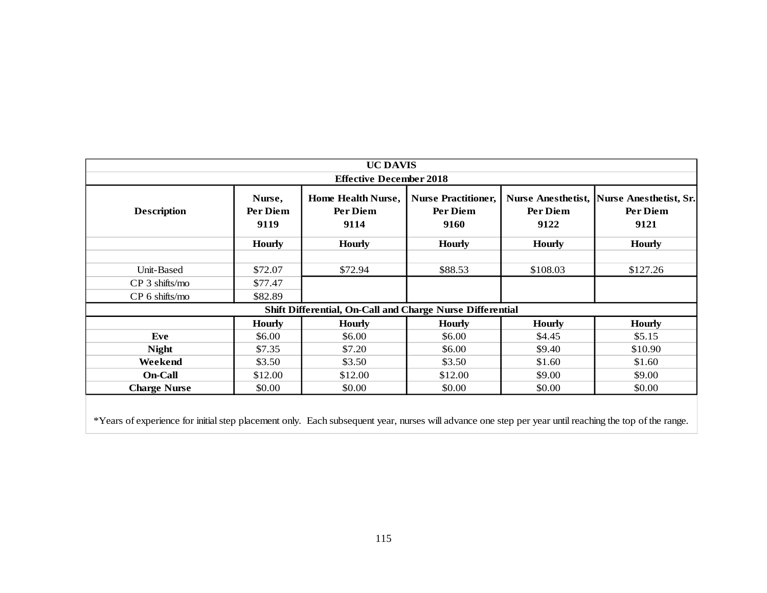| UC DAVIS | | | | | |
|---|---|---|---|---|---|
| **Effective December 2018** | | | | | |
| **Description** | **Nurse, Per Diem 9119** | **Home Health Nurse, Per Diem 9114** | **Nurse Practitioner, Per Diem 9160** | **Nurse Anesthetist, Per Diem 9122** | **Nurse Anesthetist, Sr. Per Diem 9121** |
| | **Hourly** | **Hourly** | **Hourly** | **Hourly** | **Hourly** |
| | | | | | |
| Unit-Based | $72.07 | $72.94 | $88.53 | $108.03 | $127.26 |
| CP 3 shifts/mo | $77.47 | | | | |
| CP 6 shifts/mo | $82.89 | | | | |
| **Shift Differential, On-Call and Charge Nurse Differential** | | | | | |
| | **Hourly** | **Hourly** | **Hourly** | **Hourly** | **Hourly** |
| **Eve** | $6.00 | $6.00 | $6.00 | $4.45 | $5.15 |
| **Night** | $7.35 | $7.20 | $6.00 | $9.40 | $10.90 |
| **Weekend** | $3.50 | $3.50 | $3.50 | $1.60 | $1.60 |
| **On-Call** | $12.00 | $12.00 | $12.00 | $9.00 | $9.00 |
| **Charge Nurse** | $0.00 | $0.00 | $0.00 | $0.00 | $0.00 |

*Years of experience for initial step placement only. Each subsequent year, nurses will advance one step per year until reaching the top of the range.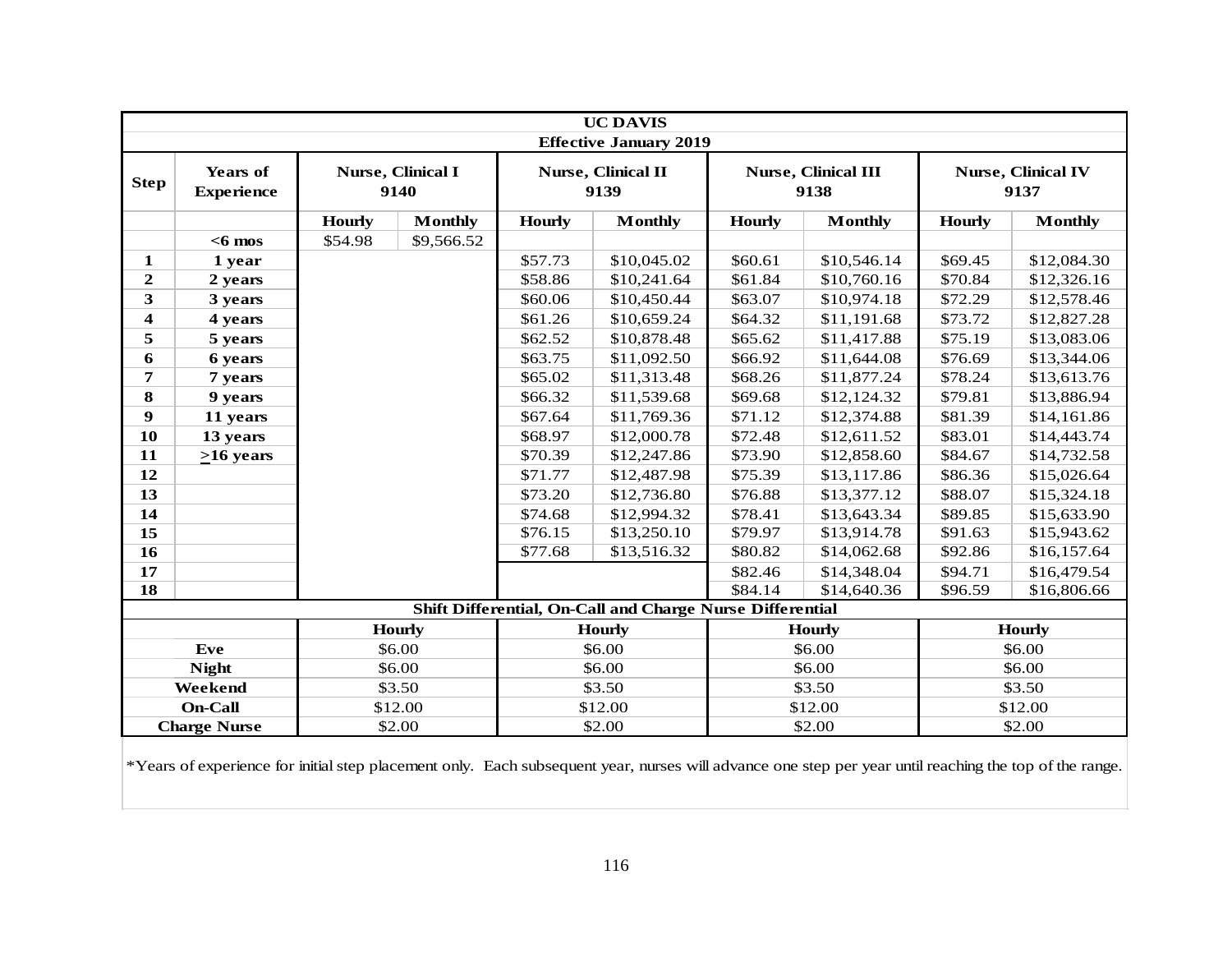| UC DAVIS | | | | | | | | | |
|---|---|---|---|---|---|---|---|---|---|
| Effective January 2019 | | | | | | | | | |
| Step | Years of Experience | Nurse, Clinical I 9140 | | Nurse, Clinical II 9139 | | Nurse, Clinical III 9138 | | Nurse, Clinical IV 9137 | |
| | | Hourly | Monthly | Hourly | Monthly | Hourly | Monthly | Hourly | Monthly |
| | <6 mos | $54.98 | $9,566.52 | | | | | | |
| 1 | 1 year | | | $57.73 | $10,045.02 | $60.61 | $10,546.14 | $69.45 | $12,084.30 |
| 2 | 2 years | | | $58.86 | $10,241.64 | $61.84 | $10,760.16 | $70.84 | $12,326.16 |
| 3 | 3 years | | | $60.06 | $10,450.44 | $63.07 | $10,974.18 | $72.29 | $12,578.46 |
| 4 | 4 years | | | $61.26 | $10,659.24 | $64.32 | $11,191.68 | $73.72 | $12,827.28 |
| 5 | 5 years | | | $62.52 | $10,878.48 | $65.62 | $11,417.88 | $75.19 | $13,083.06 |
| 6 | 6 years | | | $63.75 | $11,092.50 | $66.92 | $11,644.08 | $76.69 | $13,344.06 |
| 7 | 7 years | | | $65.02 | $11,313.48 | $68.26 | $11,877.24 | $78.24 | $13,613.76 |
| 8 | 9 years | | | $66.32 | $11,539.68 | $69.68 | $12,124.32 | $79.81 | $13,886.94 |
| 9 | 11 years | | | $67.64 | $11,769.36 | $71.12 | $12,374.88 | $81.39 | $14,161.86 |
| 10 | 13 years | | | $68.97 | $12,000.78 | $72.48 | $12,611.52 | $83.01 | $14,443.74 |
| 11 | ≥16 years | | | $70.39 | $12,247.86 | $73.90 | $12,858.60 | $84.67 | $14,732.58 |
| 12 | | | | $71.77 | $12,487.98 | $75.39 | $13,117.86 | $86.36 | $15,026.64 |
| 13 | | | | $73.20 | $12,736.80 | $76.88 | $13,377.12 | $88.07 | $15,324.18 |
| 14 | | | | $74.68 | $12,994.32 | $78.41 | $13,643.34 | $89.85 | $15,633.90 |
| 15 | | | | $76.15 | $13,250.10 | $79.97 | $13,914.78 | $91.63 | $15,943.62 |
| 16 | | | | $77.68 | $13,516.32 | $80.82 | $14,062.68 | $92.86 | $16,157.64 |
| 17 | | | | | | $82.46 | $14,348.04 | $94.71 | $16,479.54 |
| 18 | | | | | | $84.14 | $14,640.36 | $96.59 | $16,806.66 |

| Shift Differential, On-Call and Charge Nurse Differential | | | | |
|---|---|---|---|---|
| | Hourly | Hourly | Hourly | Hourly |
| Eve | $6.00 | $6.00 | $6.00 | $6.00 |
| Night | $6.00 | $6.00 | $6.00 | $6.00 |
| Weekend | $3.50 | $3.50 | $3.50 | $3.50 |
| On-Call | $12.00 | $12.00 | $12.00 | $12.00 |
| Charge Nurse | $2.00 | $2.00 | $2.00 | $2.00 |

*Years of experience for initial step placement only. Each subsequent year, nurses will advance one step per year until reaching the top of the range.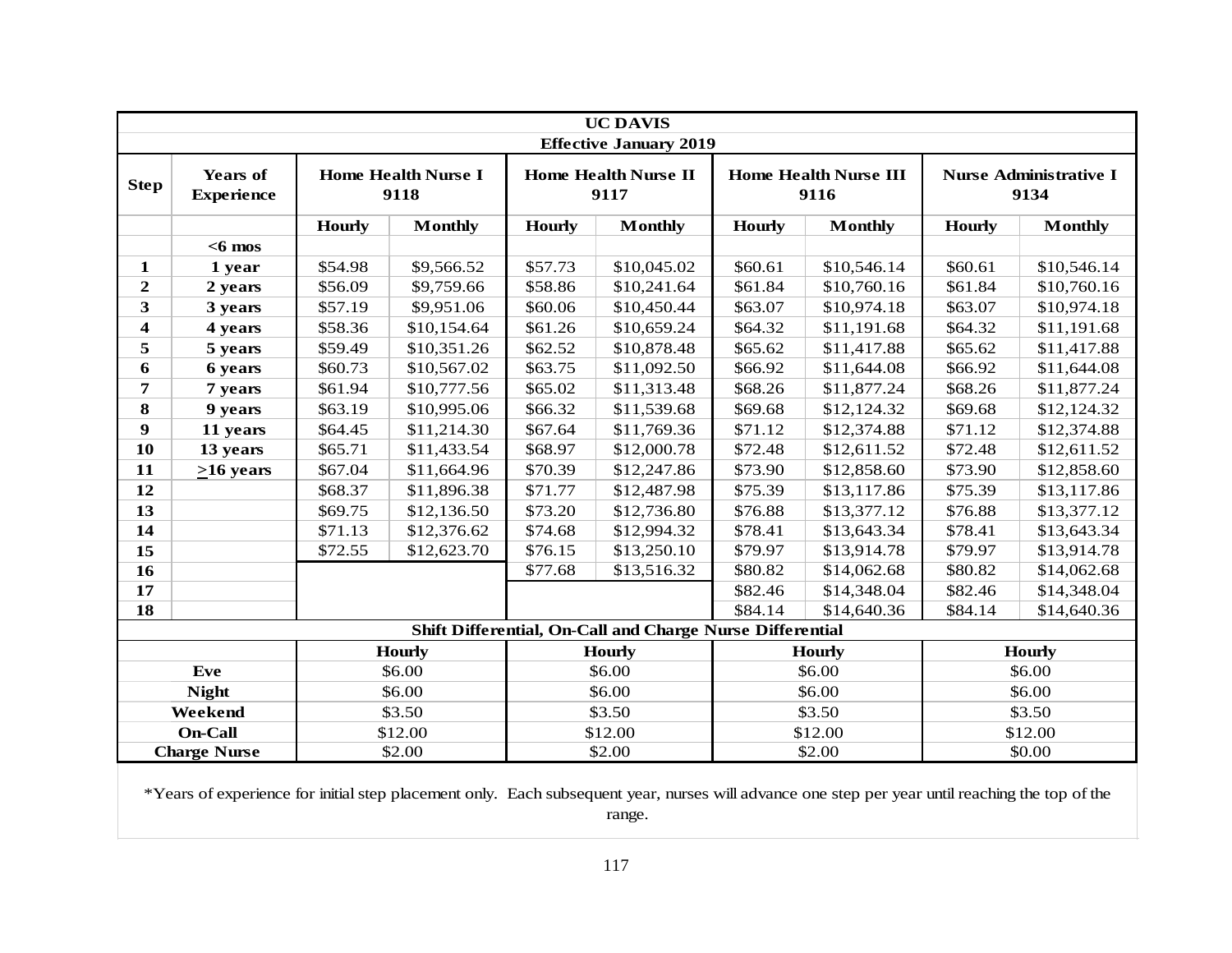| | | UC DAVIS | | | | | | | |
|---|---|---|---|---|---|---|---|---|---|
| | | Effective January 2019 | | | | | | | |
| Step | Years of Experience | Home Health Nurse I 9118 | | Home Health Nurse II 9117 | | Home Health Nurse III 9116 | | Nurse Administrative I 9134 | |
| | | Hourly | Monthly | Hourly | Monthly | Hourly | Monthly | Hourly | Monthly |
| | <6 mos | | | | | | | | |
| 1 | 1 year | $54.98 | $9,566.52 | $57.73 | $10,045.02 | $60.61 | $10,546.14 | $60.61 | $10,546.14 |
| 2 | 2 years | $56.09 | $9,759.66 | $58.86 | $10,241.64 | $61.84 | $10,760.16 | $61.84 | $10,760.16 |
| 3 | 3 years | $57.19 | $9,951.06 | $60.06 | $10,450.44 | $63.07 | $10,974.18 | $63.07 | $10,974.18 |
| 4 | 4 years | $58.36 | $10,154.64 | $61.26 | $10,659.24 | $64.32 | $11,191.68 | $64.32 | $11,191.68 |
| 5 | 5 years | $59.49 | $10,351.26 | $62.52 | $10,878.48 | $65.62 | $11,417.88 | $65.62 | $11,417.88 |
| 6 | 6 years | $60.73 | $10,567.02 | $63.75 | $11,092.50 | $66.92 | $11,644.08 | $66.92 | $11,644.08 |
| 7 | 7 years | $61.94 | $10,777.56 | $65.02 | $11,313.48 | $68.26 | $11,877.24 | $68.26 | $11,877.24 |
| 8 | 9 years | $63.19 | $10,995.06 | $66.32 | $11,539.68 | $69.68 | $12,124.32 | $69.68 | $12,124.32 |
| 9 | 11 years | $64.45 | $11,214.30 | $67.64 | $11,769.36 | $71.12 | $12,374.88 | $71.12 | $12,374.88 |
| 10 | 13 years | $65.71 | $11,433.54 | $68.97 | $12,000.78 | $72.48 | $12,611.52 | $72.48 | $12,611.52 |
| 11 | >16 years | $67.04 | $11,664.96 | $70.39 | $12,247.86 | $73.90 | $12,858.60 | $73.90 | $12,858.60 |
| 12 | | $68.37 | $11,896.38 | $71.77 | $12,487.98 | $75.39 | $13,117.86 | $75.39 | $13,117.86 |
| 13 | | $69.75 | $12,136.50 | $73.20 | $12,736.80 | $76.88 | $13,377.12 | $76.88 | $13,377.12 |
| 14 | | $71.13 | $12,376.62 | $74.68 | $12,994.32 | $78.41 | $13,643.34 | $78.41 | $13,643.34 |
| 15 | | $72.55 | $12,623.70 | $76.15 | $13,250.10 | $79.97 | $13,914.78 | $79.97 | $13,914.78 |
| 16 | | | | $77.68 | $13,516.32 | $80.82 | $14,062.68 | $80.82 | $14,062.68 |
| 17 | | | | | | $82.46 | $14,348.04 | $82.46 | $14,348.04 |
| 18 | | | | | | $84.14 | $14,640.36 | $84.14 | $14,640.36 |
| | | Shift Differential, On-Call and Charge Nurse Differential | | | | | | | |
| | | Hourly | | Hourly | | Hourly | | Hourly | |
| Eve | | $6.00 | | $6.00 | | $6.00 | | $6.00 | |
| Night | | $6.00 | | $6.00 | | $6.00 | | $6.00 | |
| Weekend | | $3.50 | | $3.50 | | $3.50 | | $3.50 | |
| On-Call | | $12.00 | | $12.00 | | $12.00 | | $12.00 | |
| Charge Nurse | | $2.00 | | $2.00 | | $2.00 | | $0.00 | |

*Years of experience for initial step placement only. Each subsequent year, nurses will advance one step per year until reaching the top of the range.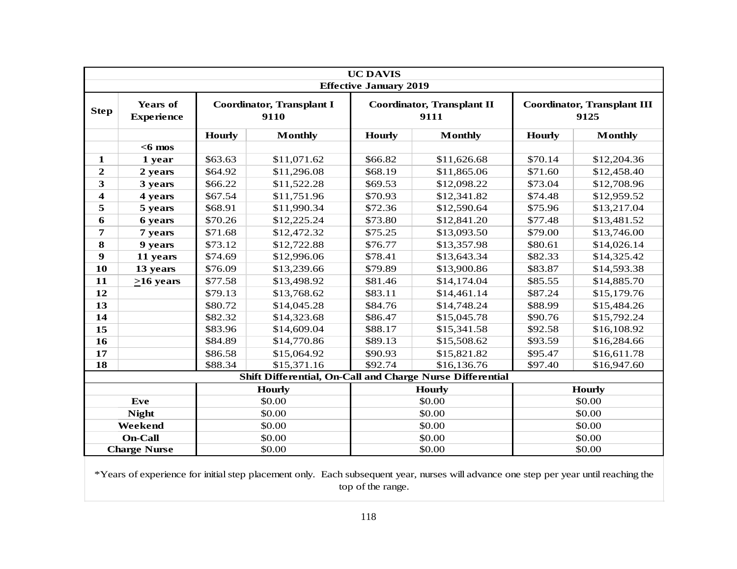| UC DAVIS | | | | | | | |
|---|---|---|---|---|---|---|---|
| Effective January 2019 | | | | | | | |
| Step | Years of Experience | Coordinator, Transplant I 9110 | | Coordinator, Transplant II 9111 | | Coordinator, Transplant III 9125 | |
| | | Hourly | Monthly | Hourly | Monthly | Hourly | Monthly |
| | <6 mos | | | | | | |
| 1 | 1 year | $63.63 | $11,071.62 | $66.82 | $11,626.68 | $70.14 | $12,204.36 |
| 2 | 2 years | $64.92 | $11,296.08 | $68.19 | $11,865.06 | $71.60 | $12,458.40 |
| 3 | 3 years | $66.22 | $11,522.28 | $69.53 | $12,098.22 | $73.04 | $12,708.96 |
| 4 | 4 years | $67.54 | $11,751.96 | $70.93 | $12,341.82 | $74.48 | $12,959.52 |
| 5 | 5 years | $68.91 | $11,990.34 | $72.36 | $12,590.64 | $75.96 | $13,217.04 |
| 6 | 6 years | $70.26 | $12,225.24 | $73.80 | $12,841.20 | $77.48 | $13,481.52 |
| 7 | 7 years | $71.68 | $12,472.32 | $75.25 | $13,093.50 | $79.00 | $13,746.00 |
| 8 | 9 years | $73.12 | $12,722.88 | $76.77 | $13,357.98 | $80.61 | $14,026.14 |
| 9 | 11 years | $74.69 | $12,996.06 | $78.41 | $13,643.34 | $82.33 | $14,325.42 |
| 10 | 13 years | $76.09 | $13,239.66 | $79.89 | $13,900.86 | $83.87 | $14,593.38 |
| 11 | ≥16 years | $77.58 | $13,498.92 | $81.46 | $14,174.04 | $85.55 | $14,885.70 |
| 12 | | $79.13 | $13,768.62 | $83.11 | $14,461.14 | $87.24 | $15,179.76 |
| 13 | | $80.72 | $14,045.28 | $84.76 | $14,748.24 | $88.99 | $15,484.26 |
| 14 | | $82.32 | $14,323.68 | $86.47 | $15,045.78 | $90.76 | $15,792.24 |
| 15 | | $83.96 | $14,609.04 | $88.17 | $15,341.58 | $92.58 | $16,108.92 |
| 16 | | $84.89 | $14,770.86 | $89.13 | $15,508.62 | $93.59 | $16,284.66 |
| 17 | | $86.58 | $15,064.92 | $90.93 | $15,821.82 | $95.47 | $16,611.78 |
| 18 | | $88.34 | $15,371.16 | $92.74 | $16,136.76 | $97.40 | $16,947.60 |
| Shift Differential, On-Call and Charge Nurse Differential | | | | | | | |
| | | Hourly | | Hourly | | Hourly | |
| Eve | | $0.00 | | $0.00 | | $0.00 | |
| Night | | $0.00 | | $0.00 | | $0.00 | |
| Weekend | | $0.00 | | $0.00 | | $0.00 | |
| On-Call | | $0.00 | | $0.00 | | $0.00 | |
| Charge Nurse | | $0.00 | | $0.00 | | $0.00 | |

*Years of experience for initial step placement only. Each subsequent year, nurses will advance one step per year until reaching the top of the range.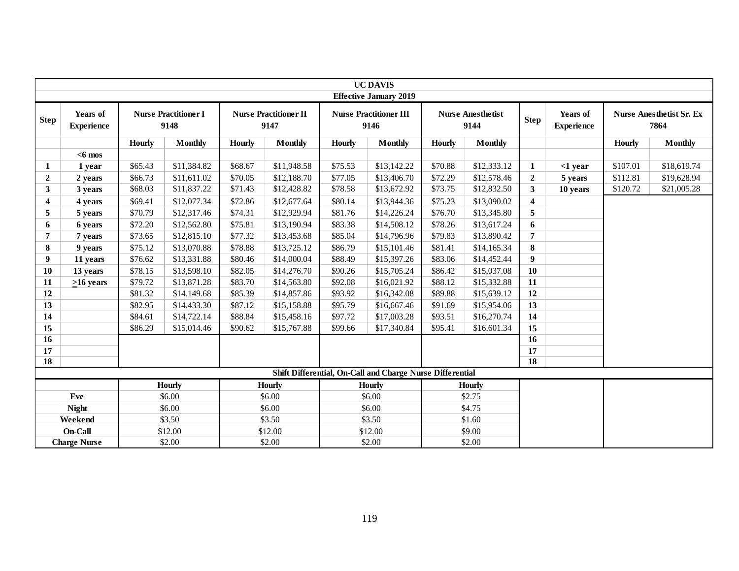| UC DAVIS | | | | | | | | | | | | | | |
|---|---|---|---|---|---|---|---|---|---|---|---|---|---|---|
| Effective January 2019 | | | | | | | | | | | | | | |
| Step | Years of Experience | Nurse Practitioner I 9148 | | Nurse Practitioner II 9147 | | Nurse Practitioner III 9146 | | Nurse Anesthetist 9144 | | Step | Years of Experience | Nurse Anesthetist Sr. Ex 7864 | |
| | | Hourly | Monthly | Hourly | Monthly | Hourly | Monthly | Hourly | Monthly | | | Hourly | Monthly |
| | <6 mos | | | | | | | | | | | | |
| 1 | 1 year | $65.43 | $11,384.82 | $68.67 | $11,948.58 | $75.53 | $13,142.22 | $70.88 | $12,333.12 | 1 | <1 year | $107.01 | $18,619.74 |
| 2 | 2 years | $66.73 | $11,611.02 | $70.05 | $12,188.70 | $77.05 | $13,406.70 | $72.29 | $12,578.46 | 2 | 5 years | $112.81 | $19,628.94 |
| 3 | 3 years | $68.03 | $11,837.22 | $71.43 | $12,428.82 | $78.58 | $13,672.92 | $73.75 | $12,832.50 | 3 | 10 years | $120.72 | $21,005.28 |
| 4 | 4 years | $69.41 | $12,077.34 | $72.86 | $12,677.64 | $80.14 | $13,944.36 | $75.23 | $13,090.02 | 4 | | | |
| 5 | 5 years | $70.79 | $12,317.46 | $74.31 | $12,929.94 | $81.76 | $14,226.24 | $76.70 | $13,345.80 | 5 | | | |
| 6 | 6 years | $72.20 | $12,562.80 | $75.81 | $13,190.94 | $83.38 | $14,508.12 | $78.26 | $13,617.24 | 6 | | | |
| 7 | 7 years | $73.65 | $12,815.10 | $77.32 | $13,453.68 | $85.04 | $14,796.96 | $79.83 | $13,890.42 | 7 | | | |
| 8 | 9 years | $75.12 | $13,070.88 | $78.88 | $13,725.12 | $86.79 | $15,101.46 | $81.41 | $14,165.34 | 8 | | | |
| 9 | 11 years | $76.62 | $13,331.88 | $80.46 | $14,000.04 | $88.49 | $15,397.26 | $83.06 | $14,452.44 | 9 | | | |
| 10 | 13 years | $78.15 | $13,598.10 | $82.05 | $14,276.70 | $90.26 | $15,705.24 | $86.42 | $15,037.08 | 10 | | | |
| 11 | ≥16 years | $79.72 | $13,871.28 | $83.70 | $14,563.80 | $92.08 | $16,021.92 | $88.12 | $15,332.88 | 11 | | | |
| 12 | | $81.32 | $14,149.68 | $85.39 | $14,857.86 | $93.92 | $16,342.08 | $89.88 | $15,639.12 | 12 | | | |
| 13 | | $82.95 | $14,433.30 | $87.12 | $15,158.88 | $95.79 | $16,667.46 | $91.69 | $15,954.06 | 13 | | | |
| 14 | | $84.61 | $14,722.14 | $88.84 | $15,458.16 | $97.72 | $17,003.28 | $93.51 | $16,270.74 | 14 | | | |
| 15 | | $86.29 | $15,014.46 | $90.62 | $15,767.88 | $99.66 | $17,340.84 | $95.41 | $16,601.34 | 15 | | | |
| 16 | | | | | | | | | | 16 | | | |
| 17 | | | | | | | | | | 17 | | | |
| 18 | | | | | | | | | | 18 | | | |
| Shift Differential, On-Call and Charge Nurse Differential | | | | | | | | | | | | | |
| | | Hourly | | Hourly | | Hourly | | Hourly | | | | | |
| Eve | | $6.00 | | $6.00 | | $6.00 | | $2.75 | | | | | |
| Night | | $6.00 | | $6.00 | | $6.00 | | $4.75 | | | | | |
| Weekend | | $3.50 | | $3.50 | | $3.50 | | $1.60 | | | | | |
| On-Call | | $12.00 | | $12.00 | | $12.00 | | $9.00 | | | | | |
| Charge Nurse | | $2.00 | | $2.00 | | $2.00 | | $2.00 | | | | | |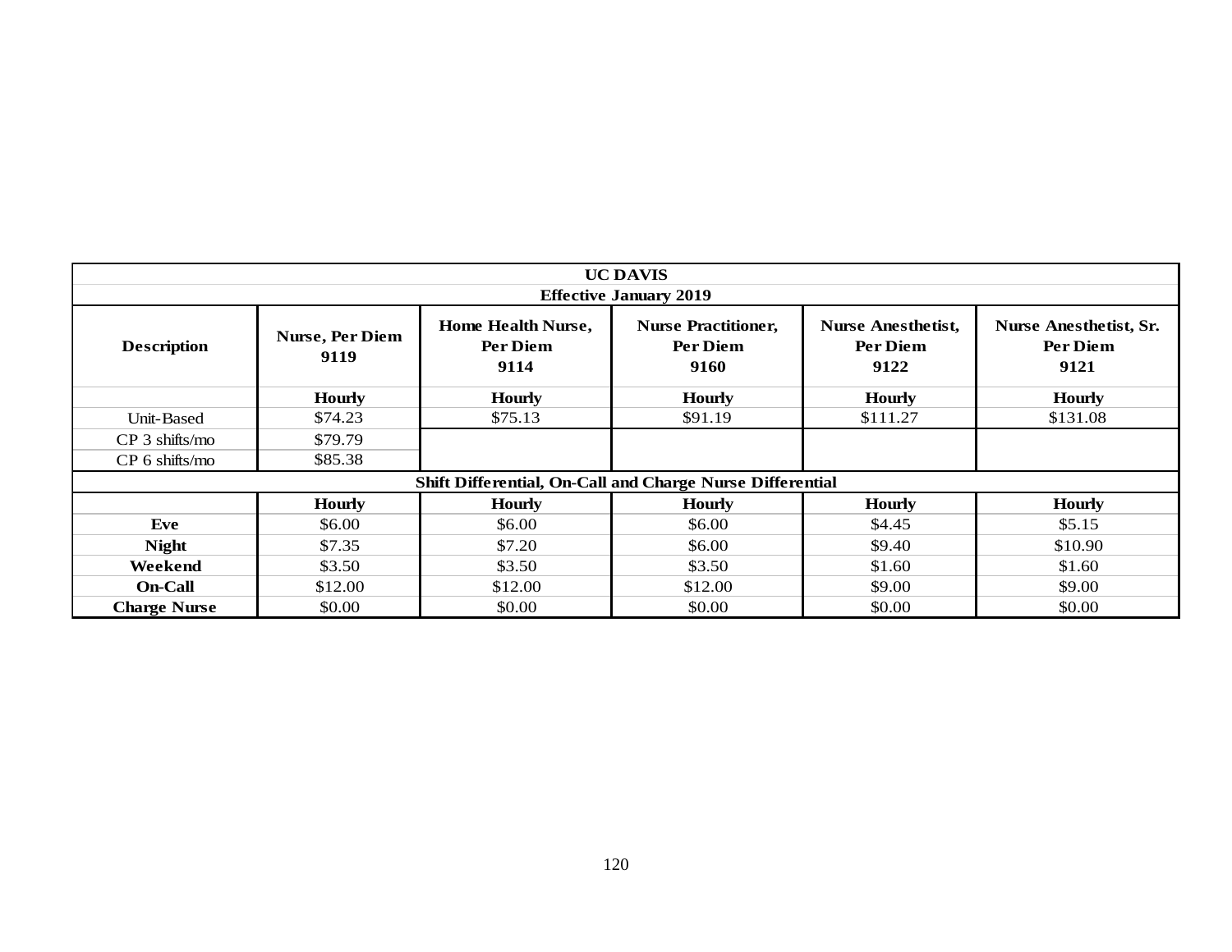| UC DAVIS | | | | | |
|---|---|---|---|---|---|
| **Effective January 2019** | | | | | |
| **Description** | **Nurse, Per Diem 9119** | **Home Health Nurse, Per Diem 9114** | **Nurse Practitioner, Per Diem 9160** | **Nurse Anesthetist, Per Diem 9122** | **Nurse Anesthetist, Sr. Per Diem 9121** |
| | **Hourly** | **Hourly** | **Hourly** | **Hourly** | **Hourly** |
| Unit-Based | $74.23 | $75.13 | $91.19 | $111.27 | $131.08 |
| CP 3 shifts/mo | $79.79 | | | | |
| CP 6 shifts/mo | $85.38 | | | | |
| **Shift Differential, On-Call and Charge Nurse Differential** | | | | | |
| | **Hourly** | **Hourly** | **Hourly** | **Hourly** | **Hourly** |
| **Eve** | $6.00 | $6.00 | $6.00 | $4.45 | $5.15 |
| **Night** | $7.35 | $7.20 | $6.00 | $9.40 | $10.90 |
| **Weekend** | $3.50 | $3.50 | $3.50 | $1.60 | $1.60 |
| **On-Call** | $12.00 | $12.00 | $12.00 | $9.00 | $9.00 |
| **Charge Nurse** | $0.00 | $0.00 | $0.00 | $0.00 | $0.00 |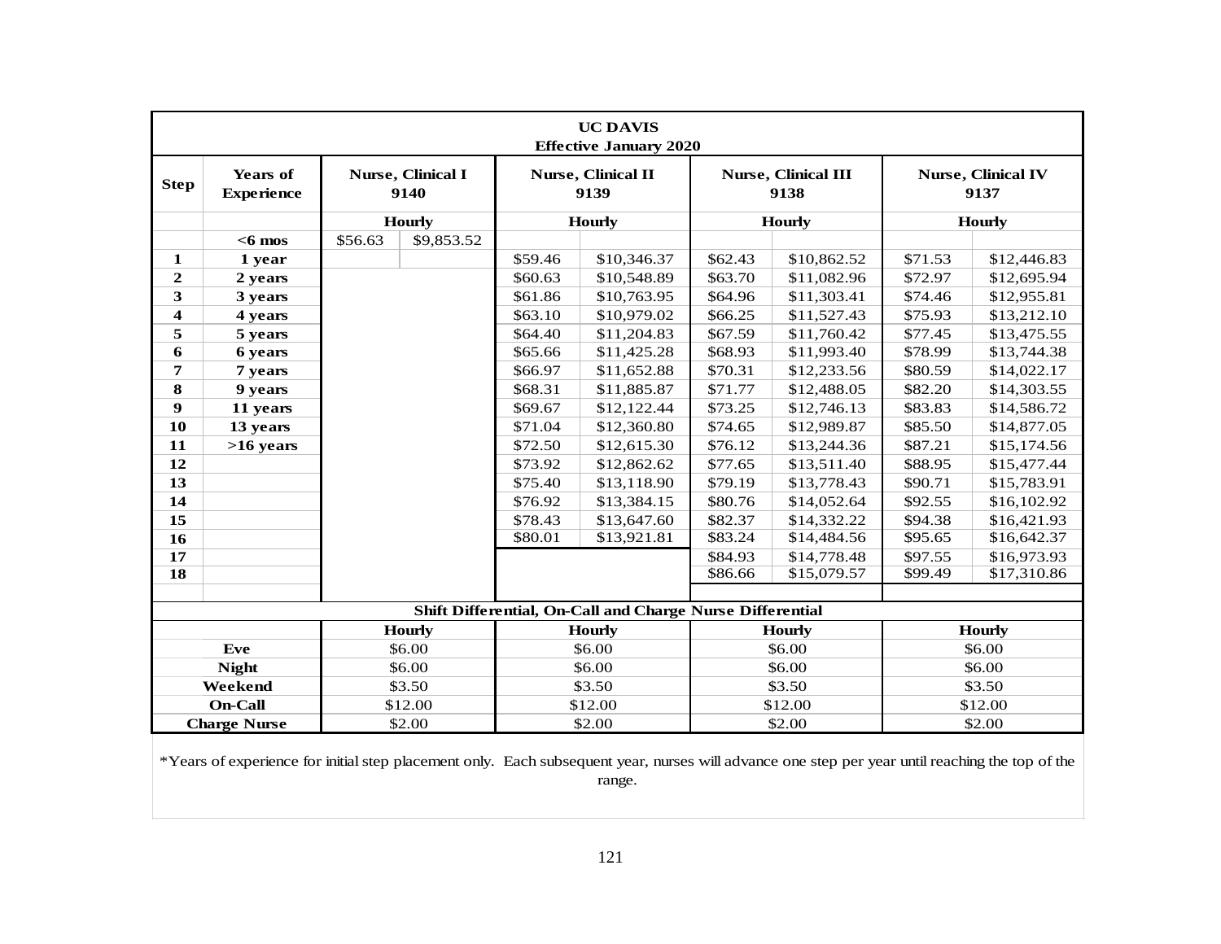| UC DAVIS<br>Effective January 2020 | | | | | | | | | |
|---|---|---|---|---|---|---|---|---|---|
| **Step** | **Years of Experience** | **Nurse, Clinical I<br>9140** | | **Nurse, Clinical II<br>9139** | | **Nurse, Clinical III<br>9138** | | **Nurse, Clinical IV<br>9137** | |
| | | **Hourly** | | **Hourly** | | **Hourly** | | **Hourly** | |
| | **<6 mos** | $56.63 | $9,853.52 | | | | | | |
| **1** | **1 year** | | | $59.46 | $10,346.37 | $62.43 | $10,862.52 | $71.53 | $12,446.83 |
| **2** | **2 years** | | | $60.63 | $10,548.89 | $63.70 | $11,082.96 | $72.97 | $12,695.94 |
| **3** | **3 years** | | | $61.86 | $10,763.95 | $64.96 | $11,303.41 | $74.46 | $12,955.81 |
| **4** | **4 years** | | | $63.10 | $10,979.02 | $66.25 | $11,527.43 | $75.93 | $13,212.10 |
| **5** | **5 years** | | | $64.40 | $11,204.83 | $67.59 | $11,760.42 | $77.45 | $13,475.55 |
| **6** | **6 years** | | | $65.66 | $11,425.28 | $68.93 | $11,993.40 | $78.99 | $13,744.38 |
| **7** | **7 years** | | | $66.97 | $11,652.88 | $70.31 | $12,233.56 | $80.59 | $14,022.17 |
| **8** | **9 years** | | | $68.31 | $11,885.87 | $71.77 | $12,488.05 | $82.20 | $14,303.55 |
| **9** | **11 years** | | | $69.67 | $12,122.44 | $73.25 | $12,746.13 | $83.83 | $14,586.72 |
| **10** | **13 years** | | | $71.04 | $12,360.80 | $74.65 | $12,989.87 | $85.50 | $14,877.05 |
| **11** | **>16 years** | | | $72.50 | $12,615.30 | $76.12 | $13,244.36 | $87.21 | $15,174.56 |
| **12** | | | | $73.92 | $12,862.62 | $77.65 | $13,511.40 | $88.95 | $15,477.44 |
| **13** | | | | $75.40 | $13,118.90 | $79.19 | $13,778.43 | $90.71 | $15,783.91 |
| **14** | | | | $76.92 | $13,384.15 | $80.76 | $14,052.64 | $92.55 | $16,102.92 |
| **15** | | | | $78.43 | $13,647.60 | $82.37 | $14,332.22 | $94.38 | $16,421.93 |
| **16** | | | | $80.01 | $13,921.81 | $83.24 | $14,484.56 | $95.65 | $16,642.37 |
| **17** | | | | | | $84.93 | $14,778.48 | $97.55 | $16,973.93 |
| **18** | | | | | | $86.66 | $15,079.57 | $99.49 | $17,310.86 |
| **Shift Differential, On-Call and Charge Nurse Differential** | | | | | | | | | |
| | | **Hourly** | | **Hourly** | | **Hourly** | | **Hourly** | |
| **Eve** | | $6.00 | | $6.00 | | $6.00 | | $6.00 | |
| **Night** | | $6.00 | | $6.00 | | $6.00 | | $6.00 | |
| **Weekend** | | $3.50 | | $3.50 | | $3.50 | | $3.50 | |
| **On-Call** | | $12.00 | | $12.00 | | $12.00 | | $12.00 | |
| **Charge Nurse** | | $2.00 | | $2.00 | | $2.00 | | $2.00 | |

*Years of experience for initial step placement only. Each subsequent year, nurses will advance one step per year until reaching the top of the range.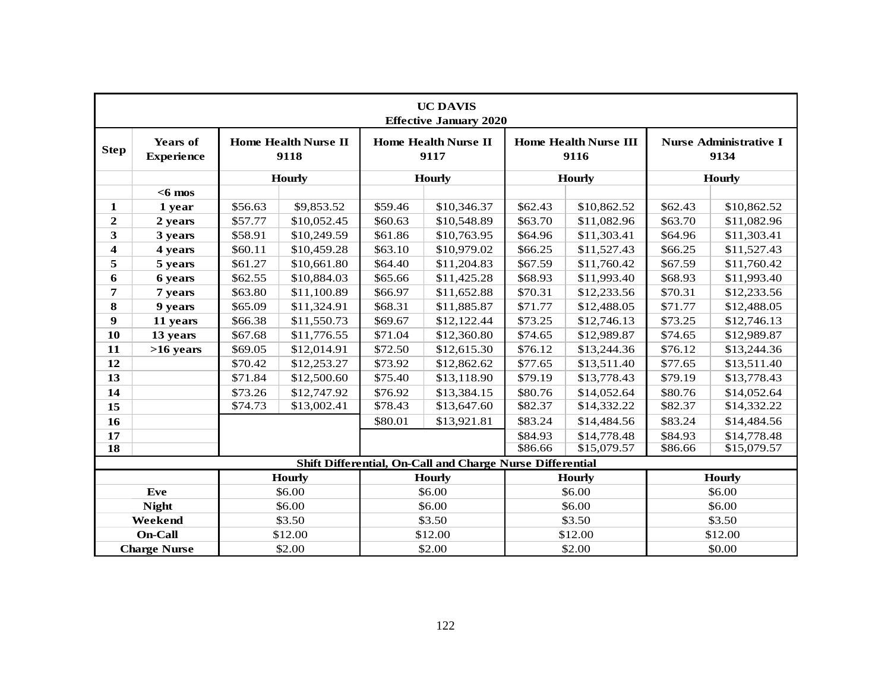| UC DAVIS Effective January 2020 | | | | | | | | | |
|---|---|---|---|---|---|---|---|---|---|
| **Step** | **Years of Experience** | **Home Health Nurse II 9118** | | **Home Health Nurse II 9117** | | **Home Health Nurse III 9116** | | **Nurse Administrative I 9134** | |
| | | **Hourly** | | **Hourly** | | **Hourly** | | **Hourly** | |
| | **<6 mos** | | | | | | | | |
| **1** | **1 year** | $56.63 | $9,853.52 | $59.46 | $10,346.37 | $62.43 | $10,862.52 | $62.43 | $10,862.52 |
| **2** | **2 years** | $57.77 | $10,052.45 | $60.63 | $10,548.89 | $63.70 | $11,082.96 | $63.70 | $11,082.96 |
| **3** | **3 years** | $58.91 | $10,249.59 | $61.86 | $10,763.95 | $64.96 | $11,303.41 | $64.96 | $11,303.41 |
| **4** | **4 years** | $60.11 | $10,459.28 | $63.10 | $10,979.02 | $66.25 | $11,527.43 | $66.25 | $11,527.43 |
| **5** | **5 years** | $61.27 | $10,661.80 | $64.40 | $11,204.83 | $67.59 | $11,760.42 | $67.59 | $11,760.42 |
| **6** | **6 years** | $62.55 | $10,884.03 | $65.66 | $11,425.28 | $68.93 | $11,993.40 | $68.93 | $11,993.40 |
| **7** | **7 years** | $63.80 | $11,100.89 | $66.97 | $11,652.88 | $70.31 | $12,233.56 | $70.31 | $12,233.56 |
| **8** | **9 years** | $65.09 | $11,324.91 | $68.31 | $11,885.87 | $71.77 | $12,488.05 | $71.77 | $12,488.05 |
| **9** | **11 years** | $66.38 | $11,550.73 | $69.67 | $12,122.44 | $73.25 | $12,746.13 | $73.25 | $12,746.13 |
| **10** | **13 years** | $67.68 | $11,776.55 | $71.04 | $12,360.80 | $74.65 | $12,989.87 | $74.65 | $12,989.87 |
| **11** | **>16 years** | $69.05 | $12,014.91 | $72.50 | $12,615.30 | $76.12 | $13,244.36 | $76.12 | $13,244.36 |
| **12** | | $70.42 | $12,253.27 | $73.92 | $12,862.62 | $77.65 | $13,511.40 | $77.65 | $13,511.40 |
| **13** | | $71.84 | $12,500.60 | $75.40 | $13,118.90 | $79.19 | $13,778.43 | $79.19 | $13,778.43 |
| **14** | | $73.26 | $12,747.92 | $76.92 | $13,384.15 | $80.76 | $14,052.64 | $80.76 | $14,052.64 |
| **15** | | $74.73 | $13,002.41 | $78.43 | $13,647.60 | $82.37 | $14,332.22 | $82.37 | $14,332.22 |
| **16** | | | | $80.01 | $13,921.81 | $83.24 | $14,484.56 | $83.24 | $14,484.56 |
| **17** | | | | | | $84.93 | $14,778.48 | $84.93 | $14,778.48 |
| **18** | | | | | | $86.66 | $15,079.57 | $86.66 | $15,079.57 |

**Shift Differential, On-Call and Charge Nurse Differential**

| | Hourly | Hourly | Hourly | Hourly |
|---|---|---|---|---|
| **Eve** | $6.00 | $6.00 | $6.00 | $6.00 |
| **Night** | $6.00 | $6.00 | $6.00 | $6.00 |
| **Weekend** | $3.50 | $3.50 | $3.50 | $3.50 |
| **On-Call** | $12.00 | $12.00 | $12.00 | $12.00 |
| **Charge Nurse** | $2.00 | $2.00 | $2.00 | $0.00 |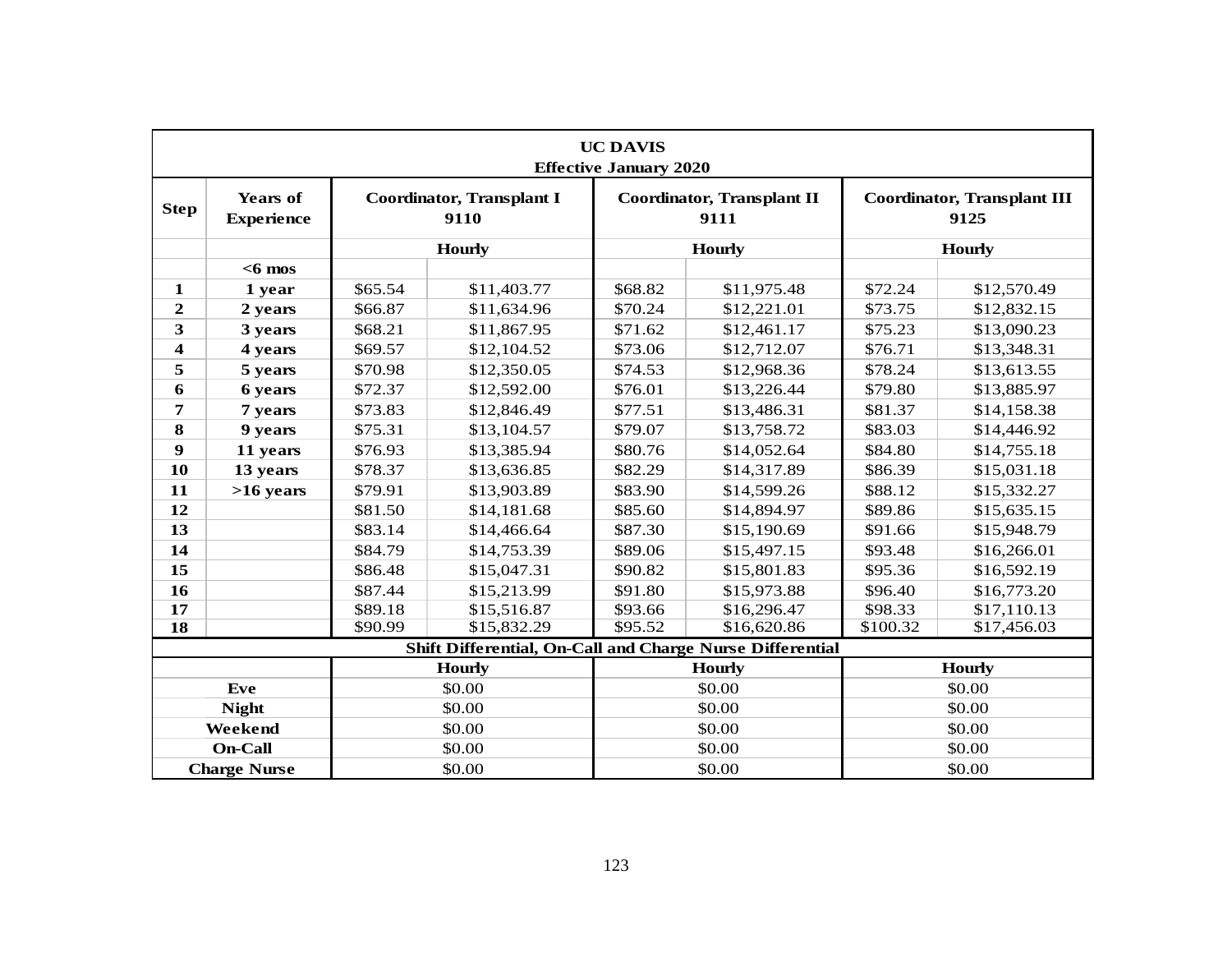| UC DAVIS<br>Effective January 2020 | | | | | | | |
|---|---|---|---|---|---|---|---|
| **Step** | **Years of Experience** | **Coordinator, Transplant I 9110** | | **Coordinator, Transplant II 9111** | | **Coordinator, Transplant III 9125** | |
| | | **Hourly** | | **Hourly** | | **Hourly** | |
| | **<6 mos** | | | | | | |
| **1** | **1 year** | $65.54 | $11,403.77 | $68.82 | $11,975.48 | $72.24 | $12,570.49 |
| **2** | **2 years** | $66.87 | $11,634.96 | $70.24 | $12,221.01 | $73.75 | $12,832.15 |
| **3** | **3 years** | $68.21 | $11,867.95 | $71.62 | $12,461.17 | $75.23 | $13,090.23 |
| **4** | **4 years** | $69.57 | $12,104.52 | $73.06 | $12,712.07 | $76.71 | $13,348.31 |
| **5** | **5 years** | $70.98 | $12,350.05 | $74.53 | $12,968.36 | $78.24 | $13,613.55 |
| **6** | **6 years** | $72.37 | $12,592.00 | $76.01 | $13,226.44 | $79.80 | $13,885.97 |
| **7** | **7 years** | $73.83 | $12,846.49 | $77.51 | $13,486.31 | $81.37 | $14,158.38 |
| **8** | **9 years** | $75.31 | $13,104.57 | $79.07 | $13,758.72 | $83.03 | $14,446.92 |
| **9** | **11 years** | $76.93 | $13,385.94 | $80.76 | $14,052.64 | $84.80 | $14,755.18 |
| **10** | **13 years** | $78.37 | $13,636.85 | $82.29 | $14,317.89 | $86.39 | $15,031.18 |
| **11** | **>16 years** | $79.91 | $13,903.89 | $83.90 | $14,599.26 | $88.12 | $15,332.27 |
| **12** | | $81.50 | $14,181.68 | $85.60 | $14,894.97 | $89.86 | $15,635.15 |
| **13** | | $83.14 | $14,466.64 | $87.30 | $15,190.69 | $91.66 | $15,948.79 |
| **14** | | $84.79 | $14,753.39 | $89.06 | $15,497.15 | $93.48 | $16,266.01 |
| **15** | | $86.48 | $15,047.31 | $90.82 | $15,801.83 | $95.36 | $16,592.19 |
| **16** | | $87.44 | $15,213.99 | $91.80 | $15,973.88 | $96.40 | $16,773.20 |
| **17** | | $89.18 | $15,516.87 | $93.66 | $16,296.47 | $98.33 | $17,110.13 |
| **18** | | $90.99 | $15,832.29 | $95.52 | $16,620.86 | $100.32 | $17,456.03 |

**Shift Differential, On-Call and Charge Nurse Differential**

| | Hourly | Hourly | Hourly |
|---|---|---|---|
| **Eve** | $0.00 | $0.00 | $0.00 |
| **Night** | $0.00 | $0.00 | $0.00 |
| **Weekend** | $0.00 | $0.00 | $0.00 |
| **On-Call** | $0.00 | $0.00 | $0.00 |
| **Charge Nurse** | $0.00 | $0.00 | $0.00 |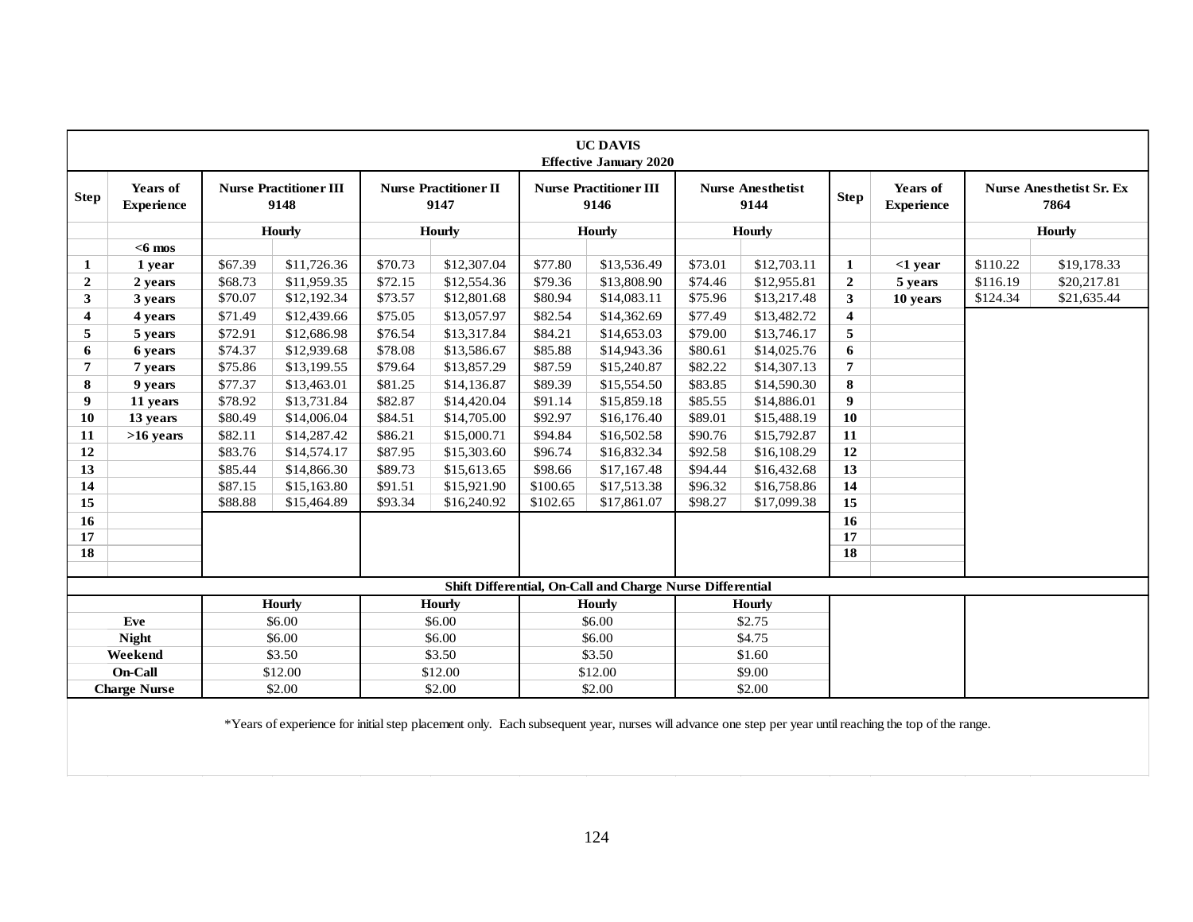| UC DAVIS Effective January 2020 | | | | | | | | | | | | | |
|---|---|---|---|---|---|---|---|---|---|---|---|---|---|
| **Step** | **Years of Experience** | **Nurse Practitioner III 9148** | | **Nurse Practitioner II 9147** | | **Nurse Practitioner III 9146** | | **Nurse Anesthetist 9144** | | **Step** | **Years of Experience** | **Nurse Anesthetist Sr. Ex 7864** | |
| | | **Hourly** | | **Hourly** | | **Hourly** | | **Hourly** | | | | **Hourly** | |
| | **<6 mos** | | | | | | | | | | | | |
| **1** | **1 year** | $67.39 | $11,726.36 | $70.73 | $12,307.04 | $77.80 | $13,536.49 | $73.01 | $12,703.11 | **1** | **<1 year** | $110.22 | $19,178.33 |
| **2** | **2 years** | $68.73 | $11,959.35 | $72.15 | $12,554.36 | $79.36 | $13,808.90 | $74.46 | $12,955.81 | **2** | **5 years** | $116.19 | $20,217.81 |
| **3** | **3 years** | $70.07 | $12,192.34 | $73.57 | $12,801.68 | $80.94 | $14,083.11 | $75.96 | $13,217.48 | **3** | **10 years** | $124.34 | $21,635.44 |
| **4** | **4 years** | $71.49 | $12,439.66 | $75.05 | $13,057.97 | $82.54 | $14,362.69 | $77.49 | $13,482.72 | **4** | | | |
| **5** | **5 years** | $72.91 | $12,686.98 | $76.54 | $13,317.84 | $84.21 | $14,653.03 | $79.00 | $13,746.17 | **5** | | | |
| **6** | **6 years** | $74.37 | $12,939.68 | $78.08 | $13,586.67 | $85.88 | $14,943.36 | $80.61 | $14,025.76 | **6** | | | |
| **7** | **7 years** | $75.86 | $13,199.55 | $79.64 | $13,857.29 | $87.59 | $15,240.87 | $82.22 | $14,307.13 | **7** | | | |
| **8** | **9 years** | $77.37 | $13,463.01 | $81.25 | $14,136.87 | $89.39 | $15,554.50 | $83.85 | $14,590.30 | **8** | | | |
| **9** | **11 years** | $78.92 | $13,731.84 | $82.87 | $14,420.04 | $91.14 | $15,859.18 | $85.55 | $14,886.01 | **9** | | | |
| **10** | **13 years** | $80.49 | $14,006.04 | $84.51 | $14,705.00 | $92.97 | $16,176.40 | $89.01 | $15,488.19 | **10** | | | |
| **11** | **>16 years** | $82.11 | $14,287.42 | $86.21 | $15,000.71 | $94.84 | $16,502.58 | $90.76 | $15,792.87 | **11** | | | |
| **12** | | $83.76 | $14,574.17 | $87.95 | $15,303.60 | $96.74 | $16,832.34 | $92.58 | $16,108.29 | **12** | | | |
| **13** | | $85.44 | $14,866.30 | $89.73 | $15,613.65 | $98.66 | $17,167.48 | $94.44 | $16,432.68 | **13** | | | |
| **14** | | $87.15 | $15,163.80 | $91.51 | $15,921.90 | $100.65 | $17,513.38 | $96.32 | $16,758.86 | **14** | | | |
| **15** | | $88.88 | $15,464.89 | $93.34 | $16,240.92 | $102.65 | $17,861.07 | $98.27 | $17,099.38 | **15** | | | |
| **16** | | | | | | | | | | **16** | | | |
| **17** | | | | | | | | | | **17** | | | |
| **18** | | | | | | | | | | **18** | | | |

**Shift Differential, On-Call and Charge Nurse Differential**

| | Hourly | Hourly | Hourly | Hourly |
|---|---|---|---|---|
| **Eve** | $6.00 | $6.00 | $6.00 | $2.75 |
| **Night** | $6.00 | $6.00 | $6.00 | $4.75 |
| **Weekend** | $3.50 | $3.50 | $3.50 | $1.60 |
| **On-Call** | $12.00 | $12.00 | $12.00 | $9.00 |
| **Charge Nurse** | $2.00 | $2.00 | $2.00 | $2.00 |

*Years of experience for initial step placement only. Each subsequent year, nurses will advance one step per year until reaching the top of the range.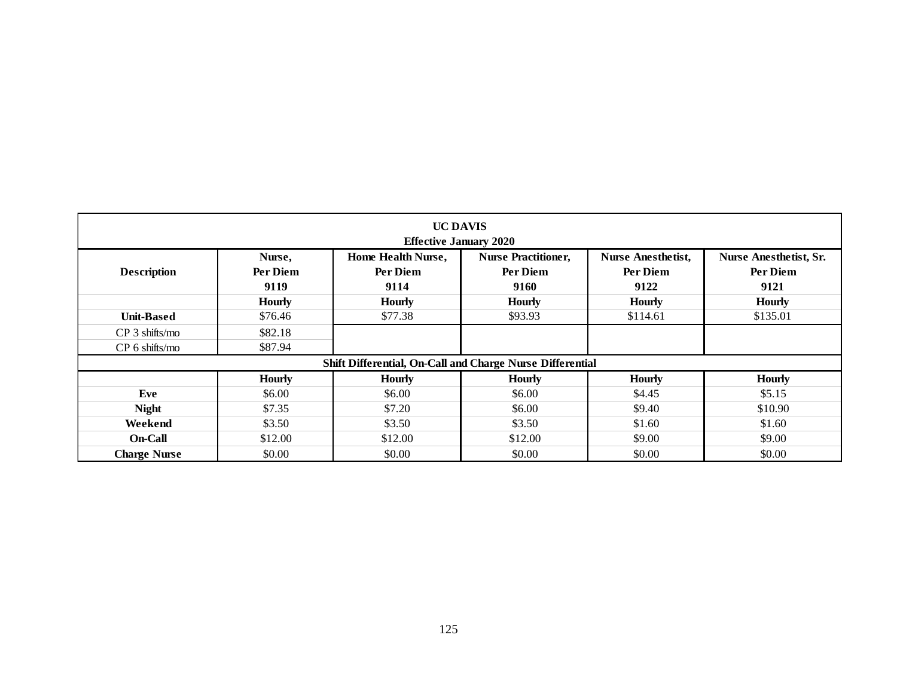| UC DAVIS<br>Effective January 2020 | | | | | |
|---|---|---|---|---|---|
| **Description** | **Nurse, Per Diem 9119** | **Home Health Nurse, Per Diem 9114** | **Nurse Practitioner, Per Diem 9160** | **Nurse Anesthetist, Per Diem 9122** | **Nurse Anesthetist, Sr. Per Diem 9121** |
| | **Hourly** | **Hourly** | **Hourly** | **Hourly** | **Hourly** |
| **Unit-Based** | $76.46 | $77.38 | $93.93 | $114.61 | $135.01 |
| CP 3 shifts/mo | $82.18 | | | | |
| CP 6 shifts/mo | $87.94 | | | | |
| **Shift Differential, On-Call and Charge Nurse Differential** | | | | | |
| | **Hourly** | **Hourly** | **Hourly** | **Hourly** | **Hourly** |
| **Eve** | $6.00 | $6.00 | $6.00 | $4.45 | $5.15 |
| **Night** | $7.35 | $7.20 | $6.00 | $9.40 | $10.90 |
| **Weekend** | $3.50 | $3.50 | $3.50 | $1.60 | $1.60 |
| **On-Call** | $12.00 | $12.00 | $12.00 | $9.00 | $9.00 |
| **Charge Nurse** | $0.00 | $0.00 | $0.00 | $0.00 | $0.00 |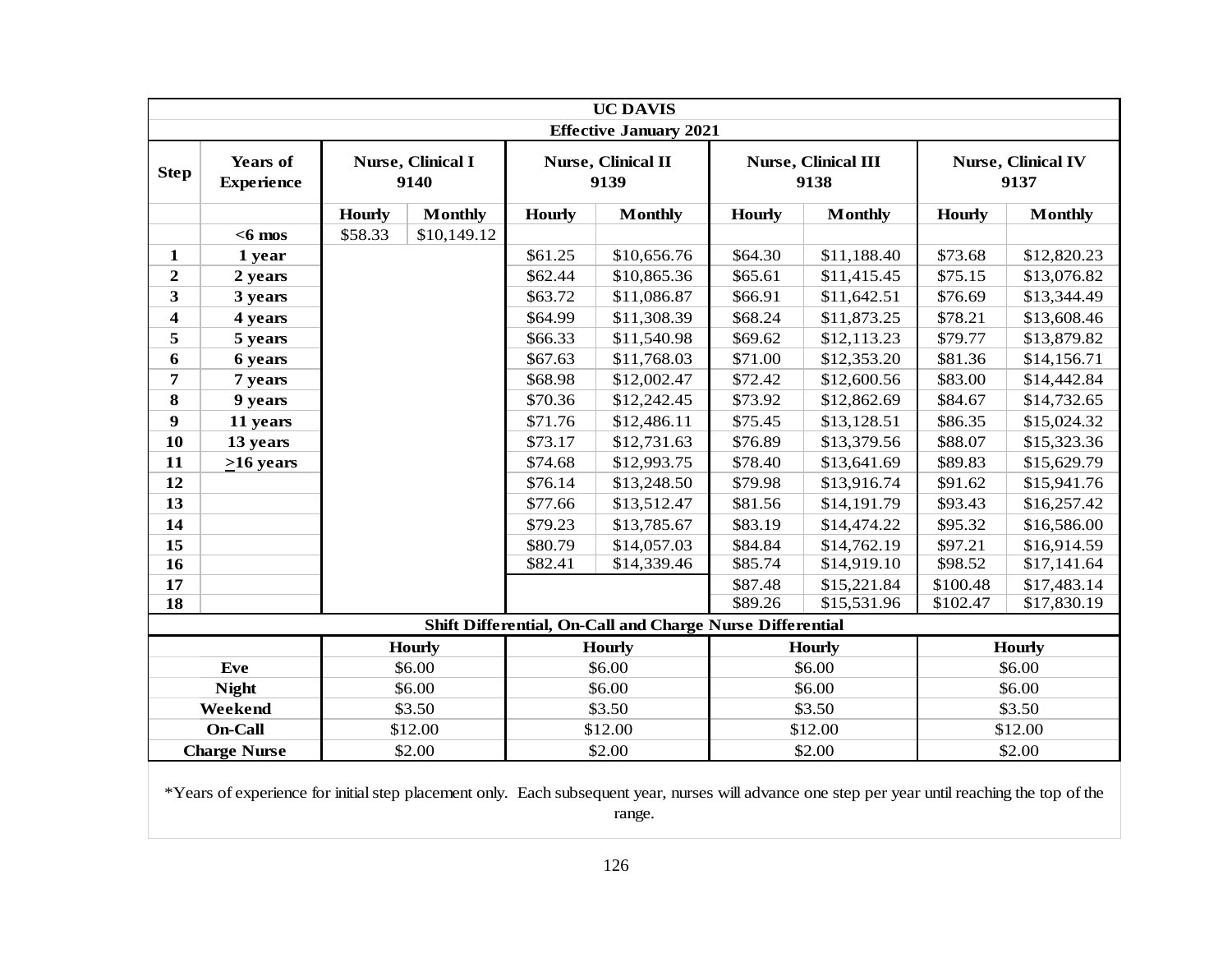| UC DAVIS | | | | | | | | | | |
|---|---|---|---|---|---|---|---|---|---|---|
| Effective January 2021 | | | | | | | | | | |
| **Step** | **Years of Experience** | **Nurse, Clinical I 9140** | | **Nurse, Clinical II 9139** | | **Nurse, Clinical III 9138** | | **Nurse, Clinical IV 9137** | | |
| | | **Hourly** | **Monthly** | **Hourly** | **Monthly** | **Hourly** | **Monthly** | **Hourly** | **Monthly** | |
| | **<6 mos** | $58.33 | $10,149.12 | | | | | | | |
| **1** | **1 year** | | | $61.25 | $10,656.76 | $64.30 | $11,188.40 | $73.68 | $12,820.23 | |
| **2** | **2 years** | | | $62.44 | $10,865.36 | $65.61 | $11,415.45 | $75.15 | $13,076.82 | |
| **3** | **3 years** | | | $63.72 | $11,086.87 | $66.91 | $11,642.51 | $76.69 | $13,344.49 | |
| **4** | **4 years** | | | $64.99 | $11,308.39 | $68.24 | $11,873.25 | $78.21 | $13,608.46 | |
| **5** | **5 years** | | | $66.33 | $11,540.98 | $69.62 | $12,113.23 | $79.77 | $13,879.82 | |
| **6** | **6 years** | | | $67.63 | $11,768.03 | $71.00 | $12,353.20 | $81.36 | $14,156.71 | |
| **7** | **7 years** | | | $68.98 | $12,002.47 | $72.42 | $12,600.56 | $83.00 | $14,442.84 | |
| **8** | **9 years** | | | $70.36 | $12,242.45 | $73.92 | $12,862.69 | $84.67 | $14,732.65 | |
| **9** | **11 years** | | | $71.76 | $12,486.11 | $75.45 | $13,128.51 | $86.35 | $15,024.32 | |
| **10** | **13 years** | | | $73.17 | $12,731.63 | $76.89 | $13,379.56 | $88.07 | $15,323.36 | |
| **11** | **≥16 years** | | | $74.68 | $12,993.75 | $78.40 | $13,641.69 | $89.83 | $15,629.79 | |
| **12** | | | | $76.14 | $13,248.50 | $79.98 | $13,916.74 | $91.62 | $15,941.76 | |
| **13** | | | | $77.66 | $13,512.47 | $81.56 | $14,191.79 | $93.43 | $16,257.42 | |
| **14** | | | | $79.23 | $13,785.67 | $83.19 | $14,474.22 | $95.32 | $16,586.00 | |
| **15** | | | | $80.79 | $14,057.03 | $84.84 | $14,762.19 | $97.21 | $16,914.59 | |
| **16** | | | | $82.41 | $14,339.46 | $85.74 | $14,919.10 | $98.52 | $17,141.64 | |
| **17** | | | | | | $87.48 | $15,221.84 | $100.48 | $17,483.14 | |
| **18** | | | | | | $89.26 | $15,531.96 | $102.47 | $17,830.19 | |

**Shift Differential, On-Call and Charge Nurse Differential**

| | Nurse, Clinical I Hourly | Nurse, Clinical II Hourly | Nurse, Clinical III Hourly | Nurse, Clinical IV Hourly |
|---|---|---|---|---|
| **Eve** | $6.00 | $6.00 | $6.00 | $6.00 |
| **Night** | $6.00 | $6.00 | $6.00 | $6.00 |
| **Weekend** | $3.50 | $3.50 | $3.50 | $3.50 |
| **On-Call** | $12.00 | $12.00 | $12.00 | $12.00 |
| **Charge Nurse** | $2.00 | $2.00 | $2.00 | $2.00 |

*Years of experience for initial step placement only. Each subsequent year, nurses will advance one step per year until reaching the top of the range.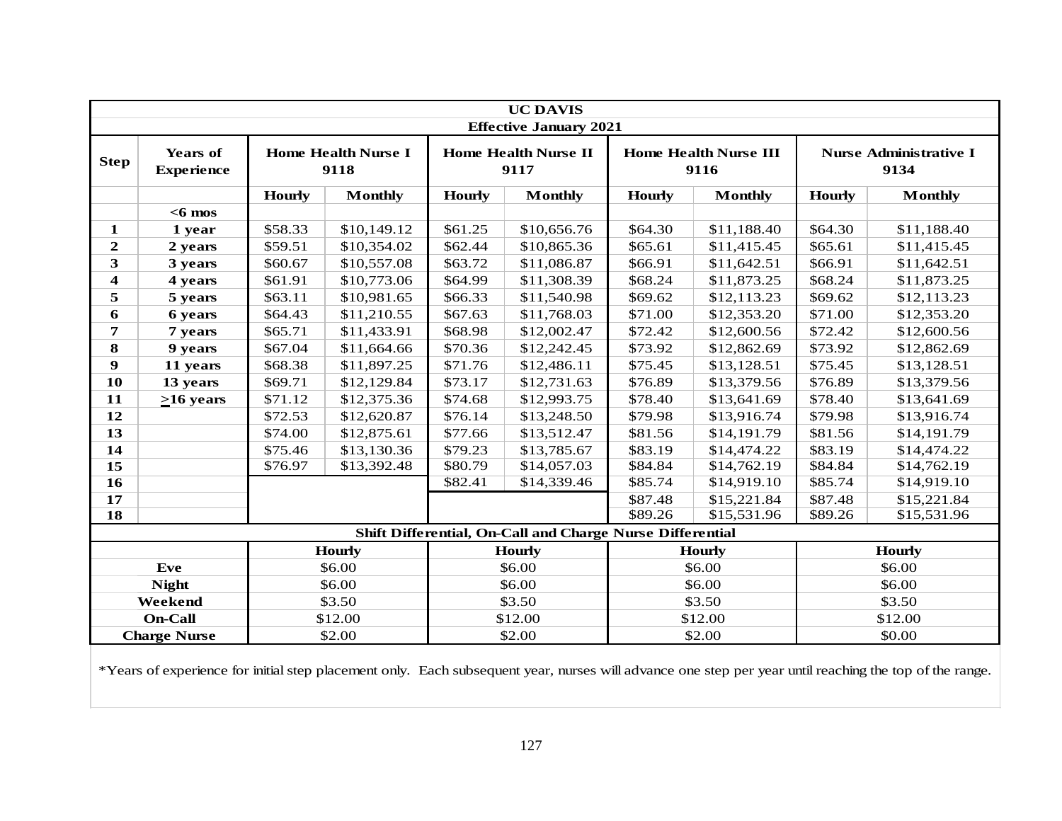| UC DAVIS | | | | | | | | | |
|---|---|---|---|---|---|---|---|---|---|
| Effective January 2021 | | | | | | | | | |
| Step | Years of Experience | Home Health Nurse I 9118 | | Home Health Nurse II 9117 | | Home Health Nurse III 9116 | | Nurse Administrative I 9134 | |
| | | Hourly | Monthly | Hourly | Monthly | Hourly | Monthly | Hourly | Monthly |
| | <6 mos | | | | | | | | |
| 1 | 1 year | $58.33 | $10,149.12 | $61.25 | $10,656.76 | $64.30 | $11,188.40 | $64.30 | $11,188.40 |
| 2 | 2 years | $59.51 | $10,354.02 | $62.44 | $10,865.36 | $65.61 | $11,415.45 | $65.61 | $11,415.45 |
| 3 | 3 years | $60.67 | $10,557.08 | $63.72 | $11,086.87 | $66.91 | $11,642.51 | $66.91 | $11,642.51 |
| 4 | 4 years | $61.91 | $10,773.06 | $64.99 | $11,308.39 | $68.24 | $11,873.25 | $68.24 | $11,873.25 |
| 5 | 5 years | $63.11 | $10,981.65 | $66.33 | $11,540.98 | $69.62 | $12,113.23 | $69.62 | $12,113.23 |
| 6 | 6 years | $64.43 | $11,210.55 | $67.63 | $11,768.03 | $71.00 | $12,353.20 | $71.00 | $12,353.20 |
| 7 | 7 years | $65.71 | $11,433.91 | $68.98 | $12,002.47 | $72.42 | $12,600.56 | $72.42 | $12,600.56 |
| 8 | 9 years | $67.04 | $11,664.66 | $70.36 | $12,242.45 | $73.92 | $12,862.69 | $73.92 | $12,862.69 |
| 9 | 11 years | $68.38 | $11,897.25 | $71.76 | $12,486.11 | $75.45 | $13,128.51 | $75.45 | $13,128.51 |
| 10 | 13 years | $69.71 | $12,129.84 | $73.17 | $12,731.63 | $76.89 | $13,379.56 | $76.89 | $13,379.56 |
| 11 | ≥16 years | $71.12 | $12,375.36 | $74.68 | $12,993.75 | $78.40 | $13,641.69 | $78.40 | $13,641.69 |
| 12 | | $72.53 | $12,620.87 | $76.14 | $13,248.50 | $79.98 | $13,916.74 | $79.98 | $13,916.74 |
| 13 | | $74.00 | $12,875.61 | $77.66 | $13,512.47 | $81.56 | $14,191.79 | $81.56 | $14,191.79 |
| 14 | | $75.46 | $13,130.36 | $79.23 | $13,785.67 | $83.19 | $14,474.22 | $83.19 | $14,474.22 |
| 15 | | $76.97 | $13,392.48 | $80.79 | $14,057.03 | $84.84 | $14,762.19 | $84.84 | $14,762.19 |
| 16 | | | | $82.41 | $14,339.46 | $85.74 | $14,919.10 | $85.74 | $14,919.10 |
| 17 | | | | | | $87.48 | $15,221.84 | $87.48 | $15,221.84 |
| 18 | | | | | | $89.26 | $15,531.96 | $89.26 | $15,531.96 |

| Shift Differential, On-Call and Charge Nurse Differential | | | | |
|---|---|---|---|---|
| | Hourly | Hourly | Hourly | Hourly |
| Eve | $6.00 | $6.00 | $6.00 | $6.00 |
| Night | $6.00 | $6.00 | $6.00 | $6.00 |
| Weekend | $3.50 | $3.50 | $3.50 | $3.50 |
| On-Call | $12.00 | $12.00 | $12.00 | $12.00 |
| Charge Nurse | $2.00 | $2.00 | $2.00 | $0.00 |

*Years of experience for initial step placement only. Each subsequent year, nurses will advance one step per year until reaching the top of the range.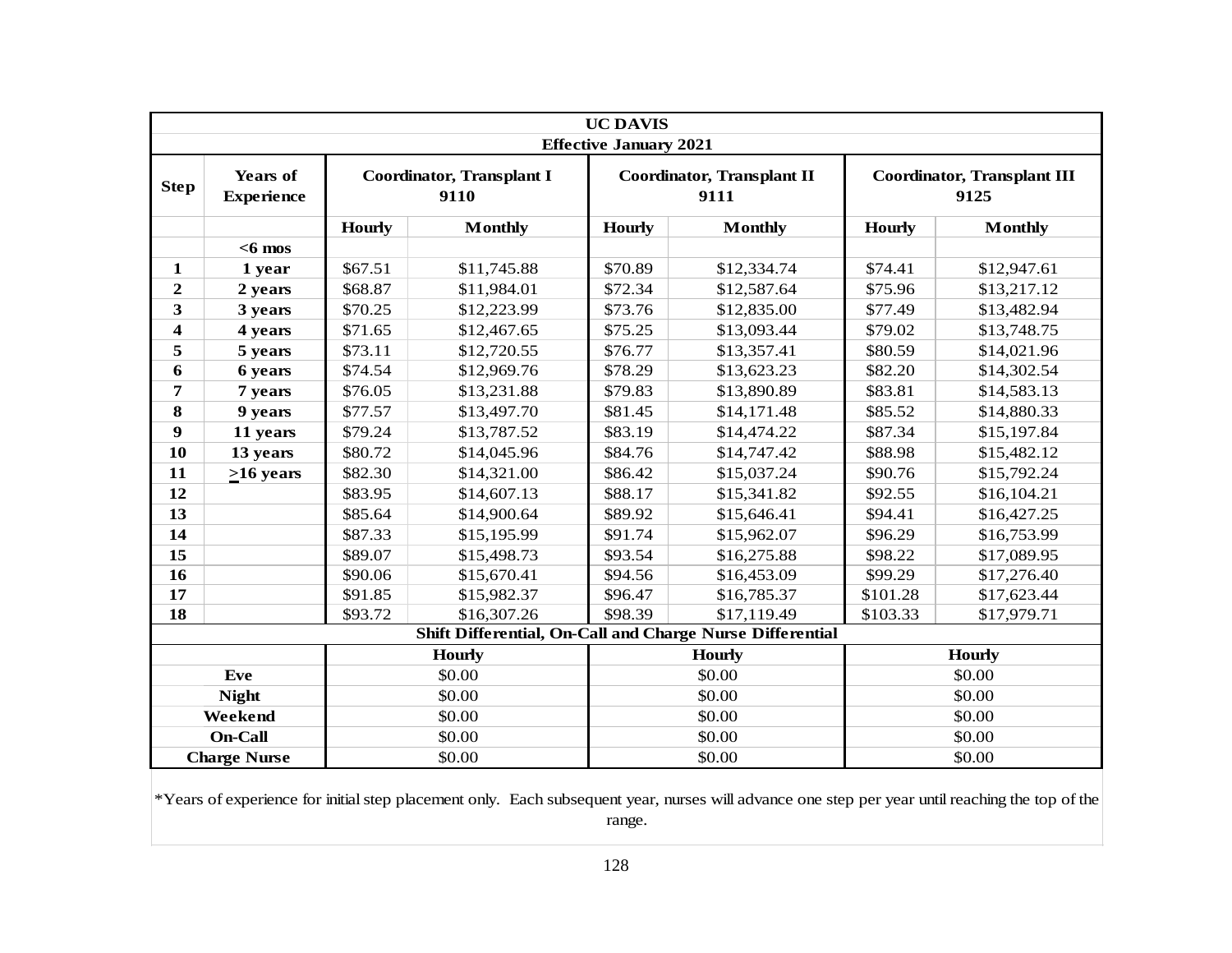| UC DAVIS | | | | | | | |
|---|---|---|---|---|---|---|---|
| Effective January 2021 | | | | | | | |
| Step | Years of Experience | Coordinator, Transplant I 9110 | | Coordinator, Transplant II 9111 | | Coordinator, Transplant III 9125 | |
| | | Hourly | Monthly | Hourly | Monthly | Hourly | Monthly |
| | <6 mos | | | | | | |
| 1 | 1 year | $67.51 | $11,745.88 | $70.89 | $12,334.74 | $74.41 | $12,947.61 |
| 2 | 2 years | $68.87 | $11,984.01 | $72.34 | $12,587.64 | $75.96 | $13,217.12 |
| 3 | 3 years | $70.25 | $12,223.99 | $73.76 | $12,835.00 | $77.49 | $13,482.94 |
| 4 | 4 years | $71.65 | $12,467.65 | $75.25 | $13,093.44 | $79.02 | $13,748.75 |
| 5 | 5 years | $73.11 | $12,720.55 | $76.77 | $13,357.41 | $80.59 | $14,021.96 |
| 6 | 6 years | $74.54 | $12,969.76 | $78.29 | $13,623.23 | $82.20 | $14,302.54 |
| 7 | 7 years | $76.05 | $13,231.88 | $79.83 | $13,890.89 | $83.81 | $14,583.13 |
| 8 | 9 years | $77.57 | $13,497.70 | $81.45 | $14,171.48 | $85.52 | $14,880.33 |
| 9 | 11 years | $79.24 | $13,787.52 | $83.19 | $14,474.22 | $87.34 | $15,197.84 |
| 10 | 13 years | $80.72 | $14,045.96 | $84.76 | $14,747.42 | $88.98 | $15,482.12 |
| 11 | ≥16 years | $82.30 | $14,321.00 | $86.42 | $15,037.24 | $90.76 | $15,792.24 |
| 12 | | $83.95 | $14,607.13 | $88.17 | $15,341.82 | $92.55 | $16,104.21 |
| 13 | | $85.64 | $14,900.64 | $89.92 | $15,646.41 | $94.41 | $16,427.25 |
| 14 | | $87.33 | $15,195.99 | $91.74 | $15,962.07 | $96.29 | $16,753.99 |
| 15 | | $89.07 | $15,498.73 | $93.54 | $16,275.88 | $98.22 | $17,089.95 |
| 16 | | $90.06 | $15,670.41 | $94.56 | $16,453.09 | $99.29 | $17,276.40 |
| 17 | | $91.85 | $15,982.37 | $96.47 | $16,785.37 | $101.28 | $17,623.44 |
| 18 | | $93.72 | $16,307.26 | $98.39 | $17,119.49 | $103.33 | $17,979.71 |
| Shift Differential, On-Call and Charge Nurse Differential | | | | | | | |
| | | Hourly | | Hourly | | Hourly | |
| Eve | | $0.00 | | $0.00 | | $0.00 | |
| Night | | $0.00 | | $0.00 | | $0.00 | |
| Weekend | | $0.00 | | $0.00 | | $0.00 | |
| On-Call | | $0.00 | | $0.00 | | $0.00 | |
| Charge Nurse | | $0.00 | | $0.00 | | $0.00 | |

*Years of experience for initial step placement only. Each subsequent year, nurses will advance one step per year until reaching the top of the range.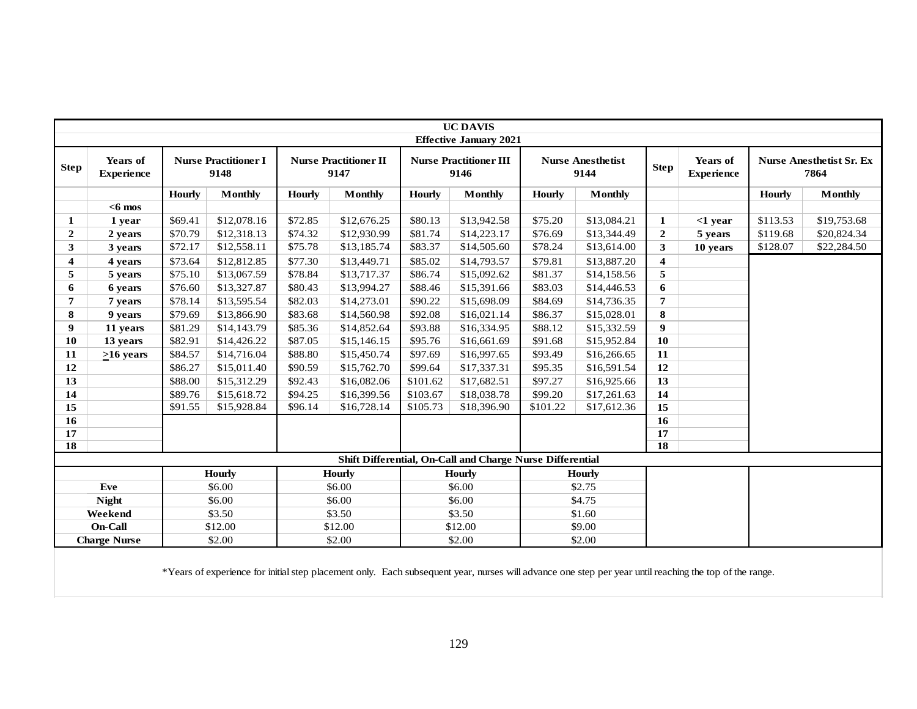## UC DAVIS

### Effective January 2021

| Step | Years of Experience | Nurse Practitioner I 9148 | | Nurse Practitioner II 9147 | | Nurse Practitioner III 9146 | | Nurse Anesthetist 9144 | | Step | Years of Experience | Nurse Anesthetist Sr. Ex 7864 | |
|---|---|---|---|---|---|---|---|---|---|---|---|---|---|
| | | Hourly | Monthly | Hourly | Monthly | Hourly | Monthly | Hourly | Monthly | | | Hourly | Monthly |
| | <6 mos | | | | | | | | | | | | |
| 1 | 1 year | $69.41 | $12,078.16 | $72.85 | $12,676.25 | $80.13 | $13,942.58 | $75.20 | $13,084.21 | 1 | <1 year | $113.53 | $19,753.68 |
| 2 | 2 years | $70.79 | $12,318.13 | $74.32 | $12,930.99 | $81.74 | $14,223.17 | $76.69 | $13,344.49 | 2 | 5 years | $119.68 | $20,824.34 |
| 3 | 3 years | $72.17 | $12,558.11 | $75.78 | $13,185.74 | $83.37 | $14,505.60 | $78.24 | $13,614.00 | 3 | 10 years | $128.07 | $22,284.50 |
| 4 | 4 years | $73.64 | $12,812.85 | $77.30 | $13,449.71 | $85.02 | $14,793.57 | $79.81 | $13,887.20 | 4 | | | |
| 5 | 5 years | $75.10 | $13,067.59 | $78.84 | $13,717.37 | $86.74 | $15,092.62 | $81.37 | $14,158.56 | 5 | | | |
| 6 | 6 years | $76.60 | $13,327.87 | $80.43 | $13,994.27 | $88.46 | $15,391.66 | $83.03 | $14,446.53 | 6 | | | |
| 7 | 7 years | $78.14 | $13,595.54 | $82.03 | $14,273.01 | $90.22 | $15,698.09 | $84.69 | $14,736.35 | 7 | | | |
| 8 | 9 years | $79.69 | $13,866.90 | $83.68 | $14,560.98 | $92.08 | $16,021.14 | $86.37 | $15,028.01 | 8 | | | |
| 9 | 11 years | $81.29 | $14,143.79 | $85.36 | $14,852.64 | $93.88 | $16,334.95 | $88.12 | $15,332.59 | 9 | | | |
| 10 | 13 years | $82.91 | $14,426.22 | $87.05 | $15,146.15 | $95.76 | $16,661.69 | $91.68 | $15,952.84 | 10 | | | |
| 11 | ≥16 years | $84.57 | $14,716.04 | $88.80 | $15,450.74 | $97.69 | $16,997.65 | $93.49 | $16,266.65 | 11 | | | |
| 12 | | $86.27 | $15,011.40 | $90.59 | $15,762.70 | $99.64 | $17,337.31 | $95.35 | $16,591.54 | 12 | | | |
| 13 | | $88.00 | $15,312.29 | $92.43 | $16,082.06 | $101.62 | $17,682.51 | $97.27 | $16,925.66 | 13 | | | |
| 14 | | $89.76 | $15,618.72 | $94.25 | $16,399.56 | $103.67 | $18,038.78 | $99.20 | $17,261.63 | 14 | | | |
| 15 | | $91.55 | $15,928.84 | $96.14 | $16,728.14 | $105.73 | $18,396.90 | $101.22 | $17,612.36 | 15 | | | |
| 16 | | | | | | | | | | 16 | | | |
| 17 | | | | | | | | | | 17 | | | |
| 18 | | | | | | | | | | 18 | | | |

### Shift Differential, On-Call and Charge Nurse Differential

| | Nurse Practitioner I 9148 | Nurse Practitioner II 9147 | Nurse Practitioner III 9146 | Nurse Anesthetist 9144 |
|---|---|---|---|---|
| | Hourly | Hourly | Hourly | Hourly |
| Eve | $6.00 | $6.00 | $6.00 | $2.75 |
| Night | $6.00 | $6.00 | $6.00 | $4.75 |
| Weekend | $3.50 | $3.50 | $3.50 | $1.60 |
| On-Call | $12.00 | $12.00 | $12.00 | $9.00 |
| Charge Nurse | $2.00 | $2.00 | $2.00 | $2.00 |

*Years of experience for initial step placement only. Each subsequent year, nurses will advance one step per year until reaching the top of the range.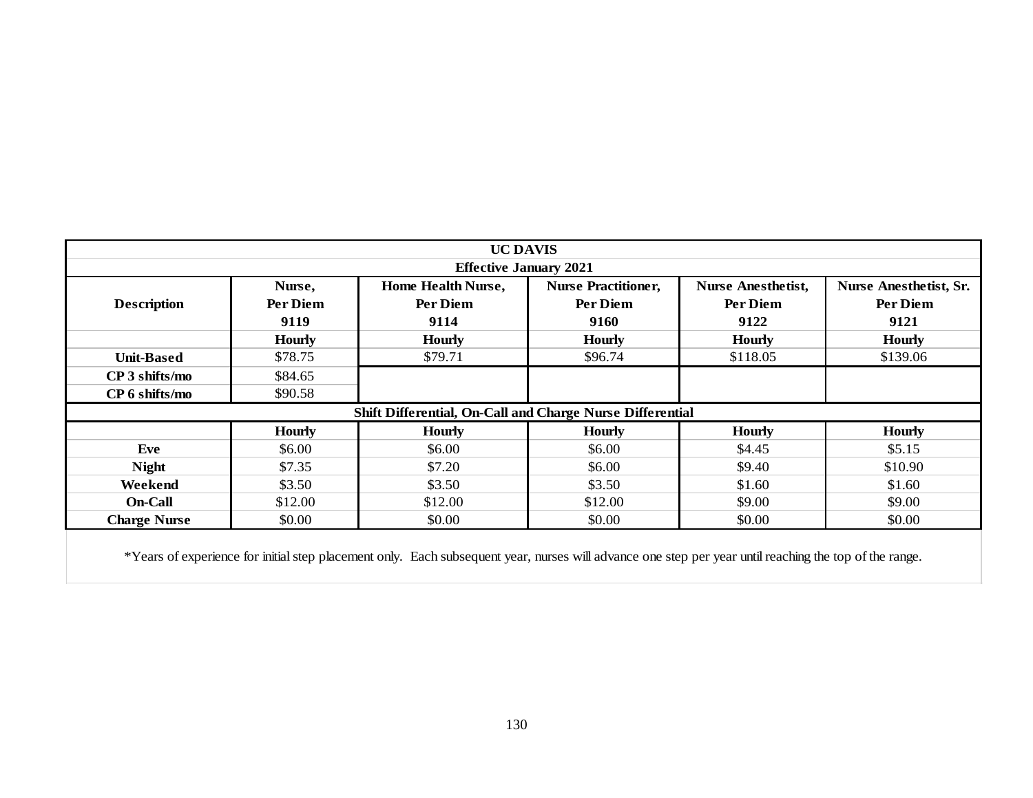| UC DAVIS | | | | | |
|---|---|---|---|---|---|
| Effective January 2021 | | | | | |
| Description | Nurse, Per Diem 9119 | Home Health Nurse, Per Diem 9114 | Nurse Practitioner, Per Diem 9160 | Nurse Anesthetist, Per Diem 9122 | Nurse Anesthetist, Sr. Per Diem 9121 |
| | Hourly | Hourly | Hourly | Hourly | Hourly |
| Unit-Based | $78.75 | $79.71 | $96.74 | $118.05 | $139.06 |
| CP 3 shifts/mo | $84.65 | | | | |
| CP 6 shifts/mo | $90.58 | | | | |
| Shift Differential, On-Call and Charge Nurse Differential | | | | | |
| | Hourly | Hourly | Hourly | Hourly | Hourly |
| Eve | $6.00 | $6.00 | $6.00 | $4.45 | $5.15 |
| Night | $7.35 | $7.20 | $6.00 | $9.40 | $10.90 |
| Weekend | $3.50 | $3.50 | $3.50 | $1.60 | $1.60 |
| On-Call | $12.00 | $12.00 | $12.00 | $9.00 | $9.00 |
| Charge Nurse | $0.00 | $0.00 | $0.00 | $0.00 | $0.00 |

*Years of experience for initial step placement only. Each subsequent year, nurses will advance one step per year until reaching the top of the range.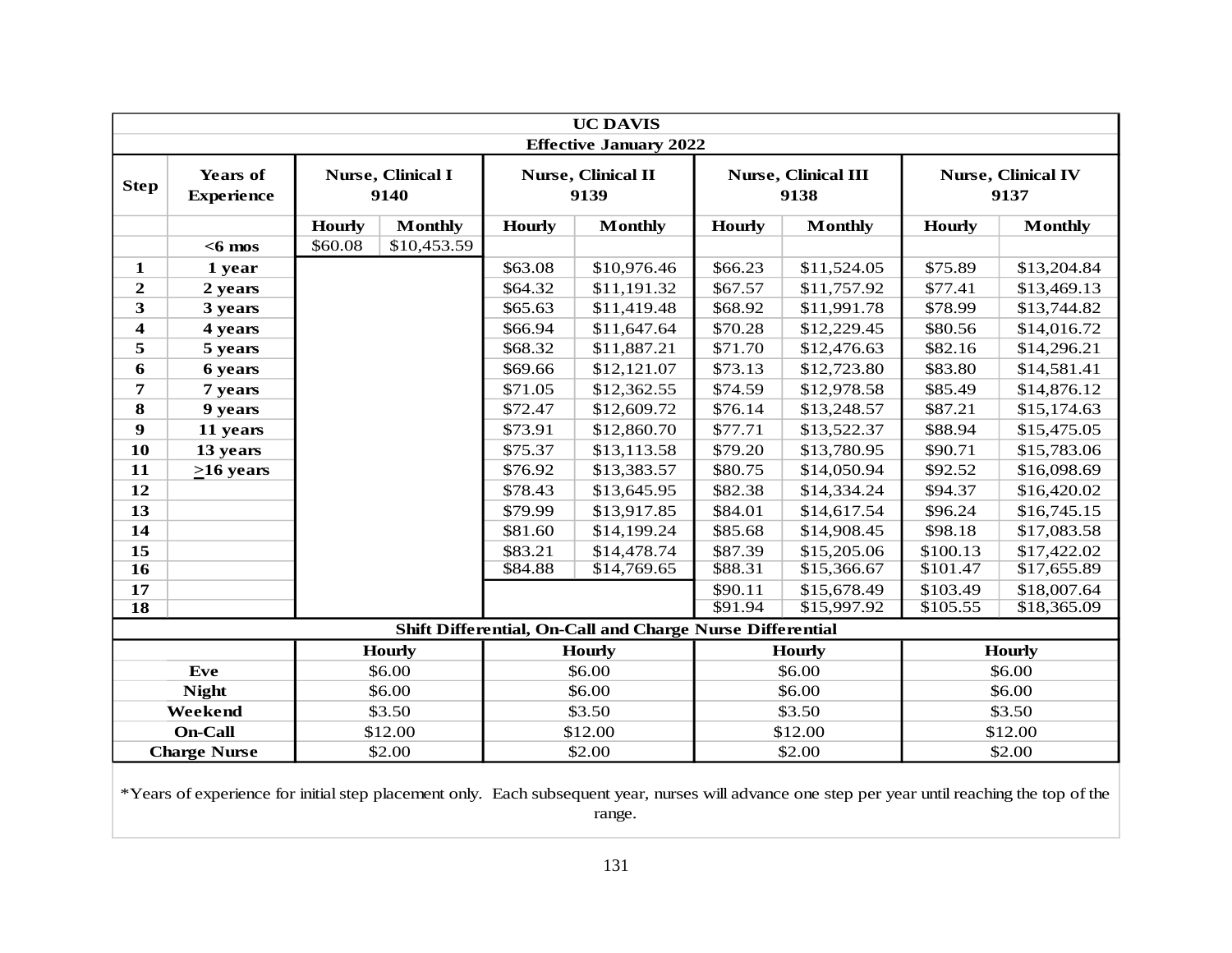| UC DAVIS | | | | | | | | | |
|---|---|---|---|---|---|---|---|---|---|
| **Effective January 2022** | | | | | | | | | |
| **Step** | **Years of Experience** | **Nurse, Clinical I 9140** | | **Nurse, Clinical II 9139** | | **Nurse, Clinical III 9138** | | **Nurse, Clinical IV 9137** | |
| | | **Hourly** | **Monthly** | **Hourly** | **Monthly** | **Hourly** | **Monthly** | **Hourly** | **Monthly** |
| | **<6 mos** | $60.08 | $10,453.59 | | | | | | |
| **1** | **1 year** | | | $63.08 | $10,976.46 | $66.23 | $11,524.05 | $75.89 | $13,204.84 |
| **2** | **2 years** | | | $64.32 | $11,191.32 | $67.57 | $11,757.92 | $77.41 | $13,469.13 |
| **3** | **3 years** | | | $65.63 | $11,419.48 | $68.92 | $11,991.78 | $78.99 | $13,744.82 |
| **4** | **4 years** | | | $66.94 | $11,647.64 | $70.28 | $12,229.45 | $80.56 | $14,016.72 |
| **5** | **5 years** | | | $68.32 | $11,887.21 | $71.70 | $12,476.63 | $82.16 | $14,296.21 |
| **6** | **6 years** | | | $69.66 | $12,121.07 | $73.13 | $12,723.80 | $83.80 | $14,581.41 |
| **7** | **7 years** | | | $71.05 | $12,362.55 | $74.59 | $12,978.58 | $85.49 | $14,876.12 |
| **8** | **9 years** | | | $72.47 | $12,609.72 | $76.14 | $13,248.57 | $87.21 | $15,174.63 |
| **9** | **11 years** | | | $73.91 | $12,860.70 | $77.71 | $13,522.37 | $88.94 | $15,475.05 |
| **10** | **13 years** | | | $75.37 | $13,113.58 | $79.20 | $13,780.95 | $90.71 | $15,783.06 |
| **11** | **≥16 years** | | | $76.92 | $13,383.57 | $80.75 | $14,050.94 | $92.52 | $16,098.69 |
| **12** | | | | $78.43 | $13,645.95 | $82.38 | $14,334.24 | $94.37 | $16,420.02 |
| **13** | | | | $79.99 | $13,917.85 | $84.01 | $14,617.54 | $96.24 | $16,745.15 |
| **14** | | | | $81.60 | $14,199.24 | $85.68 | $14,908.45 | $98.18 | $17,083.58 |
| **15** | | | | $83.21 | $14,478.74 | $87.39 | $15,205.06 | $100.13 | $17,422.02 |
| **16** | | | | $84.88 | $14,769.65 | $88.31 | $15,366.67 | $101.47 | $17,655.89 |
| **17** | | | | | | $90.11 | $15,678.49 | $103.49 | $18,007.64 |
| **18** | | | | | | $91.94 | $15,997.92 | $105.55 | $18,365.09 |
| **Shift Differential, On-Call and Charge Nurse Differential** | | | | | | | | | |
| | | **Hourly** | | **Hourly** | | **Hourly** | | **Hourly** | |
| **Eve** | | $6.00 | | $6.00 | | $6.00 | | $6.00 | |
| **Night** | | $6.00 | | $6.00 | | $6.00 | | $6.00 | |
| **Weekend** | | $3.50 | | $3.50 | | $3.50 | | $3.50 | |
| **On-Call** | | $12.00 | | $12.00 | | $12.00 | | $12.00 | |
| **Charge Nurse** | | $2.00 | | $2.00 | | $2.00 | | $2.00 | |

*Years of experience for initial step placement only. Each subsequent year, nurses will advance one step per year until reaching the top of the range.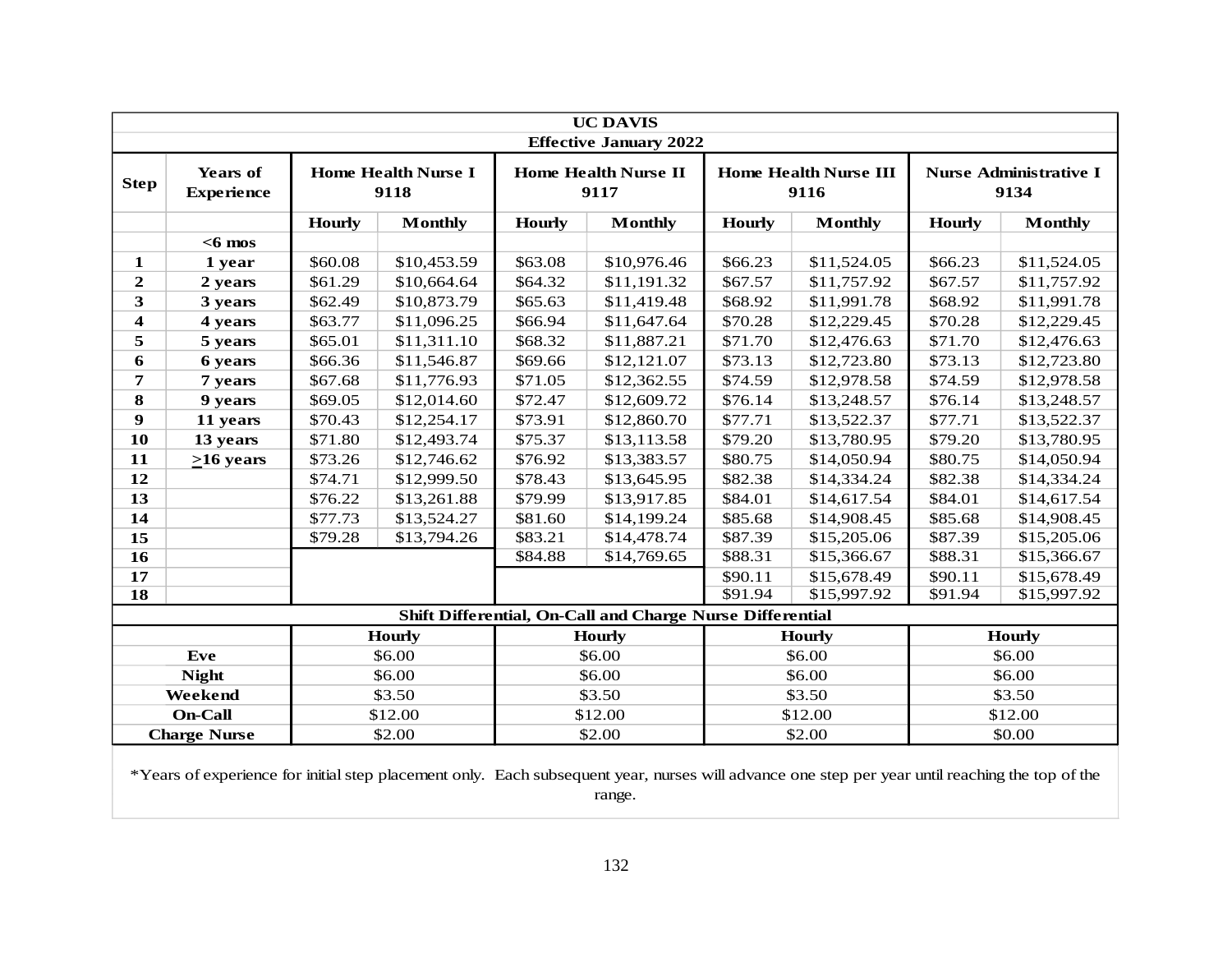| UC DAVIS | | | | | | | | | |
|---|---|---|---|---|---|---|---|---|---|
| **Effective January 2022** | | | | | | | | | |
| **Step** | **Years of Experience** | **Home Health Nurse I 9118** | | **Home Health Nurse II 9117** | | **Home Health Nurse III 9116** | | **Nurse Administrative I 9134** | |
| | | **Hourly** | **Monthly** | **Hourly** | **Monthly** | **Hourly** | **Monthly** | **Hourly** | **Monthly** |
| | **<6 mos** | | | | | | | | |
| **1** | **1 year** | $60.08 | $10,453.59 | $63.08 | $10,976.46 | $66.23 | $11,524.05 | $66.23 | $11,524.05 |
| **2** | **2 years** | $61.29 | $10,664.64 | $64.32 | $11,191.32 | $67.57 | $11,757.92 | $67.57 | $11,757.92 |
| **3** | **3 years** | $62.49 | $10,873.79 | $65.63 | $11,419.48 | $68.92 | $11,991.78 | $68.92 | $11,991.78 |
| **4** | **4 years** | $63.77 | $11,096.25 | $66.94 | $11,647.64 | $70.28 | $12,229.45 | $70.28 | $12,229.45 |
| **5** | **5 years** | $65.01 | $11,311.10 | $68.32 | $11,887.21 | $71.70 | $12,476.63 | $71.70 | $12,476.63 |
| **6** | **6 years** | $66.36 | $11,546.87 | $69.66 | $12,121.07 | $73.13 | $12,723.80 | $73.13 | $12,723.80 |
| **7** | **7 years** | $67.68 | $11,776.93 | $71.05 | $12,362.55 | $74.59 | $12,978.58 | $74.59 | $12,978.58 |
| **8** | **9 years** | $69.05 | $12,014.60 | $72.47 | $12,609.72 | $76.14 | $13,248.57 | $76.14 | $13,248.57 |
| **9** | **11 years** | $70.43 | $12,254.17 | $73.91 | $12,860.70 | $77.71 | $13,522.37 | $77.71 | $13,522.37 |
| **10** | **13 years** | $71.80 | $12,493.74 | $75.37 | $13,113.58 | $79.20 | $13,780.95 | $79.20 | $13,780.95 |
| **11** | **≥16 years** | $73.26 | $12,746.62 | $76.92 | $13,383.57 | $80.75 | $14,050.94 | $80.75 | $14,050.94 |
| **12** | | $74.71 | $12,999.50 | $78.43 | $13,645.95 | $82.38 | $14,334.24 | $82.38 | $14,334.24 |
| **13** | | $76.22 | $13,261.88 | $79.99 | $13,917.85 | $84.01 | $14,617.54 | $84.01 | $14,617.54 |
| **14** | | $77.73 | $13,524.27 | $81.60 | $14,199.24 | $85.68 | $14,908.45 | $85.68 | $14,908.45 |
| **15** | | $79.28 | $13,794.26 | $83.21 | $14,478.74 | $87.39 | $15,205.06 | $87.39 | $15,205.06 |
| **16** | | | | $84.88 | $14,769.65 | $88.31 | $15,366.67 | $88.31 | $15,366.67 |
| **17** | | | | | | $90.11 | $15,678.49 | $90.11 | $15,678.49 |
| **18** | | | | | | $91.94 | $15,997.92 | $91.94 | $15,997.92 |
| **Shift Differential, On-Call and Charge Nurse Differential** | | | | | | | | | |
| | | **Hourly** | | **Hourly** | | **Hourly** | | **Hourly** | |
| **Eve** | | $6.00 | | $6.00 | | $6.00 | | $6.00 | |
| **Night** | | $6.00 | | $6.00 | | $6.00 | | $6.00 | |
| **Weekend** | | $3.50 | | $3.50 | | $3.50 | | $3.50 | |
| **On-Call** | | $12.00 | | $12.00 | | $12.00 | | $12.00 | |
| **Charge Nurse** | | $2.00 | | $2.00 | | $2.00 | | $0.00 | |

*Years of experience for initial step placement only. Each subsequent year, nurses will advance one step per year until reaching the top of the range.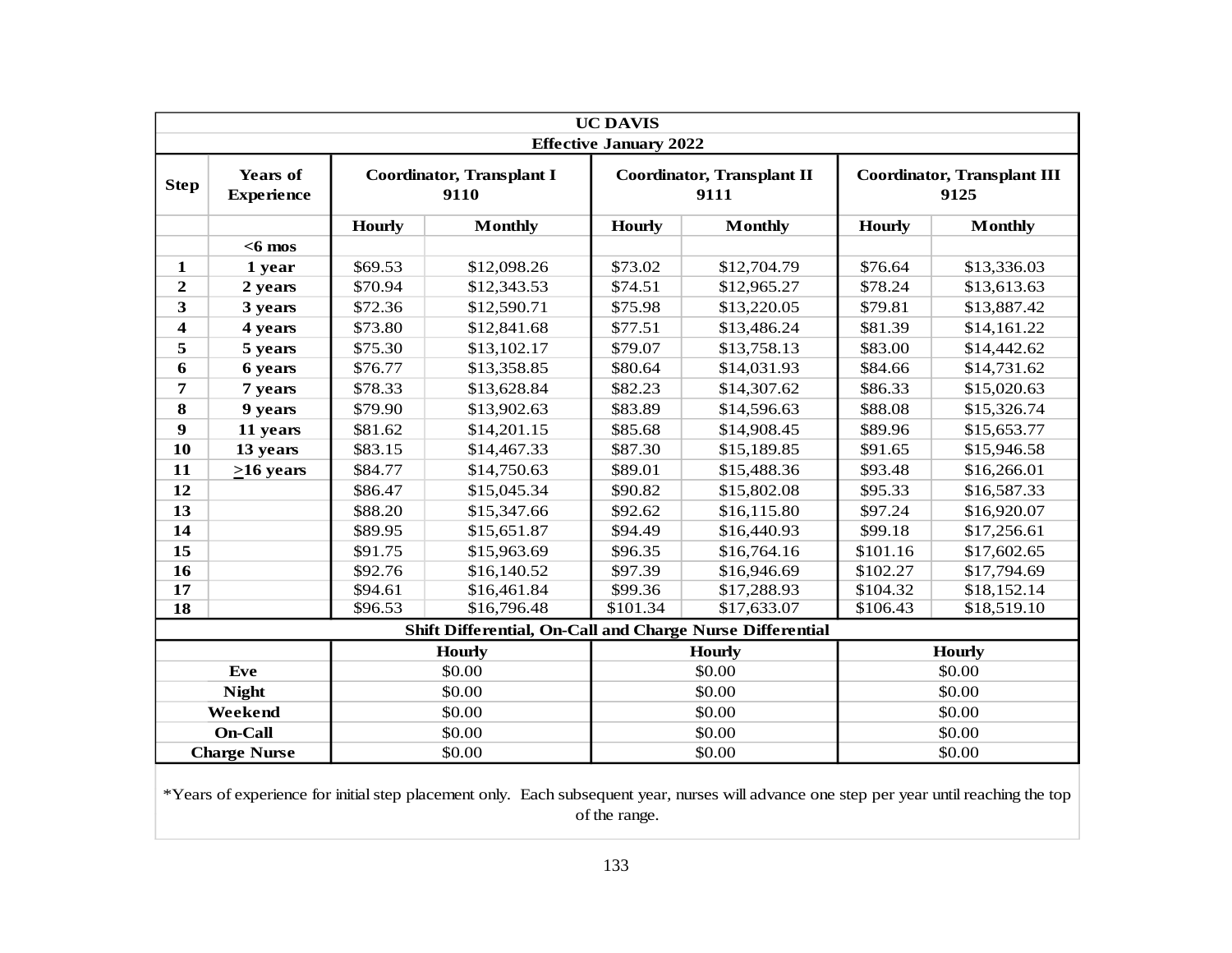| UC DAVIS | | | | | | | |
|---|---|---|---|---|---|---|---|
| Effective January 2022 | | | | | | | |
| **Step** | **Years of Experience** | **Coordinator, Transplant I 9110** | | **Coordinator, Transplant II 9111** | | **Coordinator, Transplant III 9125** | |
| | | **Hourly** | **Monthly** | **Hourly** | **Monthly** | **Hourly** | **Monthly** |
| | **<6 mos** | | | | | | |
| **1** | **1 year** | $69.53 | $12,098.26 | $73.02 | $12,704.79 | $76.64 | $13,336.03 |
| **2** | **2 years** | $70.94 | $12,343.53 | $74.51 | $12,965.27 | $78.24 | $13,613.63 |
| **3** | **3 years** | $72.36 | $12,590.71 | $75.98 | $13,220.05 | $79.81 | $13,887.42 |
| **4** | **4 years** | $73.80 | $12,841.68 | $77.51 | $13,486.24 | $81.39 | $14,161.22 |
| **5** | **5 years** | $75.30 | $13,102.17 | $79.07 | $13,758.13 | $83.00 | $14,442.62 |
| **6** | **6 years** | $76.77 | $13,358.85 | $80.64 | $14,031.93 | $84.66 | $14,731.62 |
| **7** | **7 years** | $78.33 | $13,628.84 | $82.23 | $14,307.62 | $86.33 | $15,020.63 |
| **8** | **9 years** | $79.90 | $13,902.63 | $83.89 | $14,596.63 | $88.08 | $15,326.74 |
| **9** | **11 years** | $81.62 | $14,201.15 | $85.68 | $14,908.45 | $89.96 | $15,653.77 |
| **10** | **13 years** | $83.15 | $14,467.33 | $87.30 | $15,189.85 | $91.65 | $15,946.58 |
| **11** | **≥16 years** | $84.77 | $14,750.63 | $89.01 | $15,488.36 | $93.48 | $16,266.01 |
| **12** | | $86.47 | $15,045.34 | $90.82 | $15,802.08 | $95.33 | $16,587.33 |
| **13** | | $88.20 | $15,347.66 | $92.62 | $16,115.80 | $97.24 | $16,920.07 |
| **14** | | $89.95 | $15,651.87 | $94.49 | $16,440.93 | $99.18 | $17,256.61 |
| **15** | | $91.75 | $15,963.69 | $96.35 | $16,764.16 | $101.16 | $17,602.65 |
| **16** | | $92.76 | $16,140.52 | $97.39 | $16,946.69 | $102.27 | $17,794.69 |
| **17** | | $94.61 | $16,461.84 | $99.36 | $17,288.93 | $104.32 | $18,152.14 |
| **18** | | $96.53 | $16,796.48 | $101.34 | $17,633.07 | $106.43 | $18,519.10 |

| Shift Differential, On-Call and Charge Nurse Differential | | | |
|---|---|---|---|
| | **Hourly** | **Hourly** | **Hourly** |
| **Eve** | $0.00 | $0.00 | $0.00 |
| **Night** | $0.00 | $0.00 | $0.00 |
| **Weekend** | $0.00 | $0.00 | $0.00 |
| **On-Call** | $0.00 | $0.00 | $0.00 |
| **Charge Nurse** | $0.00 | $0.00 | $0.00 |

*Years of experience for initial step placement only. Each subsequent year, nurses will advance one step per year until reaching the top of the range.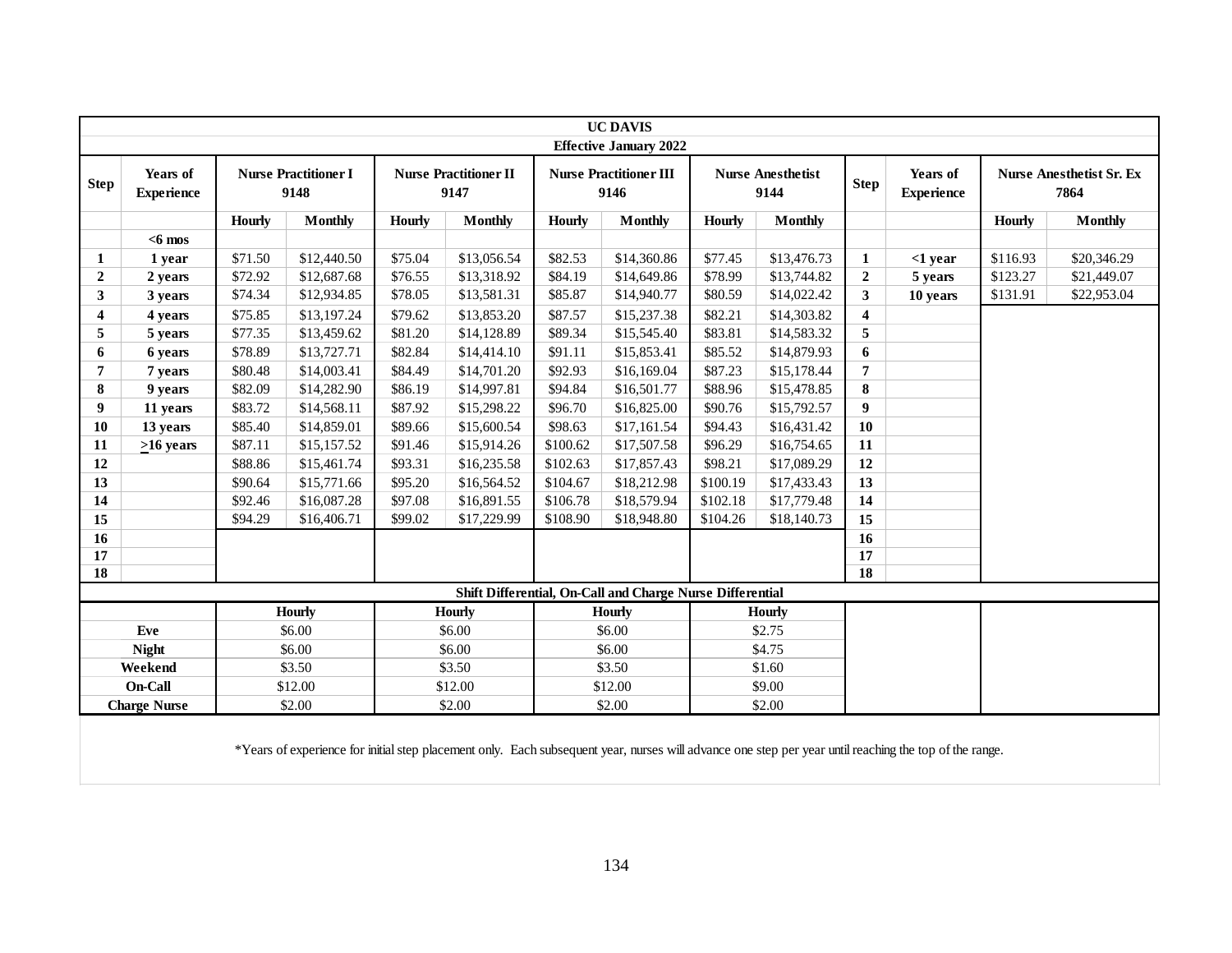# UC DAVIS

## Effective January 2022

| Step | Years of Experience | Nurse Practitioner I 9148 | | Nurse Practitioner II 9147 | | Nurse Practitioner III 9146 | | Nurse Anesthetist 9144 | | Step | Years of Experience | Nurse Anesthetist Sr. Ex 7864 | |
|---|---|---|---|---|---|---|---|---|---|---|---|---|---|
| | | Hourly | Monthly | Hourly | Monthly | Hourly | Monthly | Hourly | Monthly | | | Hourly | Monthly |
| | <6 mos | | | | | | | | | | | | |
| 1 | 1 year | $71.50 | $12,440.50 | $75.04 | $13,056.54 | $82.53 | $14,360.86 | $77.45 | $13,476.73 | 1 | <1 year | $116.93 | $20,346.29 |
| 2 | 2 years | $72.92 | $12,687.68 | $76.55 | $13,318.92 | $84.19 | $14,649.86 | $78.99 | $13,744.82 | 2 | 5 years | $123.27 | $21,449.07 |
| 3 | 3 years | $74.34 | $12,934.85 | $78.05 | $13,581.31 | $85.87 | $14,940.77 | $80.59 | $14,022.42 | 3 | 10 years | $131.91 | $22,953.04 |
| 4 | 4 years | $75.85 | $13,197.24 | $79.62 | $13,853.20 | $87.57 | $15,237.38 | $82.21 | $14,303.82 | 4 | | | |
| 5 | 5 years | $77.35 | $13,459.62 | $81.20 | $14,128.89 | $89.34 | $15,545.40 | $83.81 | $14,583.32 | 5 | | | |
| 6 | 6 years | $78.89 | $13,727.71 | $82.84 | $14,414.10 | $91.11 | $15,853.41 | $85.52 | $14,879.93 | 6 | | | |
| 7 | 7 years | $80.48 | $14,003.41 | $84.49 | $14,701.20 | $92.93 | $16,169.04 | $87.23 | $15,178.44 | 7 | | | |
| 8 | 9 years | $82.09 | $14,282.90 | $86.19 | $14,997.81 | $94.84 | $16,501.77 | $88.96 | $15,478.85 | 8 | | | |
| 9 | 11 years | $83.72 | $14,568.11 | $87.92 | $15,298.22 | $96.70 | $16,825.00 | $90.76 | $15,792.57 | 9 | | | |
| 10 | 13 years | $85.40 | $14,859.01 | $89.66 | $15,600.54 | $98.63 | $17,161.54 | $94.43 | $16,431.42 | 10 | | | |
| 11 | ≥16 years | $87.11 | $15,157.52 | $91.46 | $15,914.26 | $100.62 | $17,507.58 | $96.29 | $16,754.65 | 11 | | | |
| 12 | | $88.86 | $15,461.74 | $93.31 | $16,235.58 | $102.63 | $17,857.43 | $98.21 | $17,089.29 | 12 | | | |
| 13 | | $90.64 | $15,771.66 | $95.20 | $16,564.52 | $104.67 | $18,212.98 | $100.19 | $17,433.43 | 13 | | | |
| 14 | | $92.46 | $16,087.28 | $97.08 | $16,891.55 | $106.78 | $18,579.94 | $102.18 | $17,779.48 | 14 | | | |
| 15 | | $94.29 | $16,406.71 | $99.02 | $17,229.99 | $108.90 | $18,948.80 | $104.26 | $18,140.73 | 15 | | | |
| 16 | | | | | | | | | | 16 | | | |
| 17 | | | | | | | | | | 17 | | | |
| 18 | | | | | | | | | | 18 | | | |

### Shift Differential, On-Call and Charge Nurse Differential

| | Hourly | Hourly | Hourly | Hourly |
|---|---|---|---|---|
| Eve | $6.00 | $6.00 | $6.00 | $2.75 |
| Night | $6.00 | $6.00 | $6.00 | $4.75 |
| Weekend | $3.50 | $3.50 | $3.50 | $1.60 |
| On-Call | $12.00 | $12.00 | $12.00 | $9.00 |
| Charge Nurse | $2.00 | $2.00 | $2.00 | $2.00 |

*Years of experience for initial step placement only. Each subsequent year, nurses will advance one step per year until reaching the top of the range.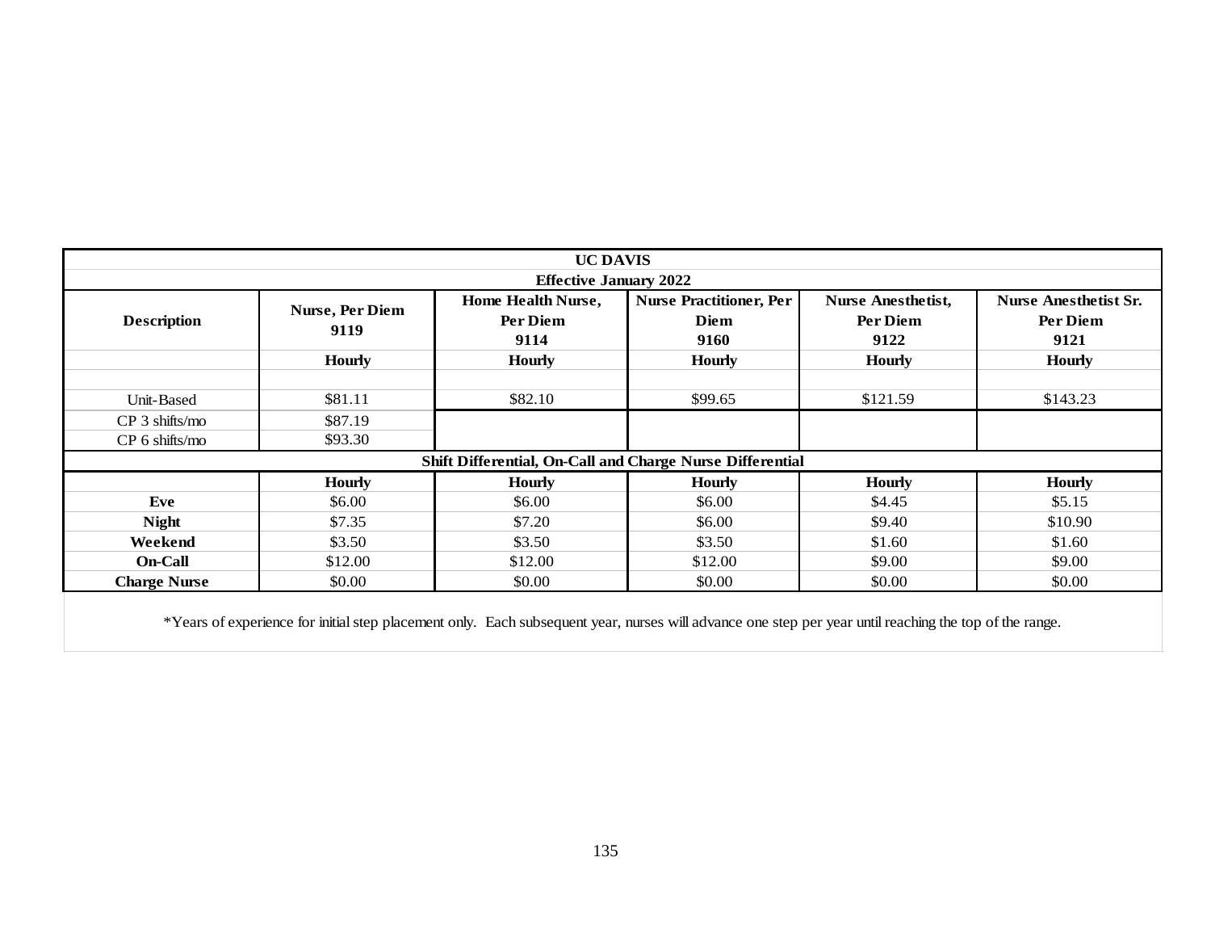| UC DAVIS | | | | | |
|---|---|---|---|---|---|
| **Effective January 2022** | | | | | |
| **Description** | **Nurse, Per Diem 9119** | **Home Health Nurse, Per Diem 9114** | **Nurse Practitioner, Per Diem 9160** | **Nurse Anesthetist, Per Diem 9122** | **Nurse Anesthetist Sr. Per Diem 9121** |
| | **Hourly** | **Hourly** | **Hourly** | **Hourly** | **Hourly** |
| | | | | | |
| Unit-Based | $81.11 | $82.10 | $99.65 | $121.59 | $143.23 |
| CP 3 shifts/mo | $87.19 | | | | |
| CP 6 shifts/mo | $93.30 | | | | |
| **Shift Differential, On-Call and Charge Nurse Differential** | | | | | |
| | **Hourly** | **Hourly** | **Hourly** | **Hourly** | **Hourly** |
| **Eve** | $6.00 | $6.00 | $6.00 | $4.45 | $5.15 |
| **Night** | $7.35 | $7.20 | $6.00 | $9.40 | $10.90 |
| **Weekend** | $3.50 | $3.50 | $3.50 | $1.60 | $1.60 |
| **On-Call** | $12.00 | $12.00 | $12.00 | $9.00 | $9.00 |
| **Charge Nurse** | $0.00 | $0.00 | $0.00 | $0.00 | $0.00 |

*Years of experience for initial step placement only. Each subsequent year, nurses will advance one step per year until reaching the top of the range.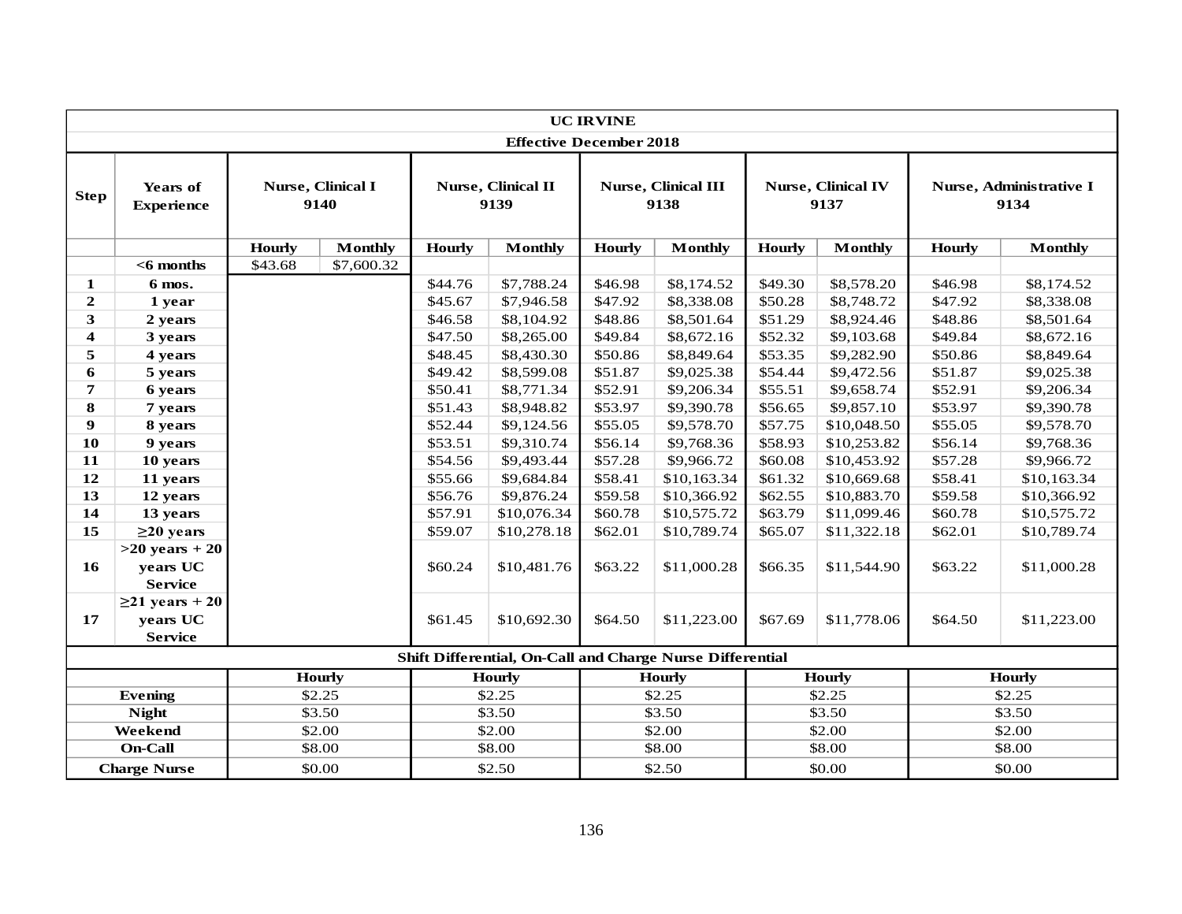| UC IRVINE | | | | | | | | | | | |
|---|---|---|---|---|---|---|---|---|---|---|---|
| **Effective December 2018** | | | | | | | | | | | |
| **Step** | **Years of Experience** | **Nurse, Clinical I 9140** | | **Nurse, Clinical II 9139** | | **Nurse, Clinical III 9138** | | **Nurse, Clinical IV 9137** | | **Nurse, Administrative I 9134** | |
| | | **Hourly** | **Monthly** | **Hourly** | **Monthly** | **Hourly** | **Monthly** | **Hourly** | **Monthly** | **Hourly** | **Monthly** |
| | **<6 months** | $43.68 | $7,600.32 | | | | | | | | |
| **1** | **6 mos.** | | | $44.76 | $7,788.24 | $46.98 | $8,174.52 | $49.30 | $8,578.20 | $46.98 | $8,174.52 |
| **2** | **1 year** | | | $45.67 | $7,946.58 | $47.92 | $8,338.08 | $50.28 | $8,748.72 | $47.92 | $8,338.08 |
| **3** | **2 years** | | | $46.58 | $8,104.92 | $48.86 | $8,501.64 | $51.29 | $8,924.46 | $48.86 | $8,501.64 |
| **4** | **3 years** | | | $47.50 | $8,265.00 | $49.84 | $8,672.16 | $52.32 | $9,103.68 | $49.84 | $8,672.16 |
| **5** | **4 years** | | | $48.45 | $8,430.30 | $50.86 | $8,849.64 | $53.35 | $9,282.90 | $50.86 | $8,849.64 |
| **6** | **5 years** | | | $49.42 | $8,599.08 | $51.87 | $9,025.38 | $54.44 | $9,472.56 | $51.87 | $9,025.38 |
| **7** | **6 years** | | | $50.41 | $8,771.34 | $52.91 | $9,206.34 | $55.51 | $9,658.74 | $52.91 | $9,206.34 |
| **8** | **7 years** | | | $51.43 | $8,948.82 | $53.97 | $9,390.78 | $56.65 | $9,857.10 | $53.97 | $9,390.78 |
| **9** | **8 years** | | | $52.44 | $9,124.56 | $55.05 | $9,578.70 | $57.75 | $10,048.50 | $55.05 | $9,578.70 |
| **10** | **9 years** | | | $53.51 | $9,310.74 | $56.14 | $9,768.36 | $58.93 | $10,253.82 | $56.14 | $9,768.36 |
| **11** | **10 years** | | | $54.56 | $9,493.44 | $57.28 | $9,966.72 | $60.08 | $10,453.92 | $57.28 | $9,966.72 |
| **12** | **11 years** | | | $55.66 | $9,684.84 | $58.41 | $10,163.34 | $61.32 | $10,669.68 | $58.41 | $10,163.34 |
| **13** | **12 years** | | | $56.76 | $9,876.24 | $59.58 | $10,366.92 | $62.55 | $10,883.70 | $59.58 | $10,366.92 |
| **14** | **13 years** | | | $57.91 | $10,076.34 | $60.78 | $10,575.72 | $63.79 | $11,099.46 | $60.78 | $10,575.72 |
| **15** | **≥20 years** | | | $59.07 | $10,278.18 | $62.01 | $10,789.74 | $65.07 | $11,322.18 | $62.01 | $10,789.74 |
| **16** | **>20 years + 20 years UC Service** | | | $60.24 | $10,481.76 | $63.22 | $11,000.28 | $66.35 | $11,544.90 | $63.22 | $11,000.28 |
| **17** | **≥21 years + 20 years UC Service** | | | $61.45 | $10,692.30 | $64.50 | $11,223.00 | $67.69 | $11,778.06 | $64.50 | $11,223.00 |
| **Shift Differential, On-Call and Charge Nurse Differential** | | | | | | | | | | | |
| | | **Hourly** | | **Hourly** | | **Hourly** | | **Hourly** | | **Hourly** | |
| **Evening** | | $2.25 | | $2.25 | | $2.25 | | $2.25 | | $2.25 | |
| **Night** | | $3.50 | | $3.50 | | $3.50 | | $3.50 | | $3.50 | |
| **Weekend** | | $2.00 | | $2.00 | | $2.00 | | $2.00 | | $2.00 | |
| **On-Call** | | $8.00 | | $8.00 | | $8.00 | | $8.00 | | $8.00 | |
| **Charge Nurse** | | $0.00 | | $2.50 | | $2.50 | | $0.00 | | $0.00 | |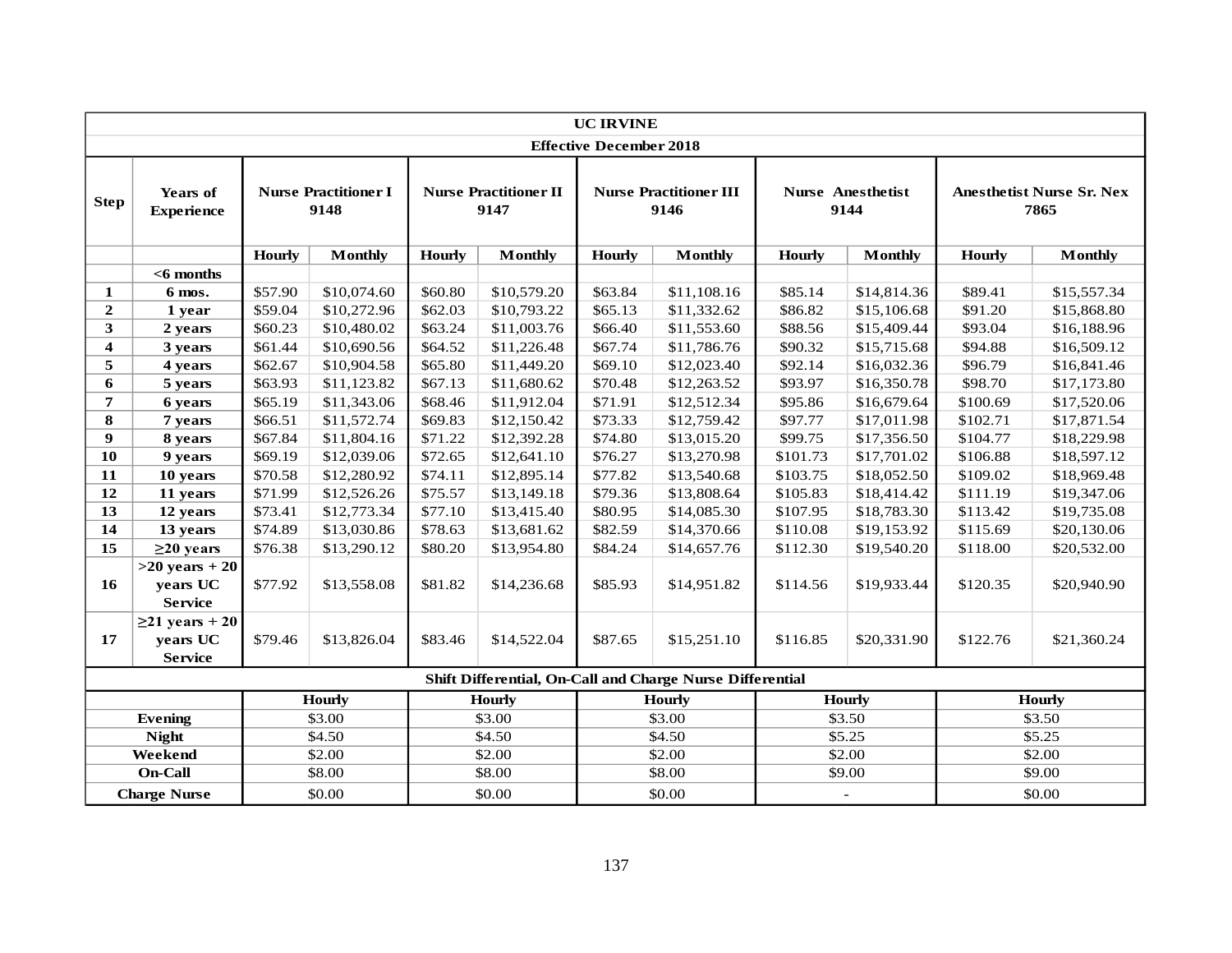| UC IRVINE | | | | | | | | | | | |
|---|---|---|---|---|---|---|---|---|---|---|---|
| **Effective December 2018** | | | | | | | | | | | |
| **Step** | **Years of Experience** | **Nurse Practitioner I 9148** | | **Nurse Practitioner II 9147** | | **Nurse Practitioner III 9146** | | **Nurse Anesthetist 9144** | | **Anesthetist Nurse Sr. Nex 7865** | |
| | | **Hourly** | **Monthly** | **Hourly** | **Monthly** | **Hourly** | **Monthly** | **Hourly** | **Monthly** | **Hourly** | **Monthly** |
| | **<6 months** | | | | | | | | | | |
| **1** | **6 mos.** | $57.90 | $10,074.60 | $60.80 | $10,579.20 | $63.84 | $11,108.16 | $85.14 | $14,814.36 | $89.41 | $15,557.34 |
| **2** | **1 year** | $59.04 | $10,272.96 | $62.03 | $10,793.22 | $65.13 | $11,332.62 | $86.82 | $15,106.68 | $91.20 | $15,868.80 |
| **3** | **2 years** | $60.23 | $10,480.02 | $63.24 | $11,003.76 | $66.40 | $11,553.60 | $88.56 | $15,409.44 | $93.04 | $16,188.96 |
| **4** | **3 years** | $61.44 | $10,690.56 | $64.52 | $11,226.48 | $67.74 | $11,786.76 | $90.32 | $15,715.68 | $94.88 | $16,509.12 |
| **5** | **4 years** | $62.67 | $10,904.58 | $65.80 | $11,449.20 | $69.10 | $12,023.40 | $92.14 | $16,032.36 | $96.79 | $16,841.46 |
| **6** | **5 years** | $63.93 | $11,123.82 | $67.13 | $11,680.62 | $70.48 | $12,263.52 | $93.97 | $16,350.78 | $98.70 | $17,173.80 |
| **7** | **6 years** | $65.19 | $11,343.06 | $68.46 | $11,912.04 | $71.91 | $12,512.34 | $95.86 | $16,679.64 | $100.69 | $17,520.06 |
| **8** | **7 years** | $66.51 | $11,572.74 | $69.83 | $12,150.42 | $73.33 | $12,759.42 | $97.77 | $17,011.98 | $102.71 | $17,871.54 |
| **9** | **8 years** | $67.84 | $11,804.16 | $71.22 | $12,392.28 | $74.80 | $13,015.20 | $99.75 | $17,356.50 | $104.77 | $18,229.98 |
| **10** | **9 years** | $69.19 | $12,039.06 | $72.65 | $12,641.10 | $76.27 | $13,270.98 | $101.73 | $17,701.02 | $106.88 | $18,597.12 |
| **11** | **10 years** | $70.58 | $12,280.92 | $74.11 | $12,895.14 | $77.82 | $13,540.68 | $103.75 | $18,052.50 | $109.02 | $18,969.48 |
| **12** | **11 years** | $71.99 | $12,526.26 | $75.57 | $13,149.18 | $79.36 | $13,808.64 | $105.83 | $18,414.42 | $111.19 | $19,347.06 |
| **13** | **12 years** | $73.41 | $12,773.34 | $77.10 | $13,415.40 | $80.95 | $14,085.30 | $107.95 | $18,783.30 | $113.42 | $19,735.08 |
| **14** | **13 years** | $74.89 | $13,030.86 | $78.63 | $13,681.62 | $82.59 | $14,370.66 | $110.08 | $19,153.92 | $115.69 | $20,130.06 |
| **15** | **≥20 years** | $76.38 | $13,290.12 | $80.20 | $13,954.80 | $84.24 | $14,657.76 | $112.30 | $19,540.20 | $118.00 | $20,532.00 |
| **16** | **>20 years + 20 years UC Service** | $77.92 | $13,558.08 | $81.82 | $14,236.68 | $85.93 | $14,951.82 | $114.56 | $19,933.44 | $120.35 | $20,940.90 |
| **17** | **≥21 years + 20 years UC Service** | $79.46 | $13,826.04 | $83.46 | $14,522.04 | $87.65 | $15,251.10 | $116.85 | $20,331.90 | $122.76 | $21,360.24 |
| **Shift Differential, On-Call and Charge Nurse Differential** | | | | | | | | | | | |
| | | **Hourly** | | **Hourly** | | **Hourly** | | **Hourly** | | **Hourly** | |
| **Evening** | | $3.00 | | $3.00 | | $3.00 | | $3.50 | | $3.50 | |
| **Night** | | $4.50 | | $4.50 | | $4.50 | | $5.25 | | $5.25 | |
| **Weekend** | | $2.00 | | $2.00 | | $2.00 | | $2.00 | | $2.00 | |
| **On-Call** | | $8.00 | | $8.00 | | $8.00 | | $9.00 | | $9.00 | |
| **Charge Nurse** | | $0.00 | | $0.00 | | $0.00 | | - | | $0.00 | |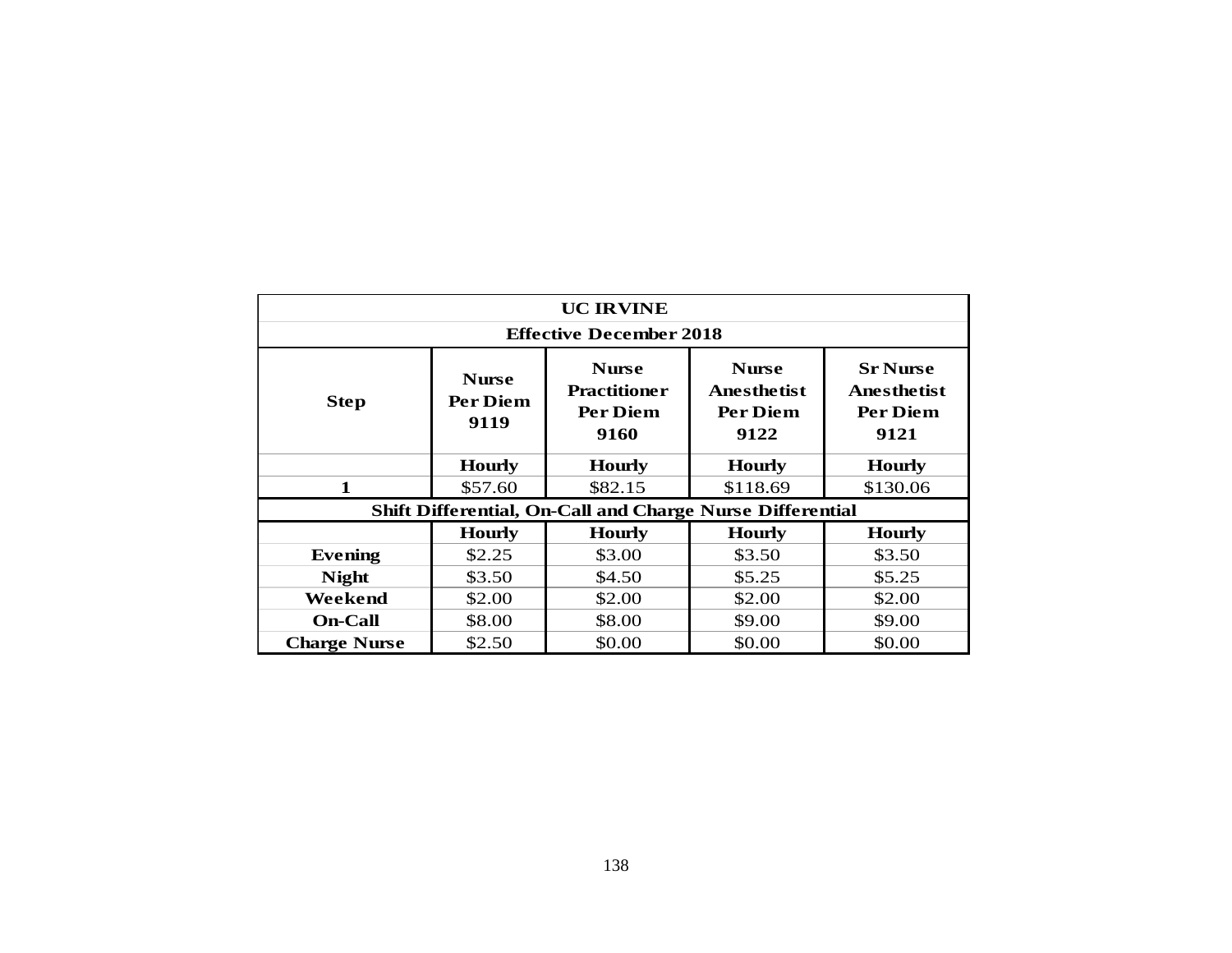| UC IRVINE | | | | |
|---|---|---|---|---|
| **Effective December 2018** | | | | |
| **Step** | **Nurse Per Diem 9119** | **Nurse Practitioner Per Diem 9160** | **Nurse Anesthetist Per Diem 9122** | **Sr Nurse Anesthetist Per Diem 9121** |
| | **Hourly** | **Hourly** | **Hourly** | **Hourly** |
| **1** | $57.60 | $82.15 | $118.69 | $130.06 |
| **Shift Differential, On-Call and Charge Nurse Differential** | | | | |
| | **Hourly** | **Hourly** | **Hourly** | **Hourly** |
| **Evening** | $2.25 | $3.00 | $3.50 | $3.50 |
| **Night** | $3.50 | $4.50 | $5.25 | $5.25 |
| **Weekend** | $2.00 | $2.00 | $2.00 | $2.00 |
| **On-Call** | $8.00 | $8.00 | $9.00 | $9.00 |
| **Charge Nurse** | $2.50 | $0.00 | $0.00 | $0.00 |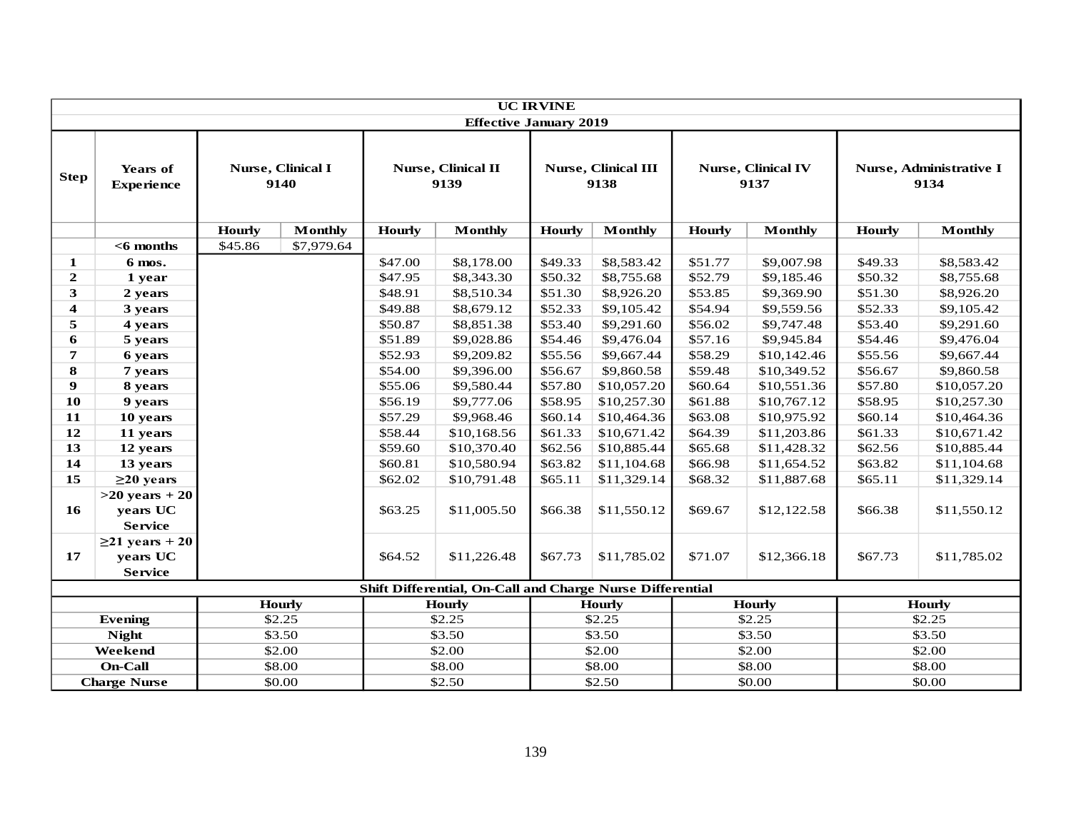| UC IRVINE | | | | | | | | | | | |
|---|---|---|---|---|---|---|---|---|---|---|---|
| **Effective January 2019** | | | | | | | | | | | |
| **Step** | **Years of Experience** | **Nurse, Clinical I 9140** | | **Nurse, Clinical II 9139** | | **Nurse, Clinical III 9138** | | **Nurse, Clinical IV 9137** | | **Nurse, Administrative I 9134** | |
| | | **Hourly** | **Monthly** | **Hourly** | **Monthly** | **Hourly** | **Monthly** | **Hourly** | **Monthly** | **Hourly** | **Monthly** |
| | **<6 months** | $45.86 | $7,979.64 | | | | | | | | |
| **1** | **6 mos.** | | | $47.00 | $8,178.00 | $49.33 | $8,583.42 | $51.77 | $9,007.98 | $49.33 | $8,583.42 |
| **2** | **1 year** | | | $47.95 | $8,343.30 | $50.32 | $8,755.68 | $52.79 | $9,185.46 | $50.32 | $8,755.68 |
| **3** | **2 years** | | | $48.91 | $8,510.34 | $51.30 | $8,926.20 | $53.85 | $9,369.90 | $51.30 | $8,926.20 |
| **4** | **3 years** | | | $49.88 | $8,679.12 | $52.33 | $9,105.42 | $54.94 | $9,559.56 | $52.33 | $9,105.42 |
| **5** | **4 years** | | | $50.87 | $8,851.38 | $53.40 | $9,291.60 | $56.02 | $9,747.48 | $53.40 | $9,291.60 |
| **6** | **5 years** | | | $51.89 | $9,028.86 | $54.46 | $9,476.04 | $57.16 | $9,945.84 | $54.46 | $9,476.04 |
| **7** | **6 years** | | | $52.93 | $9,209.82 | $55.56 | $9,667.44 | $58.29 | $10,142.46 | $55.56 | $9,667.44 |
| **8** | **7 years** | | | $54.00 | $9,396.00 | $56.67 | $9,860.58 | $59.48 | $10,349.52 | $56.67 | $9,860.58 |
| **9** | **8 years** | | | $55.06 | $9,580.44 | $57.80 | $10,057.20 | $60.64 | $10,551.36 | $57.80 | $10,057.20 |
| **10** | **9 years** | | | $56.19 | $9,777.06 | $58.95 | $10,257.30 | $61.88 | $10,767.12 | $58.95 | $10,257.30 |
| **11** | **10 years** | | | $57.29 | $9,968.46 | $60.14 | $10,464.36 | $63.08 | $10,975.92 | $60.14 | $10,464.36 |
| **12** | **11 years** | | | $58.44 | $10,168.56 | $61.33 | $10,671.42 | $64.39 | $11,203.86 | $61.33 | $10,671.42 |
| **13** | **12 years** | | | $59.60 | $10,370.40 | $62.56 | $10,885.44 | $65.68 | $11,428.32 | $62.56 | $10,885.44 |
| **14** | **13 years** | | | $60.81 | $10,580.94 | $63.82 | $11,104.68 | $66.98 | $11,654.52 | $63.82 | $11,104.68 |
| **15** | **≥20 years** | | | $62.02 | $10,791.48 | $65.11 | $11,329.14 | $68.32 | $11,887.68 | $65.11 | $11,329.14 |
| **16** | **>20 years + 20 years UC Service** | | | $63.25 | $11,005.50 | $66.38 | $11,550.12 | $69.67 | $12,122.58 | $66.38 | $11,550.12 |
| **17** | **≥21 years + 20 years UC Service** | | | $64.52 | $11,226.48 | $67.73 | $11,785.02 | $71.07 | $12,366.18 | $67.73 | $11,785.02 |
| **Shift Differential, On-Call and Charge Nurse Differential** | | | | | | | | | | | |
| | | **Hourly** | | **Hourly** | | **Hourly** | | **Hourly** | | **Hourly** | |
| **Evening** | | $2.25 | | $2.25 | | $2.25 | | $2.25 | | $2.25 | |
| **Night** | | $3.50 | | $3.50 | | $3.50 | | $3.50 | | $3.50 | |
| **Weekend** | | $2.00 | | $2.00 | | $2.00 | | $2.00 | | $2.00 | |
| **On-Call** | | $8.00 | | $8.00 | | $8.00 | | $8.00 | | $8.00 | |
| **Charge Nurse** | | $0.00 | | $2.50 | | $2.50 | | $0.00 | | $0.00 | |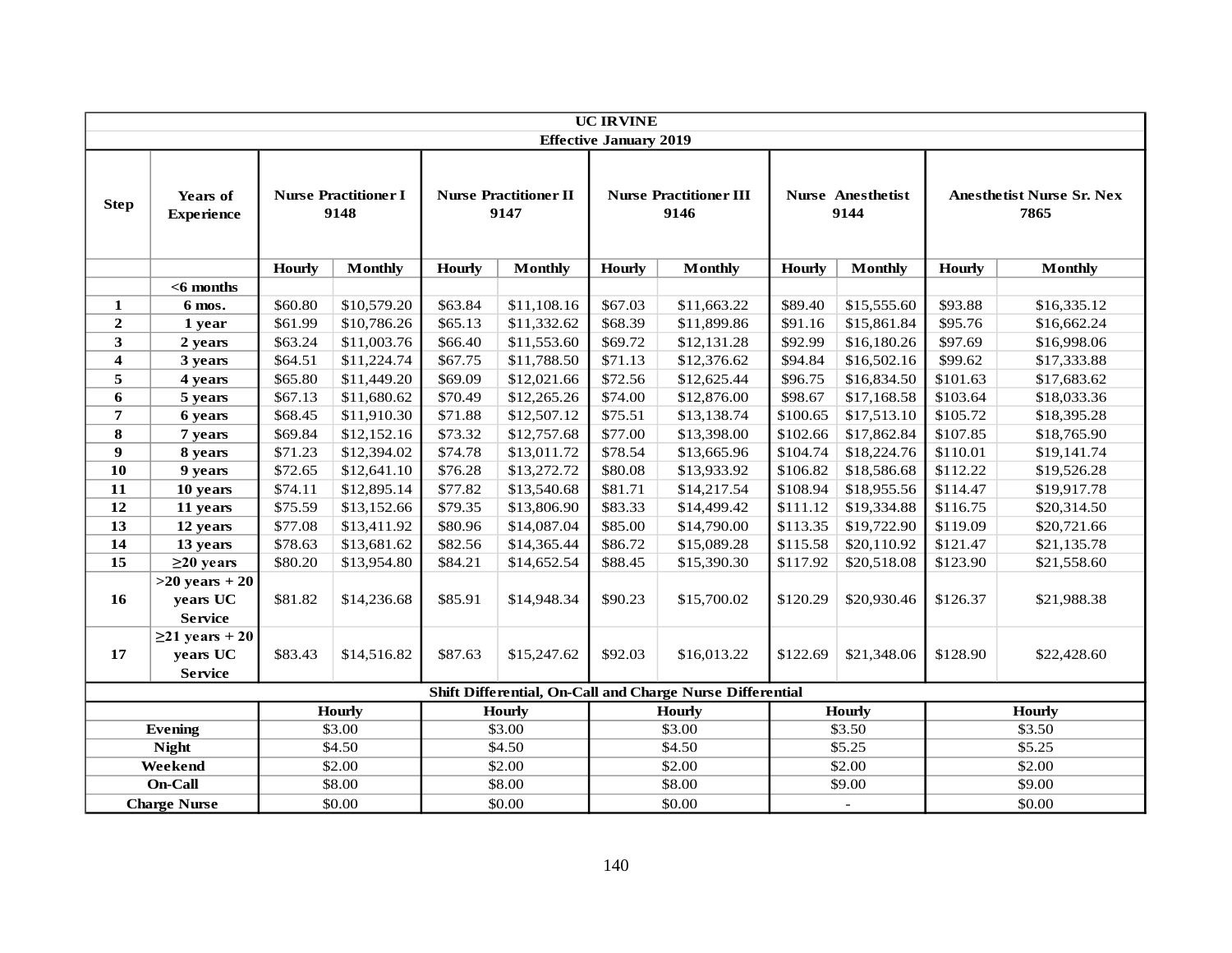| UC IRVINE | | | | | | | | | | | |
|---|---|---|---|---|---|---|---|---|---|---|---|
| **Effective January 2019** | | | | | | | | | | | |
| **Step** | **Years of Experience** | **Nurse Practitioner I 9148** | | **Nurse Practitioner II 9147** | | **Nurse Practitioner III 9146** | | **Nurse Anesthetist 9144** | | **Anesthetist Nurse Sr. Nex 7865** | |
| | | **Hourly** | **Monthly** | **Hourly** | **Monthly** | **Hourly** | **Monthly** | **Hourly** | **Monthly** | **Hourly** | **Monthly** |
| | **<6 months** | | | | | | | | | | |
| **1** | **6 mos.** | $60.80 | $10,579.20 | $63.84 | $11,108.16 | $67.03 | $11,663.22 | $89.40 | $15,555.60 | $93.88 | $16,335.12 |
| **2** | **1 year** | $61.99 | $10,786.26 | $65.13 | $11,332.62 | $68.39 | $11,899.86 | $91.16 | $15,861.84 | $95.76 | $16,662.24 |
| **3** | **2 years** | $63.24 | $11,003.76 | $66.40 | $11,553.60 | $69.72 | $12,131.28 | $92.99 | $16,180.26 | $97.69 | $16,998.06 |
| **4** | **3 years** | $64.51 | $11,224.74 | $67.75 | $11,788.50 | $71.13 | $12,376.62 | $94.84 | $16,502.16 | $99.62 | $17,333.88 |
| **5** | **4 years** | $65.80 | $11,449.20 | $69.09 | $12,021.66 | $72.56 | $12,625.44 | $96.75 | $16,834.50 | $101.63 | $17,683.62 |
| **6** | **5 years** | $67.13 | $11,680.62 | $70.49 | $12,265.26 | $74.00 | $12,876.00 | $98.67 | $17,168.58 | $103.64 | $18,033.36 |
| **7** | **6 years** | $68.45 | $11,910.30 | $71.88 | $12,507.12 | $75.51 | $13,138.74 | $100.65 | $17,513.10 | $105.72 | $18,395.28 |
| **8** | **7 years** | $69.84 | $12,152.16 | $73.32 | $12,757.68 | $77.00 | $13,398.00 | $102.66 | $17,862.84 | $107.85 | $18,765.90 |
| **9** | **8 years** | $71.23 | $12,394.02 | $74.78 | $13,011.72 | $78.54 | $13,665.96 | $104.74 | $18,224.76 | $110.01 | $19,141.74 |
| **10** | **9 years** | $72.65 | $12,641.10 | $76.28 | $13,272.72 | $80.08 | $13,933.92 | $106.82 | $18,586.68 | $112.22 | $19,526.28 |
| **11** | **10 years** | $74.11 | $12,895.14 | $77.82 | $13,540.68 | $81.71 | $14,217.54 | $108.94 | $18,955.56 | $114.47 | $19,917.78 |
| **12** | **11 years** | $75.59 | $13,152.66 | $79.35 | $13,806.90 | $83.33 | $14,499.42 | $111.12 | $19,334.88 | $116.75 | $20,314.50 |
| **13** | **12 years** | $77.08 | $13,411.92 | $80.96 | $14,087.04 | $85.00 | $14,790.00 | $113.35 | $19,722.90 | $119.09 | $20,721.66 |
| **14** | **13 years** | $78.63 | $13,681.62 | $82.56 | $14,365.44 | $86.72 | $15,089.28 | $115.58 | $20,110.92 | $121.47 | $21,135.78 |
| **15** | **≥20 years** | $80.20 | $13,954.80 | $84.21 | $14,652.54 | $88.45 | $15,390.30 | $117.92 | $20,518.08 | $123.90 | $21,558.60 |
| **16** | **>20 years + 20 years UC Service** | $81.82 | $14,236.68 | $85.91 | $14,948.34 | $90.23 | $15,700.02 | $120.29 | $20,930.46 | $126.37 | $21,988.38 |
| **17** | **≥21 years + 20 years UC Service** | $83.43 | $14,516.82 | $87.63 | $15,247.62 | $92.03 | $16,013.22 | $122.69 | $21,348.06 | $128.90 | $22,428.60 |

| Shift Differential, On-Call and Charge Nurse Differential | | | | | |
|---|---|---|---|---|---|
| | **Hourly** | **Hourly** | **Hourly** | **Hourly** | **Hourly** |
| **Evening** | $3.00 | $3.00 | $3.00 | $3.50 | $3.50 |
| **Night** | $4.50 | $4.50 | $4.50 | $5.25 | $5.25 |
| **Weekend** | $2.00 | $2.00 | $2.00 | $2.00 | $2.00 |
| **On-Call** | $8.00 | $8.00 | $8.00 | $9.00 | $9.00 |
| **Charge Nurse** | $0.00 | $0.00 | $0.00 | - | $0.00 |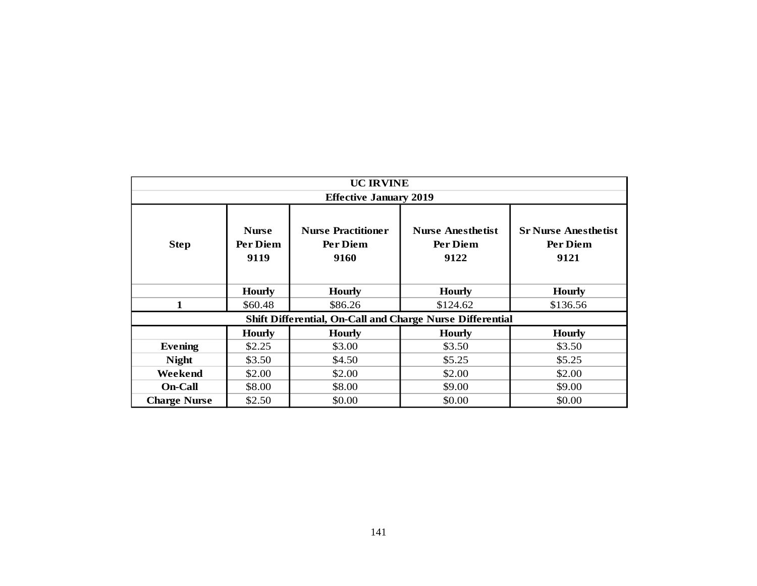| UC IRVINE | | | | |
|---|---|---|---|---|
| **Effective January 2019** | | | | |
| **Step** | **Nurse Per Diem 9119** | **Nurse Practitioner Per Diem 9160** | **Nurse Anesthetist Per Diem 9122** | **Sr Nurse Anesthetist Per Diem 9121** |
| | **Hourly** | **Hourly** | **Hourly** | **Hourly** |
| **1** | $60.48 | $86.26 | $124.62 | $136.56 |
| **Shift Differential, On-Call and Charge Nurse Differential** | | | | |
| | **Hourly** | **Hourly** | **Hourly** | **Hourly** |
| **Evening** | $2.25 | $3.00 | $3.50 | $3.50 |
| **Night** | $3.50 | $4.50 | $5.25 | $5.25 |
| **Weekend** | $2.00 | $2.00 | $2.00 | $2.00 |
| **On-Call** | $8.00 | $8.00 | $9.00 | $9.00 |
| **Charge Nurse** | $2.50 | $0.00 | $0.00 | $0.00 |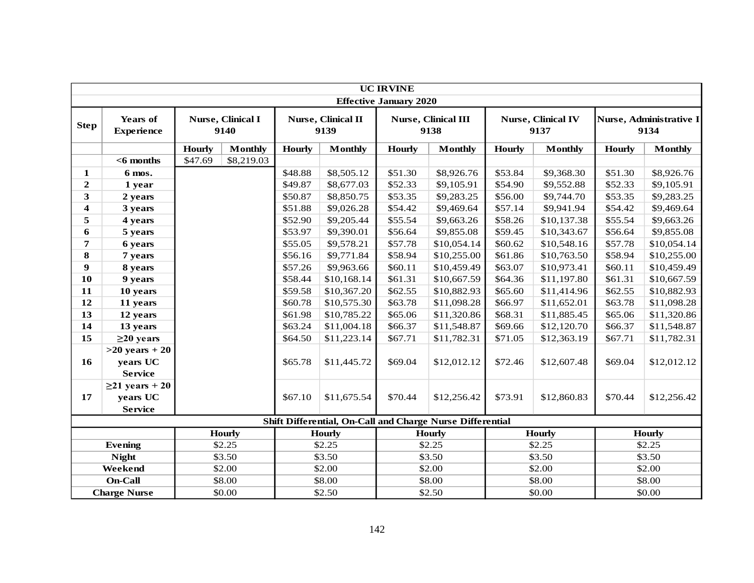| UC IRVINE | | | | | | | | | | | |
|---|---|---|---|---|---|---|---|---|---|---|---|
| Effective January 2020 | | | | | | | | | | | |
| Step | Years of Experience | Nurse, Clinical I 9140 | | Nurse, Clinical II 9139 | | Nurse, Clinical III 9138 | | Nurse, Clinical IV 9137 | | Nurse, Administrative I 9134 | |
| | | Hourly | Monthly | Hourly | Monthly | Hourly | Monthly | Hourly | Monthly | Hourly | Monthly |
| | <6 months | $47.69 | $8,219.03 | | | | | | | | |
| 1 | 6 mos. | | | $48.88 | $8,505.12 | $51.30 | $8,926.76 | $53.84 | $9,368.30 | $51.30 | $8,926.76 |
| 2 | 1 year | | | $49.87 | $8,677.03 | $52.33 | $9,105.91 | $54.90 | $9,552.88 | $52.33 | $9,105.91 |
| 3 | 2 years | | | $50.87 | $8,850.75 | $53.35 | $9,283.25 | $56.00 | $9,744.70 | $53.35 | $9,283.25 |
| 4 | 3 years | | | $51.88 | $9,026.28 | $54.42 | $9,469.64 | $57.14 | $9,941.94 | $54.42 | $9,469.64 |
| 5 | 4 years | | | $52.90 | $9,205.44 | $55.54 | $9,663.26 | $58.26 | $10,137.38 | $55.54 | $9,663.26 |
| 6 | 5 years | | | $53.97 | $9,390.01 | $56.64 | $9,855.08 | $59.45 | $10,343.67 | $56.64 | $9,855.08 |
| 7 | 6 years | | | $55.05 | $9,578.21 | $57.78 | $10,054.14 | $60.62 | $10,548.16 | $57.78 | $10,054.14 |
| 8 | 7 years | | | $56.16 | $9,771.84 | $58.94 | $10,255.00 | $61.86 | $10,763.50 | $58.94 | $10,255.00 |
| 9 | 8 years | | | $57.26 | $9,963.66 | $60.11 | $10,459.49 | $63.07 | $10,973.41 | $60.11 | $10,459.49 |
| 10 | 9 years | | | $58.44 | $10,168.14 | $61.31 | $10,667.59 | $64.36 | $11,197.80 | $61.31 | $10,667.59 |
| 11 | 10 years | | | $59.58 | $10,367.20 | $62.55 | $10,882.93 | $65.60 | $11,414.96 | $62.55 | $10,882.93 |
| 12 | 11 years | | | $60.78 | $10,575.30 | $63.78 | $11,098.28 | $66.97 | $11,652.01 | $63.78 | $11,098.28 |
| 13 | 12 years | | | $61.98 | $10,785.22 | $65.06 | $11,320.86 | $68.31 | $11,885.45 | $65.06 | $11,320.86 |
| 14 | 13 years | | | $63.24 | $11,004.18 | $66.37 | $11,548.87 | $69.66 | $12,120.70 | $66.37 | $11,548.87 |
| 15 | ≥20 years | | | $64.50 | $11,223.14 | $67.71 | $11,782.31 | $71.05 | $12,363.19 | $67.71 | $11,782.31 |
| 16 | >20 years + 20 years UC Service | | | $65.78 | $11,445.72 | $69.04 | $12,012.12 | $72.46 | $12,607.48 | $69.04 | $12,012.12 |
| 17 | ≥21 years + 20 years UC Service | | | $67.10 | $11,675.54 | $70.44 | $12,256.42 | $73.91 | $12,860.83 | $70.44 | $12,256.42 |
| Shift Differential, On-Call and Charge Nurse Differential | | | | | | | | | | | |
| | | Hourly | | Hourly | | Hourly | | Hourly | | Hourly | |
| Evening | | $2.25 | | $2.25 | | $2.25 | | $2.25 | | $2.25 | |
| Night | | $3.50 | | $3.50 | | $3.50 | | $3.50 | | $3.50 | |
| Weekend | | $2.00 | | $2.00 | | $2.00 | | $2.00 | | $2.00 | |
| On-Call | | $8.00 | | $8.00 | | $8.00 | | $8.00 | | $8.00 | |
| Charge Nurse | | $0.00 | | $2.50 | | $2.50 | | $0.00 | | $0.00 | |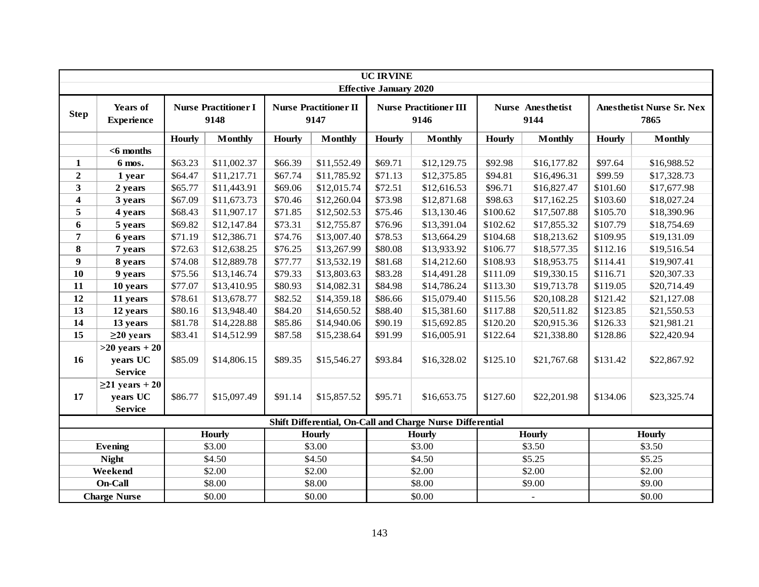| UC IRVINE | | | | | | | | | | | |
|---|---|---|---|---|---|---|---|---|---|---|---|
| **Effective January 2020** | | | | | | | | | | | |
| **Step** | **Years of Experience** | **Nurse Practitioner I 9148** | | **Nurse Practitioner II 9147** | | **Nurse Practitioner III 9146** | | **Nurse Anesthetist 9144** | | **Anesthetist Nurse Sr. Nex 7865** | |
| | | **Hourly** | **Monthly** | **Hourly** | **Monthly** | **Hourly** | **Monthly** | **Hourly** | **Monthly** | **Hourly** | **Monthly** |
| | **<6 months** | | | | | | | | | | |
| **1** | **6 mos.** | $63.23 | $11,002.37 | $66.39 | $11,552.49 | $69.71 | $12,129.75 | $92.98 | $16,177.82 | $97.64 | $16,988.52 |
| **2** | **1 year** | $64.47 | $11,217.71 | $67.74 | $11,785.92 | $71.13 | $12,375.85 | $94.81 | $16,496.31 | $99.59 | $17,328.73 |
| **3** | **2 years** | $65.77 | $11,443.91 | $69.06 | $12,015.74 | $72.51 | $12,616.53 | $96.71 | $16,827.47 | $101.60 | $17,677.98 |
| **4** | **3 years** | $67.09 | $11,673.73 | $70.46 | $12,260.04 | $73.98 | $12,871.68 | $98.63 | $17,162.25 | $103.60 | $18,027.24 |
| **5** | **4 years** | $68.43 | $11,907.17 | $71.85 | $12,502.53 | $75.46 | $13,130.46 | $100.62 | $17,507.88 | $105.70 | $18,390.96 |
| **6** | **5 years** | $69.82 | $12,147.84 | $73.31 | $12,755.87 | $76.96 | $13,391.04 | $102.62 | $17,855.32 | $107.79 | $18,754.69 |
| **7** | **6 years** | $71.19 | $12,386.71 | $74.76 | $13,007.40 | $78.53 | $13,664.29 | $104.68 | $18,213.62 | $109.95 | $19,131.09 |
| **8** | **7 years** | $72.63 | $12,638.25 | $76.25 | $13,267.99 | $80.08 | $13,933.92 | $106.77 | $18,577.35 | $112.16 | $19,516.54 |
| **9** | **8 years** | $74.08 | $12,889.78 | $77.77 | $13,532.19 | $81.68 | $14,212.60 | $108.93 | $18,953.75 | $114.41 | $19,907.41 |
| **10** | **9 years** | $75.56 | $13,146.74 | $79.33 | $13,803.63 | $83.28 | $14,491.28 | $111.09 | $19,330.15 | $116.71 | $20,307.33 |
| **11** | **10 years** | $77.07 | $13,410.95 | $80.93 | $14,082.31 | $84.98 | $14,786.24 | $113.30 | $19,713.78 | $119.05 | $20,714.49 |
| **12** | **11 years** | $78.61 | $13,678.77 | $82.52 | $14,359.18 | $86.66 | $15,079.40 | $115.56 | $20,108.28 | $121.42 | $21,127.08 |
| **13** | **12 years** | $80.16 | $13,948.40 | $84.20 | $14,650.52 | $88.40 | $15,381.60 | $117.88 | $20,511.82 | $123.85 | $21,550.53 |
| **14** | **13 years** | $81.78 | $14,228.88 | $85.86 | $14,940.06 | $90.19 | $15,692.85 | $120.20 | $20,915.36 | $126.33 | $21,981.21 |
| **15** | **≥20 years** | $83.41 | $14,512.99 | $87.58 | $15,238.64 | $91.99 | $16,005.91 | $122.64 | $21,338.80 | $128.86 | $22,420.94 |
| **16** | **>20 years + 20 years UC Service** | $85.09 | $14,806.15 | $89.35 | $15,546.27 | $93.84 | $16,328.02 | $125.10 | $21,767.68 | $131.42 | $22,867.92 |
| **17** | **≥21 years + 20 years UC Service** | $86.77 | $15,097.49 | $91.14 | $15,857.52 | $95.71 | $16,653.75 | $127.60 | $22,201.98 | $134.06 | $23,325.74 |

| **Shift Differential, On-Call and Charge Nurse Differential** | | | | | |
|---|---|---|---|---|---|
| | **Hourly** | **Hourly** | **Hourly** | **Hourly** | **Hourly** |
| **Evening** | $3.00 | $3.00 | $3.00 | $3.50 | $3.50 |
| **Night** | $4.50 | $4.50 | $4.50 | $5.25 | $5.25 |
| **Weekend** | $2.00 | $2.00 | $2.00 | $2.00 | $2.00 |
| **On-Call** | $8.00 | $8.00 | $8.00 | $9.00 | $9.00 |
| **Charge Nurse** | $0.00 | $0.00 | $0.00 | - | $0.00 |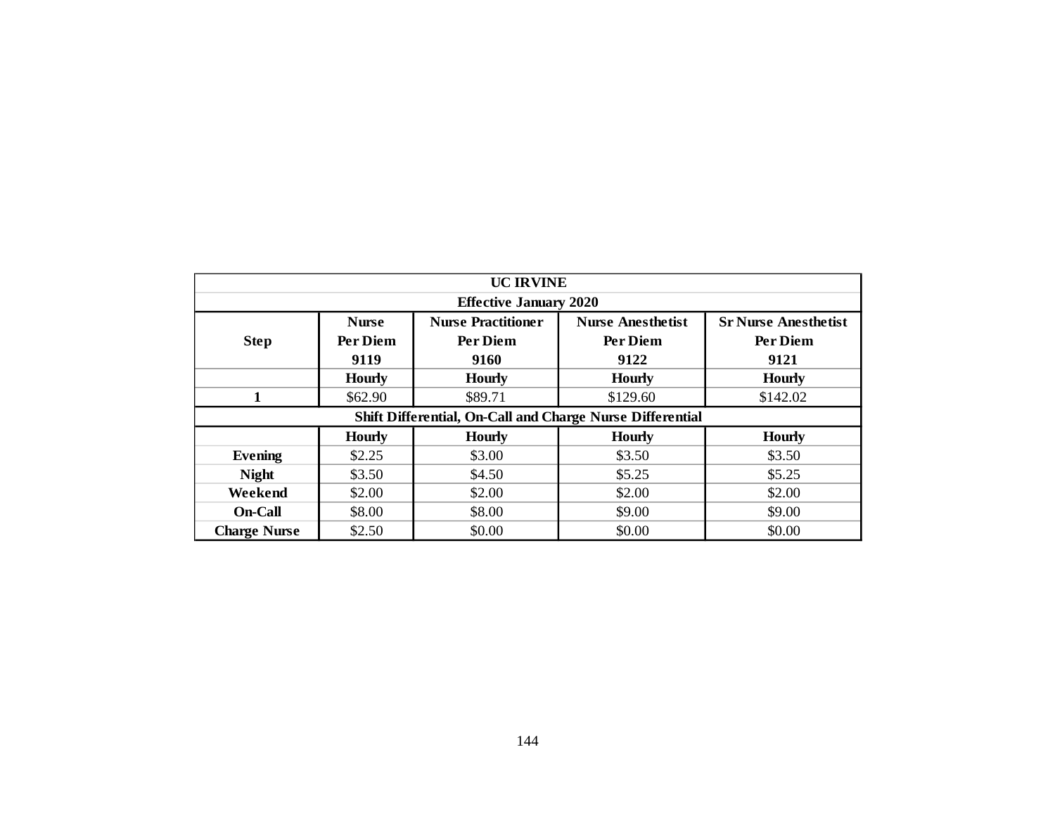| UC IRVINE | | | | |
|---|---|---|---|---|
| Effective January 2020 | | | | |
| Step | Nurse Per Diem 9119 | Nurse Practitioner Per Diem 9160 | Nurse Anesthetist Per Diem 9122 | Sr Nurse Anesthetist Per Diem 9121 |
| | Hourly | Hourly | Hourly | Hourly |
| 1 | $62.90 | $89.71 | $129.60 | $142.02 |
| Shift Differential, On-Call and Charge Nurse Differential | | | | |
| | Hourly | Hourly | Hourly | Hourly |
| Evening | $2.25 | $3.00 | $3.50 | $3.50 |
| Night | $3.50 | $4.50 | $5.25 | $5.25 |
| Weekend | $2.00 | $2.00 | $2.00 | $2.00 |
| On-Call | $8.00 | $8.00 | $9.00 | $9.00 |
| Charge Nurse | $2.50 | $0.00 | $0.00 | $0.00 |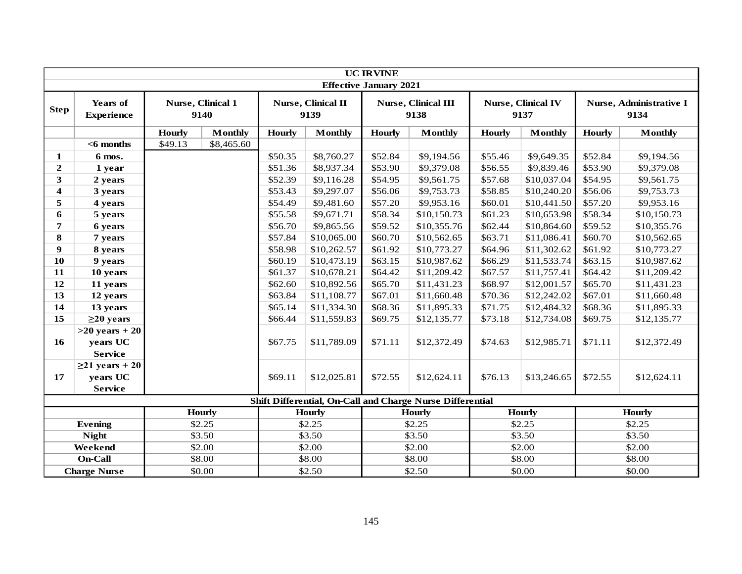| UC IRVINE | | | | | | | | | | | |
|---|---|---|---|---|---|---|---|---|---|---|---|
| Effective January 2021 | | | | | | | | | | | |
| Step | Years of Experience | Nurse, Clinical 1 9140 | | Nurse, Clinical II 9139 | | Nurse, Clinical III 9138 | | Nurse, Clinical IV 9137 | | Nurse, Administrative I 9134 | |
| | | Hourly | Monthly | Hourly | Monthly | Hourly | Monthly | Hourly | Monthly | Hourly | Monthly |
| | <6 months | $49.13 | $8,465.60 | | | | | | | | |
| 1 | 6 mos. | | | $50.35 | $8,760.27 | $52.84 | $9,194.56 | $55.46 | $9,649.35 | $52.84 | $9,194.56 |
| 2 | 1 year | | | $51.36 | $8,937.34 | $53.90 | $9,379.08 | $56.55 | $9,839.46 | $53.90 | $9,379.08 |
| 3 | 2 years | | | $52.39 | $9,116.28 | $54.95 | $9,561.75 | $57.68 | $10,037.04 | $54.95 | $9,561.75 |
| 4 | 3 years | | | $53.43 | $9,297.07 | $56.06 | $9,753.73 | $58.85 | $10,240.20 | $56.06 | $9,753.73 |
| 5 | 4 years | | | $54.49 | $9,481.60 | $57.20 | $9,953.16 | $60.01 | $10,441.50 | $57.20 | $9,953.16 |
| 6 | 5 years | | | $55.58 | $9,671.71 | $58.34 | $10,150.73 | $61.23 | $10,653.98 | $58.34 | $10,150.73 |
| 7 | 6 years | | | $56.70 | $9,865.56 | $59.52 | $10,355.76 | $62.44 | $10,864.60 | $59.52 | $10,355.76 |
| 8 | 7 years | | | $57.84 | $10,065.00 | $60.70 | $10,562.65 | $63.71 | $11,086.41 | $60.70 | $10,562.65 |
| 9 | 8 years | | | $58.98 | $10,262.57 | $61.92 | $10,773.27 | $64.96 | $11,302.62 | $61.92 | $10,773.27 |
| 10 | 9 years | | | $60.19 | $10,473.19 | $63.15 | $10,987.62 | $66.29 | $11,533.74 | $63.15 | $10,987.62 |
| 11 | 10 years | | | $61.37 | $10,678.21 | $64.42 | $11,209.42 | $67.57 | $11,757.41 | $64.42 | $11,209.42 |
| 12 | 11 years | | | $62.60 | $10,892.56 | $65.70 | $11,431.23 | $68.97 | $12,001.57 | $65.70 | $11,431.23 |
| 13 | 12 years | | | $63.84 | $11,108.77 | $67.01 | $11,660.48 | $70.36 | $12,242.02 | $67.01 | $11,660.48 |
| 14 | 13 years | | | $65.14 | $11,334.30 | $68.36 | $11,895.33 | $71.75 | $12,484.32 | $68.36 | $11,895.33 |
| 15 | ≥20 years | | | $66.44 | $11,559.83 | $69.75 | $12,135.77 | $73.18 | $12,734.08 | $69.75 | $12,135.77 |
| 16 | >20 years + 20 years UC Service | | | $67.75 | $11,789.09 | $71.11 | $12,372.49 | $74.63 | $12,985.71 | $71.11 | $12,372.49 |
| 17 | ≥21 years + 20 years UC Service | | | $69.11 | $12,025.81 | $72.55 | $12,624.11 | $76.13 | $13,246.65 | $72.55 | $12,624.11 |
| Shift Differential, On-Call and Charge Nurse Differential | | | | | | | | | | | |
| | | Hourly | | Hourly | | Hourly | | Hourly | | Hourly | |
| Evening | | $2.25 | | $2.25 | | $2.25 | | $2.25 | | $2.25 | |
| Night | | $3.50 | | $3.50 | | $3.50 | | $3.50 | | $3.50 | |
| Weekend | | $2.00 | | $2.00 | | $2.00 | | $2.00 | | $2.00 | |
| On-Call | | $8.00 | | $8.00 | | $8.00 | | $8.00 | | $8.00 | |
| Charge Nurse | | $0.00 | | $2.50 | | $2.50 | | $0.00 | | $0.00 | |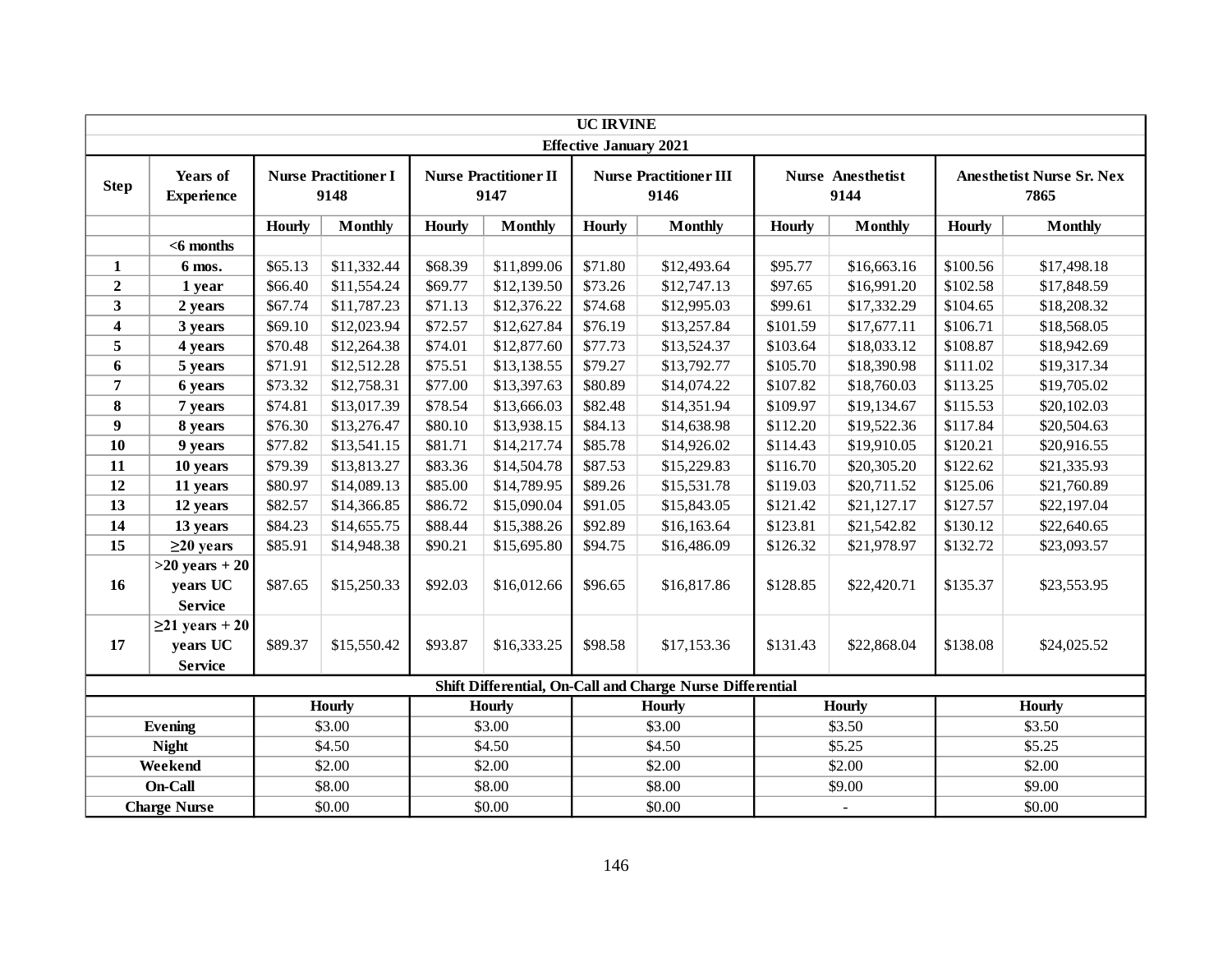| UC IRVINE | | | | | | | | | | | |
|---|---|---|---|---|---|---|---|---|---|---|---|
| Effective January 2021 | | | | | | | | | | | |
| **Step** | **Years of Experience** | **Nurse Practitioner I 9148** | | **Nurse Practitioner II 9147** | | **Nurse Practitioner III 9146** | | **Nurse Anesthetist 9144** | | **Anesthetist Nurse Sr. Nex 7865** | |
| | | **Hourly** | **Monthly** | **Hourly** | **Monthly** | **Hourly** | **Monthly** | **Hourly** | **Monthly** | **Hourly** | **Monthly** |
| | **<6 months** | | | | | | | | | | |
| **1** | **6 mos.** | $65.13 | $11,332.44 | $68.39 | $11,899.06 | $71.80 | $12,493.64 | $95.77 | $16,663.16 | $100.56 | $17,498.18 |
| **2** | **1 year** | $66.40 | $11,554.24 | $69.77 | $12,139.50 | $73.26 | $12,747.13 | $97.65 | $16,991.20 | $102.58 | $17,848.59 |
| **3** | **2 years** | $67.74 | $11,787.23 | $71.13 | $12,376.22 | $74.68 | $12,995.03 | $99.61 | $17,332.29 | $104.65 | $18,208.32 |
| **4** | **3 years** | $69.10 | $12,023.94 | $72.57 | $12,627.84 | $76.19 | $13,257.84 | $101.59 | $17,677.11 | $106.71 | $18,568.05 |
| **5** | **4 years** | $70.48 | $12,264.38 | $74.01 | $12,877.60 | $77.73 | $13,524.37 | $103.64 | $18,033.12 | $108.87 | $18,942.69 |
| **6** | **5 years** | $71.91 | $12,512.28 | $75.51 | $13,138.55 | $79.27 | $13,792.77 | $105.70 | $18,390.98 | $111.02 | $19,317.34 |
| **7** | **6 years** | $73.32 | $12,758.31 | $77.00 | $13,397.63 | $80.89 | $14,074.22 | $107.82 | $18,760.03 | $113.25 | $19,705.02 |
| **8** | **7 years** | $74.81 | $13,017.39 | $78.54 | $13,666.03 | $82.48 | $14,351.94 | $109.97 | $19,134.67 | $115.53 | $20,102.03 |
| **9** | **8 years** | $76.30 | $13,276.47 | $80.10 | $13,938.15 | $84.13 | $14,638.98 | $112.20 | $19,522.36 | $117.84 | $20,504.63 |
| **10** | **9 years** | $77.82 | $13,541.15 | $81.71 | $14,217.74 | $85.78 | $14,926.02 | $114.43 | $19,910.05 | $120.21 | $20,916.55 |
| **11** | **10 years** | $79.39 | $13,813.27 | $83.36 | $14,504.78 | $87.53 | $15,229.83 | $116.70 | $20,305.20 | $122.62 | $21,335.93 |
| **12** | **11 years** | $80.97 | $14,089.13 | $85.00 | $14,789.95 | $89.26 | $15,531.78 | $119.03 | $20,711.52 | $125.06 | $21,760.89 |
| **13** | **12 years** | $82.57 | $14,366.85 | $86.72 | $15,090.04 | $91.05 | $15,843.05 | $121.42 | $21,127.17 | $127.57 | $22,197.04 |
| **14** | **13 years** | $84.23 | $14,655.75 | $88.44 | $15,388.26 | $92.89 | $16,163.64 | $123.81 | $21,542.82 | $130.12 | $22,640.65 |
| **15** | **≥20 years** | $85.91 | $14,948.38 | $90.21 | $15,695.80 | $94.75 | $16,486.09 | $126.32 | $21,978.97 | $132.72 | $23,093.57 |
| **16** | **>20 years + 20 years UC Service** | $87.65 | $15,250.33 | $92.03 | $16,012.66 | $96.65 | $16,817.86 | $128.85 | $22,420.71 | $135.37 | $23,553.95 |
| **17** | **≥21 years + 20 years UC Service** | $89.37 | $15,550.42 | $93.87 | $16,333.25 | $98.58 | $17,153.36 | $131.43 | $22,868.04 | $138.08 | $24,025.52 |

| **Shift Differential, On-Call and Charge Nurse Differential** | | | | | |
|---|---|---|---|---|---|
| | **Hourly** | **Hourly** | **Hourly** | **Hourly** | **Hourly** |
| **Evening** | $3.00 | $3.00 | $3.00 | $3.50 | $3.50 |
| **Night** | $4.50 | $4.50 | $4.50 | $5.25 | $5.25 |
| **Weekend** | $2.00 | $2.00 | $2.00 | $2.00 | $2.00 |
| **On-Call** | $8.00 | $8.00 | $8.00 | $9.00 | $9.00 |
| **Charge Nurse** | $0.00 | $0.00 | $0.00 | - | $0.00 |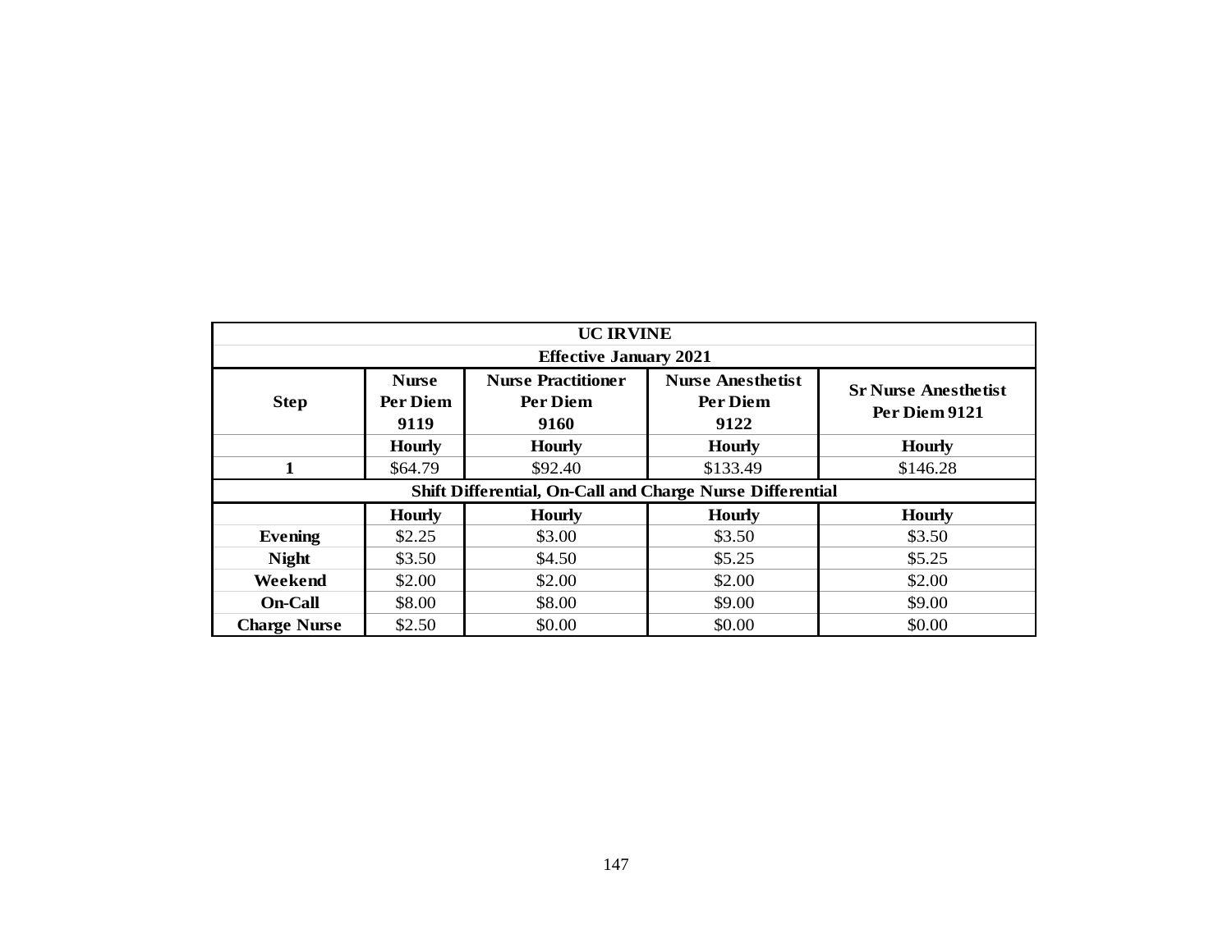| UC IRVINE | | | | |
|---|---|---|---|---|
| Effective January 2021 | | | | |
| **Step** | **Nurse Per Diem 9119** | **Nurse Practitioner Per Diem 9160** | **Nurse Anesthetist Per Diem 9122** | **Sr Nurse Anesthetist Per Diem 9121** |
| | **Hourly** | **Hourly** | **Hourly** | **Hourly** |
| **1** | $64.79 | $92.40 | $133.49 | $146.28 |
| **Shift Differential, On-Call and Charge Nurse Differential** | | | | |
| | **Hourly** | **Hourly** | **Hourly** | **Hourly** |
| **Evening** | $2.25 | $3.00 | $3.50 | $3.50 |
| **Night** | $3.50 | $4.50 | $5.25 | $5.25 |
| **Weekend** | $2.00 | $2.00 | $2.00 | $2.00 |
| **On-Call** | $8.00 | $8.00 | $9.00 | $9.00 |
| **Charge Nurse** | $2.50 | $0.00 | $0.00 | $0.00 |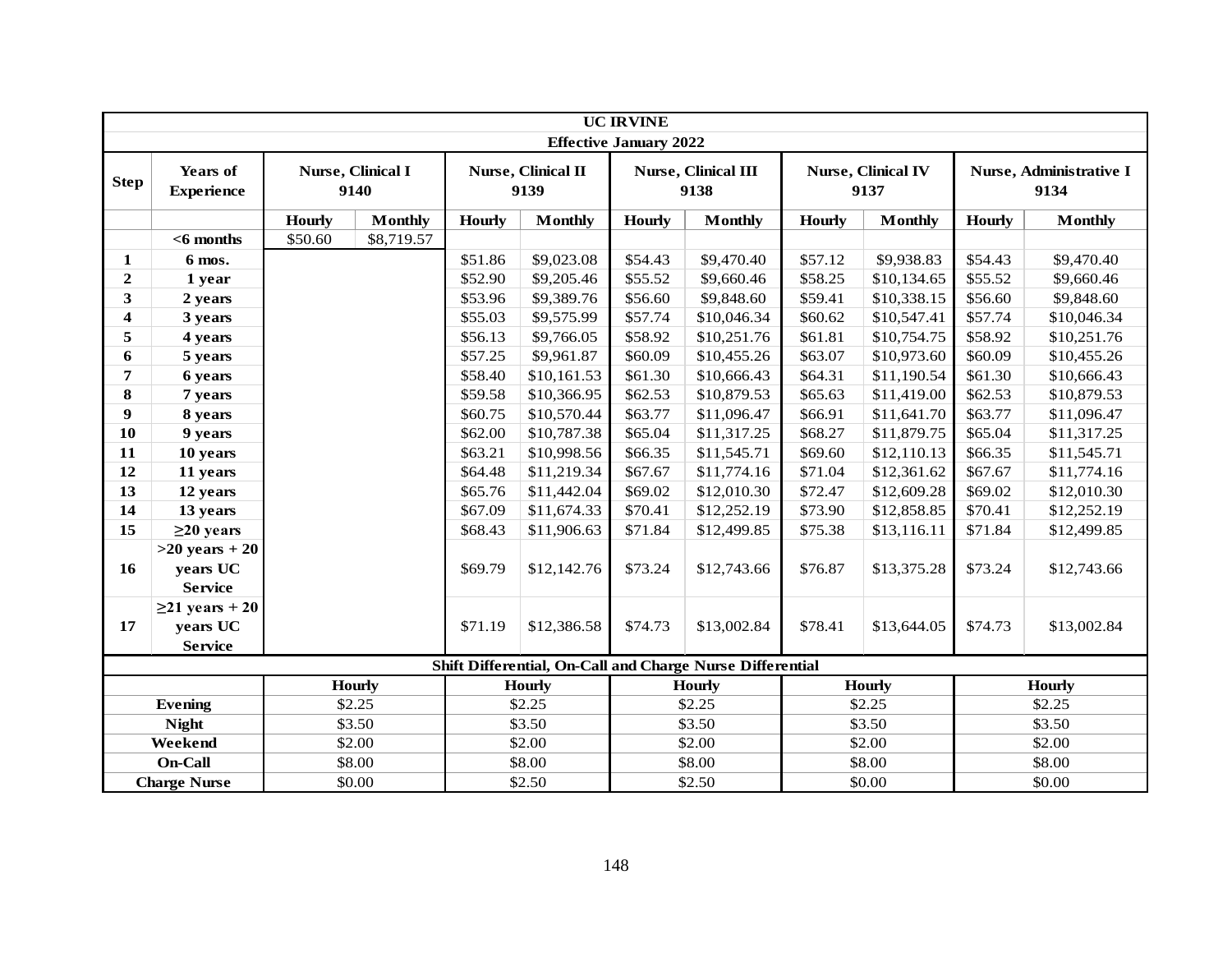| UC IRVINE | | | | | | | | | | | |
|---|---|---|---|---|---|---|---|---|---|---|---|
| Effective January 2022 | | | | | | | | | | | |
| Step | Years of Experience | Nurse, Clinical I 9140 | | Nurse, Clinical II 9139 | | Nurse, Clinical III 9138 | | Nurse, Clinical IV 9137 | | Nurse, Administrative I 9134 | |
| | | Hourly | Monthly | Hourly | Monthly | Hourly | Monthly | Hourly | Monthly | Hourly | Monthly |
| | <6 months | $50.60 | $8,719.57 | | | | | | | | |
| 1 | 6 mos. | | | $51.86 | $9,023.08 | $54.43 | $9,470.40 | $57.12 | $9,938.83 | $54.43 | $9,470.40 |
| 2 | 1 year | | | $52.90 | $9,205.46 | $55.52 | $9,660.46 | $58.25 | $10,134.65 | $55.52 | $9,660.46 |
| 3 | 2 years | | | $53.96 | $9,389.76 | $56.60 | $9,848.60 | $59.41 | $10,338.15 | $56.60 | $9,848.60 |
| 4 | 3 years | | | $55.03 | $9,575.99 | $57.74 | $10,046.34 | $60.62 | $10,547.41 | $57.74 | $10,046.34 |
| 5 | 4 years | | | $56.13 | $9,766.05 | $58.92 | $10,251.76 | $61.81 | $10,754.75 | $58.92 | $10,251.76 |
| 6 | 5 years | | | $57.25 | $9,961.87 | $60.09 | $10,455.26 | $63.07 | $10,973.60 | $60.09 | $10,455.26 |
| 7 | 6 years | | | $58.40 | $10,161.53 | $61.30 | $10,666.43 | $64.31 | $11,190.54 | $61.30 | $10,666.43 |
| 8 | 7 years | | | $59.58 | $10,366.95 | $62.53 | $10,879.53 | $65.63 | $11,419.00 | $62.53 | $10,879.53 |
| 9 | 8 years | | | $60.75 | $10,570.44 | $63.77 | $11,096.47 | $66.91 | $11,641.70 | $63.77 | $11,096.47 |
| 10 | 9 years | | | $62.00 | $10,787.38 | $65.04 | $11,317.25 | $68.27 | $11,879.75 | $65.04 | $11,317.25 |
| 11 | 10 years | | | $63.21 | $10,998.56 | $66.35 | $11,545.71 | $69.60 | $12,110.13 | $66.35 | $11,545.71 |
| 12 | 11 years | | | $64.48 | $11,219.34 | $67.67 | $11,774.16 | $71.04 | $12,361.62 | $67.67 | $11,774.16 |
| 13 | 12 years | | | $65.76 | $11,442.04 | $69.02 | $12,010.30 | $72.47 | $12,609.28 | $69.02 | $12,010.30 |
| 14 | 13 years | | | $67.09 | $11,674.33 | $70.41 | $12,252.19 | $73.90 | $12,858.85 | $70.41 | $12,252.19 |
| 15 | ≥20 years | | | $68.43 | $11,906.63 | $71.84 | $12,499.85 | $75.38 | $13,116.11 | $71.84 | $12,499.85 |
| 16 | >20 years + 20 years UC Service | | | $69.79 | $12,142.76 | $73.24 | $12,743.66 | $76.87 | $13,375.28 | $73.24 | $12,743.66 |
| 17 | ≥21 years + 20 years UC Service | | | $71.19 | $12,386.58 | $74.73 | $13,002.84 | $78.41 | $13,644.05 | $74.73 | $13,002.84 |

| Shift Differential, On-Call and Charge Nurse Differential | | | | | |
|---|---|---|---|---|---|
| | Hourly | Hourly | Hourly | Hourly | Hourly |
| Evening | $2.25 | $2.25 | $2.25 | $2.25 | $2.25 |
| Night | $3.50 | $3.50 | $3.50 | $3.50 | $3.50 |
| Weekend | $2.00 | $2.00 | $2.00 | $2.00 | $2.00 |
| On-Call | $8.00 | $8.00 | $8.00 | $8.00 | $8.00 |
| Charge Nurse | $0.00 | $2.50 | $2.50 | $0.00 | $0.00 |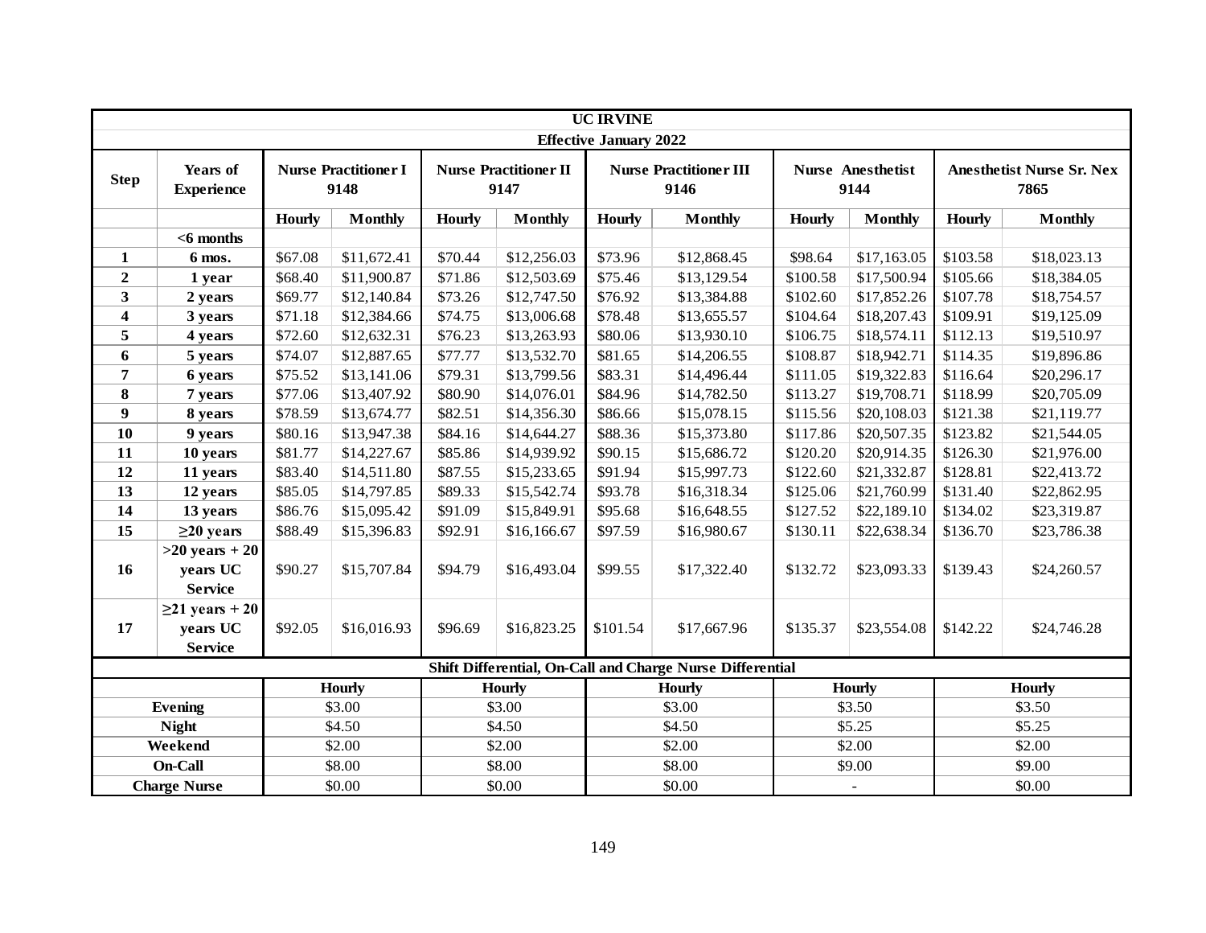| UC IRVINE | | | | | | | | | | | |
|---|---|---|---|---|---|---|---|---|---|---|---|
| Effective January 2022 | | | | | | | | | | | |
| Step | Years of Experience | Nurse Practitioner I 9148 | | Nurse Practitioner II 9147 | | Nurse Practitioner III 9146 | | Nurse Anesthetist 9144 | | Anesthetist Nurse Sr. Nex 7865 | |
| | | Hourly | Monthly | Hourly | Monthly | Hourly | Monthly | Hourly | Monthly | Hourly | Monthly |
| | <6 months | | | | | | | | | | |
| 1 | 6 mos. | $67.08 | $11,672.41 | $70.44 | $12,256.03 | $73.96 | $12,868.45 | $98.64 | $17,163.05 | $103.58 | $18,023.13 |
| 2 | 1 year | $68.40 | $11,900.87 | $71.86 | $12,503.69 | $75.46 | $13,129.54 | $100.58 | $17,500.94 | $105.66 | $18,384.05 |
| 3 | 2 years | $69.77 | $12,140.84 | $73.26 | $12,747.50 | $76.92 | $13,384.88 | $102.60 | $17,852.26 | $107.78 | $18,754.57 |
| 4 | 3 years | $71.18 | $12,384.66 | $74.75 | $13,006.68 | $78.48 | $13,655.57 | $104.64 | $18,207.43 | $109.91 | $19,125.09 |
| 5 | 4 years | $72.60 | $12,632.31 | $76.23 | $13,263.93 | $80.06 | $13,930.10 | $106.75 | $18,574.11 | $112.13 | $19,510.97 |
| 6 | 5 years | $74.07 | $12,887.65 | $77.77 | $13,532.70 | $81.65 | $14,206.55 | $108.87 | $18,942.71 | $114.35 | $19,896.86 |
| 7 | 6 years | $75.52 | $13,141.06 | $79.31 | $13,799.56 | $83.31 | $14,496.44 | $111.05 | $19,322.83 | $116.64 | $20,296.17 |
| 8 | 7 years | $77.06 | $13,407.92 | $80.90 | $14,076.01 | $84.96 | $14,782.50 | $113.27 | $19,708.71 | $118.99 | $20,705.09 |
| 9 | 8 years | $78.59 | $13,674.77 | $82.51 | $14,356.30 | $86.66 | $15,078.15 | $115.56 | $20,108.03 | $121.38 | $21,119.77 |
| 10 | 9 years | $80.16 | $13,947.38 | $84.16 | $14,644.27 | $88.36 | $15,373.80 | $117.86 | $20,507.35 | $123.82 | $21,544.05 |
| 11 | 10 years | $81.77 | $14,227.67 | $85.86 | $14,939.92 | $90.15 | $15,686.72 | $120.20 | $20,914.35 | $126.30 | $21,976.00 |
| 12 | 11 years | $83.40 | $14,511.80 | $87.55 | $15,233.65 | $91.94 | $15,997.73 | $122.60 | $21,332.87 | $128.81 | $22,413.72 |
| 13 | 12 years | $85.05 | $14,797.85 | $89.33 | $15,542.74 | $93.78 | $16,318.34 | $125.06 | $21,760.99 | $131.40 | $22,862.95 |
| 14 | 13 years | $86.76 | $15,095.42 | $91.09 | $15,849.91 | $95.68 | $16,648.55 | $127.52 | $22,189.10 | $134.02 | $23,319.87 |
| 15 | ≥20 years | $88.49 | $15,396.83 | $92.91 | $16,166.67 | $97.59 | $16,980.67 | $130.11 | $22,638.34 | $136.70 | $23,786.38 |
| 16 | >20 years + 20 years UC Service | $90.27 | $15,707.84 | $94.79 | $16,493.04 | $99.55 | $17,322.40 | $132.72 | $23,093.33 | $139.43 | $24,260.57 |
| 17 | ≥21 years + 20 years UC Service | $92.05 | $16,016.93 | $96.69 | $16,823.25 | $101.54 | $17,667.96 | $135.37 | $23,554.08 | $142.22 | $24,746.28 |
| Shift Differential, On-Call and Charge Nurse Differential | | | | | | | | | | | |
| | | Hourly | | Hourly | | Hourly | | Hourly | | Hourly | |
| Evening | | $3.00 | | $3.00 | | $3.00 | | $3.50 | | $3.50 | |
| Night | | $4.50 | | $4.50 | | $4.50 | | $5.25 | | $5.25 | |
| Weekend | | $2.00 | | $2.00 | | $2.00 | | $2.00 | | $2.00 | |
| On-Call | | $8.00 | | $8.00 | | $8.00 | | $9.00 | | $9.00 | |
| Charge Nurse | | $0.00 | | $0.00 | | $0.00 | | - | | $0.00 | |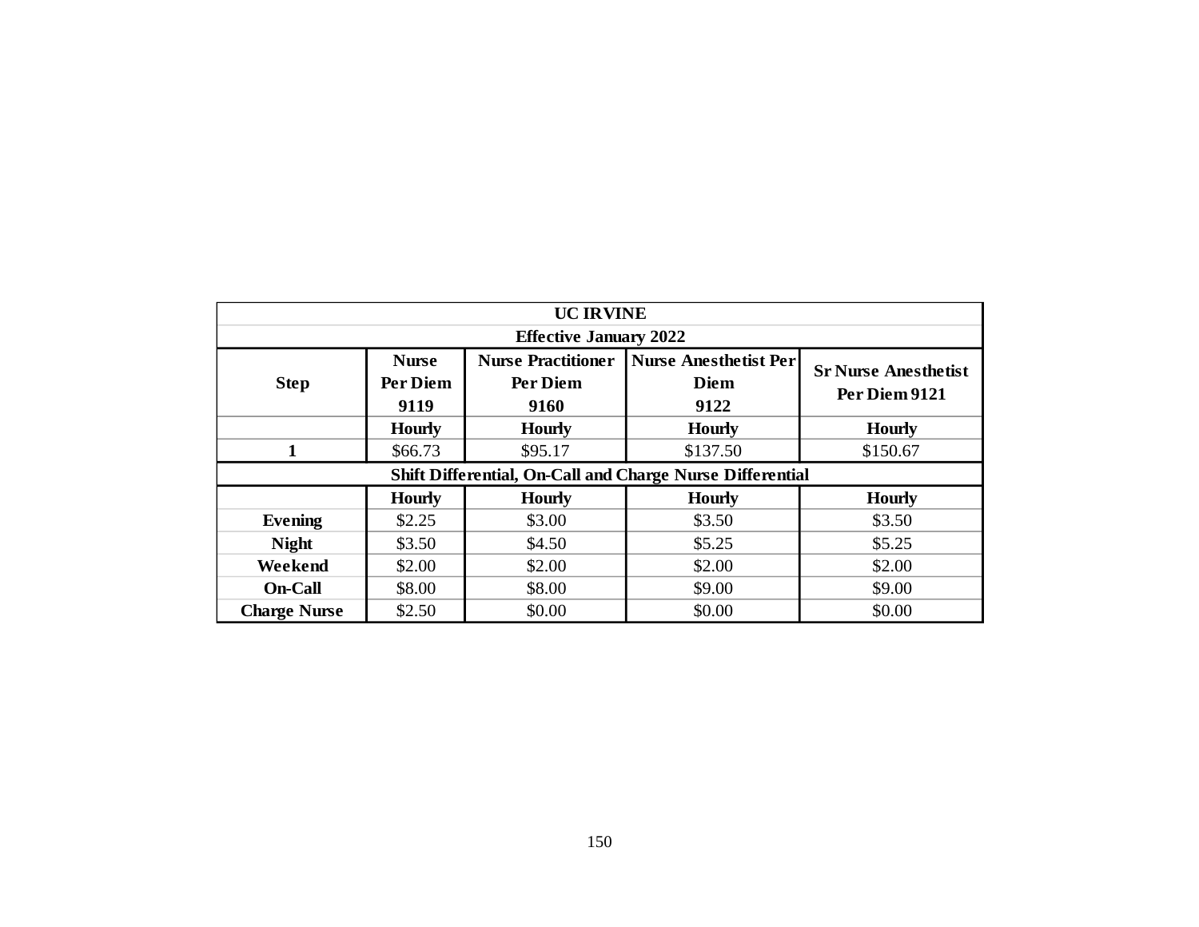| UC IRVINE | | | | |
|---|---|---|---|---|
| Effective January 2022 | | | | |
| Step | Nurse Per Diem 9119 | Nurse Practitioner Per Diem 9160 | Nurse Anesthetist Per Diem 9122 | Sr Nurse Anesthetist Per Diem 9121 |
| | Hourly | Hourly | Hourly | Hourly |
| 1 | $66.73 | $95.17 | $137.50 | $150.67 |
| Shift Differential, On-Call and Charge Nurse Differential | | | | |
| | Hourly | Hourly | Hourly | Hourly |
| Evening | $2.25 | $3.00 | $3.50 | $3.50 |
| Night | $3.50 | $4.50 | $5.25 | $5.25 |
| Weekend | $2.00 | $2.00 | $2.00 | $2.00 |
| On-Call | $8.00 | $8.00 | $9.00 | $9.00 |
| Charge Nurse | $2.50 | $0.00 | $0.00 | $0.00 |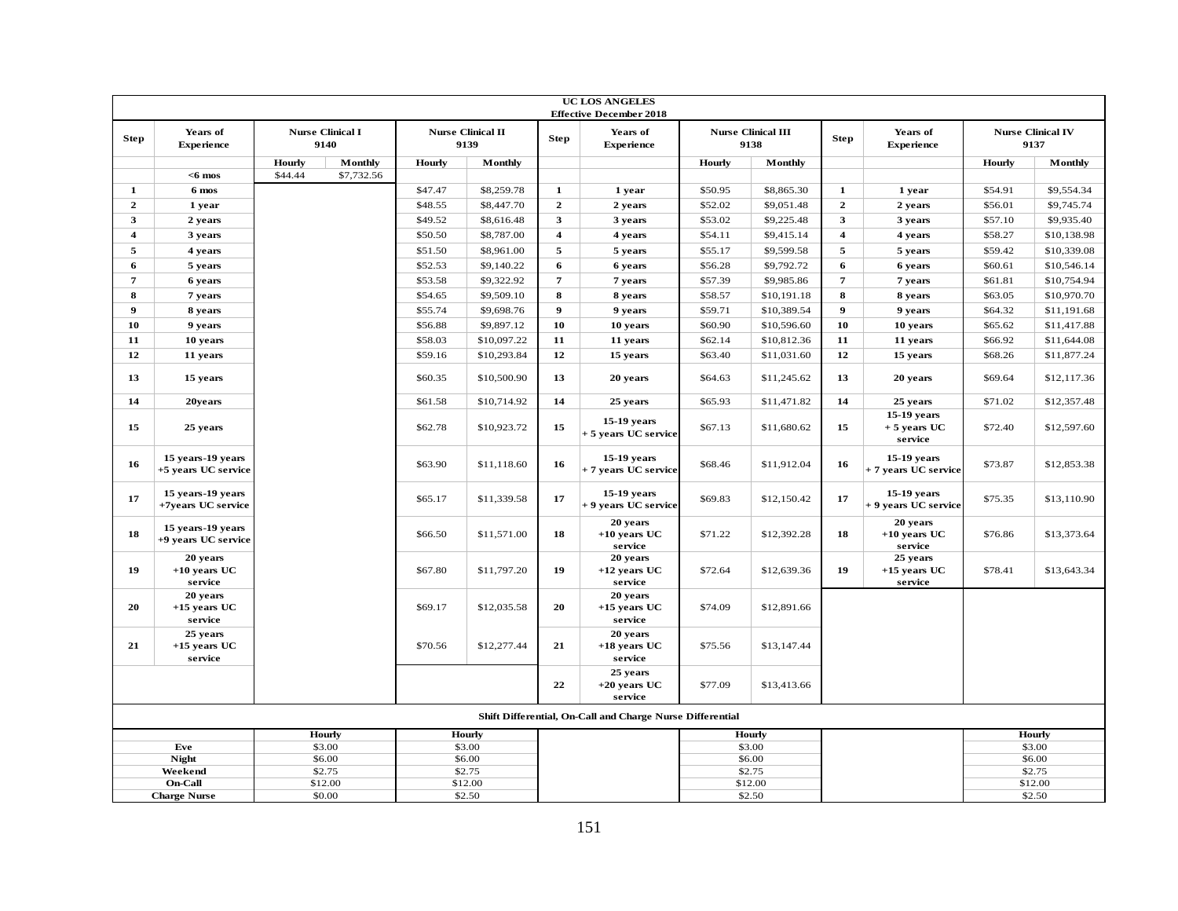| UC LOS ANGELES Effective December 2018 | | | | | | | | | | | | | | | |
|---|---|---|---|---|---|---|---|---|---|---|---|---|---|---|---|
| Step | Years of Experience | Nurse Clinical I 9140 | | Nurse Clinical II 9139 | | Step | Years of Experience | Nurse Clinical III 9138 | | Step | Years of Experience | Nurse Clinical IV 9137 | |
| | | Hourly | Monthly | Hourly | Monthly | | | Hourly | Monthly | | | Hourly | Monthly |
| | <6 mos | $44.44 | $7,732.56 | | | | | | | | | | |
| 1 | 6 mos | | | $47.47 | $8,259.78 | 1 | 1 year | $50.95 | $8,865.30 | 1 | 1 year | $54.91 | $9,554.34 |
| 2 | 1 year | | | $48.55 | $8,447.70 | 2 | 2 years | $52.02 | $9,051.48 | 2 | 2 years | $56.01 | $9,745.74 |
| 3 | 2 years | | | $49.52 | $8,616.48 | 3 | 3 years | $53.02 | $9,225.48 | 3 | 3 years | $57.10 | $9,935.40 |
| 4 | 3 years | | | $50.50 | $8,787.00 | 4 | 4 years | $54.11 | $9,415.14 | 4 | 4 years | $58.27 | $10,138.98 |
| 5 | 4 years | | | $51.50 | $8,961.00 | 5 | 5 years | $55.17 | $9,599.58 | 5 | 5 years | $59.42 | $10,339.08 |
| 6 | 5 years | | | $52.53 | $9,140.22 | 6 | 6 years | $56.28 | $9,792.72 | 6 | 6 years | $60.61 | $10,546.14 |
| 7 | 6 years | | | $53.58 | $9,322.92 | 7 | 7 years | $57.39 | $9,985.86 | 7 | 7 years | $61.81 | $10,754.94 |
| 8 | 7 years | | | $54.65 | $9,509.10 | 8 | 8 years | $58.57 | $10,191.18 | 8 | 8 years | $63.05 | $10,970.70 |
| 9 | 8 years | | | $55.74 | $9,698.76 | 9 | 9 years | $59.71 | $10,389.54 | 9 | 9 years | $64.32 | $11,191.68 |
| 10 | 9 years | | | $56.88 | $9,897.12 | 10 | 10 years | $60.90 | $10,596.60 | 10 | 10 years | $65.62 | $11,417.88 |
| 11 | 10 years | | | $58.03 | $10,097.22 | 11 | 11 years | $62.14 | $10,812.36 | 11 | 11 years | $66.92 | $11,644.08 |
| 12 | 11 years | | | $59.16 | $10,293.84 | 12 | 15 years | $63.40 | $11,031.60 | 12 | 15 years | $68.26 | $11,877.24 |
| 13 | 15 years | | | $60.35 | $10,500.90 | 13 | 20 years | $64.63 | $11,245.62 | 13 | 20 years | $69.64 | $12,117.36 |
| 14 | 20years | | | $61.58 | $10,714.92 | 14 | 25 years | $65.93 | $11,471.82 | 14 | 25 years | $71.02 | $12,357.48 |
| 15 | 25 years | | | $62.78 | $10,923.72 | 15 | 15-19 years + 5 years UC service | $67.13 | $11,680.62 | 15 | 15-19 years + 5 years UC service | $72.40 | $12,597.60 |
| 16 | 15 years-19 years +5 years UC service | | | $63.90 | $11,118.60 | 16 | 15-19 years + 7 years UC service | $68.46 | $11,912.04 | 16 | 15-19 years + 7 years UC service | $73.87 | $12,853.38 |
| 17 | 15 years-19 years +7years UC service | | | $65.17 | $11,339.58 | 17 | 15-19 years + 9 years UC service | $69.83 | $12,150.42 | 17 | 15-19 years + 9 years UC service | $75.35 | $13,110.90 |
| 18 | 15 years-19 years +9 years UC service | | | $66.50 | $11,571.00 | 18 | 20 years +10 years UC service | $71.22 | $12,392.28 | 18 | 20 years +10 years UC service | $76.86 | $13,373.64 |
| 19 | 20 years +10 years UC service | | | $67.80 | $11,797.20 | 19 | 20 years +12 years UC service | $72.64 | $12,639.36 | 19 | 25 years +15 years UC service | $78.41 | $13,643.34 |
| 20 | 20 years +15 years UC service | | | $69.17 | $12,035.58 | 20 | 20 years +15 years UC service | $74.09 | $12,891.66 | | | | |
| 21 | 25 years +15 years UC service | | | $70.56 | $12,277.44 | 21 | 20 years +18 years UC service | $75.56 | $13,147.44 | | | | |
| | | | | | | 22 | 25 years +20 years UC service | $77.09 | $13,413.66 | | | | |

**Shift Differential, On-Call and Charge Nurse Differential**

| | Nurse Clinical I Hourly | Nurse Clinical II Hourly | Nurse Clinical III Hourly | Nurse Clinical IV Hourly |
|---|---|---|---|---|
| Eve | $3.00 | $3.00 | $3.00 | $3.00 |
| Night | $6.00 | $6.00 | $6.00 | $6.00 |
| Weekend | $2.75 | $2.75 | $2.75 | $2.75 |
| On-Call | $12.00 | $12.00 | $12.00 | $12.00 |
| Charge Nurse | $0.00 | $2.50 | $2.50 | $2.50 |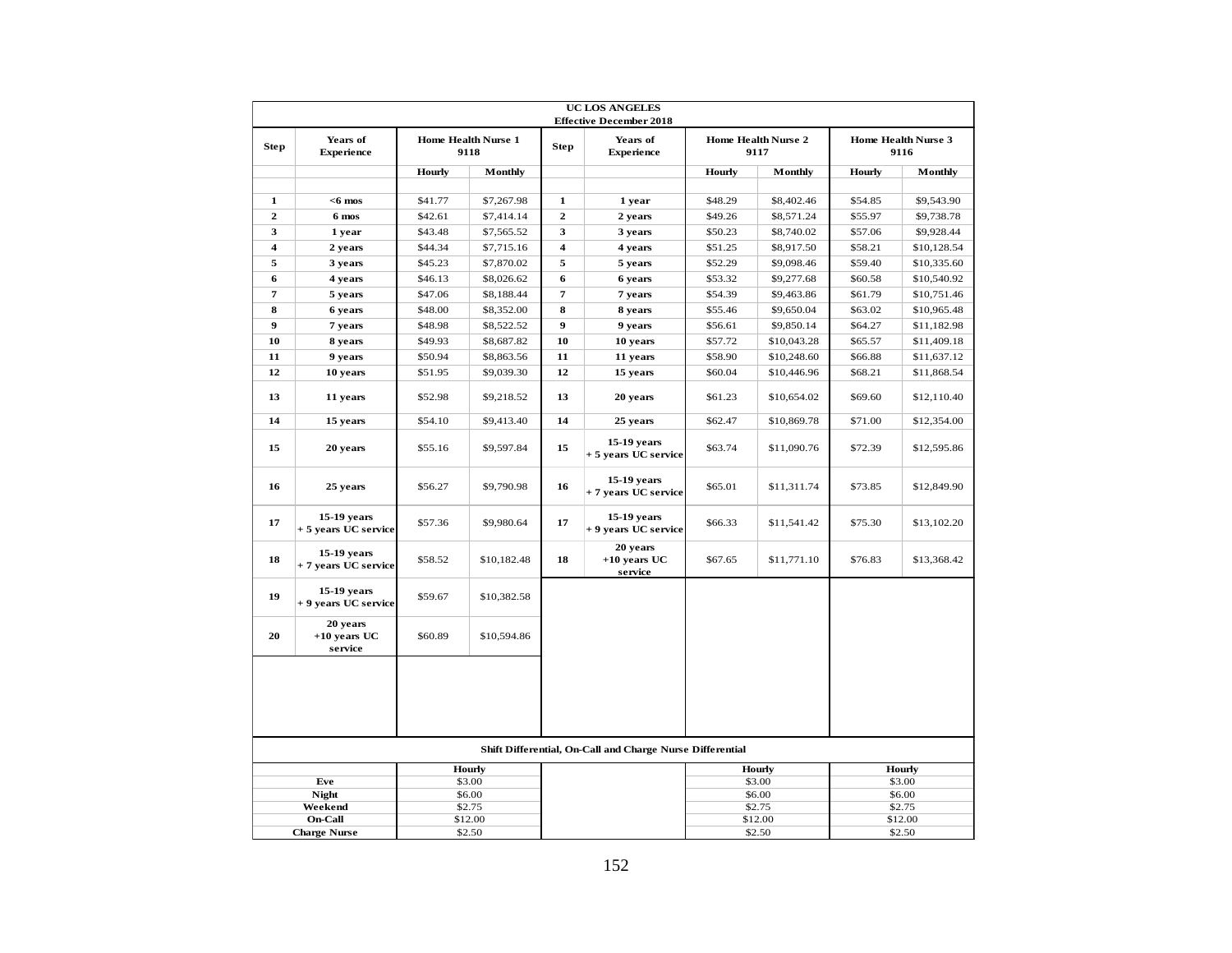**UC LOS ANGELES**
**Effective December 2018**

| Step | Years of Experience | Home Health Nurse 1 9118 | | Step | Years of Experience | Home Health Nurse 2 9117 | | Home Health Nurse 3 9116 | |
|---|---|---|---|---|---|---|---|---|---|
| | | Hourly | Monthly | | | Hourly | Monthly | Hourly | Monthly |
| 1 | <6 mos | $41.77 | $7,267.98 | 1 | 1 year | $48.29 | $8,402.46 | $54.85 | $9,543.90 |
| 2 | 6 mos | $42.61 | $7,414.14 | 2 | 2 years | $49.26 | $8,571.24 | $55.97 | $9,738.78 |
| 3 | 1 year | $43.48 | $7,565.52 | 3 | 3 years | $50.23 | $8,740.02 | $57.06 | $9,928.44 |
| 4 | 2 years | $44.34 | $7,715.16 | 4 | 4 years | $51.25 | $8,917.50 | $58.21 | $10,128.54 |
| 5 | 3 years | $45.23 | $7,870.02 | 5 | 5 years | $52.29 | $9,098.46 | $59.40 | $10,335.60 |
| 6 | 4 years | $46.13 | $8,026.62 | 6 | 6 years | $53.32 | $9,277.68 | $60.58 | $10,540.92 |
| 7 | 5 years | $47.06 | $8,188.44 | 7 | 7 years | $54.39 | $9,463.86 | $61.79 | $10,751.46 |
| 8 | 6 years | $48.00 | $8,352.00 | 8 | 8 years | $55.46 | $9,650.04 | $63.02 | $10,965.48 |
| 9 | 7 years | $48.98 | $8,522.52 | 9 | 9 years | $56.61 | $9,850.14 | $64.27 | $11,182.98 |
| 10 | 8 years | $49.93 | $8,687.82 | 10 | 10 years | $57.72 | $10,043.28 | $65.57 | $11,409.18 |
| 11 | 9 years | $50.94 | $8,863.56 | 11 | 11 years | $58.90 | $10,248.60 | $66.88 | $11,637.12 |
| 12 | 10 years | $51.95 | $9,039.30 | 12 | 15 years | $60.04 | $10,446.96 | $68.21 | $11,868.54 |
| 13 | 11 years | $52.98 | $9,218.52 | 13 | 20 years | $61.23 | $10,654.02 | $69.60 | $12,110.40 |
| 14 | 15 years | $54.10 | $9,413.40 | 14 | 25 years | $62.47 | $10,869.78 | $71.00 | $12,354.00 |
| 15 | 20 years | $55.16 | $9,597.84 | 15 | 15-19 years + 5 years UC service | $63.74 | $11,090.76 | $72.39 | $12,595.86 |
| 16 | 25 years | $56.27 | $9,790.98 | 16 | 15-19 years + 7 years UC service | $65.01 | $11,311.74 | $73.85 | $12,849.90 |
| 17 | 15-19 years + 5 years UC service | $57.36 | $9,980.64 | 17 | 15-19 years + 9 years UC service | $66.33 | $11,541.42 | $75.30 | $13,102.20 |
| 18 | 15-19 years + 7 years UC service | $58.52 | $10,182.48 | 18 | 20 years +10 years UC service | $67.65 | $11,771.10 | $76.83 | $13,368.42 |
| 19 | 15-19 years + 9 years UC service | $59.67 | $10,382.58 | | | | | | |
| 20 | 20 years +10 years UC service | $60.89 | $10,594.86 | | | | | | |

**Shift Differential, On-Call and Charge Nurse Differential**

| | Home Health Nurse 1 Hourly | Home Health Nurse 2 Hourly | Home Health Nurse 3 Hourly |
|---|---|---|---|
| Eve | $3.00 | $3.00 | $3.00 |
| Night | $6.00 | $6.00 | $6.00 |
| Weekend | $2.75 | $2.75 | $2.75 |
| On-Call | $12.00 | $12.00 | $12.00 |
| Charge Nurse | $2.50 | $2.50 | $2.50 |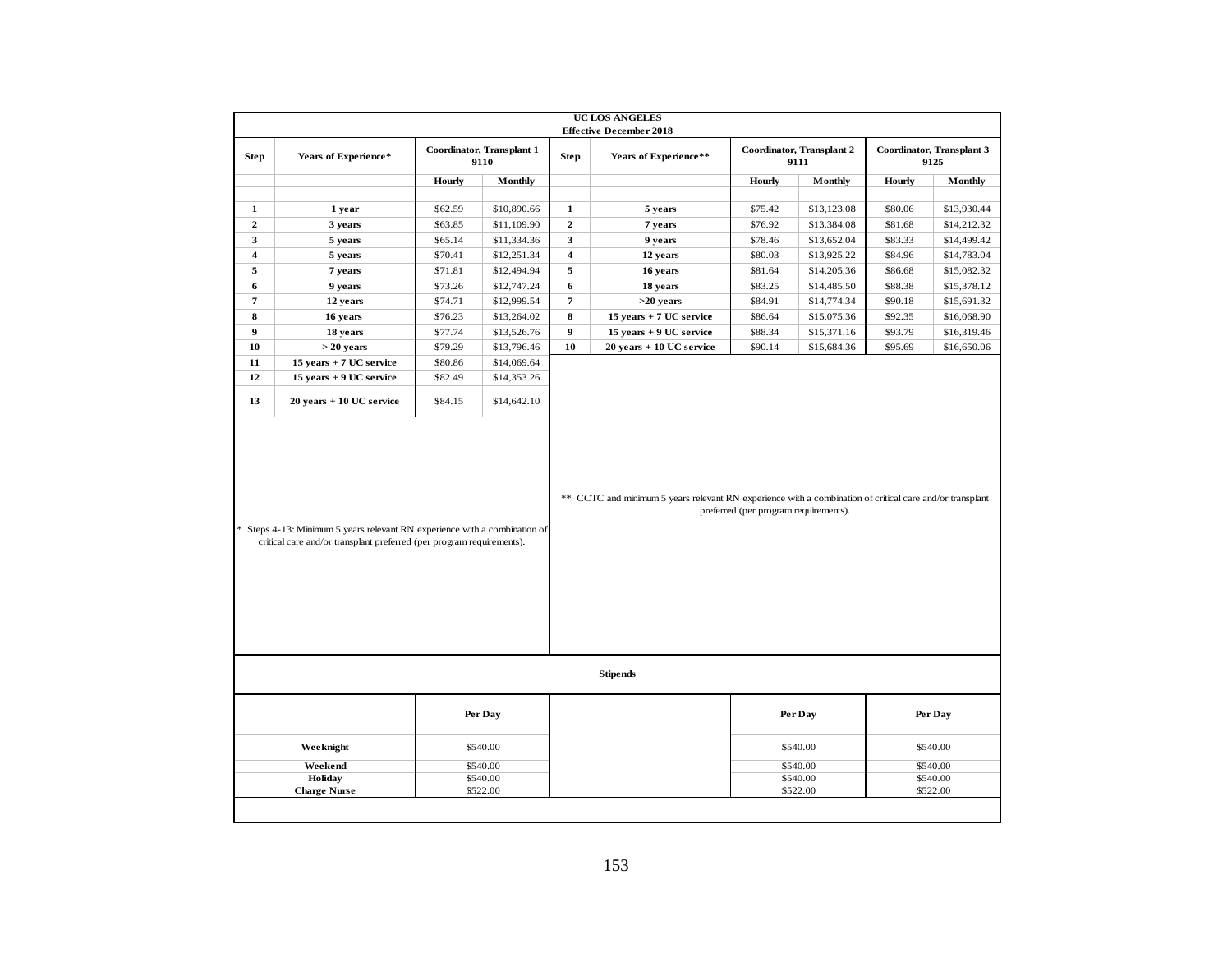**UC LOS ANGELES**
**Effective December 2018**

| Step | Years of Experience* | Coordinator, Transplant 1 9110 | | Step | Years of Experience** | Coordinator, Transplant 2 9111 | | Coordinator, Transplant 3 9125 | |
|---|---|---|---|---|---|---|---|---|---|
| | | Hourly | Monthly | | | Hourly | Monthly | Hourly | Monthly |
| 1 | 1 year | $62.59 | $10,890.66 | 1 | 5 years | $75.42 | $13,123.08 | $80.06 | $13,930.44 |
| 2 | 3 years | $63.85 | $11,109.90 | 2 | 7 years | $76.92 | $13,384.08 | $81.68 | $14,212.32 |
| 3 | 5 years | $65.14 | $11,334.36 | 3 | 9 years | $78.46 | $13,652.04 | $83.33 | $14,499.42 |
| 4 | 5 years | $70.41 | $12,251.34 | 4 | 12 years | $80.03 | $13,925.22 | $84.96 | $14,783.04 |
| 5 | 7 years | $71.81 | $12,494.94 | 5 | 16 years | $81.64 | $14,205.36 | $86.68 | $15,082.32 |
| 6 | 9 years | $73.26 | $12,747.24 | 6 | 18 years | $83.25 | $14,485.50 | $88.38 | $15,378.12 |
| 7 | 12 years | $74.71 | $12,999.54 | 7 | >20 years | $84.91 | $14,774.34 | $90.18 | $15,691.32 |
| 8 | 16 years | $76.23 | $13,264.02 | 8 | 15 years + 7 UC service | $86.64 | $15,075.36 | $92.35 | $16,068.90 |
| 9 | 18 years | $77.74 | $13,526.76 | 9 | 15 years + 9 UC service | $88.34 | $15,371.16 | $93.79 | $16,319.46 |
| 10 | > 20 years | $79.29 | $13,796.46 | 10 | 20 years + 10 UC service | $90.14 | $15,684.36 | $95.69 | $16,650.06 |
| 11 | 15 years + 7 UC service | $80.86 | $14,069.64 | | | | | | |
| 12 | 15 years + 9 UC service | $82.49 | $14,353.26 | | | | | | |
| 13 | 20 years + 10 UC service | $84.15 | $14,642.10 | | | | | | |

\* Steps 4-13: Minimum 5 years relevant RN experience with a combination of critical care and/or transplant preferred (per program requirements).

** CCTC and minimum 5 years relevant RN experience with a combination of critical care and/or transplant preferred (per program requirements).

**Stipends**

| | Per Day | | Per Day | Per Day |
|---|---|---|---|---|
| Weeknight | $540.00 | | $540.00 | $540.00 |
| Weekend | $540.00 | | $540.00 | $540.00 |
| Holiday | $540.00 | | $540.00 | $540.00 |
| Charge Nurse | $522.00 | | $522.00 | $522.00 |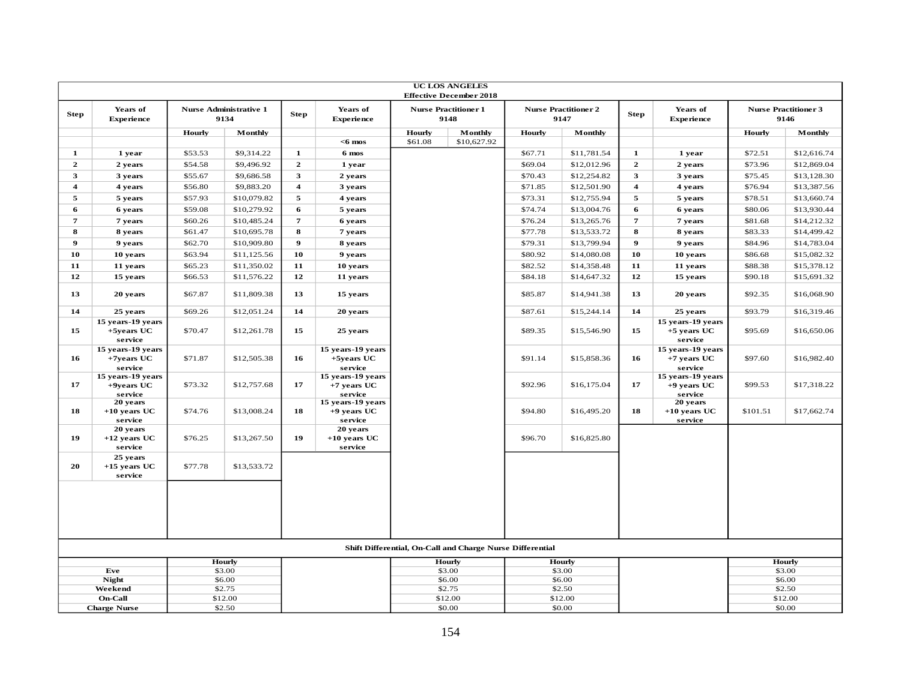| UC LOS ANGELES Effective December 2018 | | | | | | | | | | | | | | |
|---|---|---|---|---|---|---|---|---|---|---|---|---|---|---|
| **Step** | **Years of Experience** | **Nurse Administrative 1 9134** | | **Step** | **Years of Experience** | **Nurse Practitioner 1 9148** | | **Nurse Practitioner 2 9147** | | **Step** | **Years of Experience** | **Nurse Practitioner 3 9146** | |
| | | **Hourly** | **Monthly** | | | **Hourly** | **Monthly** | **Hourly** | **Monthly** | | | **Hourly** | **Monthly** |
| | | | | | **<6 mos** | $61.08 | $10,627.92 | | | | | | |
| **1** | **1 year** | $53.53 | $9,314.22 | **1** | **6 mos** | | | $67.71 | $11,781.54 | **1** | **1 year** | $72.51 | $12,616.74 |
| **2** | **2 years** | $54.58 | $9,496.92 | **2** | **1 year** | | | $69.04 | $12,012.96 | **2** | **2 years** | $73.96 | $12,869.04 |
| **3** | **3 years** | $55.67 | $9,686.58 | **3** | **2 years** | | | $70.43 | $12,254.82 | **3** | **3 years** | $75.45 | $13,128.30 |
| **4** | **4 years** | $56.80 | $9,883.20 | **4** | **3 years** | | | $71.85 | $12,501.90 | **4** | **4 years** | $76.94 | $13,387.56 |
| **5** | **5 years** | $57.93 | $10,079.82 | **5** | **4 years** | | | $73.31 | $12,755.94 | **5** | **5 years** | $78.51 | $13,660.74 |
| **6** | **6 years** | $59.08 | $10,279.92 | **6** | **5 years** | | | $74.74 | $13,004.76 | **6** | **6 years** | $80.06 | $13,930.44 |
| **7** | **7 years** | $60.26 | $10,485.24 | **7** | **6 years** | | | $76.24 | $13,265.76 | **7** | **7 years** | $81.68 | $14,212.32 |
| **8** | **8 years** | $61.47 | $10,695.78 | **8** | **7 years** | | | $77.78 | $13,533.72 | **8** | **8 years** | $83.33 | $14,499.42 |
| **9** | **9 years** | $62.70 | $10,909.80 | **9** | **8 years** | | | $79.31 | $13,799.94 | **9** | **9 years** | $84.96 | $14,783.04 |
| **10** | **10 years** | $63.94 | $11,125.56 | **10** | **9 years** | | | $80.92 | $14,080.08 | **10** | **10 years** | $86.68 | $15,082.32 |
| **11** | **11 years** | $65.23 | $11,350.02 | **11** | **10 years** | | | $82.52 | $14,358.48 | **11** | **11 years** | $88.38 | $15,378.12 |
| **12** | **15 years** | $66.53 | $11,576.22 | **12** | **11 years** | | | $84.18 | $14,647.32 | **12** | **15 years** | $90.18 | $15,691.32 |
| **13** | **20 years** | $67.87 | $11,809.38 | **13** | **15 years** | | | $85.87 | $14,941.38 | **13** | **20 years** | $92.35 | $16,068.90 |
| **14** | **25 years** | $69.26 | $12,051.24 | **14** | **20 years** | | | $87.61 | $15,244.14 | **14** | **25 years** | $93.79 | $16,319.46 |
| **15** | **15 years-19 years +5years UC service** | $70.47 | $12,261.78 | **15** | **25 years** | | | $89.35 | $15,546.90 | **15** | **15 years-19 years +5 years UC service** | $95.69 | $16,650.06 |
| **16** | **15 years-19 years +7years UC service** | $71.87 | $12,505.38 | **16** | **15 years-19 years +5years UC service** | | | $91.14 | $15,858.36 | **16** | **15 years-19 years +7 years UC service** | $97.60 | $16,982.40 |
| **17** | **15 years-19 years +9years UC service** | $73.32 | $12,757.68 | **17** | **15 years-19 years +7 years UC service** | | | $92.96 | $16,175.04 | **17** | **15 years-19 years +9 years UC service** | $99.53 | $17,318.22 |
| **18** | **20 years +10 years UC service** | $74.76 | $13,008.24 | **18** | **15 years-19 years +9 years UC service** | | | $94.80 | $16,495.20 | **18** | **20 years +10 years UC service** | $101.51 | $17,662.74 |
| **19** | **20 years +12 years UC service** | $76.25 | $13,267.50 | **19** | **20 years +10 years UC service** | | | $96.70 | $16,825.80 | | | | |
| **20** | **25 years +15 years UC service** | $77.78 | $13,533.72 | | | | | | | | | | |

**Shift Differential, On-Call and Charge Nurse Differential**

| | Nurse Administrative 1 9134 Hourly | Nurse Practitioner 1 9148 Hourly | Nurse Practitioner 2 9147 Hourly | Nurse Practitioner 3 9146 Hourly |
|---|---|---|---|---|
| **Eve** | $3.00 | $3.00 | $3.00 | $3.00 |
| **Night** | $6.00 | $6.00 | $6.00 | $6.00 |
| **Weekend** | $2.75 | $2.75 | $2.50 | $2.50 |
| **On-Call** | $12.00 | $12.00 | $12.00 | $12.00 |
| **Charge Nurse** | $2.50 | $0.00 | $0.00 | $0.00 |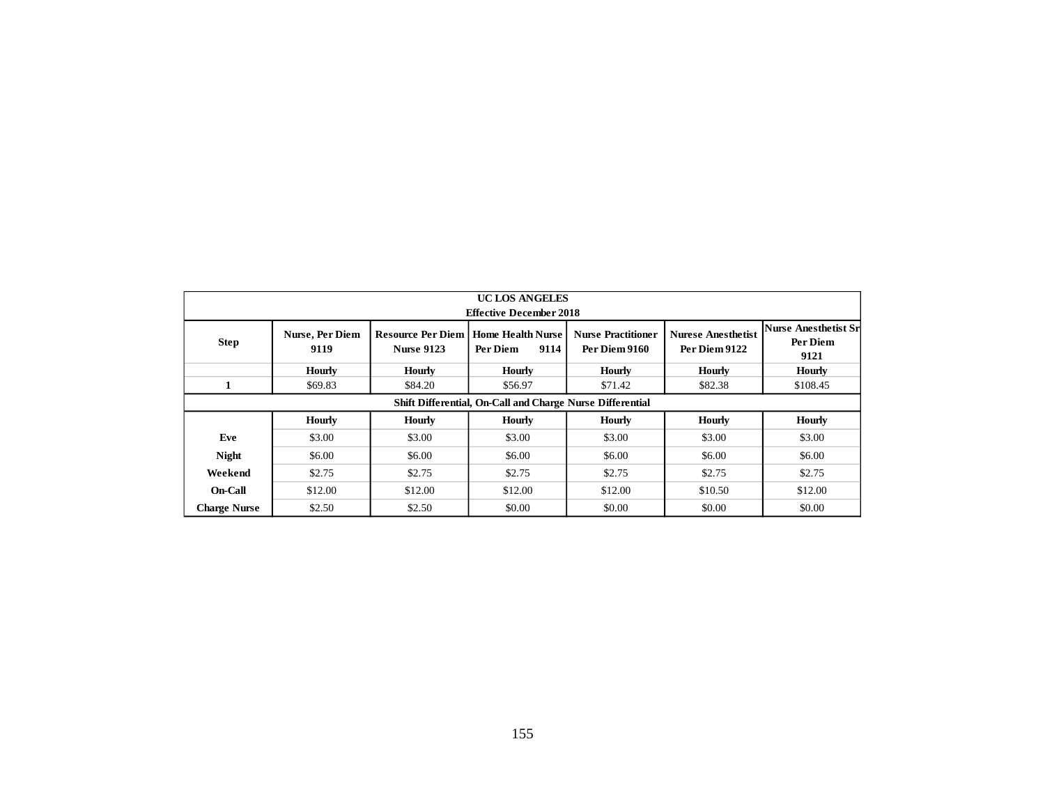| UC LOS ANGELES Effective December 2018 | | | | | | |
|---|---|---|---|---|---|---|
| **Step** | **Nurse, Per Diem 9119** | **Resource Per Diem Nurse 9123** | **Home Health Nurse Per Diem 9114** | **Nurse Practitioner Per Diem 9160** | **Nurese Anesthetist Per Diem 9122** | **Nurse Anesthetist Sr Per Diem 9121** |
| | **Hourly** | **Hourly** | **Hourly** | **Hourly** | **Hourly** | **Hourly** |
| **1** | $69.83 | $84.20 | $56.97 | $71.42 | $82.38 | $108.45 |
| **Shift Differential, On-Call and Charge Nurse Differential** | | | | | | |
| | **Hourly** | **Hourly** | **Hourly** | **Hourly** | **Hourly** | **Hourly** |
| **Eve** | $3.00 | $3.00 | $3.00 | $3.00 | $3.00 | $3.00 |
| **Night** | $6.00 | $6.00 | $6.00 | $6.00 | $6.00 | $6.00 |
| **Weekend** | $2.75 | $2.75 | $2.75 | $2.75 | $2.75 | $2.75 |
| **On-Call** | $12.00 | $12.00 | $12.00 | $12.00 | $10.50 | $12.00 |
| **Charge Nurse** | $2.50 | $2.50 | $0.00 | $0.00 | $0.00 | $0.00 |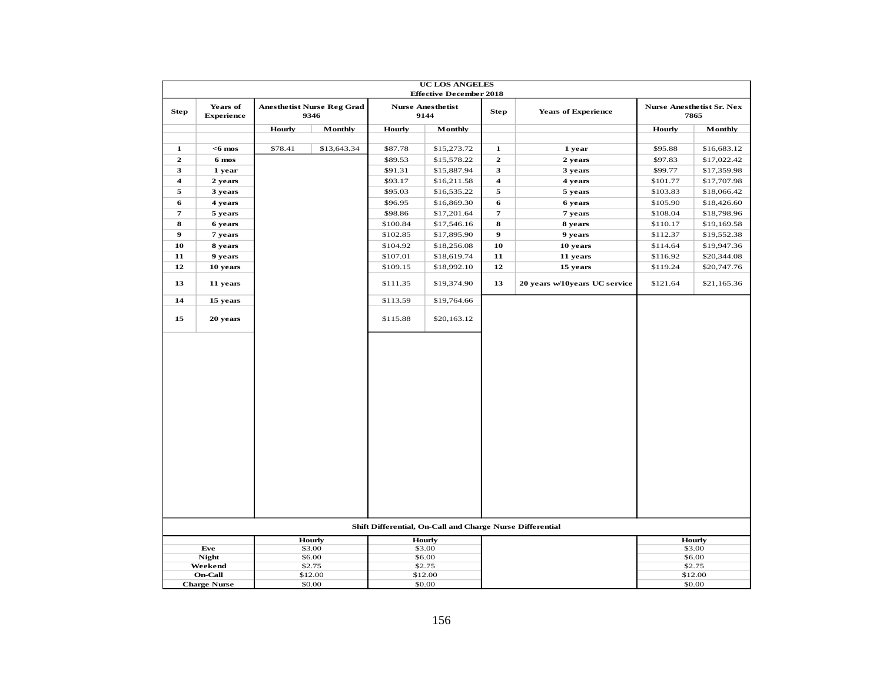**UC LOS ANGELES**
**Effective December 2018**

| Step | Years of Experience | Anesthetist Nurse Reg Grad 9346 | | Nurse Anesthetist 9144 | | Step | Years of Experience | Nurse Anesthetist Sr. Nex 7865 | |
|---|---|---|---|---|---|---|---|---|---|
| | | Hourly | Monthly | Hourly | Monthly | | | Hourly | Monthly |
| 1 | <6 mos | $78.41 | $13,643.34 | $87.78 | $15,273.72 | 1 | 1 year | $95.88 | $16,683.12 |
| 2 | 6 mos | | | $89.53 | $15,578.22 | 2 | 2 years | $97.83 | $17,022.42 |
| 3 | 1 year | | | $91.31 | $15,887.94 | 3 | 3 years | $99.77 | $17,359.98 |
| 4 | 2 years | | | $93.17 | $16,211.58 | 4 | 4 years | $101.77 | $17,707.98 |
| 5 | 3 years | | | $95.03 | $16,535.22 | 5 | 5 years | $103.83 | $18,066.42 |
| 6 | 4 years | | | $96.95 | $16,869.30 | 6 | 6 years | $105.90 | $18,426.60 |
| 7 | 5 years | | | $98.86 | $17,201.64 | 7 | 7 years | $108.04 | $18,798.96 |
| 8 | 6 years | | | $100.84 | $17,546.16 | 8 | 8 years | $110.17 | $19,169.58 |
| 9 | 7 years | | | $102.85 | $17,895.90 | 9 | 9 years | $112.37 | $19,552.38 |
| 10 | 8 years | | | $104.92 | $18,256.08 | 10 | 10 years | $114.64 | $19,947.36 |
| 11 | 9 years | | | $107.01 | $18,619.74 | 11 | 11 years | $116.92 | $20,344.08 |
| 12 | 10 years | | | $109.15 | $18,992.10 | 12 | 15 years | $119.24 | $20,747.76 |
| 13 | 11 years | | | $111.35 | $19,374.90 | 13 | 20 years w/10years UC service | $121.64 | $21,165.36 |
| 14 | 15 years | | | $113.59 | $19,764.66 | | | | |
| 15 | 20 years | | | $115.88 | $20,163.12 | | | | |

**Shift Differential, On-Call and Charge Nurse Differential**

| | Anesthetist Nurse Reg Grad 9346 Hourly | Nurse Anesthetist 9144 Hourly | Nurse Anesthetist Sr. Nex 7865 Hourly |
|---|---|---|---|
| Eve | $3.00 | $3.00 | $3.00 |
| Night | $6.00 | $6.00 | $6.00 |
| Weekend | $2.75 | $2.75 | $2.75 |
| On-Call | $12.00 | $12.00 | $12.00 |
| Charge Nurse | $0.00 | $0.00 | $0.00 |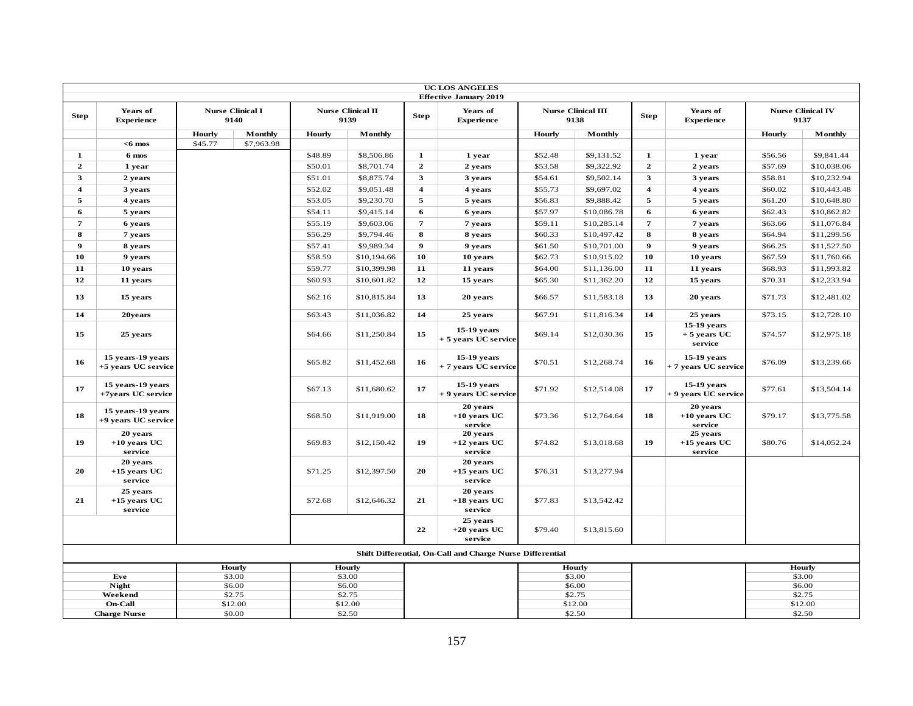| UC LOS ANGELES Effective January 2019 | | | | | | | | | | | | | | |
|---|---|---|---|---|---|---|---|---|---|---|---|---|---|---|
| Step | Years of Experience | Nurse Clinical I 9140 | | Nurse Clinical II 9139 | | Step | Years of Experience | Nurse Clinical III 9138 | | Step | Years of Experience | Nurse Clinical IV 9137 | |
| | | Hourly | Monthly | Hourly | Monthly | | | Hourly | Monthly | | | Hourly | Monthly |
| | <6 mos | $45.77 | $7,963.98 | | | | | | | | | | |
| 1 | 6 mos | | | $48.89 | $8,506.86 | 1 | 1 year | $52.48 | $9,131.52 | 1 | 1 year | $56.56 | $9,841.44 |
| 2 | 1 year | | | $50.01 | $8,701.74 | 2 | 2 years | $53.58 | $9,322.92 | 2 | 2 years | $57.69 | $10,038.06 |
| 3 | 2 years | | | $51.01 | $8,875.74 | 3 | 3 years | $54.61 | $9,502.14 | 3 | 3 years | $58.81 | $10,232.94 |
| 4 | 3 years | | | $52.02 | $9,051.48 | 4 | 4 years | $55.73 | $9,697.02 | 4 | 4 years | $60.02 | $10,443.48 |
| 5 | 4 years | | | $53.05 | $9,230.70 | 5 | 5 years | $56.83 | $9,888.42 | 5 | 5 years | $61.20 | $10,648.80 |
| 6 | 5 years | | | $54.11 | $9,415.14 | 6 | 6 years | $57.97 | $10,086.78 | 6 | 6 years | $62.43 | $10,862.82 |
| 7 | 6 years | | | $55.19 | $9,603.06 | 7 | 7 years | $59.11 | $10,285.14 | 7 | 7 years | $63.66 | $11,076.84 |
| 8 | 7 years | | | $56.29 | $9,794.46 | 8 | 8 years | $60.33 | $10,497.42 | 8 | 8 years | $64.94 | $11,299.56 |
| 9 | 8 years | | | $57.41 | $9,989.34 | 9 | 9 years | $61.50 | $10,701.00 | 9 | 9 years | $66.25 | $11,527.50 |
| 10 | 9 years | | | $58.59 | $10,194.66 | 10 | 10 years | $62.73 | $10,915.02 | 10 | 10 years | $67.59 | $11,760.66 |
| 11 | 10 years | | | $59.77 | $10,399.98 | 11 | 11 years | $64.00 | $11,136.00 | 11 | 11 years | $68.93 | $11,993.82 |
| 12 | 11 years | | | $60.93 | $10,601.82 | 12 | 15 years | $65.30 | $11,362.20 | 12 | 15 years | $70.31 | $12,233.94 |
| 13 | 15 years | | | $62.16 | $10,815.84 | 13 | 20 years | $66.57 | $11,583.18 | 13 | 20 years | $71.73 | $12,481.02 |
| 14 | 20years | | | $63.43 | $11,036.82 | 14 | 25 years | $67.91 | $11,816.34 | 14 | 25 years | $73.15 | $12,728.10 |
| 15 | 25 years | | | $64.66 | $11,250.84 | 15 | 15-19 years + 5 years UC service | $69.14 | $12,030.36 | 15 | 15-19 years + 5 years UC service | $74.57 | $12,975.18 |
| 16 | 15 years-19 years +5 years UC service | | | $65.82 | $11,452.68 | 16 | 15-19 years + 7 years UC service | $70.51 | $12,268.74 | 16 | 15-19 years + 7 years UC service | $76.09 | $13,239.66 |
| 17 | 15 years-19 years +7years UC service | | | $67.13 | $11,680.62 | 17 | 15-19 years + 9 years UC service | $71.92 | $12,514.08 | 17 | 15-19 years + 9 years UC service | $77.61 | $13,504.14 |
| 18 | 15 years-19 years +9 years UC service | | | $68.50 | $11,919.00 | 18 | 20 years +10 years UC service | $73.36 | $12,764.64 | 18 | 20 years +10 years UC service | $79.17 | $13,775.58 |
| 19 | 20 years +10 years UC service | | | $69.83 | $12,150.42 | 19 | 20 years +12 years UC service | $74.82 | $13,018.68 | 19 | 25 years +15 years UC service | $80.76 | $14,052.24 |
| 20 | 20 years +15 years UC service | | | $71.25 | $12,397.50 | 20 | 20 years +15 years UC service | $76.31 | $13,277.94 | | | | |
| 21 | 25 years +15 years UC service | | | $72.68 | $12,646.32 | 21 | 20 years +18 years UC service | $77.83 | $13,542.42 | | | | |
| | | | | | | 22 | 25 years +20 years UC service | $79.40 | $13,815.60 | | | | |

| Shift Differential, On-Call and Charge Nurse Differential | | | | |
|---|---|---|---|---|
| | Hourly | Hourly | Hourly | Hourly |
| Eve | $3.00 | $3.00 | $3.00 | $3.00 |
| Night | $6.00 | $6.00 | $6.00 | $6.00 |
| Weekend | $2.75 | $2.75 | $2.75 | $2.75 |
| On-Call | $12.00 | $12.00 | $12.00 | $12.00 |
| Charge Nurse | $0.00 | $2.50 | $2.50 | $2.50 |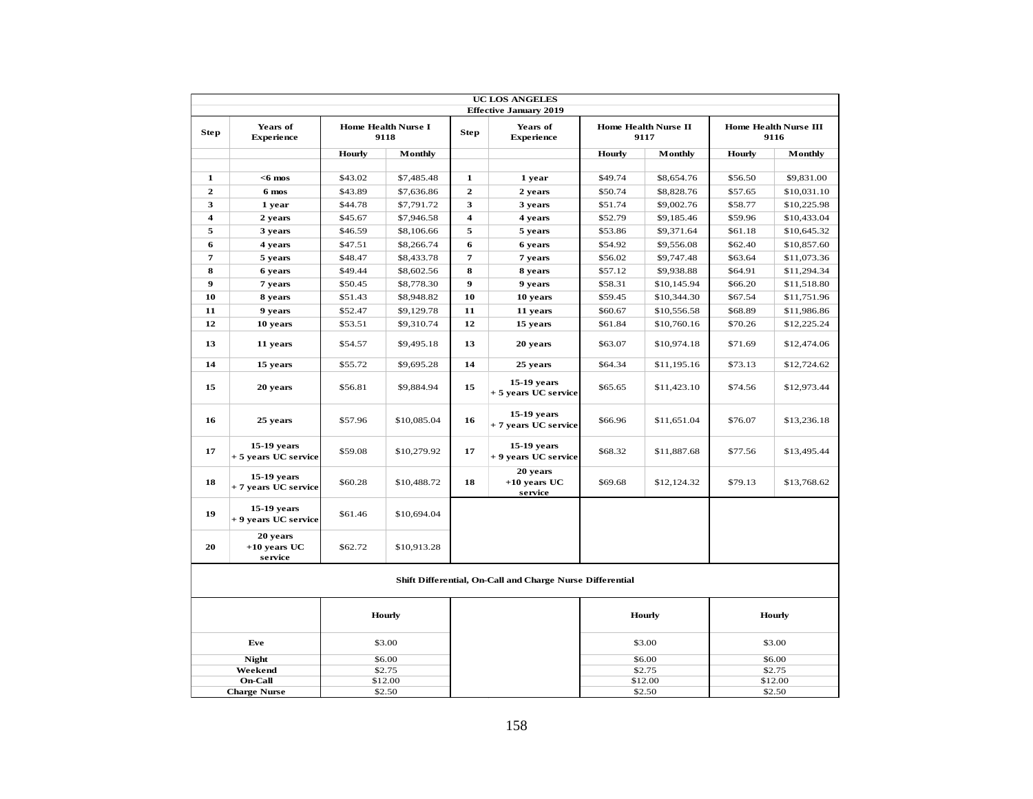| UC LOS ANGELES | | | | | | | | | |
|---|---|---|---|---|---|---|---|---|---|
| Effective January 2019 | | | | | | | | | |
| Step | Years of Experience | Home Health Nurse I 9118 | | Step | Years of Experience | Home Health Nurse II 9117 | | Home Health Nurse III 9116 | |
| | | Hourly | Monthly | | | Hourly | Monthly | Hourly | Monthly |
| 1 | <6 mos | $43.02 | $7,485.48 | 1 | 1 year | $49.74 | $8,654.76 | $56.50 | $9,831.00 |
| 2 | 6 mos | $43.89 | $7,636.86 | 2 | 2 years | $50.74 | $8,828.76 | $57.65 | $10,031.10 |
| 3 | 1 year | $44.78 | $7,791.72 | 3 | 3 years | $51.74 | $9,002.76 | $58.77 | $10,225.98 |
| 4 | 2 years | $45.67 | $7,946.58 | 4 | 4 years | $52.79 | $9,185.46 | $59.96 | $10,433.04 |
| 5 | 3 years | $46.59 | $8,106.66 | 5 | 5 years | $53.86 | $9,371.64 | $61.18 | $10,645.32 |
| 6 | 4 years | $47.51 | $8,266.74 | 6 | 6 years | $54.92 | $9,556.08 | $62.40 | $10,857.60 |
| 7 | 5 years | $48.47 | $8,433.78 | 7 | 7 years | $56.02 | $9,747.48 | $63.64 | $11,073.36 |
| 8 | 6 years | $49.44 | $8,602.56 | 8 | 8 years | $57.12 | $9,938.88 | $64.91 | $11,294.34 |
| 9 | 7 years | $50.45 | $8,778.30 | 9 | 9 years | $58.31 | $10,145.94 | $66.20 | $11,518.80 |
| 10 | 8 years | $51.43 | $8,948.82 | 10 | 10 years | $59.45 | $10,344.30 | $67.54 | $11,751.96 |
| 11 | 9 years | $52.47 | $9,129.78 | 11 | 11 years | $60.67 | $10,556.58 | $68.89 | $11,986.86 |
| 12 | 10 years | $53.51 | $9,310.74 | 12 | 15 years | $61.84 | $10,760.16 | $70.26 | $12,225.24 |
| 13 | 11 years | $54.57 | $9,495.18 | 13 | 20 years | $63.07 | $10,974.18 | $71.69 | $12,474.06 |
| 14 | 15 years | $55.72 | $9,695.28 | 14 | 25 years | $64.34 | $11,195.16 | $73.13 | $12,724.62 |
| 15 | 20 years | $56.81 | $9,884.94 | 15 | 15-19 years + 5 years UC service | $65.65 | $11,423.10 | $74.56 | $12,973.44 |
| 16 | 25 years | $57.96 | $10,085.04 | 16 | 15-19 years + 7 years UC service | $66.96 | $11,651.04 | $76.07 | $13,236.18 |
| 17 | 15-19 years + 5 years UC service | $59.08 | $10,279.92 | 17 | 15-19 years + 9 years UC service | $68.32 | $11,887.68 | $77.56 | $13,495.44 |
| 18 | 15-19 years + 7 years UC service | $60.28 | $10,488.72 | 18 | 20 years +10 years UC service | $69.68 | $12,124.32 | $79.13 | $13,768.62 |
| 19 | 15-19 years + 9 years UC service | $61.46 | $10,694.04 | | | | | | |
| 20 | 20 years +10 years UC service | $62.72 | $10,913.28 | | | | | | |

**Shift Differential, On-Call and Charge Nurse Differential**

| | Hourly | | Hourly | Hourly |
|---|---|---|---|---|
| Eve | $3.00 | | $3.00 | $3.00 |
| Night | $6.00 | | $6.00 | $6.00 |
| Weekend | $2.75 | | $2.75 | $2.75 |
| On-Call | $12.00 | | $12.00 | $12.00 |
| Charge Nurse | $2.50 | | $2.50 | $2.50 |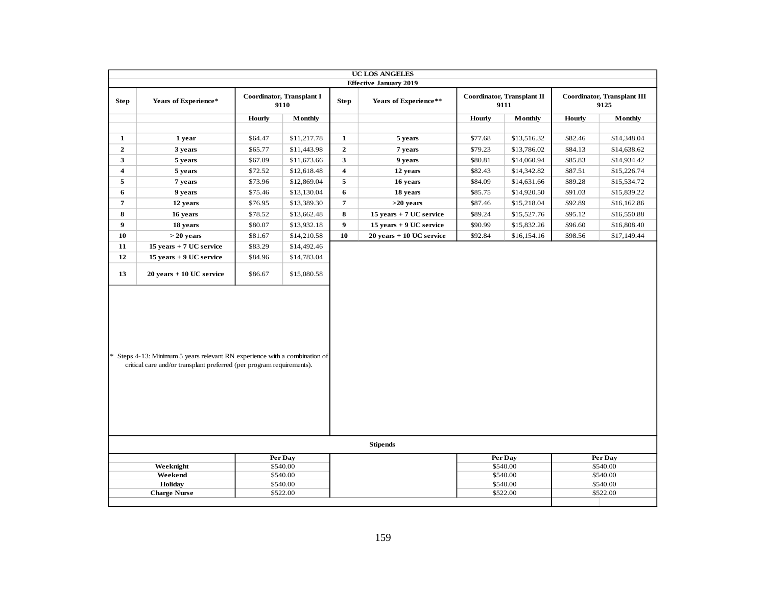**UC LOS ANGELES**

**Effective January 2019**

| Step | Years of Experience* | Coordinator, Transplant I 9110 | | Step | Years of Experience** | Coordinator, Transplant II 9111 | | Coordinator, Transplant III 9125 | |
|---|---|---|---|---|---|---|---|---|---|
| | | Hourly | Monthly | | | Hourly | Monthly | Hourly | Monthly |
| 1 | 1 year | $64.47 | $11,217.78 | 1 | 5 years | $77.68 | $13,516.32 | $82.46 | $14,348.04 |
| 2 | 3 years | $65.77 | $11,443.98 | 2 | 7 years | $79.23 | $13,786.02 | $84.13 | $14,638.62 |
| 3 | 5 years | $67.09 | $11,673.66 | 3 | 9 years | $80.81 | $14,060.94 | $85.83 | $14,934.42 |
| 4 | 5 years | $72.52 | $12,618.48 | 4 | 12 years | $82.43 | $14,342.82 | $87.51 | $15,226.74 |
| 5 | 7 years | $73.96 | $12,869.04 | 5 | 16 years | $84.09 | $14,631.66 | $89.28 | $15,534.72 |
| 6 | 9 years | $75.46 | $13,130.04 | 6 | 18 years | $85.75 | $14,920.50 | $91.03 | $15,839.22 |
| 7 | 12 years | $76.95 | $13,389.30 | 7 | >20 years | $87.46 | $15,218.04 | $92.89 | $16,162.86 |
| 8 | 16 years | $78.52 | $13,662.48 | 8 | 15 years + 7 UC service | $89.24 | $15,527.76 | $95.12 | $16,550.88 |
| 9 | 18 years | $80.07 | $13,932.18 | 9 | 15 years + 9 UC service | $90.99 | $15,832.26 | $96.60 | $16,808.40 |
| 10 | > 20 years | $81.67 | $14,210.58 | 10 | 20 years + 10 UC service | $92.84 | $16,154.16 | $98.56 | $17,149.44 |
| 11 | 15 years + 7 UC service | $83.29 | $14,492.46 | | | | | | |
| 12 | 15 years + 9 UC service | $84.96 | $14,783.04 | | | | | | |
| 13 | 20 years + 10 UC service | $86.67 | $15,080.58 | | | | | | |

\* Steps 4-13: Minimum 5 years relevant RN experience with a combination of critical care and/or transplant preferred (per program requirements).

**Stipends**

| | Coordinator, Transplant I Per Day | Coordinator, Transplant II Per Day | Coordinator, Transplant III Per Day |
|---|---|---|---|
| Weeknight | $540.00 | $540.00 | $540.00 |
| Weekend | $540.00 | $540.00 | $540.00 |
| Holiday | $540.00 | $540.00 | $540.00 |
| Charge Nurse | $522.00 | $522.00 | $522.00 |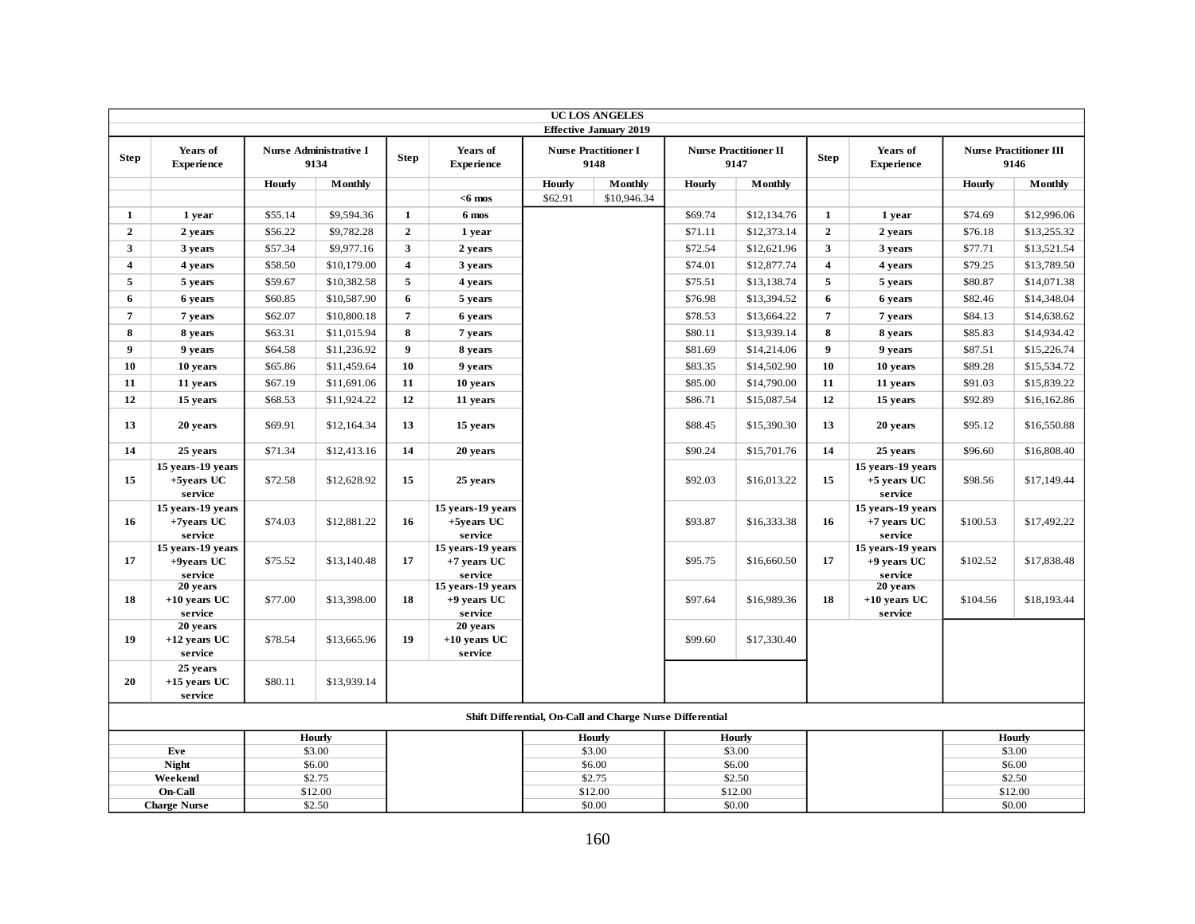| UC LOS ANGELES | | | | | | | | | | | | | |
|---|---|---|---|---|---|---|---|---|---|---|---|---|---|
| Effective January 2019 | | | | | | | | | | | | | |
| **Step** | **Years of Experience** | **Nurse Administrative I 9134** | | **Step** | **Years of Experience** | **Nurse Practitioner I 9148** | | **Nurse Practitioner II 9147** | | **Step** | **Years of Experience** | **Nurse Practitioner III 9146** | |
| | | **Hourly** | **Monthly** | | | **Hourly** | **Monthly** | **Hourly** | **Monthly** | | | **Hourly** | **Monthly** |
| | | | | | **<6 mos** | $62.91 | $10,946.34 | | | | | | |
| **1** | **1 year** | $55.14 | $9,594.36 | **1** | **6 mos** | | | $69.74 | $12,134.76 | **1** | **1 year** | $74.69 | $12,996.06 |
| **2** | **2 years** | $56.22 | $9,782.28 | **2** | **1 year** | | | $71.11 | $12,373.14 | **2** | **2 years** | $76.18 | $13,255.32 |
| **3** | **3 years** | $57.34 | $9,977.16 | **3** | **2 years** | | | $72.54 | $12,621.96 | **3** | **3 years** | $77.71 | $13,521.54 |
| **4** | **4 years** | $58.50 | $10,179.00 | **4** | **3 years** | | | $74.01 | $12,877.74 | **4** | **4 years** | $79.25 | $13,789.50 |
| **5** | **5 years** | $59.67 | $10,382.58 | **5** | **4 years** | | | $75.51 | $13,138.74 | **5** | **5 years** | $80.87 | $14,071.38 |
| **6** | **6 years** | $60.85 | $10,587.90 | **6** | **5 years** | | | $76.98 | $13,394.52 | **6** | **6 years** | $82.46 | $14,348.04 |
| **7** | **7 years** | $62.07 | $10,800.18 | **7** | **6 years** | | | $78.53 | $13,664.22 | **7** | **7 years** | $84.13 | $14,638.62 |
| **8** | **8 years** | $63.31 | $11,015.94 | **8** | **7 years** | | | $80.11 | $13,939.14 | **8** | **8 years** | $85.83 | $14,934.42 |
| **9** | **9 years** | $64.58 | $11,236.92 | **9** | **8 years** | | | $81.69 | $14,214.06 | **9** | **9 years** | $87.51 | $15,226.74 |
| **10** | **10 years** | $65.86 | $11,459.64 | **10** | **9 years** | | | $83.35 | $14,502.90 | **10** | **10 years** | $89.28 | $15,534.72 |
| **11** | **11 years** | $67.19 | $11,691.06 | **11** | **10 years** | | | $85.00 | $14,790.00 | **11** | **11 years** | $91.03 | $15,839.22 |
| **12** | **15 years** | $68.53 | $11,924.22 | **12** | **11 years** | | | $86.71 | $15,087.54 | **12** | **15 years** | $92.89 | $16,162.86 |
| **13** | **20 years** | $69.91 | $12,164.34 | **13** | **15 years** | | | $88.45 | $15,390.30 | **13** | **20 years** | $95.12 | $16,550.88 |
| **14** | **25 years** | $71.34 | $12,413.16 | **14** | **20 years** | | | $90.24 | $15,701.76 | **14** | **25 years** | $96.60 | $16,808.40 |
| **15** | **15 years-19 years +5years UC service** | $72.58 | $12,628.92 | **15** | **25 years** | | | $92.03 | $16,013.22 | **15** | **15 years-19 years +5 years UC service** | $98.56 | $17,149.44 |
| **16** | **15 years-19 years +7years UC service** | $74.03 | $12,881.22 | **16** | **15 years-19 years +5years UC service** | | | $93.87 | $16,333.38 | **16** | **15 years-19 years +7 years UC service** | $100.53 | $17,492.22 |
| **17** | **15 years-19 years +9years UC service** | $75.52 | $13,140.48 | **17** | **15 years-19 years +7 years UC service** | | | $95.75 | $16,660.50 | **17** | **15 years-19 years +9 years UC service** | $102.52 | $17,838.48 |
| **18** | **20 years +10 years UC service** | $77.00 | $13,398.00 | **18** | **15 years-19 years +9 years UC service** | | | $97.64 | $16,989.36 | **18** | **20 years +10 years UC service** | $104.56 | $18,193.44 |
| **19** | **20 years +12 years UC service** | $78.54 | $13,665.96 | **19** | **20 years +10 years UC service** | | | $99.60 | $17,330.40 | | | | |
| **20** | **25 years +15 years UC service** | $80.11 | $13,939.14 | | | | | | | | | | |
| **Shift Differential, On-Call and Charge Nurse Differential** | | | | | | | | | | | | | |
| | | **Hourly** | | | | **Hourly** | | **Hourly** | | | | **Hourly** | |
| **Eve** | | $3.00 | | | | $3.00 | | $3.00 | | | | $3.00 | |
| **Night** | | $6.00 | | | | $6.00 | | $6.00 | | | | $6.00 | |
| **Weekend** | | $2.75 | | | | $2.75 | | $2.50 | | | | $2.50 | |
| **On-Call** | | $12.00 | | | | $12.00 | | $12.00 | | | | $12.00 | |
| **Charge Nurse** | | $2.50 | | | | $0.00 | | $0.00 | | | | $0.00 | |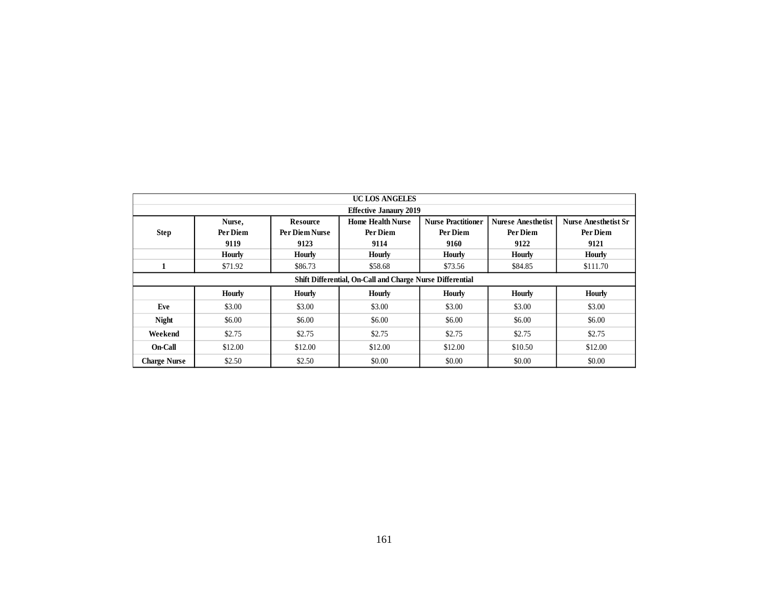| UC LOS ANGELES | | | | | | |
|---|---|---|---|---|---|---|
| Effective Janaury 2019 | | | | | | |
| Step | Nurse, Per Diem 9119 | Resource Per Diem Nurse 9123 | Home Health Nurse Per Diem 9114 | Nurse Practitioner Per Diem 9160 | Nurese Anesthetist Per Diem 9122 | Nurse Anesthetist Sr Per Diem 9121 |
| | Hourly | Hourly | Hourly | Hourly | Hourly | Hourly |
| 1 | $71.92 | $86.73 | $58.68 | $73.56 | $84.85 | $111.70 |
| Shift Differential, On-Call and Charge Nurse Differential | | | | | | |
| | Hourly | Hourly | Hourly | Hourly | Hourly | Hourly |
| Eve | $3.00 | $3.00 | $3.00 | $3.00 | $3.00 | $3.00 |
| Night | $6.00 | $6.00 | $6.00 | $6.00 | $6.00 | $6.00 |
| Weekend | $2.75 | $2.75 | $2.75 | $2.75 | $2.75 | $2.75 |
| On-Call | $12.00 | $12.00 | $12.00 | $12.00 | $10.50 | $12.00 |
| Charge Nurse | $2.50 | $2.50 | $0.00 | $0.00 | $0.00 | $0.00 |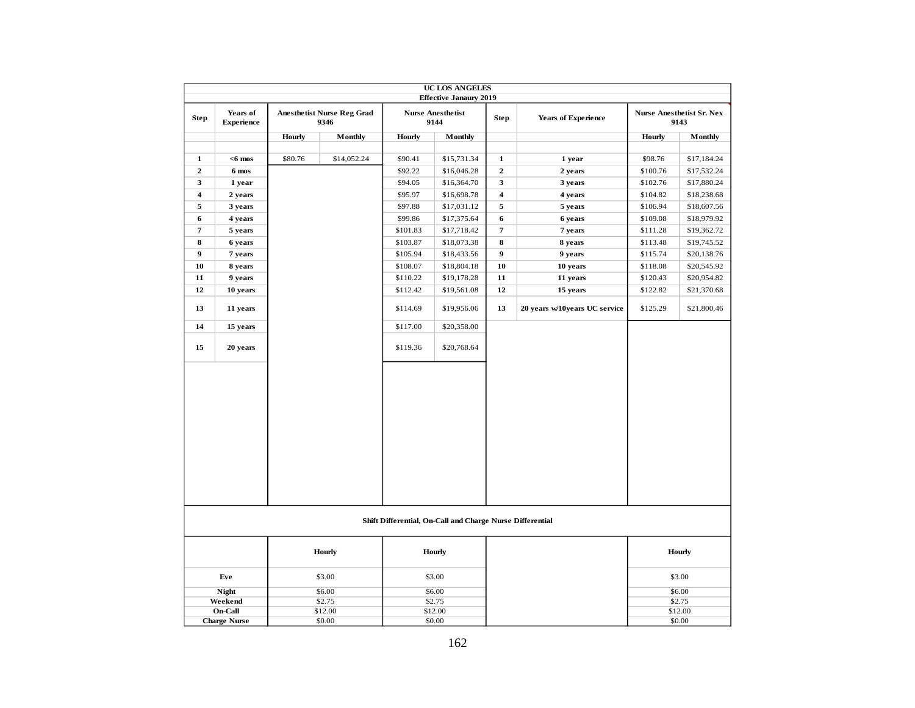| UC LOS ANGELES | | | | | | | | | |
|---|---|---|---|---|---|---|---|---|---|
| Effective Janaury 2019 | | | | | | | | | |
| Step | Years of Experience | Anesthetist Nurse Reg Grad 9346 | | Nurse Anesthetist 9144 | | Step | Years of Experience | Nurse Anesthetist Sr. Nex 9143 | |
| | | Hourly | Monthly | Hourly | Monthly | | | Hourly | Monthly |
| 1 | <6 mos | $80.76 | $14,052.24 | $90.41 | $15,731.34 | 1 | 1 year | $98.76 | $17,184.24 |
| 2 | 6 mos | | | $92.22 | $16,046.28 | 2 | 2 years | $100.76 | $17,532.24 |
| 3 | 1 year | | | $94.05 | $16,364.70 | 3 | 3 years | $102.76 | $17,880.24 |
| 4 | 2 years | | | $95.97 | $16,698.78 | 4 | 4 years | $104.82 | $18,238.68 |
| 5 | 3 years | | | $97.88 | $17,031.12 | 5 | 5 years | $106.94 | $18,607.56 |
| 6 | 4 years | | | $99.86 | $17,375.64 | 6 | 6 years | $109.08 | $18,979.92 |
| 7 | 5 years | | | $101.83 | $17,718.42 | 7 | 7 years | $111.28 | $19,362.72 |
| 8 | 6 years | | | $103.87 | $18,073.38 | 8 | 8 years | $113.48 | $19,745.52 |
| 9 | 7 years | | | $105.94 | $18,433.56 | 9 | 9 years | $115.74 | $20,138.76 |
| 10 | 8 years | | | $108.07 | $18,804.18 | 10 | 10 years | $118.08 | $20,545.92 |
| 11 | 9 years | | | $110.22 | $19,178.28 | 11 | 11 years | $120.43 | $20,954.82 |
| 12 | 10 years | | | $112.42 | $19,561.08 | 12 | 15 years | $122.82 | $21,370.68 |
| 13 | 11 years | | | $114.69 | $19,956.06 | 13 | 20 years w/10years UC service | $125.29 | $21,800.46 |
| 14 | 15 years | | | $117.00 | $20,358.00 | | | | |
| 15 | 20 years | | | $119.36 | $20,768.64 | | | | |

**Shift Differential, On-Call and Charge Nurse Differential**

| | Hourly | Hourly | | Hourly |
|---|---|---|---|---|
| Eve | $3.00 | $3.00 | | $3.00 |
| Night | $6.00 | $6.00 | | $6.00 |
| Weekend | $2.75 | $2.75 | | $2.75 |
| On-Call | $12.00 | $12.00 | | $12.00 |
| Charge Nurse | $0.00 | $0.00 | | $0.00 |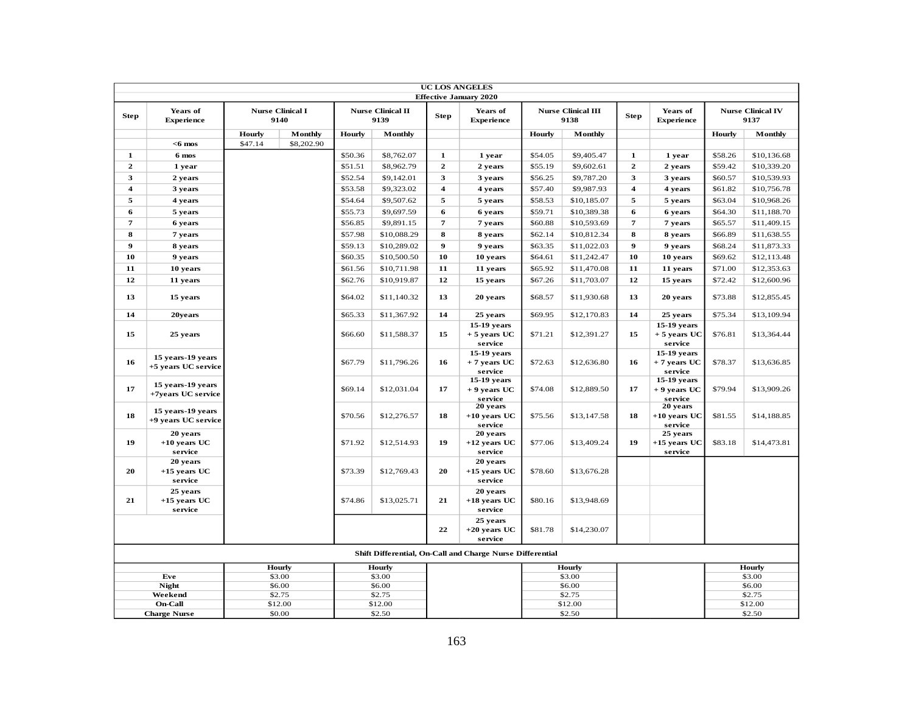| UC LOS ANGELES | | | | | | | | | | | | | | | |
|---|---|---|---|---|---|---|---|---|---|---|---|---|---|---|---|
| Effective January 2020 | | | | | | | | | | | | | | | |
| Step | Years of Experience | Nurse Clinical I 9140 | | Nurse Clinical II 9139 | | Step | Years of Experience | Nurse Clinical III 9138 | | Step | Years of Experience | Nurse Clinical IV 9137 | |
| | | Hourly | Monthly | Hourly | Monthly | | | Hourly | Monthly | | | Hourly | Monthly |
| | <6 mos | $47.14 | $8,202.90 | | | | | | | | | | |
| 1 | 6 mos | | | $50.36 | $8,762.07 | 1 | 1 year | $54.05 | $9,405.47 | 1 | 1 year | $58.26 | $10,136.68 |
| 2 | 1 year | | | $51.51 | $8,962.79 | 2 | 2 years | $55.19 | $9,602.61 | 2 | 2 years | $59.42 | $10,339.20 |
| 3 | 2 years | | | $52.54 | $9,142.01 | 3 | 3 years | $56.25 | $9,787.20 | 3 | 3 years | $60.57 | $10,539.93 |
| 4 | 3 years | | | $53.58 | $9,323.02 | 4 | 4 years | $57.40 | $9,987.93 | 4 | 4 years | $61.82 | $10,756.78 |
| 5 | 4 years | | | $54.64 | $9,507.62 | 5 | 5 years | $58.53 | $10,185.07 | 5 | 5 years | $63.04 | $10,968.26 |
| 6 | 5 years | | | $55.73 | $9,697.59 | 6 | 6 years | $59.71 | $10,389.38 | 6 | 6 years | $64.30 | $11,188.70 |
| 7 | 6 years | | | $56.85 | $9,891.15 | 7 | 7 years | $60.88 | $10,593.69 | 7 | 7 years | $65.57 | $11,409.15 |
| 8 | 7 years | | | $57.98 | $10,088.29 | 8 | 8 years | $62.14 | $10,812.34 | 8 | 8 years | $66.89 | $11,638.55 |
| 9 | 8 years | | | $59.13 | $10,289.02 | 9 | 9 years | $63.35 | $11,022.03 | 9 | 9 years | $68.24 | $11,873.33 |
| 10 | 9 years | | | $60.35 | $10,500.50 | 10 | 10 years | $64.61 | $11,242.47 | 10 | 10 years | $69.62 | $12,113.48 |
| 11 | 10 years | | | $61.56 | $10,711.98 | 11 | 11 years | $65.92 | $11,470.08 | 11 | 11 years | $71.00 | $12,353.63 |
| 12 | 11 years | | | $62.76 | $10,919.87 | 12 | 15 years | $67.26 | $11,703.07 | 12 | 15 years | $72.42 | $12,600.96 |
| 13 | 15 years | | | $64.02 | $11,140.32 | 13 | 20 years | $68.57 | $11,930.68 | 13 | 20 years | $73.88 | $12,855.45 |
| 14 | 20years | | | $65.33 | $11,367.92 | 14 | 25 years | $69.95 | $12,170.83 | 14 | 25 years | $75.34 | $13,109.94 |
| 15 | 25 years | | | $66.60 | $11,588.37 | 15 | 15-19 years + 5 years UC service | $71.21 | $12,391.27 | 15 | 15-19 years + 5 years UC service | $76.81 | $13,364.44 |
| 16 | 15 years-19 years +5 years UC service | | | $67.79 | $11,796.26 | 16 | 15-19 years + 7 years UC service | $72.63 | $12,636.80 | 16 | 15-19 years + 7 years UC service | $78.37 | $13,636.85 |
| 17 | 15 years-19 years +7years UC service | | | $69.14 | $12,031.04 | 17 | 15-19 years + 9 years UC service | $74.08 | $12,889.50 | 17 | 15-19 years + 9 years UC service | $79.94 | $13,909.26 |
| 18 | 15 years-19 years +9 years UC service | | | $70.56 | $12,276.57 | 18 | 20 years +10 years UC service | $75.56 | $13,147.58 | 18 | 20 years +10 years UC service | $81.55 | $14,188.85 |
| 19 | 20 years +10 years UC service | | | $71.92 | $12,514.93 | 19 | 20 years +12 years UC service | $77.06 | $13,409.24 | 19 | 25 years +15 years UC service | $83.18 | $14,473.81 |
| 20 | 20 years +15 years UC service | | | $73.39 | $12,769.43 | 20 | 20 years +15 years UC service | $78.60 | $13,676.28 | | | | |
| 21 | 25 years +15 years UC service | | | $74.86 | $13,025.71 | 21 | 20 years +18 years UC service | $80.16 | $13,948.69 | | | | |
| | | | | | | 22 | 25 years +20 years UC service | $81.78 | $14,230.07 | | | | |
| Shift Differential, On-Call and Charge Nurse Differential | | | | | | | | | | | | | |
| | | Hourly | | Hourly | | | | Hourly | | | | Hourly | |
| Eve | | $3.00 | | $3.00 | | | | $3.00 | | | | $3.00 | |
| Night | | $6.00 | | $6.00 | | | | $6.00 | | | | $6.00 | |
| Weekend | | $2.75 | | $2.75 | | | | $2.75 | | | | $2.75 | |
| On-Call | | $12.00 | | $12.00 | | | | $12.00 | | | | $12.00 | |
| Charge Nurse | | $0.00 | | $2.50 | | | | $2.50 | | | | $2.50 | |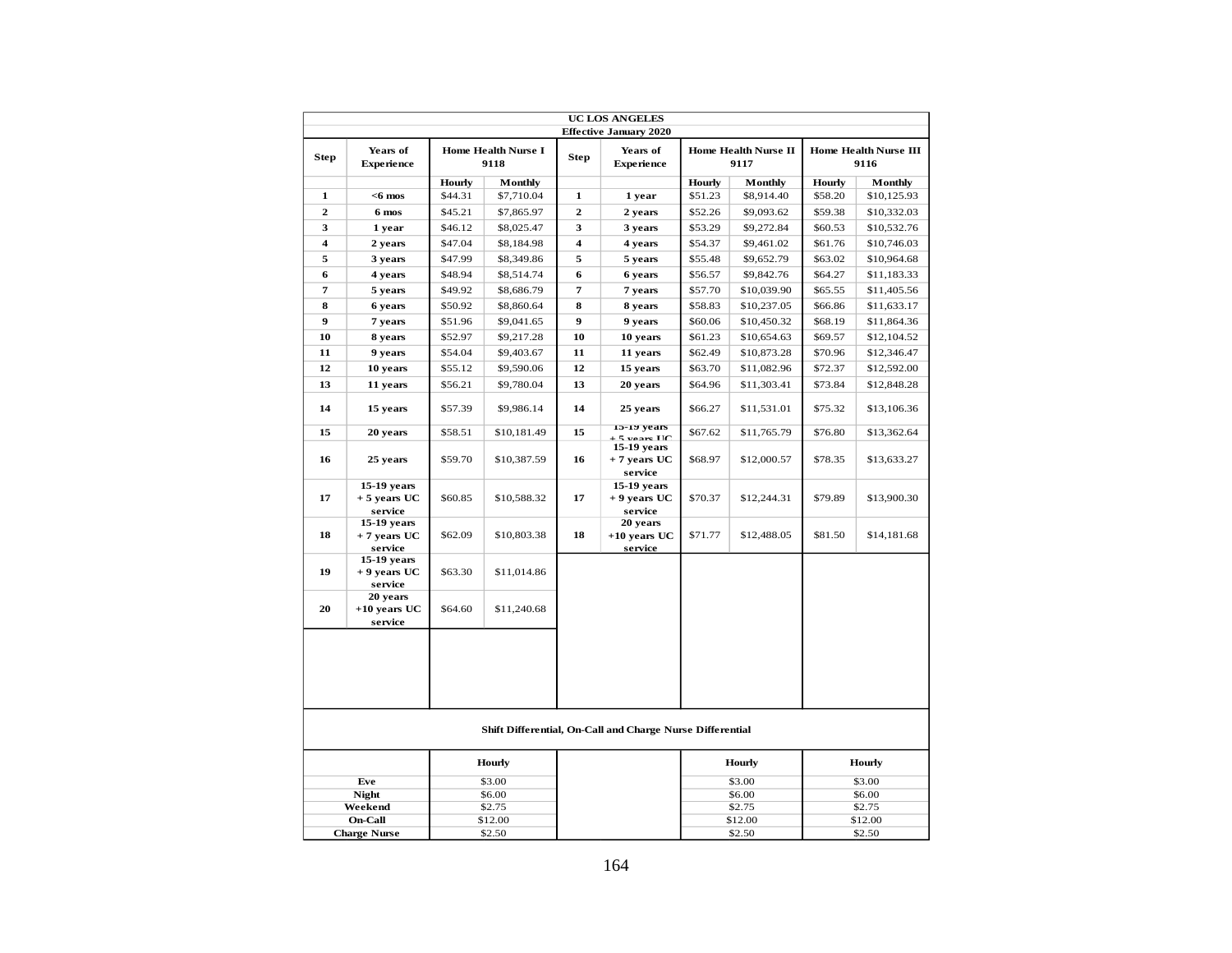| UC LOS ANGELES | | | | | | | | | |
|---|---|---|---|---|---|---|---|---|---|
| Effective January 2020 | | | | | | | | | |
| Step | Years of Experience | Home Health Nurse I 9118 | | Step | Years of Experience | Home Health Nurse II 9117 | | Home Health Nurse III 9116 | |
| | | Hourly | Monthly | | | Hourly | Monthly | Hourly | Monthly |
| 1 | <6 mos | $44.31 | $7,710.04 | 1 | 1 year | $51.23 | $8,914.40 | $58.20 | $10,125.93 |
| 2 | 6 mos | $45.21 | $7,865.97 | 2 | 2 years | $52.26 | $9,093.62 | $59.38 | $10,332.03 |
| 3 | 1 year | $46.12 | $8,025.47 | 3 | 3 years | $53.29 | $9,272.84 | $60.53 | $10,532.76 |
| 4 | 2 years | $47.04 | $8,184.98 | 4 | 4 years | $54.37 | $9,461.02 | $61.76 | $10,746.03 |
| 5 | 3 years | $47.99 | $8,349.86 | 5 | 5 years | $55.48 | $9,652.79 | $63.02 | $10,964.68 |
| 6 | 4 years | $48.94 | $8,514.74 | 6 | 6 years | $56.57 | $9,842.76 | $64.27 | $11,183.33 |
| 7 | 5 years | $49.92 | $8,686.79 | 7 | 7 years | $57.70 | $10,039.90 | $65.55 | $11,405.56 |
| 8 | 6 years | $50.92 | $8,860.64 | 8 | 8 years | $58.83 | $10,237.05 | $66.86 | $11,633.17 |
| 9 | 7 years | $51.96 | $9,041.65 | 9 | 9 years | $60.06 | $10,450.32 | $68.19 | $11,864.36 |
| 10 | 8 years | $52.97 | $9,217.28 | 10 | 10 years | $61.23 | $10,654.63 | $69.57 | $12,104.52 |
| 11 | 9 years | $54.04 | $9,403.67 | 11 | 11 years | $62.49 | $10,873.28 | $70.96 | $12,346.47 |
| 12 | 10 years | $55.12 | $9,590.06 | 12 | 15 years | $63.70 | $11,082.96 | $72.37 | $12,592.00 |
| 13 | 11 years | $56.21 | $9,780.04 | 13 | 20 years | $64.96 | $11,303.41 | $73.84 | $12,848.28 |
| 14 | 15 years | $57.39 | $9,986.14 | 14 | 25 years | $66.27 | $11,531.01 | $75.32 | $13,106.36 |
| 15 | 20 years | $58.51 | $10,181.49 | 15 | 15-19 years + 5 years UC | $67.62 | $11,765.79 | $76.80 | $13,362.64 |
| 16 | 25 years | $59.70 | $10,387.59 | 16 | 15-19 years + 7 years UC service | $68.97 | $12,000.57 | $78.35 | $13,633.27 |
| 17 | 15-19 years + 5 years UC service | $60.85 | $10,588.32 | 17 | 15-19 years + 9 years UC service | $70.37 | $12,244.31 | $79.89 | $13,900.30 |
| 18 | 15-19 years + 7 years UC service | $62.09 | $10,803.38 | 18 | 20 years +10 years UC service | $71.77 | $12,488.05 | $81.50 | $14,181.68 |
| 19 | 15-19 years + 9 years UC service | $63.30 | $11,014.86 | | | | | | |
| 20 | 20 years +10 years UC service | $64.60 | $11,240.68 | | | | | | |

**Shift Differential, On-Call and Charge Nurse Differential**

| | Hourly | | Hourly | Hourly |
|---|---|---|---|---|
| Eve | $3.00 | | $3.00 | $3.00 |
| Night | $6.00 | | $6.00 | $6.00 |
| Weekend | $2.75 | | $2.75 | $2.75 |
| On-Call | $12.00 | | $12.00 | $12.00 |
| Charge Nurse | $2.50 | | $2.50 | $2.50 |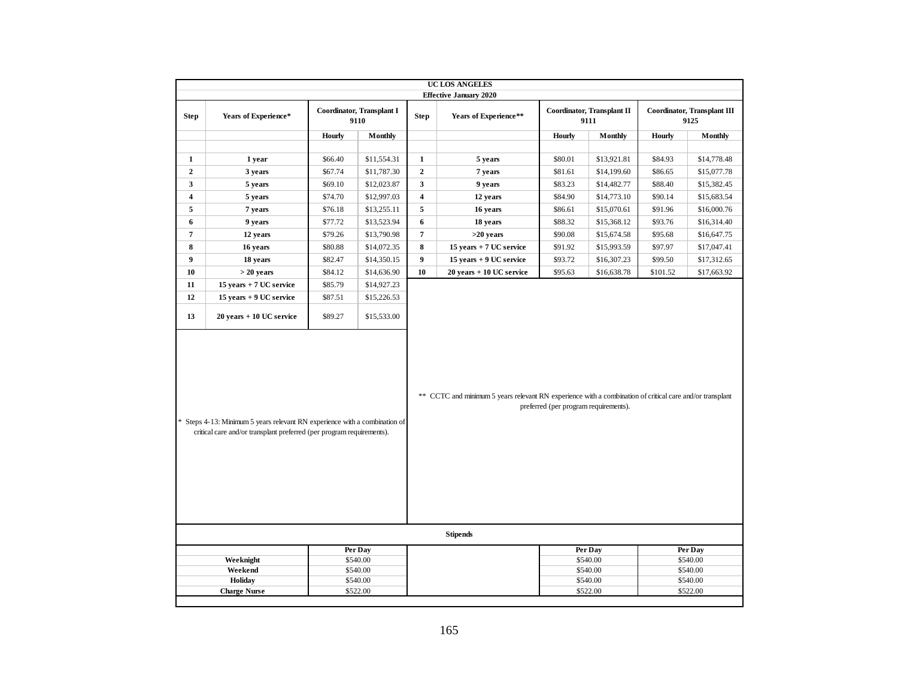**UC LOS ANGELES**

**Effective January 2020**

| Step | Years of Experience* | Coordinator, Transplant I 9110 | |
|---|---|---|---|
| | | Hourly | Monthly |
| 1 | 1 year | $66.40 | $11,554.31 |
| 2 | 3 years | $67.74 | $11,787.30 |
| 3 | 5 years | $69.10 | $12,023.87 |
| 4 | 5 years | $74.70 | $12,997.03 |
| 5 | 7 years | $76.18 | $13,255.11 |
| 6 | 9 years | $77.72 | $13,523.94 |
| 7 | 12 years | $79.26 | $13,790.98 |
| 8 | 16 years | $80.88 | $14,072.35 |
| 9 | 18 years | $82.47 | $14,350.15 |
| 10 | > 20 years | $84.12 | $14,636.90 |
| 11 | 15 years + 7 UC service | $85.79 | $14,927.23 |
| 12 | 15 years + 9 UC service | $87.51 | $15,226.53 |
| 13 | 20 years + 10 UC service | $89.27 | $15,533.00 |

\* Steps 4-13: Minimum 5 years relevant RN experience with a combination of critical care and/or transplant preferred (per program requirements).

| Step | Years of Experience** | Coordinator, Transplant II 9111 | | Coordinator, Transplant III 9125 | |
|---|---|---|---|---|---|
| | | Hourly | Monthly | Hourly | Monthly |
| 1 | 5 years | $80.01 | $13,921.81 | $84.93 | $14,778.48 |
| 2 | 7 years | $81.61 | $14,199.60 | $86.65 | $15,077.78 |
| 3 | 9 years | $83.23 | $14,482.77 | $88.40 | $15,382.45 |
| 4 | 12 years | $84.90 | $14,773.10 | $90.14 | $15,683.54 |
| 5 | 16 years | $86.61 | $15,070.61 | $91.96 | $16,000.76 |
| 6 | 18 years | $88.32 | $15,368.12 | $93.76 | $16,314.40 |
| 7 | >20 years | $90.08 | $15,674.58 | $95.68 | $16,647.75 |
| 8 | 15 years + 7 UC service | $91.92 | $15,993.59 | $97.97 | $17,047.41 |
| 9 | 15 years + 9 UC service | $93.72 | $16,307.23 | $99.50 | $17,312.65 |
| 10 | 20 years + 10 UC service | $95.63 | $16,638.78 | $101.52 | $17,663.92 |

\*\* CCTC and minimum 5 years relevant RN experience with a combination of critical care and/or transplant preferred (per program requirements).

**Stipends**

| | Per Day | | Per Day | Per Day |
|---|---|---|---|---|
| **Weeknight** | $540.00 | | $540.00 | $540.00 |
| **Weekend** | $540.00 | | $540.00 | $540.00 |
| **Holiday** | $540.00 | | $540.00 | $540.00 |
| **Charge Nurse** | $522.00 | | $522.00 | $522.00 |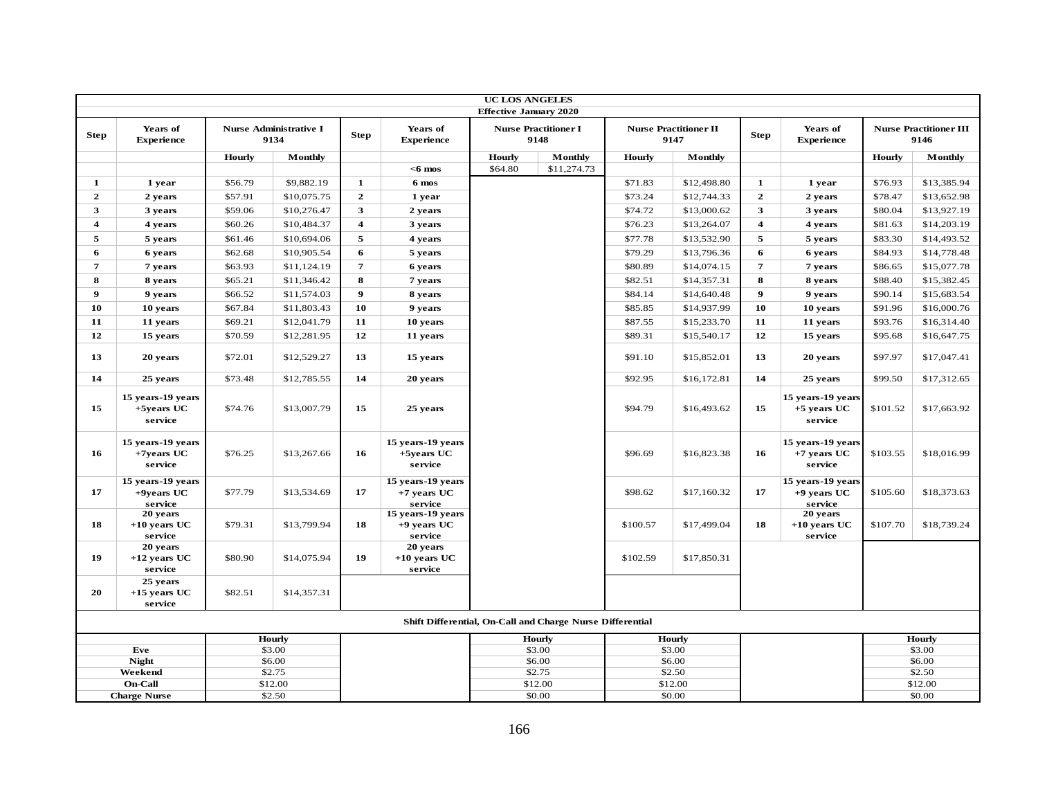| UC LOS ANGELES | | | | | | | | | | | | | | |
|---|---|---|---|---|---|---|---|---|---|---|---|---|---|---|
| Effective January 2020 | | | | | | | | | | | | | | |
| **Step** | **Years of Experience** | **Nurse Administrative I 9134** | | **Step** | **Years of Experience** | **Nurse Practitioner I 9148** | | **Nurse Practitioner II 9147** | | **Step** | **Years of Experience** | **Nurse Practitioner III 9146** | |
| | | **Hourly** | **Monthly** | | | **Hourly** | **Monthly** | **Hourly** | **Monthly** | | | **Hourly** | **Monthly** |
| | | | | | **<6 mos** | $64.80 | $11,274.73 | | | | | | |
| **1** | **1 year** | $56.79 | $9,882.19 | **1** | **6 mos** | | | $71.83 | $12,498.80 | **1** | **1 year** | $76.93 | $13,385.94 |
| **2** | **2 years** | $57.91 | $10,075.75 | **2** | **1 year** | | | $73.24 | $12,744.33 | **2** | **2 years** | $78.47 | $13,652.98 |
| **3** | **3 years** | $59.06 | $10,276.47 | **3** | **2 years** | | | $74.72 | $13,000.62 | **3** | **3 years** | $80.04 | $13,927.19 |
| **4** | **4 years** | $60.26 | $10,484.37 | **4** | **3 years** | | | $76.23 | $13,264.07 | **4** | **4 years** | $81.63 | $14,203.19 |
| **5** | **5 years** | $61.46 | $10,694.06 | **5** | **4 years** | | | $77.78 | $13,532.90 | **5** | **5 years** | $83.30 | $14,493.52 |
| **6** | **6 years** | $62.68 | $10,905.54 | **6** | **5 years** | | | $79.29 | $13,796.36 | **6** | **6 years** | $84.93 | $14,778.48 |
| **7** | **7 years** | $63.93 | $11,124.19 | **7** | **6 years** | | | $80.89 | $14,074.15 | **7** | **7 years** | $86.65 | $15,077.78 |
| **8** | **8 years** | $65.21 | $11,346.42 | **8** | **7 years** | | | $82.51 | $14,357.31 | **8** | **8 years** | $88.40 | $15,382.45 |
| **9** | **9 years** | $66.52 | $11,574.03 | **9** | **8 years** | | | $84.14 | $14,640.48 | **9** | **9 years** | $90.14 | $15,683.54 |
| **10** | **10 years** | $67.84 | $11,803.43 | **10** | **9 years** | | | $85.85 | $14,937.99 | **10** | **10 years** | $91.96 | $16,000.76 |
| **11** | **11 years** | $69.21 | $12,041.79 | **11** | **10 years** | | | $87.55 | $15,233.70 | **11** | **11 years** | $93.76 | $16,314.40 |
| **12** | **15 years** | $70.59 | $12,281.95 | **12** | **11 years** | | | $89.31 | $15,540.17 | **12** | **15 years** | $95.68 | $16,647.75 |
| **13** | **20 years** | $72.01 | $12,529.27 | **13** | **15 years** | | | $91.10 | $15,852.01 | **13** | **20 years** | $97.97 | $17,047.41 |
| **14** | **25 years** | $73.48 | $12,785.55 | **14** | **20 years** | | | $92.95 | $16,172.81 | **14** | **25 years** | $99.50 | $17,312.65 |
| **15** | **15 years-19 years +5years UC service** | $74.76 | $13,007.79 | **15** | **25 years** | | | $94.79 | $16,493.62 | **15** | **15 years-19 years +5 years UC service** | $101.52 | $17,663.92 |
| **16** | **15 years-19 years +7years UC service** | $76.25 | $13,267.66 | **16** | **15 years-19 years +5years UC service** | | | $96.69 | $16,823.38 | **16** | **15 years-19 years +7 years UC service** | $103.55 | $18,016.99 |
| **17** | **15 years-19 years +9years UC service** | $77.79 | $13,534.69 | **17** | **15 years-19 years +7 years UC service** | | | $98.62 | $17,160.32 | **17** | **15 years-19 years +9 years UC service** | $105.60 | $18,373.63 |
| **18** | **20 years +10 years UC service** | $79.31 | $13,799.94 | **18** | **15 years-19 years +9 years UC service** | | | $100.57 | $17,499.04 | **18** | **20 years +10 years UC service** | $107.70 | $18,739.24 |
| **19** | **20 years +12 years UC service** | $80.90 | $14,075.94 | **19** | **20 years +10 years UC service** | | | $102.59 | $17,850.31 | | | | |
| **20** | **25 years +15 years UC service** | $82.51 | $14,357.31 | | | | | | | | | | |
| **Shift Differential, On-Call and Charge Nurse Differential** | | | | | | | | | | | | | |
| | | **Hourly** | | | | **Hourly** | | **Hourly** | | | | **Hourly** | |
| **Eve** | | $3.00 | | | | $3.00 | | $3.00 | | | | $3.00 | |
| **Night** | | $6.00 | | | | $6.00 | | $6.00 | | | | $6.00 | |
| **Weekend** | | $2.75 | | | | $2.75 | | $2.50 | | | | $2.50 | |
| **On-Call** | | $12.00 | | | | $12.00 | | $12.00 | | | | $12.00 | |
| **Charge Nurse** | | $2.50 | | | | $0.00 | | $0.00 | | | | $0.00 | |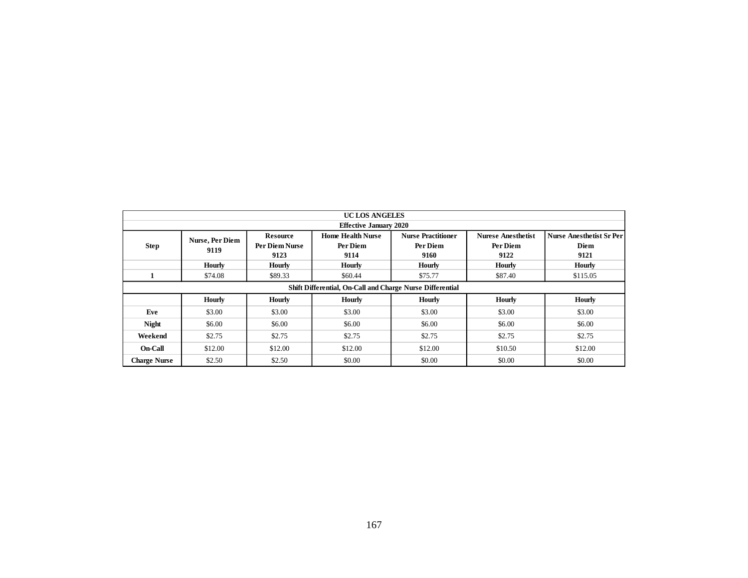| UC LOS ANGELES | | | | | | |
|---|---|---|---|---|---|---|
| Effective January 2020 | | | | | | |
| Step | Nurse, Per Diem 9119 | Resource Per Diem Nurse 9123 | Home Health Nurse Per Diem 9114 | Nurse Practitioner Per Diem 9160 | Nurese Anesthetist Per Diem 9122 | Nurse Anesthetist Sr Per Diem 9121 |
| | Hourly | Hourly | Hourly | Hourly | Hourly | Hourly |
| 1 | $74.08 | $89.33 | $60.44 | $75.77 | $87.40 | $115.05 |
| Shift Differential, On-Call and Charge Nurse Differential | | | | | | |
| | Hourly | Hourly | Hourly | Hourly | Hourly | Hourly |
| Eve | $3.00 | $3.00 | $3.00 | $3.00 | $3.00 | $3.00 |
| Night | $6.00 | $6.00 | $6.00 | $6.00 | $6.00 | $6.00 |
| Weekend | $2.75 | $2.75 | $2.75 | $2.75 | $2.75 | $2.75 |
| On-Call | $12.00 | $12.00 | $12.00 | $12.00 | $10.50 | $12.00 |
| Charge Nurse | $2.50 | $2.50 | $0.00 | $0.00 | $0.00 | $0.00 |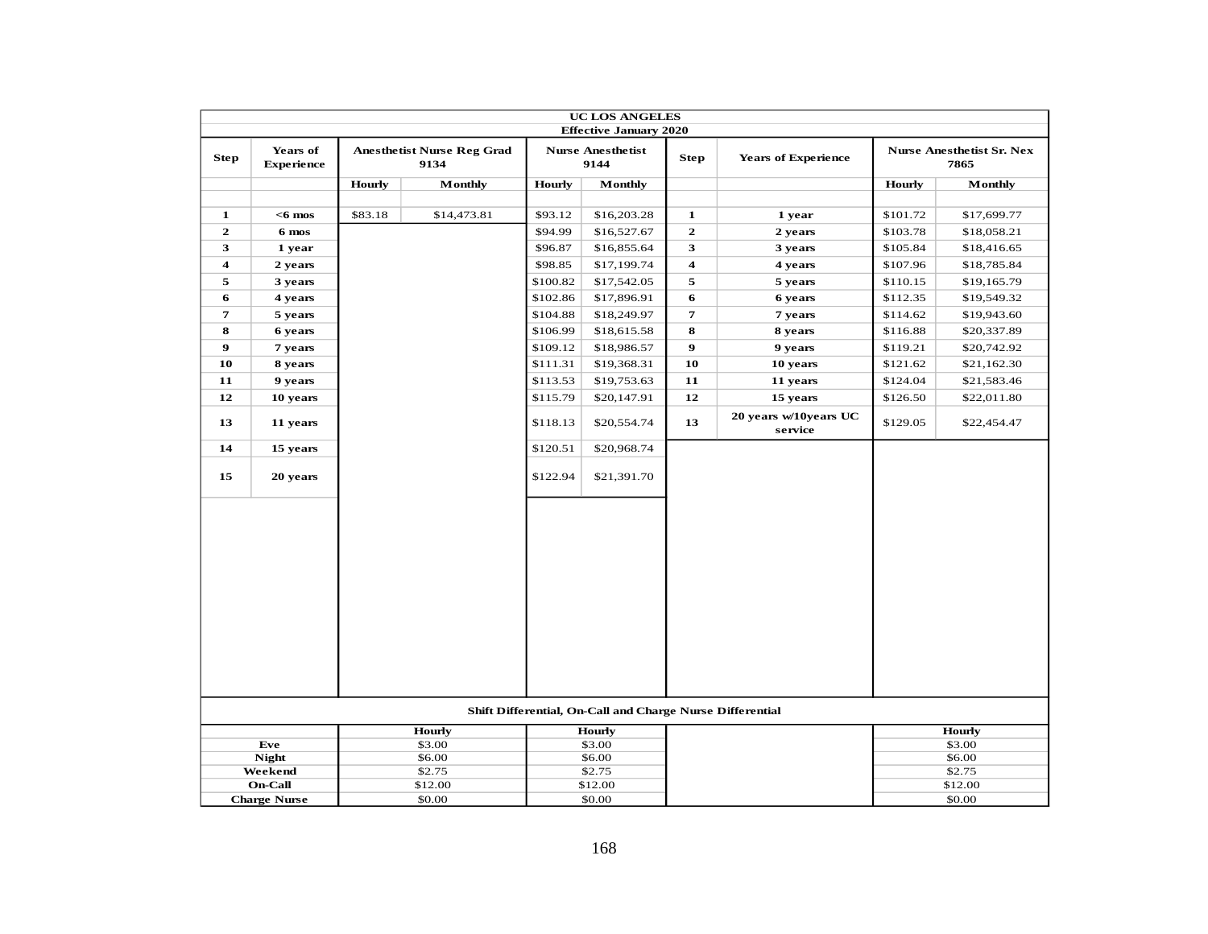| UC LOS ANGELES | | | | | | | | | |
|---|---|---|---|---|---|---|---|---|---|
| Effective January 2020 | | | | | | | | | |
| Step | Years of Experience | Anesthetist Nurse Reg Grad 9134 | | Nurse Anesthetist 9144 | | Step | Years of Experience | Nurse Anesthetist Sr. Nex 7865 | |
| | | Hourly | Monthly | Hourly | Monthly | | | Hourly | Monthly |
| 1 | <6 mos | $83.18 | $14,473.81 | $93.12 | $16,203.28 | 1 | 1 year | $101.72 | $17,699.77 |
| 2 | 6 mos | | | $94.99 | $16,527.67 | 2 | 2 years | $103.78 | $18,058.21 |
| 3 | 1 year | | | $96.87 | $16,855.64 | 3 | 3 years | $105.84 | $18,416.65 |
| 4 | 2 years | | | $98.85 | $17,199.74 | 4 | 4 years | $107.96 | $18,785.84 |
| 5 | 3 years | | | $100.82 | $17,542.05 | 5 | 5 years | $110.15 | $19,165.79 |
| 6 | 4 years | | | $102.86 | $17,896.91 | 6 | 6 years | $112.35 | $19,549.32 |
| 7 | 5 years | | | $104.88 | $18,249.97 | 7 | 7 years | $114.62 | $19,943.60 |
| 8 | 6 years | | | $106.99 | $18,615.58 | 8 | 8 years | $116.88 | $20,337.89 |
| 9 | 7 years | | | $109.12 | $18,986.57 | 9 | 9 years | $119.21 | $20,742.92 |
| 10 | 8 years | | | $111.31 | $19,368.31 | 10 | 10 years | $121.62 | $21,162.30 |
| 11 | 9 years | | | $113.53 | $19,753.63 | 11 | 11 years | $124.04 | $21,583.46 |
| 12 | 10 years | | | $115.79 | $20,147.91 | 12 | 15 years | $126.50 | $22,011.80 |
| 13 | 11 years | | | $118.13 | $20,554.74 | 13 | 20 years w/10years UC service | $129.05 | $22,454.47 |
| 14 | 15 years | | | $120.51 | $20,968.74 | | | | |
| 15 | 20 years | | | $122.94 | $21,391.70 | | | | |

| Shift Differential, On-Call and Charge Nurse Differential | | | |
|---|---|---|---|
| | Hourly | Hourly | Hourly |
| Eve | $3.00 | $3.00 | $3.00 |
| Night | $6.00 | $6.00 | $6.00 |
| Weekend | $2.75 | $2.75 | $2.75 |
| On-Call | $12.00 | $12.00 | $12.00 |
| Charge Nurse | $0.00 | $0.00 | $0.00 |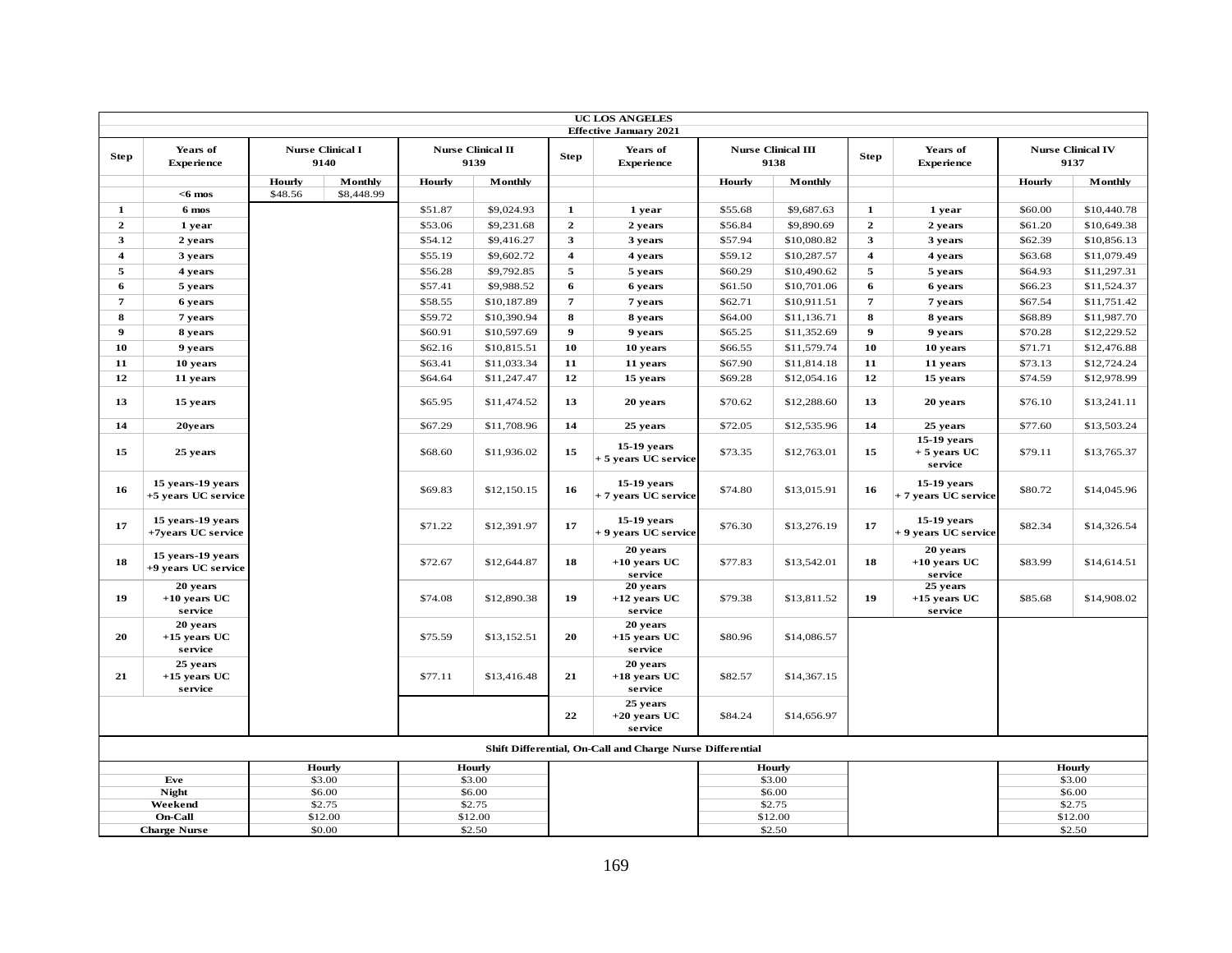| UC LOS ANGELES | | | | | | | | | | | | | |
|---|---|---|---|---|---|---|---|---|---|---|---|---|---|
| Effective January 2021 | | | | | | | | | | | | | |
| **Step** | **Years of Experience** | **Nurse Clinical I 9140** | | **Nurse Clinical II 9139** | | **Step** | **Years of Experience** | **Nurse Clinical III 9138** | | **Step** | **Years of Experience** | **Nurse Clinical IV 9137** | |
| | | **Hourly** | **Monthly** | **Hourly** | **Monthly** | | | **Hourly** | **Monthly** | | | **Hourly** | **Monthly** |
| | **<6 mos** | $48.56 | $8,448.99 | | | | | | | | | | |
| **1** | **6 mos** | | | $51.87 | $9,024.93 | **1** | **1 year** | $55.68 | $9,687.63 | **1** | **1 year** | $60.00 | $10,440.78 |
| **2** | **1 year** | | | $53.06 | $9,231.68 | **2** | **2 years** | $56.84 | $9,890.69 | **2** | **2 years** | $61.20 | $10,649.38 |
| **3** | **2 years** | | | $54.12 | $9,416.27 | **3** | **3 years** | $57.94 | $10,080.82 | **3** | **3 years** | $62.39 | $10,856.13 |
| **4** | **3 years** | | | $55.19 | $9,602.72 | **4** | **4 years** | $59.12 | $10,287.57 | **4** | **4 years** | $63.68 | $11,079.49 |
| **5** | **4 years** | | | $56.28 | $9,792.85 | **5** | **5 years** | $60.29 | $10,490.62 | **5** | **5 years** | $64.93 | $11,297.31 |
| **6** | **5 years** | | | $57.41 | $9,988.52 | **6** | **6 years** | $61.50 | $10,701.06 | **6** | **6 years** | $66.23 | $11,524.37 |
| **7** | **6 years** | | | $58.55 | $10,187.89 | **7** | **7 years** | $62.71 | $10,911.51 | **7** | **7 years** | $67.54 | $11,751.42 |
| **8** | **7 years** | | | $59.72 | $10,390.94 | **8** | **8 years** | $64.00 | $11,136.71 | **8** | **8 years** | $68.89 | $11,987.70 |
| **9** | **8 years** | | | $60.91 | $10,597.69 | **9** | **9 years** | $65.25 | $11,352.69 | **9** | **9 years** | $70.28 | $12,229.52 |
| **10** | **9 years** | | | $62.16 | $10,815.51 | **10** | **10 years** | $66.55 | $11,579.74 | **10** | **10 years** | $71.71 | $12,476.88 |
| **11** | **10 years** | | | $63.41 | $11,033.34 | **11** | **11 years** | $67.90 | $11,814.18 | **11** | **11 years** | $73.13 | $12,724.24 |
| **12** | **11 years** | | | $64.64 | $11,247.47 | **12** | **15 years** | $69.28 | $12,054.16 | **12** | **15 years** | $74.59 | $12,978.99 |
| **13** | **15 years** | | | $65.95 | $11,474.52 | **13** | **20 years** | $70.62 | $12,288.60 | **13** | **20 years** | $76.10 | $13,241.11 |
| **14** | **20years** | | | $67.29 | $11,708.96 | **14** | **25 years** | $72.05 | $12,535.96 | **14** | **25 years** | $77.60 | $13,503.24 |
| **15** | **25 years** | | | $68.60 | $11,936.02 | **15** | **15-19 years + 5 years UC service** | $73.35 | $12,763.01 | **15** | **15-19 years + 5 years UC service** | $79.11 | $13,765.37 |
| **16** | **15 years-19 years +5 years UC service** | | | $69.83 | $12,150.15 | **16** | **15-19 years + 7 years UC service** | $74.80 | $13,015.91 | **16** | **15-19 years + 7 years UC service** | $80.72 | $14,045.96 |
| **17** | **15 years-19 years +7years UC service** | | | $71.22 | $12,391.97 | **17** | **15-19 years + 9 years UC service** | $76.30 | $13,276.19 | **17** | **15-19 years + 9 years UC service** | $82.34 | $14,326.54 |
| **18** | **15 years-19 years +9 years UC service** | | | $72.67 | $12,644.87 | **18** | **20 years +10 years UC service** | $77.83 | $13,542.01 | **18** | **20 years +10 years UC service** | $83.99 | $14,614.51 |
| **19** | **20 years +10 years UC service** | | | $74.08 | $12,890.38 | **19** | **20 years +12 years UC service** | $79.38 | $13,811.52 | **19** | **25 years +15 years UC service** | $85.68 | $14,908.02 |
| **20** | **20 years +15 years UC service** | | | $75.59 | $13,152.51 | **20** | **20 years +15 years UC service** | $80.96 | $14,086.57 | | | | |
| **21** | **25 years +15 years UC service** | | | $77.11 | $13,416.48 | **21** | **20 years +18 years UC service** | $82.57 | $14,367.15 | | | | |
| | | | | | | **22** | **25 years +20 years UC service** | $84.24 | $14,656.97 | | | | |

**Shift Differential, On-Call and Charge Nurse Differential**

| | Nurse Clinical I Hourly | Nurse Clinical II Hourly | Nurse Clinical III Hourly | Nurse Clinical IV Hourly |
|---|---|---|---|---|
| **Eve** | $3.00 | $3.00 | $3.00 | $3.00 |
| **Night** | $6.00 | $6.00 | $6.00 | $6.00 |
| **Weekend** | $2.75 | $2.75 | $2.75 | $2.75 |
| **On-Call** | $12.00 | $12.00 | $12.00 | $12.00 |
| **Charge Nurse** | $0.00 | $2.50 | $2.50 | $2.50 |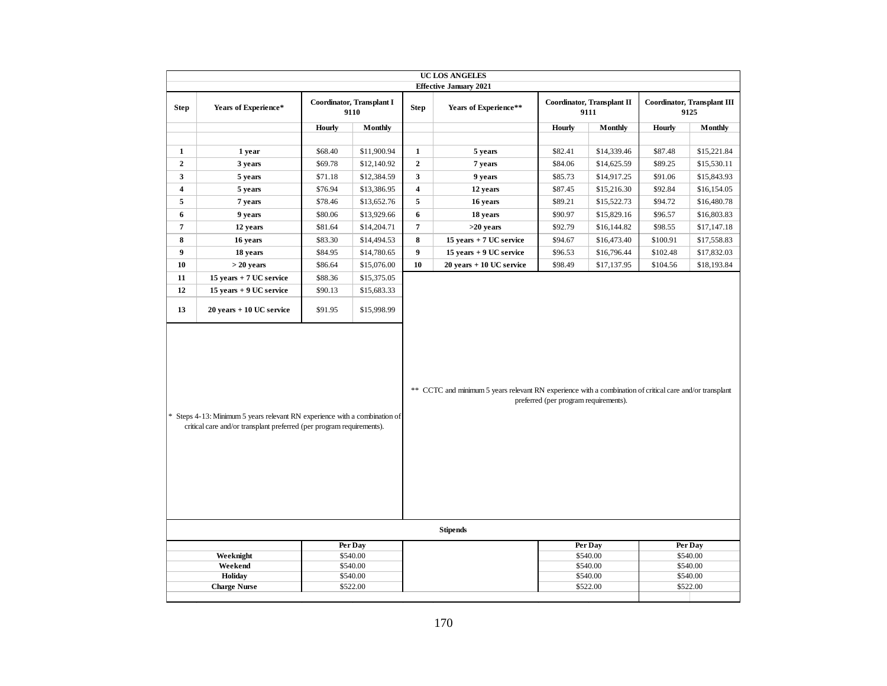**UC LOS ANGELES**

**Effective January 2021**

| Step | Years of Experience* | Coordinator, Transplant I 9110 | | Step | Years of Experience** | Coordinator, Transplant II 9111 | | Coordinator, Transplant III 9125 | |
|---|---|---|---|---|---|---|---|---|---|
| | | Hourly | Monthly | | | Hourly | Monthly | Hourly | Monthly |
| 1 | 1 year | $68.40 | $11,900.94 | 1 | 5 years | $82.41 | $14,339.46 | $87.48 | $15,221.84 |
| 2 | 3 years | $69.78 | $12,140.92 | 2 | 7 years | $84.06 | $14,625.59 | $89.25 | $15,530.11 |
| 3 | 5 years | $71.18 | $12,384.59 | 3 | 9 years | $85.73 | $14,917.25 | $91.06 | $15,843.93 |
| 4 | 5 years | $76.94 | $13,386.95 | 4 | 12 years | $87.45 | $15,216.30 | $92.84 | $16,154.05 |
| 5 | 7 years | $78.46 | $13,652.76 | 5 | 16 years | $89.21 | $15,522.73 | $94.72 | $16,480.78 |
| 6 | 9 years | $80.06 | $13,929.66 | 6 | 18 years | $90.97 | $15,829.16 | $96.57 | $16,803.83 |
| 7 | 12 years | $81.64 | $14,204.71 | 7 | >20 years | $92.79 | $16,144.82 | $98.55 | $17,147.18 |
| 8 | 16 years | $83.30 | $14,494.53 | 8 | 15 years + 7 UC service | $94.67 | $16,473.40 | $100.91 | $17,558.83 |
| 9 | 18 years | $84.95 | $14,780.65 | 9 | 15 years + 9 UC service | $96.53 | $16,796.44 | $102.48 | $17,832.03 |
| 10 | > 20 years | $86.64 | $15,076.00 | 10 | 20 years + 10 UC service | $98.49 | $17,137.95 | $104.56 | $18,193.84 |
| 11 | 15 years + 7 UC service | $88.36 | $15,375.05 | | | | | | |
| 12 | 15 years + 9 UC service | $90.13 | $15,683.33 | | | | | | |
| 13 | 20 years + 10 UC service | $91.95 | $15,998.99 | | | | | | |

\* Steps 4-13: Minimum 5 years relevant RN experience with a combination of critical care and/or transplant preferred (per program requirements).

** CCTC and minimum 5 years relevant RN experience with a combination of critical care and/or transplant preferred (per program requirements).

**Stipends**

| | Per Day | Per Day | Per Day |
|---|---|---|---|
| **Weeknight** | $540.00 | $540.00 | $540.00 |
| **Weekend** | $540.00 | $540.00 | $540.00 |
| **Holiday** | $540.00 | $540.00 | $540.00 |
| **Charge Nurse** | $522.00 | $522.00 | $522.00 |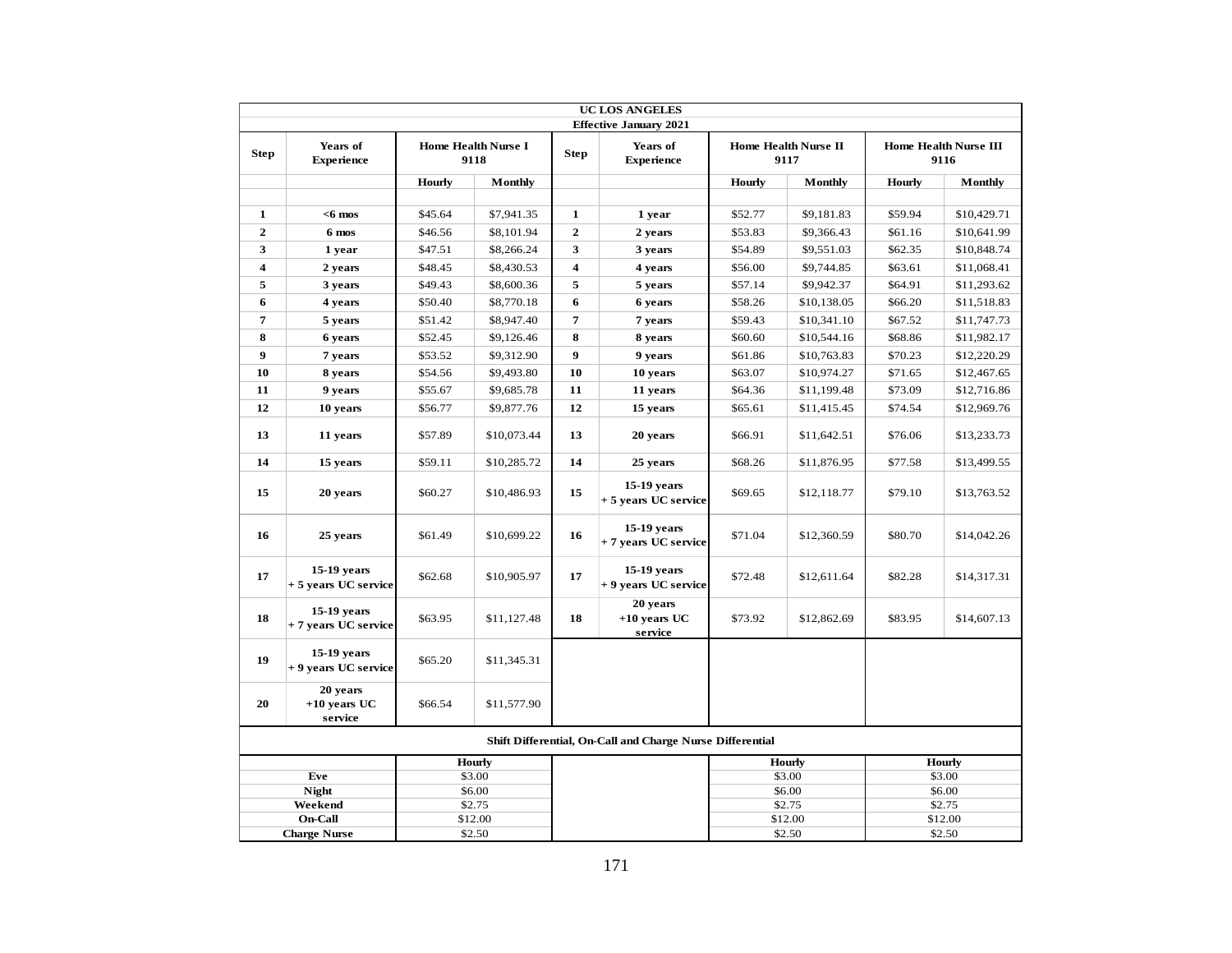| UC LOS ANGELES | | | | | | | | | |
|---|---|---|---|---|---|---|---|---|---|
| **Effective January 2021** | | | | | | | | | |
| **Step** | **Years of Experience** | **Home Health Nurse I 9118** | | **Step** | **Years of Experience** | **Home Health Nurse II 9117** | | **Home Health Nurse III 9116** | |
| | | **Hourly** | **Monthly** | | | **Hourly** | **Monthly** | **Hourly** | **Monthly** |
| **1** | **<6 mos** | $45.64 | $7,941.35 | **1** | **1 year** | $52.77 | $9,181.83 | $59.94 | $10,429.71 |
| **2** | **6 mos** | $46.56 | $8,101.94 | **2** | **2 years** | $53.83 | $9,366.43 | $61.16 | $10,641.99 |
| **3** | **1 year** | $47.51 | $8,266.24 | **3** | **3 years** | $54.89 | $9,551.03 | $62.35 | $10,848.74 |
| **4** | **2 years** | $48.45 | $8,430.53 | **4** | **4 years** | $56.00 | $9,744.85 | $63.61 | $11,068.41 |
| **5** | **3 years** | $49.43 | $8,600.36 | **5** | **5 years** | $57.14 | $9,942.37 | $64.91 | $11,293.62 |
| **6** | **4 years** | $50.40 | $8,770.18 | **6** | **6 years** | $58.26 | $10,138.05 | $66.20 | $11,518.83 |
| **7** | **5 years** | $51.42 | $8,947.40 | **7** | **7 years** | $59.43 | $10,341.10 | $67.52 | $11,747.73 |
| **8** | **6 years** | $52.45 | $9,126.46 | **8** | **8 years** | $60.60 | $10,544.16 | $68.86 | $11,982.17 |
| **9** | **7 years** | $53.52 | $9,312.90 | **9** | **9 years** | $61.86 | $10,763.83 | $70.23 | $12,220.29 |
| **10** | **8 years** | $54.56 | $9,493.80 | **10** | **10 years** | $63.07 | $10,974.27 | $71.65 | $12,467.65 |
| **11** | **9 years** | $55.67 | $9,685.78 | **11** | **11 years** | $64.36 | $11,199.48 | $73.09 | $12,716.86 |
| **12** | **10 years** | $56.77 | $9,877.76 | **12** | **15 years** | $65.61 | $11,415.45 | $74.54 | $12,969.76 |
| **13** | **11 years** | $57.89 | $10,073.44 | **13** | **20 years** | $66.91 | $11,642.51 | $76.06 | $13,233.73 |
| **14** | **15 years** | $59.11 | $10,285.72 | **14** | **25 years** | $68.26 | $11,876.95 | $77.58 | $13,499.55 |
| **15** | **20 years** | $60.27 | $10,486.93 | **15** | **15-19 years + 5 years UC service** | $69.65 | $12,118.77 | $79.10 | $13,763.52 |
| **16** | **25 years** | $61.49 | $10,699.22 | **16** | **15-19 years + 7 years UC service** | $71.04 | $12,360.59 | $80.70 | $14,042.26 |
| **17** | **15-19 years + 5 years UC service** | $62.68 | $10,905.97 | **17** | **15-19 years + 9 years UC service** | $72.48 | $12,611.64 | $82.28 | $14,317.31 |
| **18** | **15-19 years + 7 years UC service** | $63.95 | $11,127.48 | **18** | **20 years +10 years UC service** | $73.92 | $12,862.69 | $83.95 | $14,607.13 |
| **19** | **15-19 years + 9 years UC service** | $65.20 | $11,345.31 | | | | | | |
| **20** | **20 years +10 years UC service** | $66.54 | $11,577.90 | | | | | | |
| **Shift Differential, On-Call and Charge Nurse Differential** | | | | | | | | | |
| | | **Hourly** | | | | **Hourly** | | **Hourly** | |
| **Eve** | | $3.00 | | | | $3.00 | | $3.00 | |
| **Night** | | $6.00 | | | | $6.00 | | $6.00 | |
| **Weekend** | | $2.75 | | | | $2.75 | | $2.75 | |
| **On-Call** | | $12.00 | | | | $12.00 | | $12.00 | |
| **Charge Nurse** | | $2.50 | | | | $2.50 | | $2.50 | |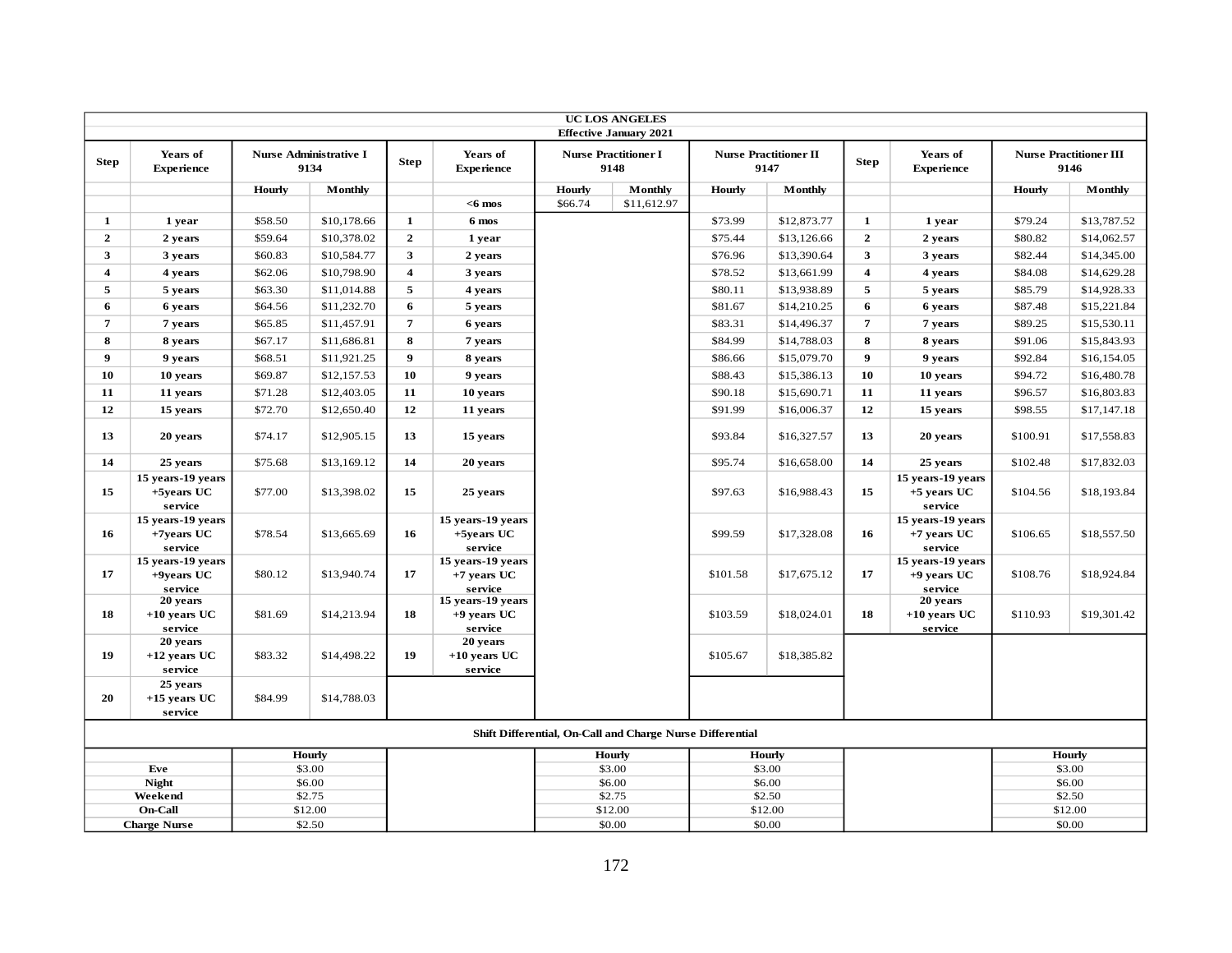| UC LOS ANGELES | | | | | | | | | | | | |
|---|---|---|---|---|---|---|---|---|---|---|---|---|
| Effective January 2021 | | | | | | | | | | | | |
| **Step** | **Years of Experience** | **Nurse Administrative I 9134** | | **Step** | **Years of Experience** | **Nurse Practitioner I 9148** | | **Nurse Practitioner II 9147** | | **Step** | **Years of Experience** | **Nurse Practitioner III 9146** |
| | | **Hourly** | **Monthly** | | | **Hourly** | **Monthly** | **Hourly** | **Monthly** | | | **Hourly** | **Monthly** |
| | | | | | **<6 mos** | $66.74 | $11,612.97 | | | | | | |
| **1** | **1 year** | $58.50 | $10,178.66 | **1** | **6 mos** | | | $73.99 | $12,873.77 | **1** | **1 year** | $79.24 | $13,787.52 |
| **2** | **2 years** | $59.64 | $10,378.02 | **2** | **1 year** | | | $75.44 | $13,126.66 | **2** | **2 years** | $80.82 | $14,062.57 |
| **3** | **3 years** | $60.83 | $10,584.77 | **3** | **2 years** | | | $76.96 | $13,390.64 | **3** | **3 years** | $82.44 | $14,345.00 |
| **4** | **4 years** | $62.06 | $10,798.90 | **4** | **3 years** | | | $78.52 | $13,661.99 | **4** | **4 years** | $84.08 | $14,629.28 |
| **5** | **5 years** | $63.30 | $11,014.88 | **5** | **4 years** | | | $80.11 | $13,938.89 | **5** | **5 years** | $85.79 | $14,928.33 |
| **6** | **6 years** | $64.56 | $11,232.70 | **6** | **5 years** | | | $81.67 | $14,210.25 | **6** | **6 years** | $87.48 | $15,221.84 |
| **7** | **7 years** | $65.85 | $11,457.91 | **7** | **6 years** | | | $83.31 | $14,496.37 | **7** | **7 years** | $89.25 | $15,530.11 |
| **8** | **8 years** | $67.17 | $11,686.81 | **8** | **7 years** | | | $84.99 | $14,788.03 | **8** | **8 years** | $91.06 | $15,843.93 |
| **9** | **9 years** | $68.51 | $11,921.25 | **9** | **8 years** | | | $86.66 | $15,079.70 | **9** | **9 years** | $92.84 | $16,154.05 |
| **10** | **10 years** | $69.87 | $12,157.53 | **10** | **9 years** | | | $88.43 | $15,386.13 | **10** | **10 years** | $94.72 | $16,480.78 |
| **11** | **11 years** | $71.28 | $12,403.05 | **11** | **10 years** | | | $90.18 | $15,690.71 | **11** | **11 years** | $96.57 | $16,803.83 |
| **12** | **15 years** | $72.70 | $12,650.40 | **12** | **11 years** | | | $91.99 | $16,006.37 | **12** | **15 years** | $98.55 | $17,147.18 |
| **13** | **20 years** | $74.17 | $12,905.15 | **13** | **15 years** | | | $93.84 | $16,327.57 | **13** | **20 years** | $100.91 | $17,558.83 |
| **14** | **25 years** | $75.68 | $13,169.12 | **14** | **20 years** | | | $95.74 | $16,658.00 | **14** | **25 years** | $102.48 | $17,832.03 |
| **15** | **15 years-19 years +5years UC service** | $77.00 | $13,398.02 | **15** | **25 years** | | | $97.63 | $16,988.43 | **15** | **15 years-19 years +5 years UC service** | $104.56 | $18,193.84 |
| **16** | **15 years-19 years +7years UC service** | $78.54 | $13,665.69 | **16** | **15 years-19 years +5years UC service** | | | $99.59 | $17,328.08 | **16** | **15 years-19 years +7 years UC service** | $106.65 | $18,557.50 |
| **17** | **15 years-19 years +9years UC service** | $80.12 | $13,940.74 | **17** | **15 years-19 years +7 years UC service** | | | $101.58 | $17,675.12 | **17** | **15 years-19 years +9 years UC service** | $108.76 | $18,924.84 |
| **18** | **20 years +10 years UC service** | $81.69 | $14,213.94 | **18** | **15 years-19 years +9 years UC service** | | | $103.59 | $18,024.01 | **18** | **20 years +10 years UC service** | $110.93 | $19,301.42 |
| **19** | **20 years +12 years UC service** | $83.32 | $14,498.22 | **19** | **20 years +10 years UC service** | | | $105.67 | $18,385.82 | | | | |
| **20** | **25 years +15 years UC service** | $84.99 | $14,788.03 | | | | | | | | | | |

**Shift Differential, On-Call and Charge Nurse Differential**

| | Nurse Administrative I 9134 Hourly | Nurse Practitioner I 9148 Hourly | Nurse Practitioner II 9147 Hourly | Nurse Practitioner III 9146 Hourly |
|---|---|---|---|---|
| **Eve** | $3.00 | $3.00 | $3.00 | $3.00 |
| **Night** | $6.00 | $6.00 | $6.00 | $6.00 |
| **Weekend** | $2.75 | $2.75 | $2.50 | $2.50 |
| **On-Call** | $12.00 | $12.00 | $12.00 | $12.00 |
| **Charge Nurse** | $2.50 | $0.00 | $0.00 | $0.00 |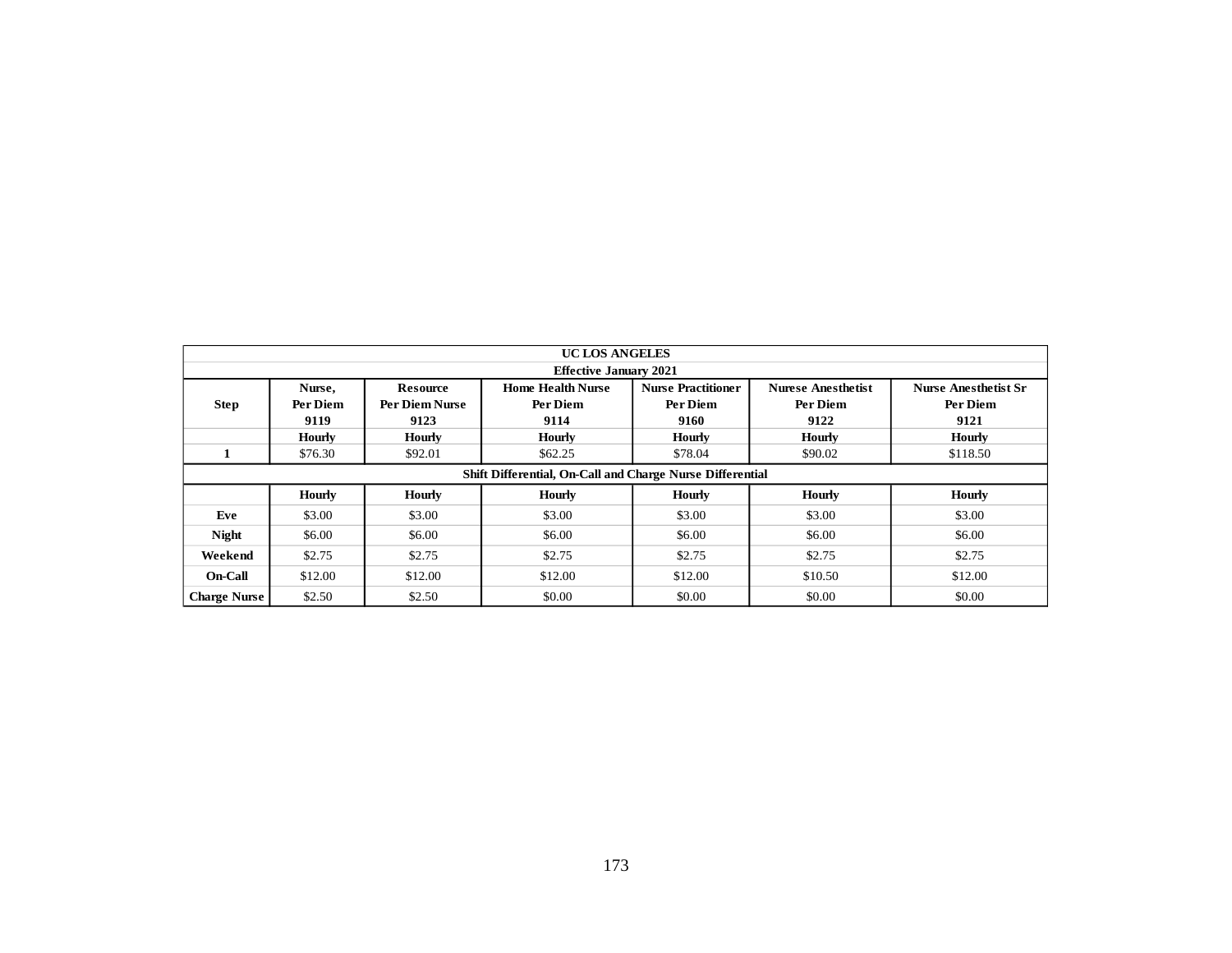| UC LOS ANGELES | | | | | | |
|---|---|---|---|---|---|---|
| Effective January 2021 | | | | | | |
| Step | Nurse, Per Diem 9119 | Resource Per Diem Nurse 9123 | Home Health Nurse Per Diem 9114 | Nurse Practitioner Per Diem 9160 | Nurese Anesthetist Per Diem 9122 | Nurse Anesthetist Sr Per Diem 9121 |
| | Hourly | Hourly | Hourly | Hourly | Hourly | Hourly |
| 1 | $76.30 | $92.01 | $62.25 | $78.04 | $90.02 | $118.50 |
| Shift Differential, On-Call and Charge Nurse Differential | | | | | | |
| | Hourly | Hourly | Hourly | Hourly | Hourly | Hourly |
| Eve | $3.00 | $3.00 | $3.00 | $3.00 | $3.00 | $3.00 |
| Night | $6.00 | $6.00 | $6.00 | $6.00 | $6.00 | $6.00 |
| Weekend | $2.75 | $2.75 | $2.75 | $2.75 | $2.75 | $2.75 |
| On-Call | $12.00 | $12.00 | $12.00 | $12.00 | $10.50 | $12.00 |
| Charge Nurse | $2.50 | $2.50 | $0.00 | $0.00 | $0.00 | $0.00 |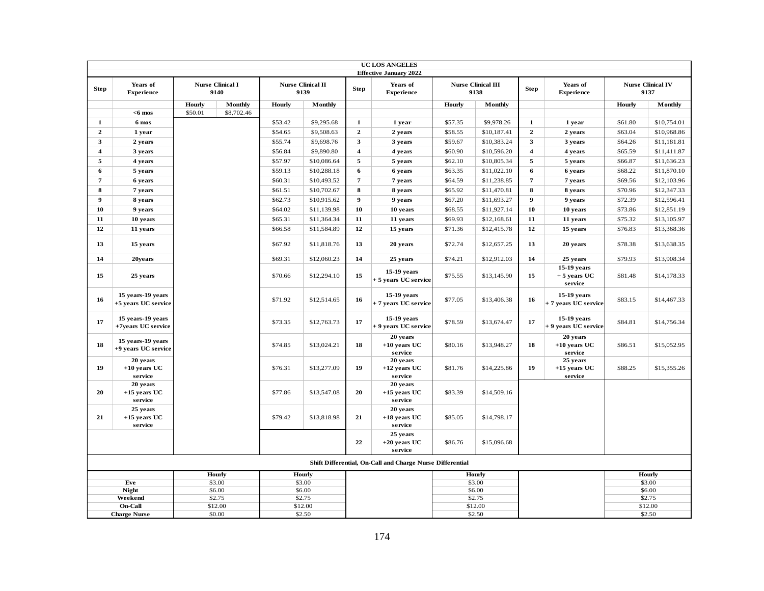| UC LOS ANGELES Effective January 2022 | | | | | | | | | | | | | | |
|---|---|---|---|---|---|---|---|---|---|---|---|---|---|---|
| **Step** | **Years of Experience** | **Nurse Clinical I 9140** | | **Nurse Clinical II 9139** | | **Step** | **Years of Experience** | **Nurse Clinical III 9138** | | **Step** | **Years of Experience** | **Nurse Clinical IV 9137** | |
| | | **Hourly** | **Monthly** | **Hourly** | **Monthly** | | | **Hourly** | **Monthly** | | | **Hourly** | **Monthly** |
| | **<6 mos** | $50.01 | $8,702.46 | | | | | | | | | | |
| **1** | **6 mos** | | | $53.42 | $9,295.68 | **1** | **1 year** | $57.35 | $9,978.26 | **1** | **1 year** | $61.80 | $10,754.01 |
| **2** | **1 year** | | | $54.65 | $9,508.63 | **2** | **2 years** | $58.55 | $10,187.41 | **2** | **2 years** | $63.04 | $10,968.86 |
| **3** | **2 years** | | | $55.74 | $9,698.76 | **3** | **3 years** | $59.67 | $10,383.24 | **3** | **3 years** | $64.26 | $11,181.81 |
| **4** | **3 years** | | | $56.84 | $9,890.80 | **4** | **4 years** | $60.90 | $10,596.20 | **4** | **4 years** | $65.59 | $11,411.87 |
| **5** | **4 years** | | | $57.97 | $10,086.64 | **5** | **5 years** | $62.10 | $10,805.34 | **5** | **5 years** | $66.87 | $11,636.23 |
| **6** | **5 years** | | | $59.13 | $10,288.18 | **6** | **6 years** | $63.35 | $11,022.10 | **6** | **6 years** | $68.22 | $11,870.10 |
| **7** | **6 years** | | | $60.31 | $10,493.52 | **7** | **7 years** | $64.59 | $11,238.85 | **7** | **7 years** | $69.56 | $12,103.96 |
| **8** | **7 years** | | | $61.51 | $10,702.67 | **8** | **8 years** | $65.92 | $11,470.81 | **8** | **8 years** | $70.96 | $12,347.33 |
| **9** | **8 years** | | | $62.73 | $10,915.62 | **9** | **9 years** | $67.20 | $11,693.27 | **9** | **9 years** | $72.39 | $12,596.41 |
| **10** | **9 years** | | | $64.02 | $11,139.98 | **10** | **10 years** | $68.55 | $11,927.14 | **10** | **10 years** | $73.86 | $12,851.19 |
| **11** | **10 years** | | | $65.31 | $11,364.34 | **11** | **11 years** | $69.93 | $12,168.61 | **11** | **11 years** | $75.32 | $13,105.97 |
| **12** | **11 years** | | | $66.58 | $11,584.89 | **12** | **15 years** | $71.36 | $12,415.78 | **12** | **15 years** | $76.83 | $13,368.36 |
| **13** | **15 years** | | | $67.92 | $11,818.76 | **13** | **20 years** | $72.74 | $12,657.25 | **13** | **20 years** | $78.38 | $13,638.35 |
| **14** | **20years** | | | $69.31 | $12,060.23 | **14** | **25 years** | $74.21 | $12,912.03 | **14** | **25 years** | $79.93 | $13,908.34 |
| **15** | **25 years** | | | $70.66 | $12,294.10 | **15** | **15-19 years + 5 years UC service** | $75.55 | $13,145.90 | **15** | **15-19 years + 5 years UC service** | $81.48 | $14,178.33 |
| **16** | **15 years-19 years +5 years UC service** | | | $71.92 | $12,514.65 | **16** | **15-19 years + 7 years UC service** | $77.05 | $13,406.38 | **16** | **15-19 years + 7 years UC service** | $83.15 | $14,467.33 |
| **17** | **15 years-19 years +7years UC service** | | | $73.35 | $12,763.73 | **17** | **15-19 years + 9 years UC service** | $78.59 | $13,674.47 | **17** | **15-19 years + 9 years UC service** | $84.81 | $14,756.34 |
| **18** | **15 years-19 years +9 years UC service** | | | $74.85 | $13,024.21 | **18** | **20 years +10 years UC service** | $80.16 | $13,948.27 | **18** | **20 years +10 years UC service** | $86.51 | $15,052.95 |
| **19** | **20 years +10 years UC service** | | | $76.31 | $13,277.09 | **19** | **20 years +12 years UC service** | $81.76 | $14,225.86 | **19** | **25 years +15 years UC service** | $88.25 | $15,355.26 |
| **20** | **20 years +15 years UC service** | | | $77.86 | $13,547.08 | **20** | **20 years +15 years UC service** | $83.39 | $14,509.16 | | | | |
| **21** | **25 years +15 years UC service** | | | $79.42 | $13,818.98 | **21** | **20 years +18 years UC service** | $85.05 | $14,798.17 | | | | |
| | | | | | | **22** | **25 years +20 years UC service** | $86.76 | $15,096.68 | | | | |
| **Shift Differential, On-Call and Charge Nurse Differential** | | | | | | | | | | | | | |
| | | **Hourly** | | **Hourly** | | | | **Hourly** | | | | **Hourly** | |
| **Eve** | | $3.00 | | $3.00 | | | | $3.00 | | | | $3.00 | |
| **Night** | | $6.00 | | $6.00 | | | | $6.00 | | | | $6.00 | |
| **Weekend** | | $2.75 | | $2.75 | | | | $2.75 | | | | $2.75 | |
| **On-Call** | | $12.00 | | $12.00 | | | | $12.00 | | | | $12.00 | |
| **Charge Nurse** | | $0.00 | | $2.50 | | | | $2.50 | | | | $2.50 | |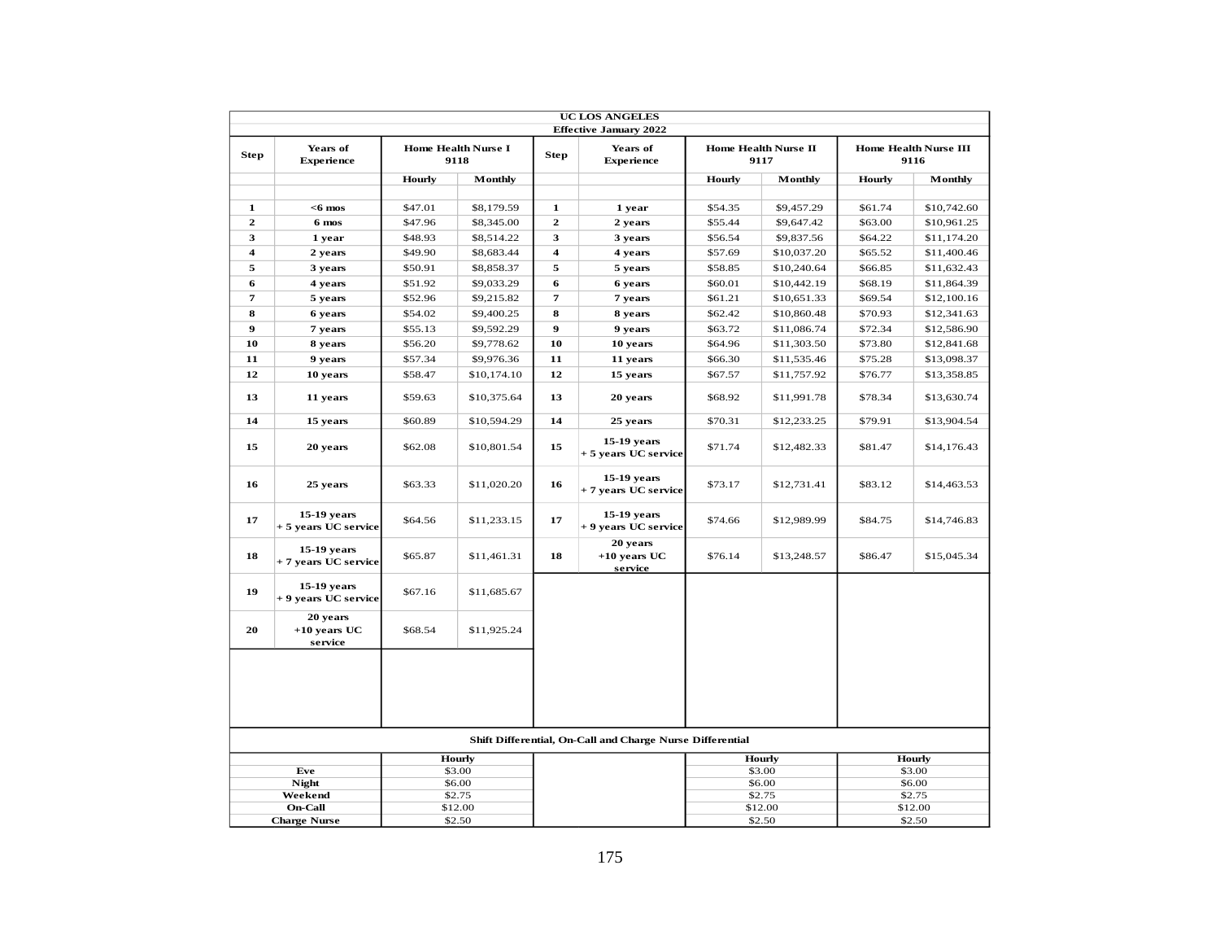**UC LOS ANGELES**

**Effective January 2022**

| Step | Years of Experience | Home Health Nurse I 9118 | | Step | Years of Experience | Home Health Nurse II 9117 | | Home Health Nurse III 9116 | |
|---|---|---|---|---|---|---|---|---|---|
| | | Hourly | Monthly | | | Hourly | Monthly | Hourly | Monthly |
| 1 | <6 mos | $47.01 | $8,179.59 | 1 | 1 year | $54.35 | $9,457.29 | $61.74 | $10,742.60 |
| 2 | 6 mos | $47.96 | $8,345.00 | 2 | 2 years | $55.44 | $9,647.42 | $63.00 | $10,961.25 |
| 3 | 1 year | $48.93 | $8,514.22 | 3 | 3 years | $56.54 | $9,837.56 | $64.22 | $11,174.20 |
| 4 | 2 years | $49.90 | $8,683.44 | 4 | 4 years | $57.69 | $10,037.20 | $65.52 | $11,400.46 |
| 5 | 3 years | $50.91 | $8,858.37 | 5 | 5 years | $58.85 | $10,240.64 | $66.85 | $11,632.43 |
| 6 | 4 years | $51.92 | $9,033.29 | 6 | 6 years | $60.01 | $10,442.19 | $68.19 | $11,864.39 |
| 7 | 5 years | $52.96 | $9,215.82 | 7 | 7 years | $61.21 | $10,651.33 | $69.54 | $12,100.16 |
| 8 | 6 years | $54.02 | $9,400.25 | 8 | 8 years | $62.42 | $10,860.48 | $70.93 | $12,341.63 |
| 9 | 7 years | $55.13 | $9,592.29 | 9 | 9 years | $63.72 | $11,086.74 | $72.34 | $12,586.90 |
| 10 | 8 years | $56.20 | $9,778.62 | 10 | 10 years | $64.96 | $11,303.50 | $73.80 | $12,841.68 |
| 11 | 9 years | $57.34 | $9,976.36 | 11 | 11 years | $66.30 | $11,535.46 | $75.28 | $13,098.37 |
| 12 | 10 years | $58.47 | $10,174.10 | 12 | 15 years | $67.57 | $11,757.92 | $76.77 | $13,358.85 |
| 13 | 11 years | $59.63 | $10,375.64 | 13 | 20 years | $68.92 | $11,991.78 | $78.34 | $13,630.74 |
| 14 | 15 years | $60.89 | $10,594.29 | 14 | 25 years | $70.31 | $12,233.25 | $79.91 | $13,904.54 |
| 15 | 20 years | $62.08 | $10,801.54 | 15 | 15-19 years + 5 years UC service | $71.74 | $12,482.33 | $81.47 | $14,176.43 |
| 16 | 25 years | $63.33 | $11,020.20 | 16 | 15-19 years + 7 years UC service | $73.17 | $12,731.41 | $83.12 | $14,463.53 |
| 17 | 15-19 years + 5 years UC service | $64.56 | $11,233.15 | 17 | 15-19 years + 9 years UC service | $74.66 | $12,989.99 | $84.75 | $14,746.83 |
| 18 | 15-19 years + 7 years UC service | $65.87 | $11,461.31 | 18 | 20 years +10 years UC service | $76.14 | $13,248.57 | $86.47 | $15,045.34 |
| 19 | 15-19 years + 9 years UC service | $67.16 | $11,685.67 | | | | | | |
| 20 | 20 years +10 years UC service | $68.54 | $11,925.24 | | | | | | |

**Shift Differential, On-Call and Charge Nurse Differential**

| | Home Health Nurse I Hourly | Home Health Nurse II Hourly | Home Health Nurse III Hourly |
|---|---|---|---|
| Eve | $3.00 | $3.00 | $3.00 |
| Night | $6.00 | $6.00 | $6.00 |
| Weekend | $2.75 | $2.75 | $2.75 |
| On-Call | $12.00 | $12.00 | $12.00 |
| Charge Nurse | $2.50 | $2.50 | $2.50 |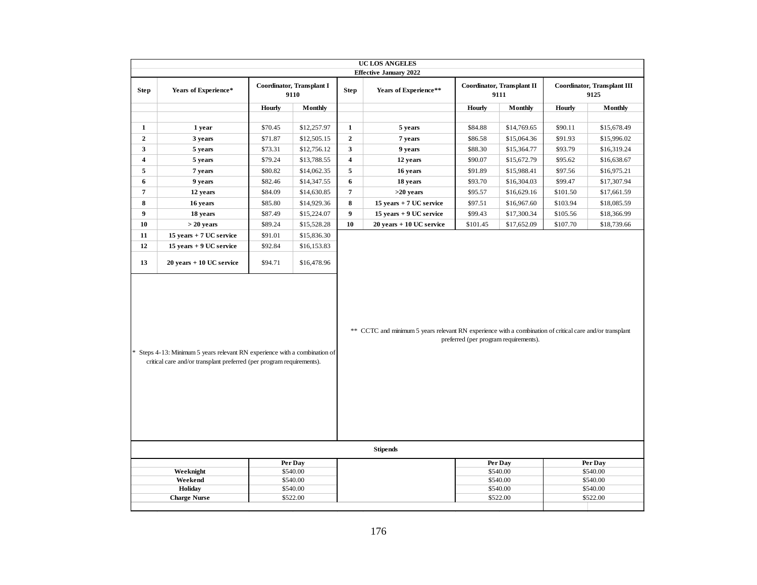**UC LOS ANGELES**

**Effective January 2022**

| Step | Years of Experience* | Coordinator, Transplant I 9110 | | Step | Years of Experience** | Coordinator, Transplant II 9111 | | Coordinator, Transplant III 9125 | |
|---|---|---|---|---|---|---|---|---|---|
| | | Hourly | Monthly | | | Hourly | Monthly | Hourly | Monthly |
| 1 | 1 year | $70.45 | $12,257.97 | 1 | 5 years | $84.88 | $14,769.65 | $90.11 | $15,678.49 |
| 2 | 3 years | $71.87 | $12,505.15 | 2 | 7 years | $86.58 | $15,064.36 | $91.93 | $15,996.02 |
| 3 | 5 years | $73.31 | $12,756.12 | 3 | 9 years | $88.30 | $15,364.77 | $93.79 | $16,319.24 |
| 4 | 5 years | $79.24 | $13,788.55 | 4 | 12 years | $90.07 | $15,672.79 | $95.62 | $16,638.67 |
| 5 | 7 years | $80.82 | $14,062.35 | 5 | 16 years | $91.89 | $15,988.41 | $97.56 | $16,975.21 |
| 6 | 9 years | $82.46 | $14,347.55 | 6 | 18 years | $93.70 | $16,304.03 | $99.47 | $17,307.94 |
| 7 | 12 years | $84.09 | $14,630.85 | 7 | >20 years | $95.57 | $16,629.16 | $101.50 | $17,661.59 |
| 8 | 16 years | $85.80 | $14,929.36 | 8 | 15 years + 7 UC service | $97.51 | $16,967.60 | $103.94 | $18,085.59 |
| 9 | 18 years | $87.49 | $15,224.07 | 9 | 15 years + 9 UC service | $99.43 | $17,300.34 | $105.56 | $18,366.99 |
| 10 | > 20 years | $89.24 | $15,528.28 | 10 | 20 years + 10 UC service | $101.45 | $17,652.09 | $107.70 | $18,739.66 |
| 11 | 15 years + 7 UC service | $91.01 | $15,836.30 | | | | | | |
| 12 | 15 years + 9 UC service | $92.84 | $16,153.83 | | | | | | |
| 13 | 20 years + 10 UC service | $94.71 | $16,478.96 | | | | | | |

\* Steps 4-13: Minimum 5 years relevant RN experience with a combination of critical care and/or transplant preferred (per program requirements).

\*\* CCTC and minimum 5 years relevant RN experience with a combination of critical care and/or transplant preferred (per program requirements).

**Stipends**

| | Per Day | | Per Day | Per Day |
|---|---|---|---|---|
| Weeknight | $540.00 | | $540.00 | $540.00 |
| Weekend | $540.00 | | $540.00 | $540.00 |
| Holiday | $540.00 | | $540.00 | $540.00 |
| Charge Nurse | $522.00 | | $522.00 | $522.00 |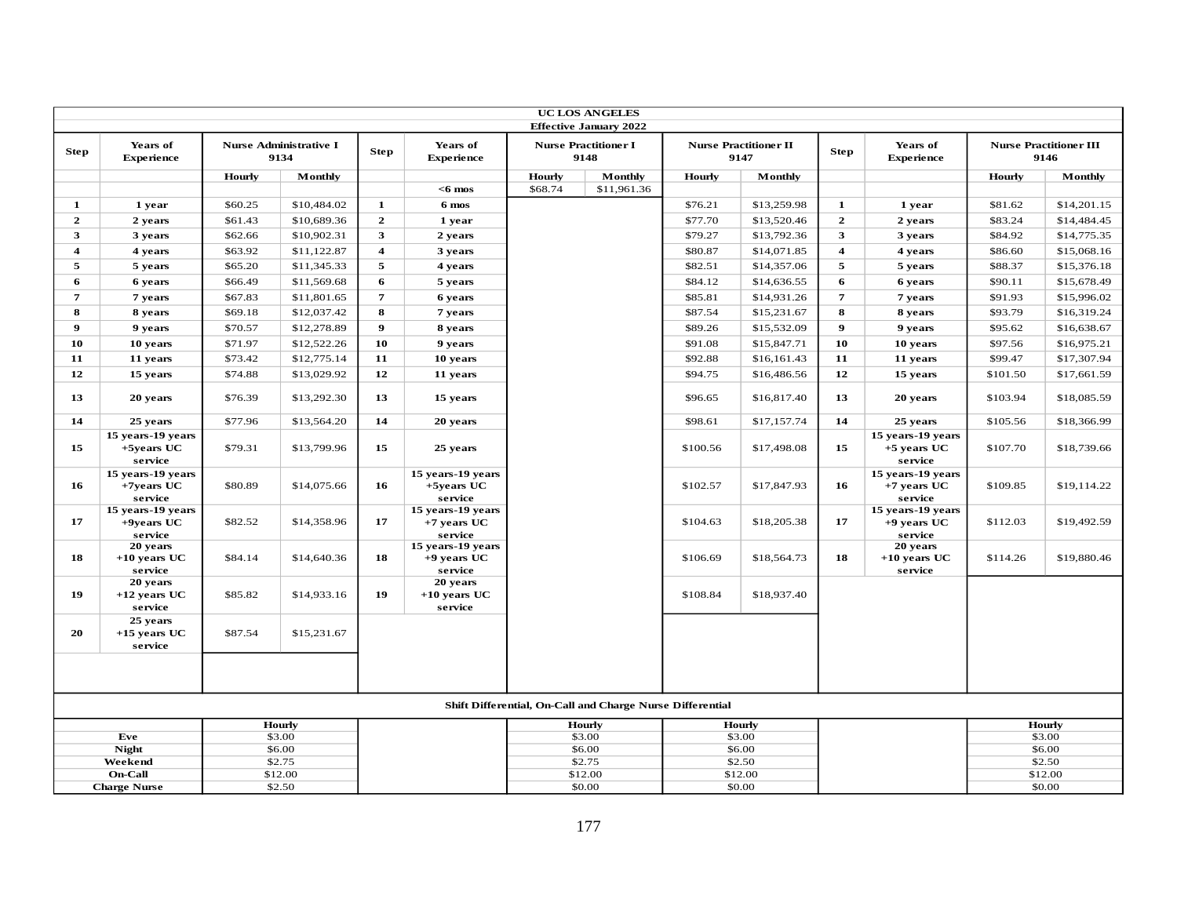| UC LOS ANGELES | | | | | | | | | | | | | |
|---|---|---|---|---|---|---|---|---|---|---|---|---|---|
| Effective January 2022 | | | | | | | | | | | | | |
| **Step** | **Years of Experience** | **Nurse Administrative I 9134** | | **Step** | **Years of Experience** | **Nurse Practitioner I 9148** | | **Nurse Practitioner II 9147** | | **Step** | **Years of Experience** | **Nurse Practitioner III 9146** | |
| | | **Hourly** | **Monthly** | | | **Hourly** | **Monthly** | **Hourly** | **Monthly** | | | **Hourly** | **Monthly** |
| | | | | | **<6 mos** | $68.74 | $11,961.36 | | | | | | |
| **1** | **1 year** | $60.25 | $10,484.02 | **1** | **6 mos** | | | $76.21 | $13,259.98 | **1** | **1 year** | $81.62 | $14,201.15 |
| **2** | **2 years** | $61.43 | $10,689.36 | **2** | **1 year** | | | $77.70 | $13,520.46 | **2** | **2 years** | $83.24 | $14,484.45 |
| **3** | **3 years** | $62.66 | $10,902.31 | **3** | **2 years** | | | $79.27 | $13,792.36 | **3** | **3 years** | $84.92 | $14,775.35 |
| **4** | **4 years** | $63.92 | $11,122.87 | **4** | **3 years** | | | $80.87 | $14,071.85 | **4** | **4 years** | $86.60 | $15,068.16 |
| **5** | **5 years** | $65.20 | $11,345.33 | **5** | **4 years** | | | $82.51 | $14,357.06 | **5** | **5 years** | $88.37 | $15,376.18 |
| **6** | **6 years** | $66.49 | $11,569.68 | **6** | **5 years** | | | $84.12 | $14,636.55 | **6** | **6 years** | $90.11 | $15,678.49 |
| **7** | **7 years** | $67.83 | $11,801.65 | **7** | **6 years** | | | $85.81 | $14,931.26 | **7** | **7 years** | $91.93 | $15,996.02 |
| **8** | **8 years** | $69.18 | $12,037.42 | **8** | **7 years** | | | $87.54 | $15,231.67 | **8** | **8 years** | $93.79 | $16,319.24 |
| **9** | **9 years** | $70.57 | $12,278.89 | **9** | **8 years** | | | $89.26 | $15,532.09 | **9** | **9 years** | $95.62 | $16,638.67 |
| **10** | **10 years** | $71.97 | $12,522.26 | **10** | **9 years** | | | $91.08 | $15,847.71 | **10** | **10 years** | $97.56 | $16,975.21 |
| **11** | **11 years** | $73.42 | $12,775.14 | **11** | **10 years** | | | $92.88 | $16,161.43 | **11** | **11 years** | $99.47 | $17,307.94 |
| **12** | **15 years** | $74.88 | $13,029.92 | **12** | **11 years** | | | $94.75 | $16,486.56 | **12** | **15 years** | $101.50 | $17,661.59 |
| **13** | **20 years** | $76.39 | $13,292.30 | **13** | **15 years** | | | $96.65 | $16,817.40 | **13** | **20 years** | $103.94 | $18,085.59 |
| **14** | **25 years** | $77.96 | $13,564.20 | **14** | **20 years** | | | $98.61 | $17,157.74 | **14** | **25 years** | $105.56 | $18,366.99 |
| **15** | **15 years-19 years +5years UC service** | $79.31 | $13,799.96 | **15** | **25 years** | | | $100.56 | $17,498.08 | **15** | **15 years-19 years +5 years UC service** | $107.70 | $18,739.66 |
| **16** | **15 years-19 years +7years UC service** | $80.89 | $14,075.66 | **16** | **15 years-19 years +5years UC service** | | | $102.57 | $17,847.93 | **16** | **15 years-19 years +7 years UC service** | $109.85 | $19,114.22 |
| **17** | **15 years-19 years +9years UC service** | $82.52 | $14,358.96 | **17** | **15 years-19 years +7 years UC service** | | | $104.63 | $18,205.38 | **17** | **15 years-19 years +9 years UC service** | $112.03 | $19,492.59 |
| **18** | **20 years +10 years UC service** | $84.14 | $14,640.36 | **18** | **15 years-19 years +9 years UC service** | | | $106.69 | $18,564.73 | **18** | **20 years +10 years UC service** | $114.26 | $19,880.46 |
| **19** | **20 years +12 years UC service** | $85.82 | $14,933.16 | **19** | **20 years +10 years UC service** | | | $108.84 | $18,937.40 | | | | |
| **20** | **25 years +15 years UC service** | $87.54 | $15,231.67 | | | | | | | | | | |

**Shift Differential, On-Call and Charge Nurse Differential**

| | Nurse Administrative I 9134 Hourly | Nurse Practitioner I 9148 Hourly | Nurse Practitioner II 9147 Hourly | Nurse Practitioner III 9146 Hourly |
|---|---|---|---|---|
| **Eve** | $3.00 | $3.00 | $3.00 | $3.00 |
| **Night** | $6.00 | $6.00 | $6.00 | $6.00 |
| **Weekend** | $2.75 | $2.75 | $2.50 | $2.50 |
| **On-Call** | $12.00 | $12.00 | $12.00 | $12.00 |
| **Charge Nurse** | $2.50 | $0.00 | $0.00 | $0.00 |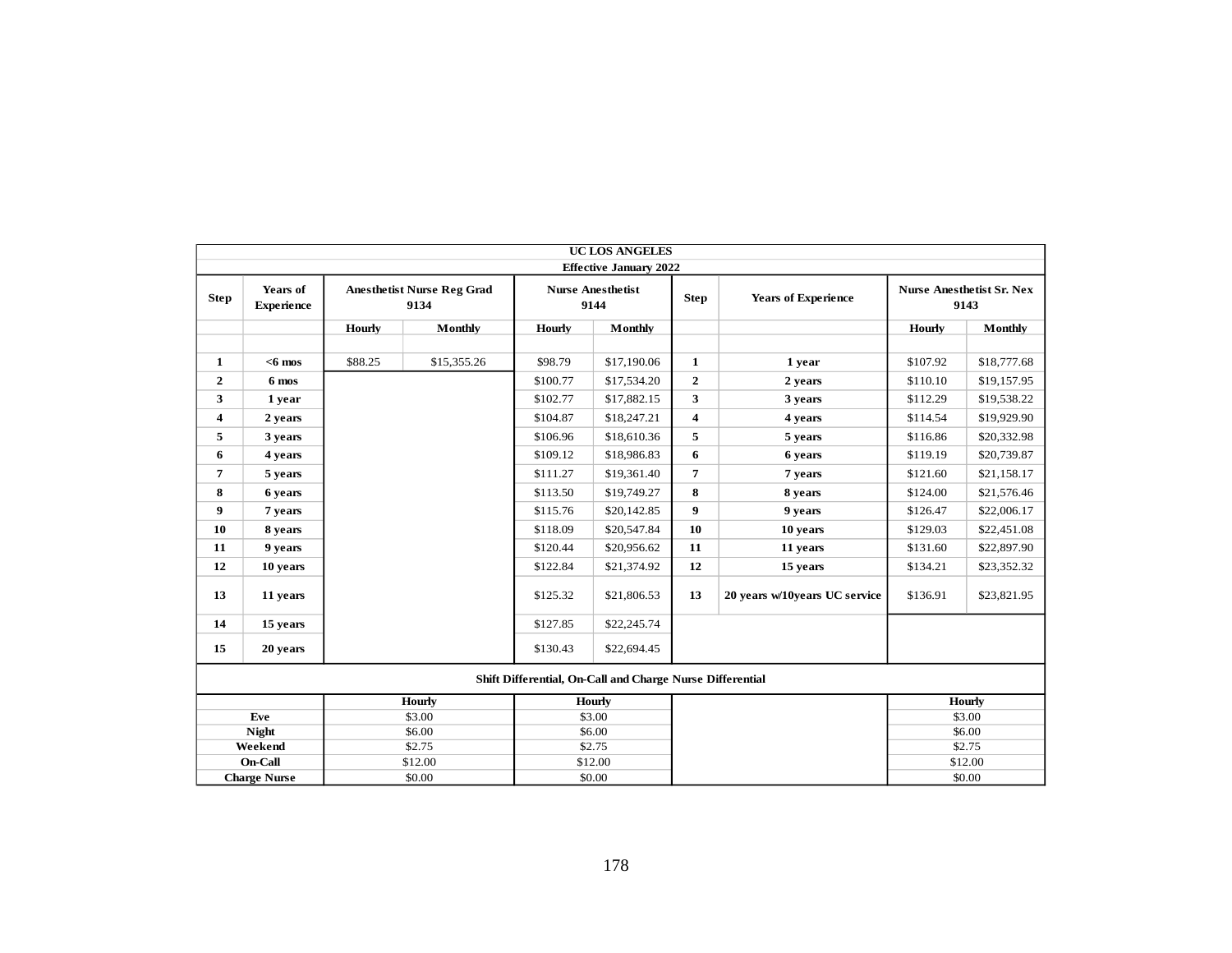| UC LOS ANGELES | | | | | | | | | | |
|---|---|---|---|---|---|---|---|---|---|---|
| Effective January 2022 | | | | | | | | | | |
| **Step** | **Years of Experience** | **Anesthetist Nurse Reg Grad 9134** | | **Nurse Anesthetist 9144** | | **Step** | **Years of Experience** | **Nurse Anesthetist Sr. Nex 9143** | |
| | | **Hourly** | **Monthly** | **Hourly** | **Monthly** | | | **Hourly** | **Monthly** |
| **1** | **<6 mos** | $88.25 | $15,355.26 | $98.79 | $17,190.06 | **1** | **1 year** | $107.92 | $18,777.68 |
| **2** | **6 mos** | | | $100.77 | $17,534.20 | **2** | **2 years** | $110.10 | $19,157.95 |
| **3** | **1 year** | | | $102.77 | $17,882.15 | **3** | **3 years** | $112.29 | $19,538.22 |
| **4** | **2 years** | | | $104.87 | $18,247.21 | **4** | **4 years** | $114.54 | $19,929.90 |
| **5** | **3 years** | | | $106.96 | $18,610.36 | **5** | **5 years** | $116.86 | $20,332.98 |
| **6** | **4 years** | | | $109.12 | $18,986.83 | **6** | **6 years** | $119.19 | $20,739.87 |
| **7** | **5 years** | | | $111.27 | $19,361.40 | **7** | **7 years** | $121.60 | $21,158.17 |
| **8** | **6 years** | | | $113.50 | $19,749.27 | **8** | **8 years** | $124.00 | $21,576.46 |
| **9** | **7 years** | | | $115.76 | $20,142.85 | **9** | **9 years** | $126.47 | $22,006.17 |
| **10** | **8 years** | | | $118.09 | $20,547.84 | **10** | **10 years** | $129.03 | $22,451.08 |
| **11** | **9 years** | | | $120.44 | $20,956.62 | **11** | **11 years** | $131.60 | $22,897.90 |
| **12** | **10 years** | | | $122.84 | $21,374.92 | **12** | **15 years** | $134.21 | $23,352.32 |
| **13** | **11 years** | | | $125.32 | $21,806.53 | **13** | **20 years w/10years UC service** | $136.91 | $23,821.95 |
| **14** | **15 years** | | | $127.85 | $22,245.74 | | | | |
| **15** | **20 years** | | | $130.43 | $22,694.45 | | | | |

**Shift Differential, On-Call and Charge Nurse Differential**

| | Hourly | Hourly | | Hourly |
|---|---|---|---|---|
| **Eve** | $3.00 | $3.00 | | $3.00 |
| **Night** | $6.00 | $6.00 | | $6.00 |
| **Weekend** | $2.75 | $2.75 | | $2.75 |
| **On-Call** | $12.00 | $12.00 | | $12.00 |
| **Charge Nurse** | $0.00 | $0.00 | | $0.00 |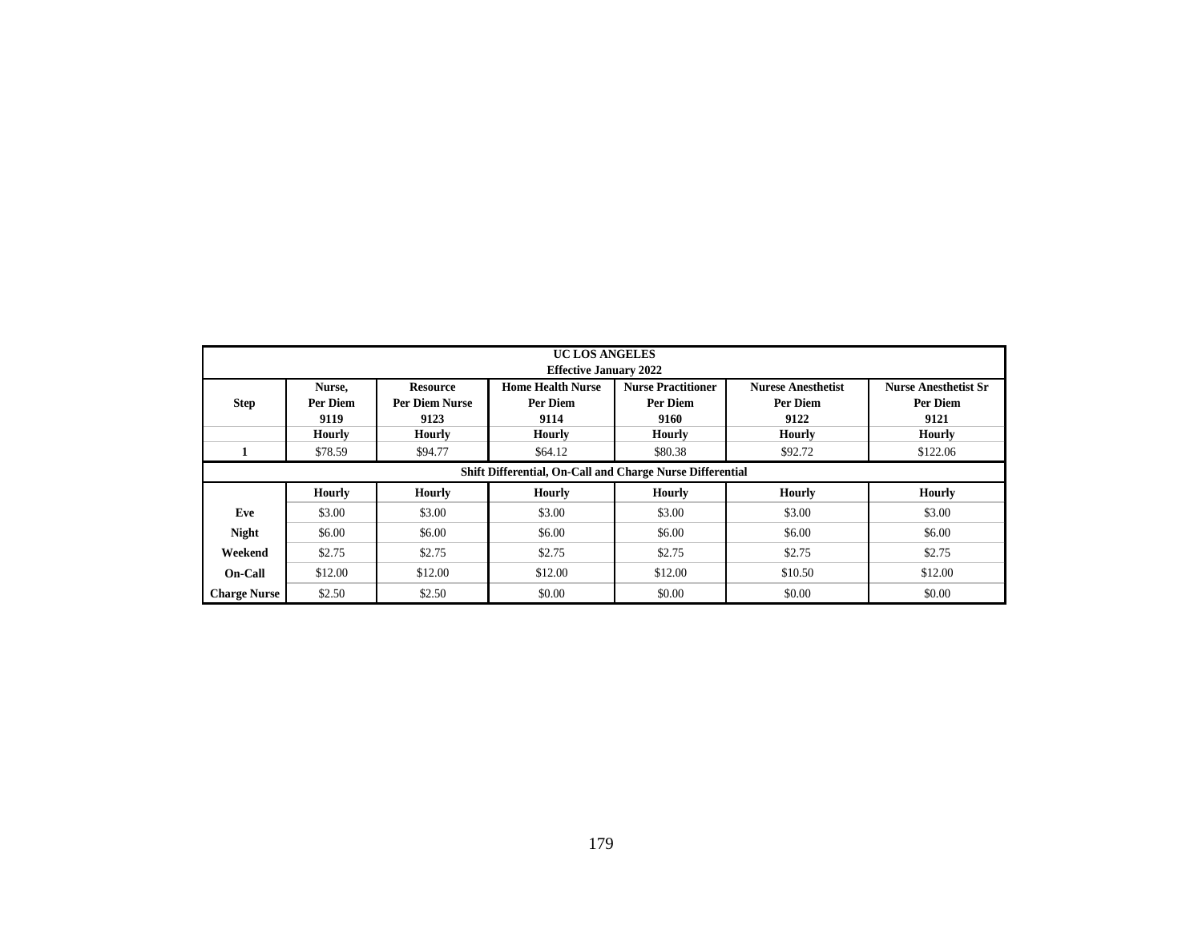| UC LOS ANGELES Effective January 2022 | | | | | | |
|---|---|---|---|---|---|---|
| Step | Nurse, Per Diem 9119 | Resource Per Diem Nurse 9123 | Home Health Nurse Per Diem 9114 | Nurse Practitioner Per Diem 9160 | Nurese Anesthetist Per Diem 9122 | Nurse Anesthetist Sr Per Diem 9121 |
| | Hourly | Hourly | Hourly | Hourly | Hourly | Hourly |
| 1 | $78.59 | $94.77 | $64.12 | $80.38 | $92.72 | $122.06 |
| **Shift Differential, On-Call and Charge Nurse Differential** | | | | | | |
| | Hourly | Hourly | Hourly | Hourly | Hourly | Hourly |
| Eve | $3.00 | $3.00 | $3.00 | $3.00 | $3.00 | $3.00 |
| Night | $6.00 | $6.00 | $6.00 | $6.00 | $6.00 | $6.00 |
| Weekend | $2.75 | $2.75 | $2.75 | $2.75 | $2.75 | $2.75 |
| On-Call | $12.00 | $12.00 | $12.00 | $12.00 | $10.50 | $12.00 |
| Charge Nurse | $2.50 | $2.50 | $0.00 | $0.00 | $0.00 | $0.00 |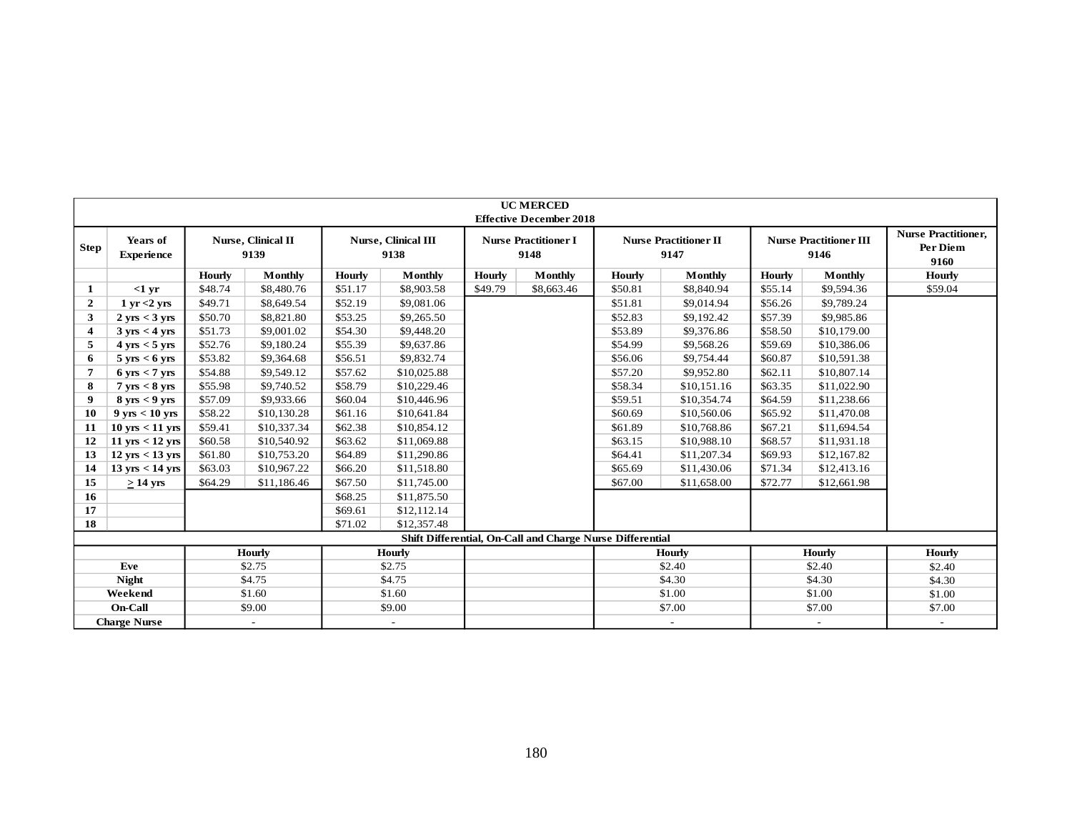| UC MERCED<br>Effective December 2018 | | | | | | | | | | | | | |
|---|---|---|---|---|---|---|---|---|---|---|---|---|---|
| **Step** | **Years of Experience** | **Nurse, Clinical II 9139** | | **Nurse, Clinical III 9138** | | **Nurse Practitioner I 9148** | | **Nurse Practitioner II 9147** | | **Nurse Practitioner III 9146** | | **Nurse Practitioner, Per Diem 9160** |
| | | **Hourly** | **Monthly** | **Hourly** | **Monthly** | **Hourly** | **Monthly** | **Hourly** | **Monthly** | **Hourly** | **Monthly** | **Hourly** |
| **1** | **<1 yr** | $48.74 | $8,480.76 | $51.17 | $8,903.58 | $49.79 | $8,663.46 | $50.81 | $8,840.94 | $55.14 | $9,594.36 | $59.04 |
| **2** | **1 yr <2 yrs** | $49.71 | $8,649.54 | $52.19 | $9,081.06 | | | $51.81 | $9,014.94 | $56.26 | $9,789.24 | |
| **3** | **2 yrs < 3 yrs** | $50.70 | $8,821.80 | $53.25 | $9,265.50 | | | $52.83 | $9,192.42 | $57.39 | $9,985.86 | |
| **4** | **3 yrs < 4 yrs** | $51.73 | $9,001.02 | $54.30 | $9,448.20 | | | $53.89 | $9,376.86 | $58.50 | $10,179.00 | |
| **5** | **4 yrs < 5 yrs** | $52.76 | $9,180.24 | $55.39 | $9,637.86 | | | $54.99 | $9,568.26 | $59.69 | $10,386.06 | |
| **6** | **5 yrs < 6 yrs** | $53.82 | $9,364.68 | $56.51 | $9,832.74 | | | $56.06 | $9,754.44 | $60.87 | $10,591.38 | |
| **7** | **6 yrs < 7 yrs** | $54.88 | $9,549.12 | $57.62 | $10,025.88 | | | $57.20 | $9,952.80 | $62.11 | $10,807.14 | |
| **8** | **7 yrs < 8 yrs** | $55.98 | $9,740.52 | $58.79 | $10,229.46 | | | $58.34 | $10,151.16 | $63.35 | $11,022.90 | |
| **9** | **8 yrs < 9 yrs** | $57.09 | $9,933.66 | $60.04 | $10,446.96 | | | $59.51 | $10,354.74 | $64.59 | $11,238.66 | |
| **10** | **9 yrs < 10 yrs** | $58.22 | $10,130.28 | $61.16 | $10,641.84 | | | $60.69 | $10,560.06 | $65.92 | $11,470.08 | |
| **11** | **10 yrs < 11 yrs** | $59.41 | $10,337.34 | $62.38 | $10,854.12 | | | $61.89 | $10,768.86 | $67.21 | $11,694.54 | |
| **12** | **11 yrs < 12 yrs** | $60.58 | $10,540.92 | $63.62 | $11,069.88 | | | $63.15 | $10,988.10 | $68.57 | $11,931.18 | |
| **13** | **12 yrs < 13 yrs** | $61.80 | $10,753.20 | $64.89 | $11,290.86 | | | $64.41 | $11,207.34 | $69.93 | $12,167.82 | |
| **14** | **13 yrs < 14 yrs** | $63.03 | $10,967.22 | $66.20 | $11,518.80 | | | $65.69 | $11,430.06 | $71.34 | $12,413.16 | |
| **15** | **≥ 14 yrs** | $64.29 | $11,186.46 | $67.50 | $11,745.00 | | | $67.00 | $11,658.00 | $72.77 | $12,661.98 | |
| **16** | | | | $68.25 | $11,875.50 | | | | | | | |
| **17** | | | | $69.61 | $12,112.14 | | | | | | | |
| **18** | | | | $71.02 | $12,357.48 | | | | | | | |

**Shift Differential, On-Call and Charge Nurse Differential**

| | Nurse, Clinical II 9139 Hourly | Nurse, Clinical III 9138 Hourly | Nurse Practitioner I 9148 | Nurse Practitioner II 9147 Hourly | Nurse Practitioner III 9146 Hourly | Nurse Practitioner, Per Diem 9160 Hourly |
|---|---|---|---|---|---|---|
| **Eve** | $2.75 | $2.75 | | $2.40 | $2.40 | $2.40 |
| **Night** | $4.75 | $4.75 | | $4.30 | $4.30 | $4.30 |
| **Weekend** | $1.60 | $1.60 | | $1.00 | $1.00 | $1.00 |
| **On-Call** | $9.00 | $9.00 | | $7.00 | $7.00 | $7.00 |
| **Charge Nurse** | - | - | | - | - | - |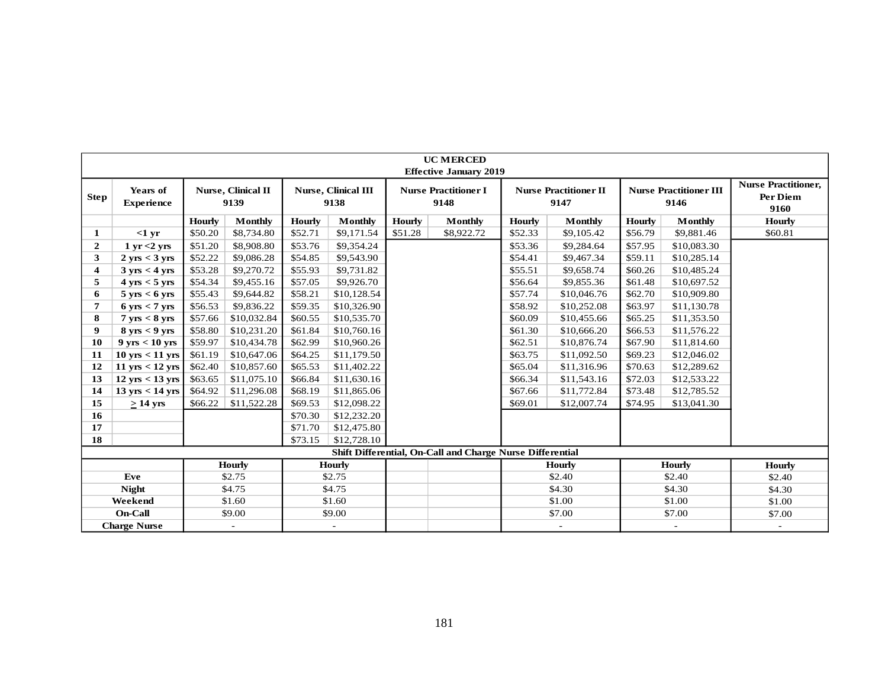| UC MERCED Effective January 2019 | | | | | | | | | | | | | |
|---|---|---|---|---|---|---|---|---|---|---|---|---|---|
| **Step** | **Years of Experience** | **Nurse, Clinical II 9139** | | **Nurse, Clinical III 9138** | | **Nurse Practitioner I 9148** | | **Nurse Practitioner II 9147** | | **Nurse Practitioner III 9146** | | **Nurse Practitioner, Per Diem 9160** |
| | | **Hourly** | **Monthly** | **Hourly** | **Monthly** | **Hourly** | **Monthly** | **Hourly** | **Monthly** | **Hourly** | **Monthly** | **Hourly** |
| **1** | **<1 yr** | $50.20 | $8,734.80 | $52.71 | $9,171.54 | $51.28 | $8,922.72 | $52.33 | $9,105.42 | $56.79 | $9,881.46 | $60.81 |
| **2** | **1 yr <2 yrs** | $51.20 | $8,908.80 | $53.76 | $9,354.24 | | | $53.36 | $9,284.64 | $57.95 | $10,083.30 | |
| **3** | **2 yrs < 3 yrs** | $52.22 | $9,086.28 | $54.85 | $9,543.90 | | | $54.41 | $9,467.34 | $59.11 | $10,285.14 | |
| **4** | **3 yrs < 4 yrs** | $53.28 | $9,270.72 | $55.93 | $9,731.82 | | | $55.51 | $9,658.74 | $60.26 | $10,485.24 | |
| **5** | **4 yrs < 5 yrs** | $54.34 | $9,455.16 | $57.05 | $9,926.70 | | | $56.64 | $9,855.36 | $61.48 | $10,697.52 | |
| **6** | **5 yrs < 6 yrs** | $55.43 | $9,644.82 | $58.21 | $10,128.54 | | | $57.74 | $10,046.76 | $62.70 | $10,909.80 | |
| **7** | **6 yrs < 7 yrs** | $56.53 | $9,836.22 | $59.35 | $10,326.90 | | | $58.92 | $10,252.08 | $63.97 | $11,130.78 | |
| **8** | **7 yrs < 8 yrs** | $57.66 | $10,032.84 | $60.55 | $10,535.70 | | | $60.09 | $10,455.66 | $65.25 | $11,353.50 | |
| **9** | **8 yrs < 9 yrs** | $58.80 | $10,231.20 | $61.84 | $10,760.16 | | | $61.30 | $10,666.20 | $66.53 | $11,576.22 | |
| **10** | **9 yrs < 10 yrs** | $59.97 | $10,434.78 | $62.99 | $10,960.26 | | | $62.51 | $10,876.74 | $67.90 | $11,814.60 | |
| **11** | **10 yrs < 11 yrs** | $61.19 | $10,647.06 | $64.25 | $11,179.50 | | | $63.75 | $11,092.50 | $69.23 | $12,046.02 | |
| **12** | **11 yrs < 12 yrs** | $62.40 | $10,857.60 | $65.53 | $11,402.22 | | | $65.04 | $11,316.96 | $70.63 | $12,289.62 | |
| **13** | **12 yrs < 13 yrs** | $63.65 | $11,075.10 | $66.84 | $11,630.16 | | | $66.34 | $11,543.16 | $72.03 | $12,533.22 | |
| **14** | **13 yrs < 14 yrs** | $64.92 | $11,296.08 | $68.19 | $11,865.06 | | | $67.66 | $11,772.84 | $73.48 | $12,785.52 | |
| **15** | **≥ 14 yrs** | $66.22 | $11,522.28 | $69.53 | $12,098.22 | | | $69.01 | $12,007.74 | $74.95 | $13,041.30 | |
| **16** | | | | $70.30 | $12,232.20 | | | | | | | |
| **17** | | | | $71.70 | $12,475.80 | | | | | | | |
| **18** | | | | $73.15 | $12,728.10 | | | | | | | |
| **Shift Differential, On-Call and Charge Nurse Differential** | | | | | | | | | | | | |
| | | **Hourly** | | **Hourly** | | | | **Hourly** | | **Hourly** | | **Hourly** |
| **Eve** | | $2.75 | | $2.75 | | | | $2.40 | | $2.40 | | $2.40 |
| **Night** | | $4.75 | | $4.75 | | | | $4.30 | | $4.30 | | $4.30 |
| **Weekend** | | $1.60 | | $1.60 | | | | $1.00 | | $1.00 | | $1.00 |
| **On-Call** | | $9.00 | | $9.00 | | | | $7.00 | | $7.00 | | $7.00 |
| **Charge Nurse** | | - | | - | | | | - | | - | | - |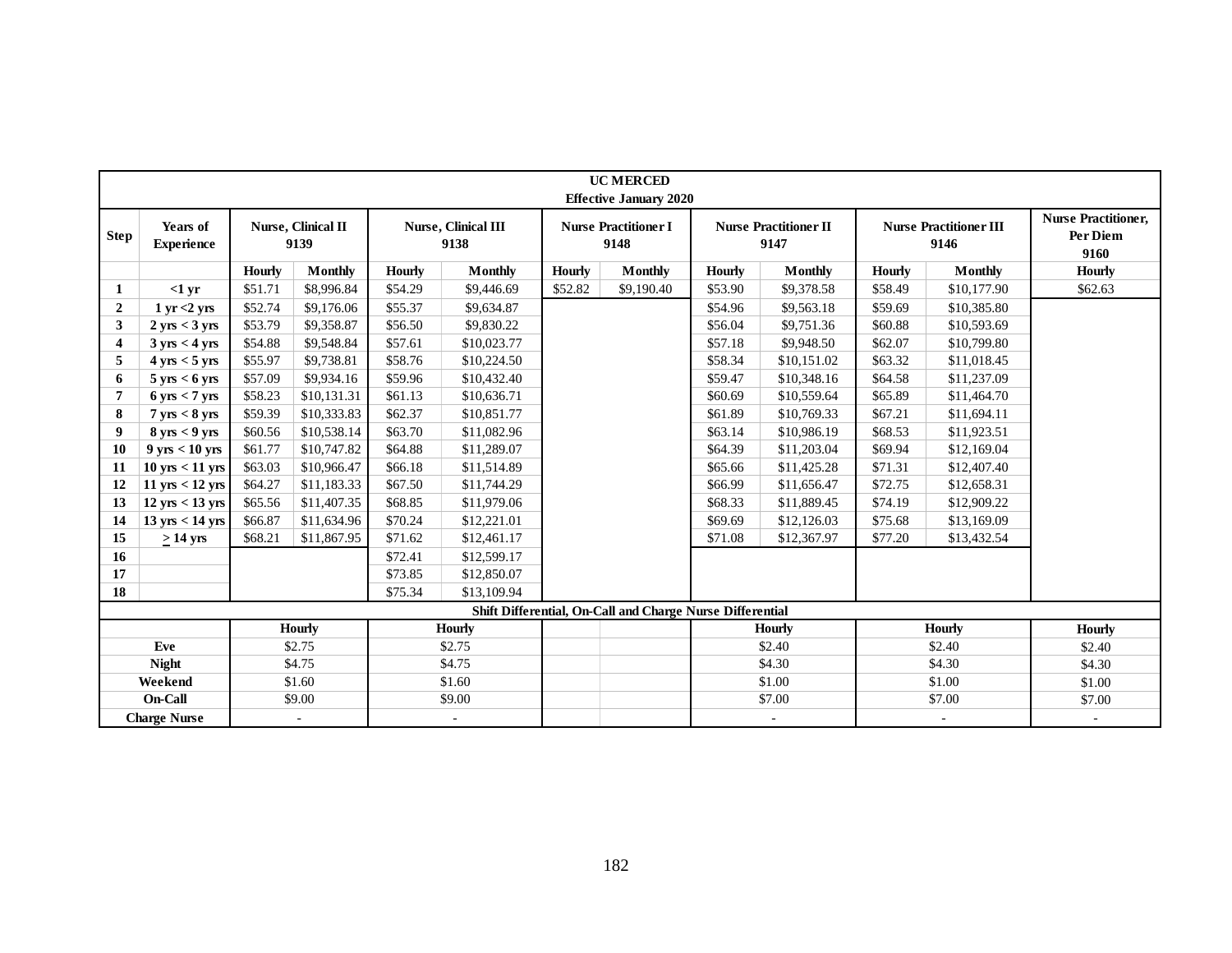| UC MERCED Effective January 2020 | | | | | | | | | | | | | |
|---|---|---|---|---|---|---|---|---|---|---|---|---|---|
| **Step** | **Years of Experience** | **Nurse, Clinical II 9139** | | **Nurse, Clinical III 9138** | | **Nurse Practitioner I 9148** | | **Nurse Practitioner II 9147** | | **Nurse Practitioner III 9146** | | **Nurse Practitioner, Per Diem 9160** |
| | | **Hourly** | **Monthly** | **Hourly** | **Monthly** | **Hourly** | **Monthly** | **Hourly** | **Monthly** | **Hourly** | **Monthly** | **Hourly** |
| **1** | **<1 yr** | $51.71 | $8,996.84 | $54.29 | $9,446.69 | $52.82 | $9,190.40 | $53.90 | $9,378.58 | $58.49 | $10,177.90 | $62.63 |
| **2** | **1 yr <2 yrs** | $52.74 | $9,176.06 | $55.37 | $9,634.87 | | | $54.96 | $9,563.18 | $59.69 | $10,385.80 | |
| **3** | **2 yrs < 3 yrs** | $53.79 | $9,358.87 | $56.50 | $9,830.22 | | | $56.04 | $9,751.36 | $60.88 | $10,593.69 | |
| **4** | **3 yrs < 4 yrs** | $54.88 | $9,548.84 | $57.61 | $10,023.77 | | | $57.18 | $9,948.50 | $62.07 | $10,799.80 | |
| **5** | **4 yrs < 5 yrs** | $55.97 | $9,738.81 | $58.76 | $10,224.50 | | | $58.34 | $10,151.02 | $63.32 | $11,018.45 | |
| **6** | **5 yrs < 6 yrs** | $57.09 | $9,934.16 | $59.96 | $10,432.40 | | | $59.47 | $10,348.16 | $64.58 | $11,237.09 | |
| **7** | **6 yrs < 7 yrs** | $58.23 | $10,131.31 | $61.13 | $10,636.71 | | | $60.69 | $10,559.64 | $65.89 | $11,464.70 | |
| **8** | **7 yrs < 8 yrs** | $59.39 | $10,333.83 | $62.37 | $10,851.77 | | | $61.89 | $10,769.33 | $67.21 | $11,694.11 | |
| **9** | **8 yrs < 9 yrs** | $60.56 | $10,538.14 | $63.70 | $11,082.96 | | | $63.14 | $10,986.19 | $68.53 | $11,923.51 | |
| **10** | **9 yrs < 10 yrs** | $61.77 | $10,747.82 | $64.88 | $11,289.07 | | | $64.39 | $11,203.04 | $69.94 | $12,169.04 | |
| **11** | **10 yrs < 11 yrs** | $63.03 | $10,966.47 | $66.18 | $11,514.89 | | | $65.66 | $11,425.28 | $71.31 | $12,407.40 | |
| **12** | **11 yrs < 12 yrs** | $64.27 | $11,183.33 | $67.50 | $11,744.29 | | | $66.99 | $11,656.47 | $72.75 | $12,658.31 | |
| **13** | **12 yrs < 13 yrs** | $65.56 | $11,407.35 | $68.85 | $11,979.06 | | | $68.33 | $11,889.45 | $74.19 | $12,909.22 | |
| **14** | **13 yrs < 14 yrs** | $66.87 | $11,634.96 | $70.24 | $12,221.01 | | | $69.69 | $12,126.03 | $75.68 | $13,169.09 | |
| **15** | **≥ 14 yrs** | $68.21 | $11,867.95 | $71.62 | $12,461.17 | | | $71.08 | $12,367.97 | $77.20 | $13,432.54 | |
| **16** | | | | $72.41 | $12,599.17 | | | | | | | |
| **17** | | | | $73.85 | $12,850.07 | | | | | | | |
| **18** | | | | $75.34 | $13,109.94 | | | | | | | |
| **Shift Differential, On-Call and Charge Nurse Differential** | | | | | | | | | | | | |
| | | **Hourly** | | **Hourly** | | | | **Hourly** | | **Hourly** | | **Hourly** |
| **Eve** | | $2.75 | | $2.75 | | | | $2.40 | | $2.40 | | $2.40 |
| **Night** | | $4.75 | | $4.75 | | | | $4.30 | | $4.30 | | $4.30 |
| **Weekend** | | $1.60 | | $1.60 | | | | $1.00 | | $1.00 | | $1.00 |
| **On-Call** | | $9.00 | | $9.00 | | | | $7.00 | | $7.00 | | $7.00 |
| **Charge Nurse** | | - | | - | | | | - | | - | | - |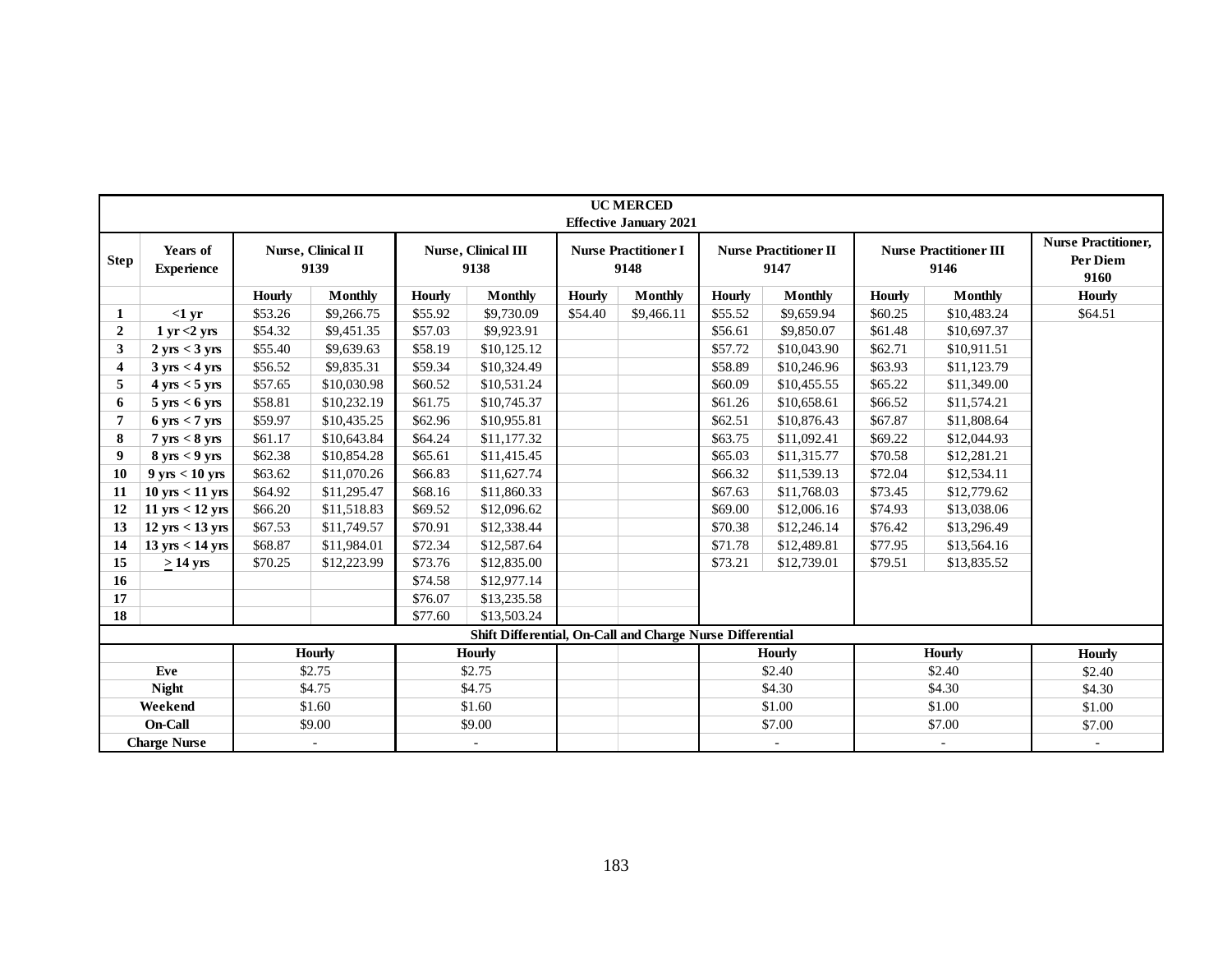**UC MERCED**
**Effective January 2021**

| Step | Years of Experience | Nurse, Clinical II 9139 | | Nurse, Clinical III 9138 | | Nurse Practitioner I 9148 | | Nurse Practitioner II 9147 | | Nurse Practitioner III 9146 | | Nurse Practitioner, Per Diem 9160 |
|---|---|---|---|---|---|---|---|---|---|---|---|---|
| | | Hourly | Monthly | Hourly | Monthly | Hourly | Monthly | Hourly | Monthly | Hourly | Monthly | Hourly |
| 1 | <1 yr | $53.26 | $9,266.75 | $55.92 | $9,730.09 | $54.40 | $9,466.11 | $55.52 | $9,659.94 | $60.25 | $10,483.24 | $64.51 |
| 2 | 1 yr <2 yrs | $54.32 | $9,451.35 | $57.03 | $9,923.91 | | | $56.61 | $9,850.07 | $61.48 | $10,697.37 | |
| 3 | 2 yrs < 3 yrs | $55.40 | $9,639.63 | $58.19 | $10,125.12 | | | $57.72 | $10,043.90 | $62.71 | $10,911.51 | |
| 4 | 3 yrs < 4 yrs | $56.52 | $9,835.31 | $59.34 | $10,324.49 | | | $58.89 | $10,246.96 | $63.93 | $11,123.79 | |
| 5 | 4 yrs < 5 yrs | $57.65 | $10,030.98 | $60.52 | $10,531.24 | | | $60.09 | $10,455.55 | $65.22 | $11,349.00 | |
| 6 | 5 yrs < 6 yrs | $58.81 | $10,232.19 | $61.75 | $10,745.37 | | | $61.26 | $10,658.61 | $66.52 | $11,574.21 | |
| 7 | 6 yrs < 7 yrs | $59.97 | $10,435.25 | $62.96 | $10,955.81 | | | $62.51 | $10,876.43 | $67.87 | $11,808.64 | |
| 8 | 7 yrs < 8 yrs | $61.17 | $10,643.84 | $64.24 | $11,177.32 | | | $63.75 | $11,092.41 | $69.22 | $12,044.93 | |
| 9 | 8 yrs < 9 yrs | $62.38 | $10,854.28 | $65.61 | $11,415.45 | | | $65.03 | $11,315.77 | $70.58 | $12,281.21 | |
| 10 | 9 yrs < 10 yrs | $63.62 | $11,070.26 | $66.83 | $11,627.74 | | | $66.32 | $11,539.13 | $72.04 | $12,534.11 | |
| 11 | 10 yrs < 11 yrs | $64.92 | $11,295.47 | $68.16 | $11,860.33 | | | $67.63 | $11,768.03 | $73.45 | $12,779.62 | |
| 12 | 11 yrs < 12 yrs | $66.20 | $11,518.83 | $69.52 | $12,096.62 | | | $69.00 | $12,006.16 | $74.93 | $13,038.06 | |
| 13 | 12 yrs < 13 yrs | $67.53 | $11,749.57 | $70.91 | $12,338.44 | | | $70.38 | $12,246.14 | $76.42 | $13,296.49 | |
| 14 | 13 yrs < 14 yrs | $68.87 | $11,984.01 | $72.34 | $12,587.64 | | | $71.78 | $12,489.81 | $77.95 | $13,564.16 | |
| 15 | ≥ 14 yrs | $70.25 | $12,223.99 | $73.76 | $12,835.00 | | | $73.21 | $12,739.01 | $79.51 | $13,835.52 | |
| 16 | | | | $74.58 | $12,977.14 | | | | | | | |
| 17 | | | | $76.07 | $13,235.58 | | | | | | | |
| 18 | | | | $77.60 | $13,503.24 | | | | | | | |

**Shift Differential, On-Call and Charge Nurse Differential**

| | Nurse, Clinical II 9139 | Nurse, Clinical III 9138 | Nurse Practitioner I 9148 | Nurse Practitioner II 9147 | Nurse Practitioner III 9146 | Nurse Practitioner, Per Diem 9160 |
|---|---|---|---|---|---|---|
| | Hourly | Hourly | | Hourly | Hourly | Hourly |
| Eve | $2.75 | $2.75 | | $2.40 | $2.40 | $2.40 |
| Night | $4.75 | $4.75 | | $4.30 | $4.30 | $4.30 |
| Weekend | $1.60 | $1.60 | | $1.00 | $1.00 | $1.00 |
| On-Call | $9.00 | $9.00 | | $7.00 | $7.00 | $7.00 |
| Charge Nurse | - | - | | - | - | - |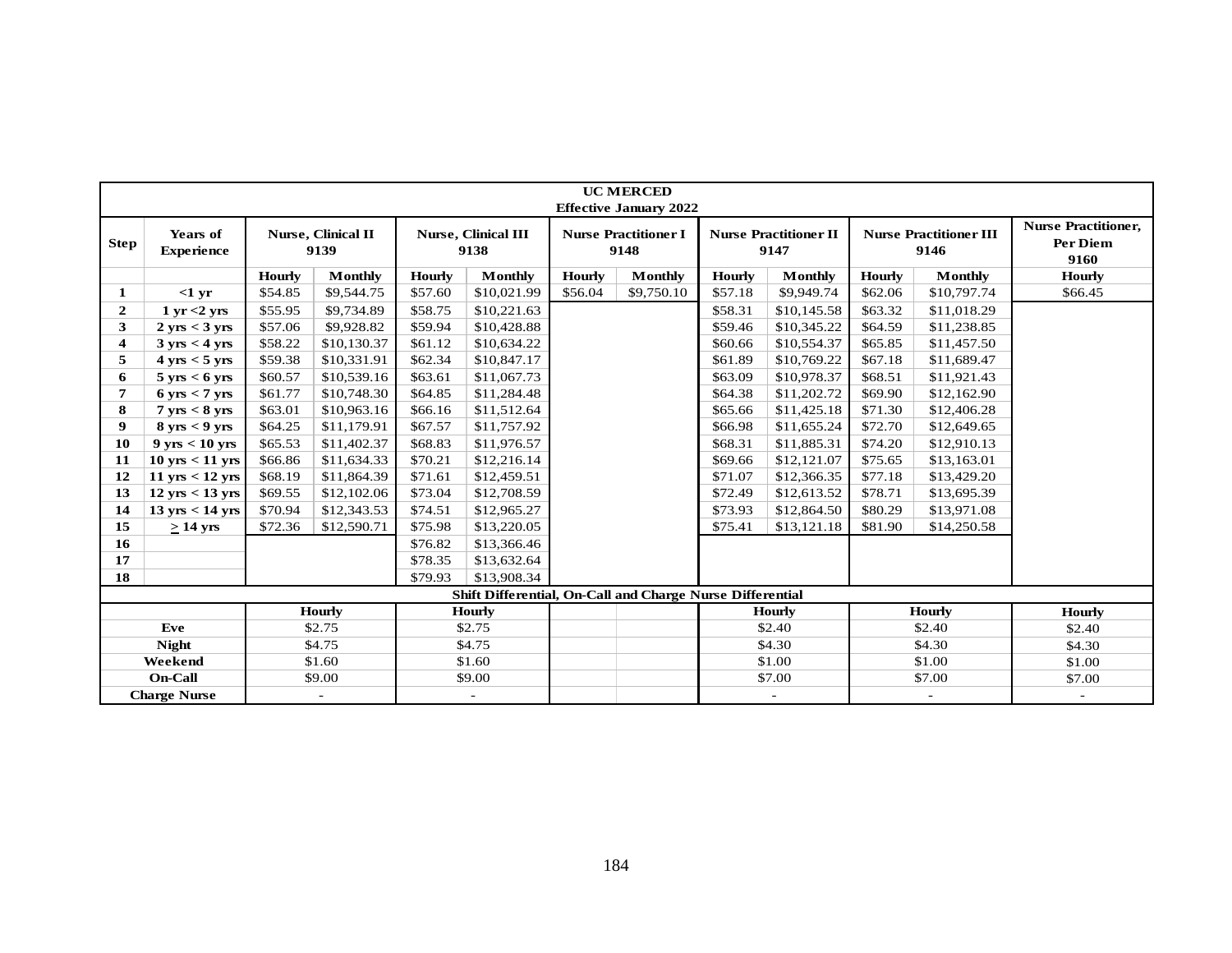| UC MERCED Effective January 2022 | | | | | | | | | | | | | |
|---|---|---|---|---|---|---|---|---|---|---|---|---|---|
| **Step** | **Years of Experience** | **Nurse, Clinical II 9139** | | **Nurse, Clinical III 9138** | | **Nurse Practitioner I 9148** | | **Nurse Practitioner II 9147** | | **Nurse Practitioner III 9146** | | **Nurse Practitioner, Per Diem 9160** |
| | | **Hourly** | **Monthly** | **Hourly** | **Monthly** | **Hourly** | **Monthly** | **Hourly** | **Monthly** | **Hourly** | **Monthly** | **Hourly** |
| **1** | **<1 yr** | $54.85 | $9,544.75 | $57.60 | $10,021.99 | $56.04 | $9,750.10 | $57.18 | $9,949.74 | $62.06 | $10,797.74 | $66.45 |
| **2** | **1 yr <2 yrs** | $55.95 | $9,734.89 | $58.75 | $10,221.63 | | | $58.31 | $10,145.58 | $63.32 | $11,018.29 | |
| **3** | **2 yrs < 3 yrs** | $57.06 | $9,928.82 | $59.94 | $10,428.88 | | | $59.46 | $10,345.22 | $64.59 | $11,238.85 | |
| **4** | **3 yrs < 4 yrs** | $58.22 | $10,130.37 | $61.12 | $10,634.22 | | | $60.66 | $10,554.37 | $65.85 | $11,457.50 | |
| **5** | **4 yrs < 5 yrs** | $59.38 | $10,331.91 | $62.34 | $10,847.17 | | | $61.89 | $10,769.22 | $67.18 | $11,689.47 | |
| **6** | **5 yrs < 6 yrs** | $60.57 | $10,539.16 | $63.61 | $11,067.73 | | | $63.09 | $10,978.37 | $68.51 | $11,921.43 | |
| **7** | **6 yrs < 7 yrs** | $61.77 | $10,748.30 | $64.85 | $11,284.48 | | | $64.38 | $11,202.72 | $69.90 | $12,162.90 | |
| **8** | **7 yrs < 8 yrs** | $63.01 | $10,963.16 | $66.16 | $11,512.64 | | | $65.66 | $11,425.18 | $71.30 | $12,406.28 | |
| **9** | **8 yrs < 9 yrs** | $64.25 | $11,179.91 | $67.57 | $11,757.92 | | | $66.98 | $11,655.24 | $72.70 | $12,649.65 | |
| **10** | **9 yrs < 10 yrs** | $65.53 | $11,402.37 | $68.83 | $11,976.57 | | | $68.31 | $11,885.31 | $74.20 | $12,910.13 | |
| **11** | **10 yrs < 11 yrs** | $66.86 | $11,634.33 | $70.21 | $12,216.14 | | | $69.66 | $12,121.07 | $75.65 | $13,163.01 | |
| **12** | **11 yrs < 12 yrs** | $68.19 | $11,864.39 | $71.61 | $12,459.51 | | | $71.07 | $12,366.35 | $77.18 | $13,429.20 | |
| **13** | **12 yrs < 13 yrs** | $69.55 | $12,102.06 | $73.04 | $12,708.59 | | | $72.49 | $12,613.52 | $78.71 | $13,695.39 | |
| **14** | **13 yrs < 14 yrs** | $70.94 | $12,343.53 | $74.51 | $12,965.27 | | | $73.93 | $12,864.50 | $80.29 | $13,971.08 | |
| **15** | **≥ 14 yrs** | $72.36 | $12,590.71 | $75.98 | $13,220.05 | | | $75.41 | $13,121.18 | $81.90 | $14,250.58 | |
| **16** | | | | $76.82 | $13,366.46 | | | | | | | |
| **17** | | | | $78.35 | $13,632.64 | | | | | | | |
| **18** | | | | $79.93 | $13,908.34 | | | | | | | |
| **Shift Differential, On-Call and Charge Nurse Differential** | | | | | | | | | | | | |
| | | **Hourly** | | **Hourly** | | | | **Hourly** | | **Hourly** | | **Hourly** |
| **Eve** | | $2.75 | | $2.75 | | | | $2.40 | | $2.40 | | $2.40 |
| **Night** | | $4.75 | | $4.75 | | | | $4.30 | | $4.30 | | $4.30 |
| **Weekend** | | $1.60 | | $1.60 | | | | $1.00 | | $1.00 | | $1.00 |
| **On-Call** | | $9.00 | | $9.00 | | | | $7.00 | | $7.00 | | $7.00 |
| **Charge Nurse** | | - | | - | | | | - | | - | | - |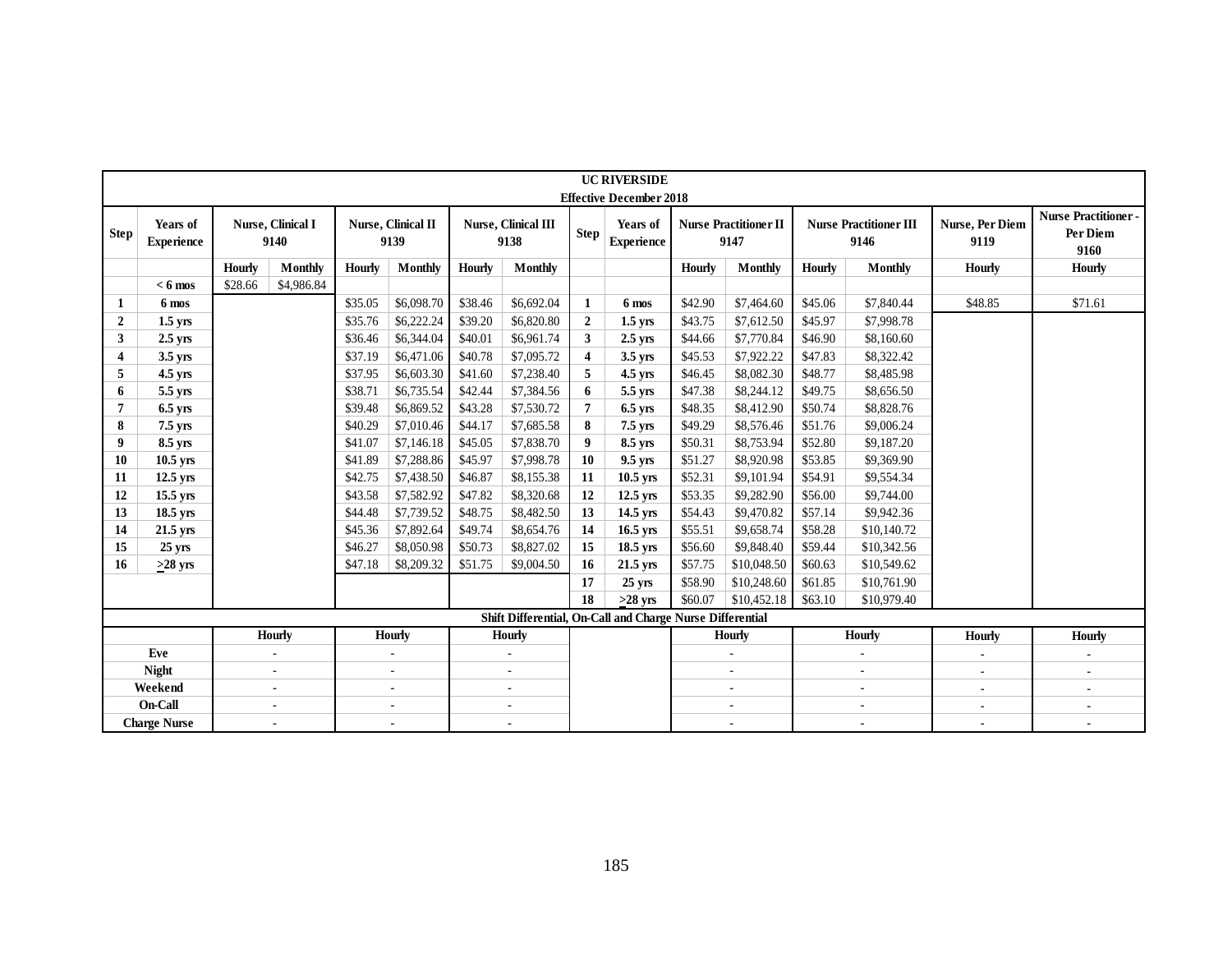| UC RIVERSIDE<br>Effective December 2018 | | | | | | | | | | | | | | | | | |
|---|---|---|---|---|---|---|---|---|---|---|---|---|---|---|---|---|---|
| **Step** | **Years of Experience** | **Nurse, Clinical I 9140** | | **Nurse, Clinical II 9139** | | **Nurse, Clinical III 9138** | | **Step** | **Years of Experience** | **Nurse Practitioner II 9147** | | **Nurse Practitioner III 9146** | | **Nurse, Per Diem 9119** | **Nurse Practitioner - Per Diem 9160** |
| | | **Hourly** | **Monthly** | **Hourly** | **Monthly** | **Hourly** | **Monthly** | | | **Hourly** | **Monthly** | **Hourly** | **Monthly** | **Hourly** | **Hourly** |
| | **< 6 mos** | $28.66 | $4,986.84 | | | | | | | | | | | | |
| **1** | **6 mos** | | | $35.05 | $6,098.70 | $38.46 | $6,692.04 | **1** | **6 mos** | $42.90 | $7,464.60 | $45.06 | $7,840.44 | $48.85 | $71.61 |
| **2** | **1.5 yrs** | | | $35.76 | $6,222.24 | $39.20 | $6,820.80 | **2** | **1.5 yrs** | $43.75 | $7,612.50 | $45.97 | $7,998.78 | | |
| **3** | **2.5 yrs** | | | $36.46 | $6,344.04 | $40.01 | $6,961.74 | **3** | **2.5 yrs** | $44.66 | $7,770.84 | $46.90 | $8,160.60 | | |
| **4** | **3.5 yrs** | | | $37.19 | $6,471.06 | $40.78 | $7,095.72 | **4** | **3.5 yrs** | $45.53 | $7,922.22 | $47.83 | $8,322.42 | | |
| **5** | **4.5 yrs** | | | $37.95 | $6,603.30 | $41.60 | $7,238.40 | **5** | **4.5 yrs** | $46.45 | $8,082.30 | $48.77 | $8,485.98 | | |
| **6** | **5.5 yrs** | | | $38.71 | $6,735.54 | $42.44 | $7,384.56 | **6** | **5.5 yrs** | $47.38 | $8,244.12 | $49.75 | $8,656.50 | | |
| **7** | **6.5 yrs** | | | $39.48 | $6,869.52 | $43.28 | $7,530.72 | **7** | **6.5 yrs** | $48.35 | $8,412.90 | $50.74 | $8,828.76 | | |
| **8** | **7.5 yrs** | | | $40.29 | $7,010.46 | $44.17 | $7,685.58 | **8** | **7.5 yrs** | $49.29 | $8,576.46 | $51.76 | $9,006.24 | | |
| **9** | **8.5 yrs** | | | $41.07 | $7,146.18 | $45.05 | $7,838.70 | **9** | **8.5 yrs** | $50.31 | $8,753.94 | $52.80 | $9,187.20 | | |
| **10** | **10.5 yrs** | | | $41.89 | $7,288.86 | $45.97 | $7,998.78 | **10** | **9.5 yrs** | $51.27 | $8,920.98 | $53.85 | $9,369.90 | | |
| **11** | **12.5 yrs** | | | $42.75 | $7,438.50 | $46.87 | $8,155.38 | **11** | **10.5 yrs** | $52.31 | $9,101.94 | $54.91 | $9,554.34 | | |
| **12** | **15.5 yrs** | | | $43.58 | $7,582.92 | $47.82 | $8,320.68 | **12** | **12.5 yrs** | $53.35 | $9,282.90 | $56.00 | $9,744.00 | | |
| **13** | **18.5 yrs** | | | $44.48 | $7,739.52 | $48.75 | $8,482.50 | **13** | **14.5 yrs** | $54.43 | $9,470.82 | $57.14 | $9,942.36 | | |
| **14** | **21.5 yrs** | | | $45.36 | $7,892.64 | $49.74 | $8,654.76 | **14** | **16.5 yrs** | $55.51 | $9,658.74 | $58.28 | $10,140.72 | | |
| **15** | **25 yrs** | | | $46.27 | $8,050.98 | $50.73 | $8,827.02 | **15** | **18.5 yrs** | $56.60 | $9,848.40 | $59.44 | $10,342.56 | | |
| **16** | **≥28 yrs** | | | $47.18 | $8,209.32 | $51.75 | $9,004.50 | **16** | **21.5 yrs** | $57.75 | $10,048.50 | $60.63 | $10,549.62 | | |
| | | | | | | | | **17** | **25 yrs** | $58.90 | $10,248.60 | $61.85 | $10,761.90 | | |
| | | | | | | | | **18** | **≥28 yrs** | $60.07 | $10,452.18 | $63.10 | $10,979.40 | | |
| **Shift Differential, On-Call and Charge Nurse Differential** | | | | | | | | | | | | | | | |
| | | **Hourly** | | **Hourly** | | **Hourly** | | | | **Hourly** | | **Hourly** | | **Hourly** | **Hourly** |
| **Eve** | | - | | - | | - | | | | - | | - | | - | - |
| **Night** | | - | | - | | - | | | | - | | - | | - | - |
| **Weekend** | | - | | - | | - | | | | - | | - | | - | - |
| **On-Call** | | - | | - | | - | | | | - | | - | | - | - |
| **Charge Nurse** | | - | | - | | - | | | | - | | - | | - | - |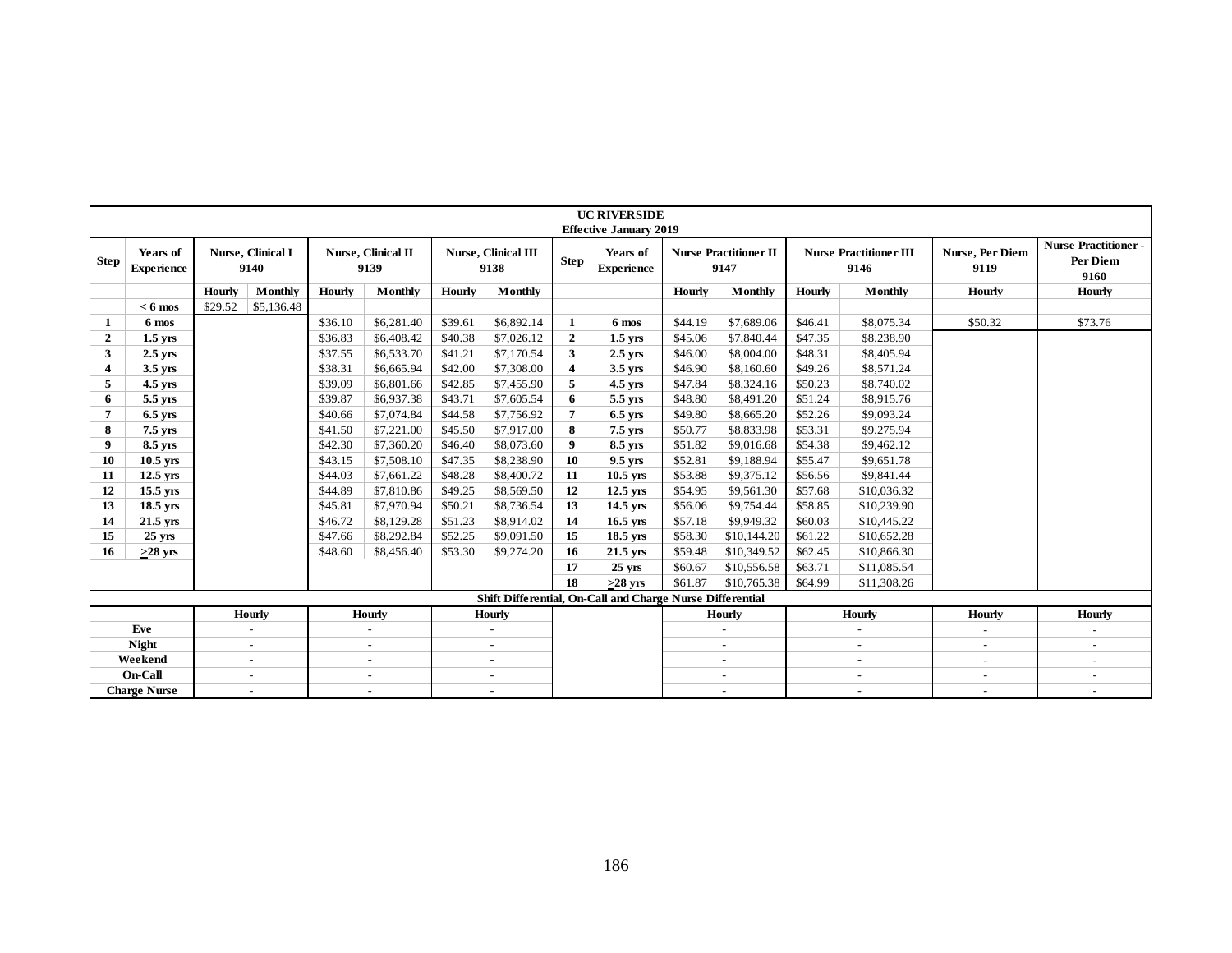**UC RIVERSIDE**
**Effective January 2019**

| Step | Years of Experience | Nurse, Clinical I 9140 | | Nurse, Clinical II 9139 | | Nurse, Clinical III 9138 | | Step | Years of Experience | Nurse Practitioner II 9147 | | Nurse Practitioner III 9146 | | Nurse, Per Diem 9119 | Nurse Practitioner - Per Diem 9160 |
|---|---|---|---|---|---|---|---|---|---|---|---|---|---|---|---|
| | | Hourly | Monthly | Hourly | Monthly | Hourly | Monthly | | | Hourly | Monthly | Hourly | Monthly | Hourly | Hourly |
| | < 6 mos | $29.52 | $5,136.48 | | | | | | | | | | | | |
| 1 | 6 mos | | | $36.10 | $6,281.40 | $39.61 | $6,892.14 | 1 | 6 mos | $44.19 | $7,689.06 | $46.41 | $8,075.34 | $50.32 | $73.76 |
| 2 | 1.5 yrs | | | $36.83 | $6,408.42 | $40.38 | $7,026.12 | 2 | 1.5 yrs | $45.06 | $7,840.44 | $47.35 | $8,238.90 | | |
| 3 | 2.5 yrs | | | $37.55 | $6,533.70 | $41.21 | $7,170.54 | 3 | 2.5 yrs | $46.00 | $8,004.00 | $48.31 | $8,405.94 | | |
| 4 | 3.5 yrs | | | $38.31 | $6,665.94 | $42.00 | $7,308.00 | 4 | 3.5 yrs | $46.90 | $8,160.60 | $49.26 | $8,571.24 | | |
| 5 | 4.5 yrs | | | $39.09 | $6,801.66 | $42.85 | $7,455.90 | 5 | 4.5 yrs | $47.84 | $8,324.16 | $50.23 | $8,740.02 | | |
| 6 | 5.5 yrs | | | $39.87 | $6,937.38 | $43.71 | $7,605.54 | 6 | 5.5 yrs | $48.80 | $8,491.20 | $51.24 | $8,915.76 | | |
| 7 | 6.5 yrs | | | $40.66 | $7,074.84 | $44.58 | $7,756.92 | 7 | 6.5 yrs | $49.80 | $8,665.20 | $52.26 | $9,093.24 | | |
| 8 | 7.5 yrs | | | $41.50 | $7,221.00 | $45.50 | $7,917.00 | 8 | 7.5 yrs | $50.77 | $8,833.98 | $53.31 | $9,275.94 | | |
| 9 | 8.5 yrs | | | $42.30 | $7,360.20 | $46.40 | $8,073.60 | 9 | 8.5 yrs | $51.82 | $9,016.68 | $54.38 | $9,462.12 | | |
| 10 | 10.5 yrs | | | $43.15 | $7,508.10 | $47.35 | $8,238.90 | 10 | 9.5 yrs | $52.81 | $9,188.94 | $55.47 | $9,651.78 | | |
| 11 | 12.5 yrs | | | $44.03 | $7,661.22 | $48.28 | $8,400.72 | 11 | 10.5 yrs | $53.88 | $9,375.12 | $56.56 | $9,841.44 | | |
| 12 | 15.5 yrs | | | $44.89 | $7,810.86 | $49.25 | $8,569.50 | 12 | 12.5 yrs | $54.95 | $9,561.30 | $57.68 | $10,036.32 | | |
| 13 | 18.5 yrs | | | $45.81 | $7,970.94 | $50.21 | $8,736.54 | 13 | 14.5 yrs | $56.06 | $9,754.44 | $58.85 | $10,239.90 | | |
| 14 | 21.5 yrs | | | $46.72 | $8,129.28 | $51.23 | $8,914.02 | 14 | 16.5 yrs | $57.18 | $9,949.32 | $60.03 | $10,445.22 | | |
| 15 | 25 yrs | | | $47.66 | $8,292.84 | $52.25 | $9,091.50 | 15 | 18.5 yrs | $58.30 | $10,144.20 | $61.22 | $10,652.28 | | |
| 16 | ≥28 yrs | | | $48.60 | $8,456.40 | $53.30 | $9,274.20 | 16 | 21.5 yrs | $59.48 | $10,349.52 | $62.45 | $10,866.30 | | |
| | | | | | | | | 17 | 25 yrs | $60.67 | $10,556.58 | $63.71 | $11,085.54 | | |
| | | | | | | | | 18 | ≥28 yrs | $61.87 | $10,765.38 | $64.99 | $11,308.26 | | |

**Shift Differential, On-Call and Charge Nurse Differential**

| | Nurse, Clinical I 9140 | Nurse, Clinical II 9139 | Nurse, Clinical III 9138 | Nurse Practitioner II 9147 | Nurse Practitioner III 9146 | Nurse, Per Diem 9119 | Nurse Practitioner - Per Diem 9160 |
|---|---|---|---|---|---|---|---|
| | Hourly | Hourly | Hourly | Hourly | Hourly | Hourly | Hourly |
| Eve | - | - | - | - | - | - | - |
| Night | - | - | - | - | - | - | - |
| Weekend | - | - | - | - | - | - | - |
| On-Call | - | - | - | - | - | - | - |
| Charge Nurse | - | - | - | - | - | - | - |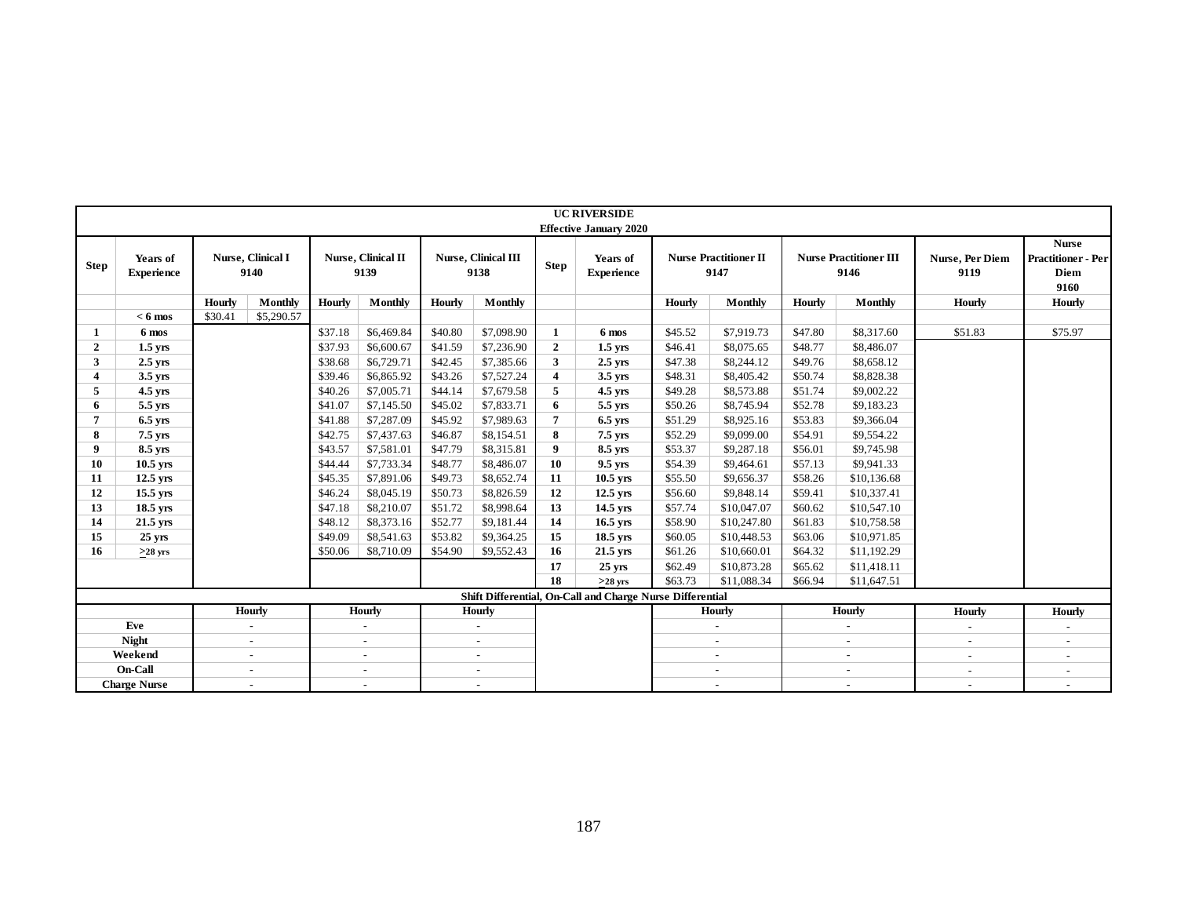**UC RIVERSIDE**
**Effective January 2020**

| Step | Years of Experience | Nurse, Clinical I 9140 | | Nurse, Clinical II 9139 | | Nurse, Clinical III 9138 | | Step | Years of Experience | Nurse Practitioner II 9147 | | Nurse Practitioner III 9146 | | Nurse, Per Diem 9119 | Nurse Practitioner - Per Diem 9160 |
|---|---|---|---|---|---|---|---|---|---|---|---|---|---|---|---|
| | | Hourly | Monthly | Hourly | Monthly | Hourly | Monthly | | | Hourly | Monthly | Hourly | Monthly | Hourly | Hourly |
| | < 6 mos | $30.41 | $5,290.57 | | | | | | | | | | | | |
| 1 | 6 mos | | | $37.18 | $6,469.84 | $40.80 | $7,098.90 | 1 | 6 mos | $45.52 | $7,919.73 | $47.80 | $8,317.60 | $51.83 | $75.97 |
| 2 | 1.5 yrs | | | $37.93 | $6,600.67 | $41.59 | $7,236.90 | 2 | 1.5 yrs | $46.41 | $8,075.65 | $48.77 | $8,486.07 | | |
| 3 | 2.5 yrs | | | $38.68 | $6,729.71 | $42.45 | $7,385.66 | 3 | 2.5 yrs | $47.38 | $8,244.12 | $49.76 | $8,658.12 | | |
| 4 | 3.5 yrs | | | $39.46 | $6,865.92 | $43.26 | $7,527.24 | 4 | 3.5 yrs | $48.31 | $8,405.42 | $50.74 | $8,828.38 | | |
| 5 | 4.5 yrs | | | $40.26 | $7,005.71 | $44.14 | $7,679.58 | 5 | 4.5 yrs | $49.28 | $8,573.88 | $51.74 | $9,002.22 | | |
| 6 | 5.5 yrs | | | $41.07 | $7,145.50 | $45.02 | $7,833.71 | 6 | 5.5 yrs | $50.26 | $8,745.94 | $52.78 | $9,183.23 | | |
| 7 | 6.5 yrs | | | $41.88 | $7,287.09 | $45.92 | $7,989.63 | 7 | 6.5 yrs | $51.29 | $8,925.16 | $53.83 | $9,366.04 | | |
| 8 | 7.5 yrs | | | $42.75 | $7,437.63 | $46.87 | $8,154.51 | 8 | 7.5 yrs | $52.29 | $9,099.00 | $54.91 | $9,554.22 | | |
| 9 | 8.5 yrs | | | $43.57 | $7,581.01 | $47.79 | $8,315.81 | 9 | 8.5 yrs | $53.37 | $9,287.18 | $56.01 | $9,745.98 | | |
| 10 | 10.5 yrs | | | $44.44 | $7,733.34 | $48.77 | $8,486.07 | 10 | 9.5 yrs | $54.39 | $9,464.61 | $57.13 | $9,941.33 | | |
| 11 | 12.5 yrs | | | $45.35 | $7,891.06 | $49.73 | $8,652.74 | 11 | 10.5 yrs | $55.50 | $9,656.37 | $58.26 | $10,136.68 | | |
| 12 | 15.5 yrs | | | $46.24 | $8,045.19 | $50.73 | $8,826.59 | 12 | 12.5 yrs | $56.60 | $9,848.14 | $59.41 | $10,337.41 | | |
| 13 | 18.5 yrs | | | $47.18 | $8,210.07 | $51.72 | $8,998.64 | 13 | 14.5 yrs | $57.74 | $10,047.07 | $60.62 | $10,547.10 | | |
| 14 | 21.5 yrs | | | $48.12 | $8,373.16 | $52.77 | $9,181.44 | 14 | 16.5 yrs | $58.90 | $10,247.80 | $61.83 | $10,758.58 | | |
| 15 | 25 yrs | | | $49.09 | $8,541.63 | $53.82 | $9,364.25 | 15 | 18.5 yrs | $60.05 | $10,448.53 | $63.06 | $10,971.85 | | |
| 16 | ≥28 yrs | | | $50.06 | $8,710.09 | $54.90 | $9,552.43 | 16 | 21.5 yrs | $61.26 | $10,660.01 | $64.32 | $11,192.29 | | |
| | | | | | | | | 17 | 25 yrs | $62.49 | $10,873.28 | $65.62 | $11,418.11 | | |
| | | | | | | | | 18 | ≥28 yrs | $63.73 | $11,088.34 | $66.94 | $11,647.51 | | |

**Shift Differential, On-Call and Charge Nurse Differential**

| | Nurse, Clinical I 9140 Hourly | Nurse, Clinical II 9139 Hourly | Nurse, Clinical III 9138 Hourly | Nurse Practitioner II 9147 Hourly | Nurse Practitioner III 9146 Hourly | Nurse, Per Diem 9119 Hourly | Nurse Practitioner - Per Diem 9160 Hourly |
|---|---|---|---|---|---|---|---|
| Eve | - | - | - | - | - | - | - |
| Night | - | - | - | - | - | - | - |
| Weekend | - | - | - | - | - | - | - |
| On-Call | - | - | - | - | - | - | - |
| Charge Nurse | - | - | - | - | - | - | - |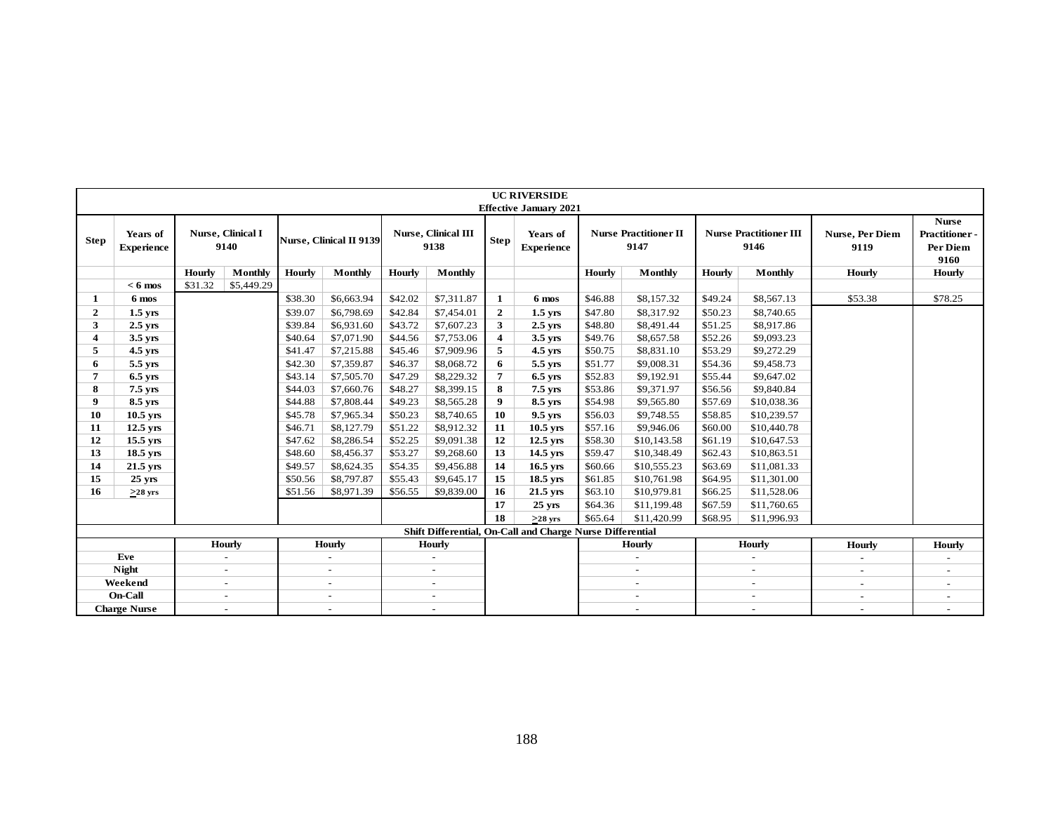**UC RIVERSIDE**
**Effective January 2021**

| Step | Years of Experience | Nurse, Clinical I 9140 | | Nurse, Clinical II 9139 | | Nurse, Clinical III 9138 | | Step | Years of Experience | Nurse Practitioner II 9147 | | Nurse Practitioner III 9146 | | Nurse, Per Diem 9119 | Nurse Practitioner - Per Diem 9160 |
|---|---|---|---|---|---|---|---|---|---|---|---|---|---|---|---|
| | | Hourly | Monthly | Hourly | Monthly | Hourly | Monthly | | | Hourly | Monthly | Hourly | Monthly | Hourly | Hourly |
| | < 6 mos | $31.32 | $5,449.29 | | | | | | | | | | | | |
| 1 | 6 mos | | | $38.30 | $6,663.94 | $42.02 | $7,311.87 | 1 | 6 mos | $46.88 | $8,157.32 | $49.24 | $8,567.13 | $53.38 | $78.25 |
| 2 | 1.5 yrs | | | $39.07 | $6,798.69 | $42.84 | $7,454.01 | 2 | 1.5 yrs | $47.80 | $8,317.92 | $50.23 | $8,740.65 | | |
| 3 | 2.5 yrs | | | $39.84 | $6,931.60 | $43.72 | $7,607.23 | 3 | 2.5 yrs | $48.80 | $8,491.44 | $51.25 | $8,917.86 | | |
| 4 | 3.5 yrs | | | $40.64 | $7,071.90 | $44.56 | $7,753.06 | 4 | 3.5 yrs | $49.76 | $8,657.58 | $52.26 | $9,093.23 | | |
| 5 | 4.5 yrs | | | $41.47 | $7,215.88 | $45.46 | $7,909.96 | 5 | 4.5 yrs | $50.75 | $8,831.10 | $53.29 | $9,272.29 | | |
| 6 | 5.5 yrs | | | $42.30 | $7,359.87 | $46.37 | $8,068.72 | 6 | 5.5 yrs | $51.77 | $9,008.31 | $54.36 | $9,458.73 | | |
| 7 | 6.5 yrs | | | $43.14 | $7,505.70 | $47.29 | $8,229.32 | 7 | 6.5 yrs | $52.83 | $9,192.91 | $55.44 | $9,647.02 | | |
| 8 | 7.5 yrs | | | $44.03 | $7,660.76 | $48.27 | $8,399.15 | 8 | 7.5 yrs | $53.86 | $9,371.97 | $56.56 | $9,840.84 | | |
| 9 | 8.5 yrs | | | $44.88 | $7,808.44 | $49.23 | $8,565.28 | 9 | 8.5 yrs | $54.98 | $9,565.80 | $57.69 | $10,038.36 | | |
| 10 | 10.5 yrs | | | $45.78 | $7,965.34 | $50.23 | $8,740.65 | 10 | 9.5 yrs | $56.03 | $9,748.55 | $58.85 | $10,239.57 | | |
| 11 | 12.5 yrs | | | $46.71 | $8,127.79 | $51.22 | $8,912.32 | 11 | 10.5 yrs | $57.16 | $9,946.06 | $60.00 | $10,440.78 | | |
| 12 | 15.5 yrs | | | $47.62 | $8,286.54 | $52.25 | $9,091.38 | 12 | 12.5 yrs | $58.30 | $10,143.58 | $61.19 | $10,647.53 | | |
| 13 | 18.5 yrs | | | $48.60 | $8,456.37 | $53.27 | $9,268.60 | 13 | 14.5 yrs | $59.47 | $10,348.49 | $62.43 | $10,863.51 | | |
| 14 | 21.5 yrs | | | $49.57 | $8,624.35 | $54.35 | $9,456.88 | 14 | 16.5 yrs | $60.66 | $10,555.23 | $63.69 | $11,081.33 | | |
| 15 | 25 yrs | | | $50.56 | $8,797.87 | $55.43 | $9,645.17 | 15 | 18.5 yrs | $61.85 | $10,761.98 | $64.95 | $11,301.00 | | |
| 16 | ≥28 yrs | | | $51.56 | $8,971.39 | $56.55 | $9,839.00 | 16 | 21.5 yrs | $63.10 | $10,979.81 | $66.25 | $11,528.06 | | |
| | | | | | | | | 17 | 25 yrs | $64.36 | $11,199.48 | $67.59 | $11,760.65 | | |
| | | | | | | | | 18 | ≥28 yrs | $65.64 | $11,420.99 | $68.95 | $11,996.93 | | |

**Shift Differential, On-Call and Charge Nurse Differential**

| | Nurse, Clinical I 9140 | Nurse, Clinical II 9139 | Nurse, Clinical III 9138 | Nurse Practitioner II 9147 | Nurse Practitioner III 9146 | Nurse, Per Diem 9119 | Nurse Practitioner - Per Diem 9160 |
|---|---|---|---|---|---|---|---|
| | Hourly | Hourly | Hourly | Hourly | Hourly | Hourly | Hourly |
| Eve | - | - | - | - | - | - | - |
| Night | - | - | - | - | - | - | - |
| Weekend | - | - | - | - | - | - | - |
| On-Call | - | - | - | - | - | - | - |
| Charge Nurse | - | - | - | - | - | - | - |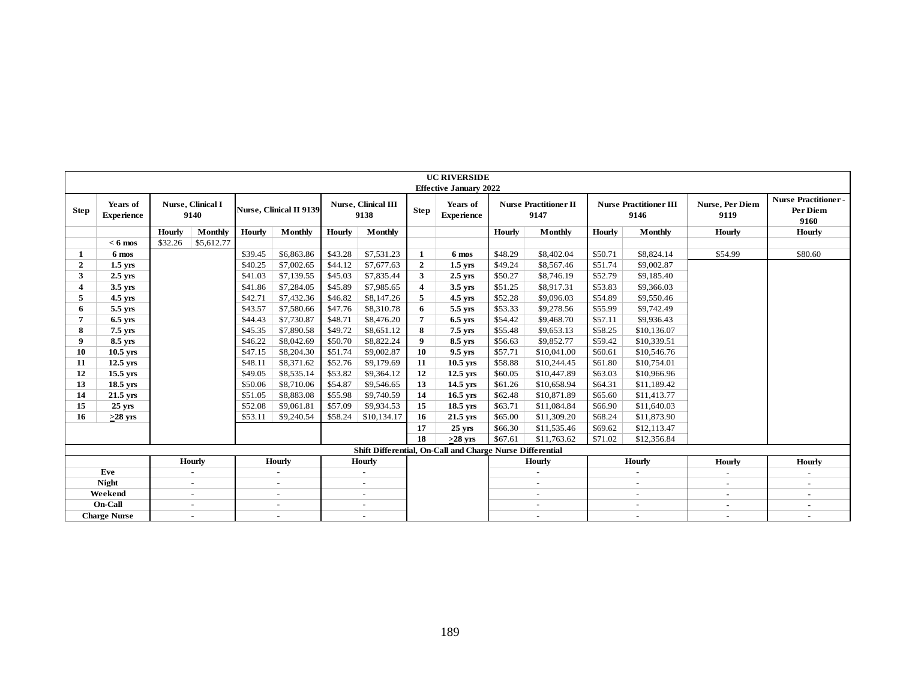| UC RIVERSIDE Effective January 2022 | | | | | | | | | | | | | | | | |
|---|---|---|---|---|---|---|---|---|---|---|---|---|---|---|---|---|
| **Step** | **Years of Experience** | **Nurse, Clinical I 9140** | | **Nurse, Clinical II 9139** | | **Nurse, Clinical III 9138** | | **Step** | **Years of Experience** | **Nurse Practitioner II 9147** | | **Nurse Practitioner III 9146** | | **Nurse, Per Diem 9119** | **Nurse Practitioner - Per Diem 9160** |
| | | **Hourly** | **Monthly** | **Hourly** | **Monthly** | **Hourly** | **Monthly** | | | **Hourly** | **Monthly** | **Hourly** | **Monthly** | **Hourly** | **Hourly** |
| | **< 6 mos** | $32.26 | $5,612.77 | | | | | | | | | | | | |
| **1** | **6 mos** | | | $39.45 | $6,863.86 | $43.28 | $7,531.23 | **1** | **6 mos** | $48.29 | $8,402.04 | $50.71 | $8,824.14 | $54.99 | $80.60 |
| **2** | **1.5 yrs** | | | $40.25 | $7,002.65 | $44.12 | $7,677.63 | **2** | **1.5 yrs** | $49.24 | $8,567.46 | $51.74 | $9,002.87 | | |
| **3** | **2.5 yrs** | | | $41.03 | $7,139.55 | $45.03 | $7,835.44 | **3** | **2.5 yrs** | $50.27 | $8,746.19 | $52.79 | $9,185.40 | | |
| **4** | **3.5 yrs** | | | $41.86 | $7,284.05 | $45.89 | $7,985.65 | **4** | **3.5 yrs** | $51.25 | $8,917.31 | $53.83 | $9,366.03 | | |
| **5** | **4.5 yrs** | | | $42.71 | $7,432.36 | $46.82 | $8,147.26 | **5** | **4.5 yrs** | $52.28 | $9,096.03 | $54.89 | $9,550.46 | | |
| **6** | **5.5 yrs** | | | $43.57 | $7,580.66 | $47.76 | $8,310.78 | **6** | **5.5 yrs** | $53.33 | $9,278.56 | $55.99 | $9,742.49 | | |
| **7** | **6.5 yrs** | | | $44.43 | $7,730.87 | $48.71 | $8,476.20 | **7** | **6.5 yrs** | $54.42 | $9,468.70 | $57.11 | $9,936.43 | | |
| **8** | **7.5 yrs** | | | $45.35 | $7,890.58 | $49.72 | $8,651.12 | **8** | **7.5 yrs** | $55.48 | $9,653.13 | $58.25 | $10,136.07 | | |
| **9** | **8.5 yrs** | | | $46.22 | $8,042.69 | $50.70 | $8,822.24 | **9** | **8.5 yrs** | $56.63 | $9,852.77 | $59.42 | $10,339.51 | | |
| **10** | **10.5 yrs** | | | $47.15 | $8,204.30 | $51.74 | $9,002.87 | **10** | **9.5 yrs** | $57.71 | $10,041.00 | $60.61 | $10,546.76 | | |
| **11** | **12.5 yrs** | | | $48.11 | $8,371.62 | $52.76 | $9,179.69 | **11** | **10.5 yrs** | $58.88 | $10,244.45 | $61.80 | $10,754.01 | | |
| **12** | **15.5 yrs** | | | $49.05 | $8,535.14 | $53.82 | $9,364.12 | **12** | **12.5 yrs** | $60.05 | $10,447.89 | $63.03 | $10,966.96 | | |
| **13** | **18.5 yrs** | | | $50.06 | $8,710.06 | $54.87 | $9,546.65 | **13** | **14.5 yrs** | $61.26 | $10,658.94 | $64.31 | $11,189.42 | | |
| **14** | **21.5 yrs** | | | $51.05 | $8,883.08 | $55.98 | $9,740.59 | **14** | **16.5 yrs** | $62.48 | $10,871.89 | $65.60 | $11,413.77 | | |
| **15** | **25 yrs** | | | $52.08 | $9,061.81 | $57.09 | $9,934.53 | **15** | **18.5 yrs** | $63.71 | $11,084.84 | $66.90 | $11,640.03 | | |
| **16** | **≥28 yrs** | | | $53.11 | $9,240.54 | $58.24 | $10,134.17 | **16** | **21.5 yrs** | $65.00 | $11,309.20 | $68.24 | $11,873.90 | | |
| | | | | | | | | **17** | **25 yrs** | $66.30 | $11,535.46 | $69.62 | $12,113.47 | | |
| | | | | | | | | **18** | **≥28 yrs** | $67.61 | $11,763.62 | $71.02 | $12,356.84 | | |
| **Shift Differential, On-Call and Charge Nurse Differential** | | | | | | | | | | | | | | | |
| | | **Hourly** | | **Hourly** | | **Hourly** | | | | **Hourly** | | **Hourly** | | **Hourly** | **Hourly** |
| **Eve** | | - | | - | | - | | | | - | | - | | - | - |
| **Night** | | - | | - | | - | | | | - | | - | | - | - |
| **Weekend** | | - | | - | | - | | | | - | | - | | - | - |
| **On-Call** | | - | | - | | - | | | | - | | - | | - | - |
| **Charge Nurse** | | - | | - | | - | | | | - | | - | | - | - |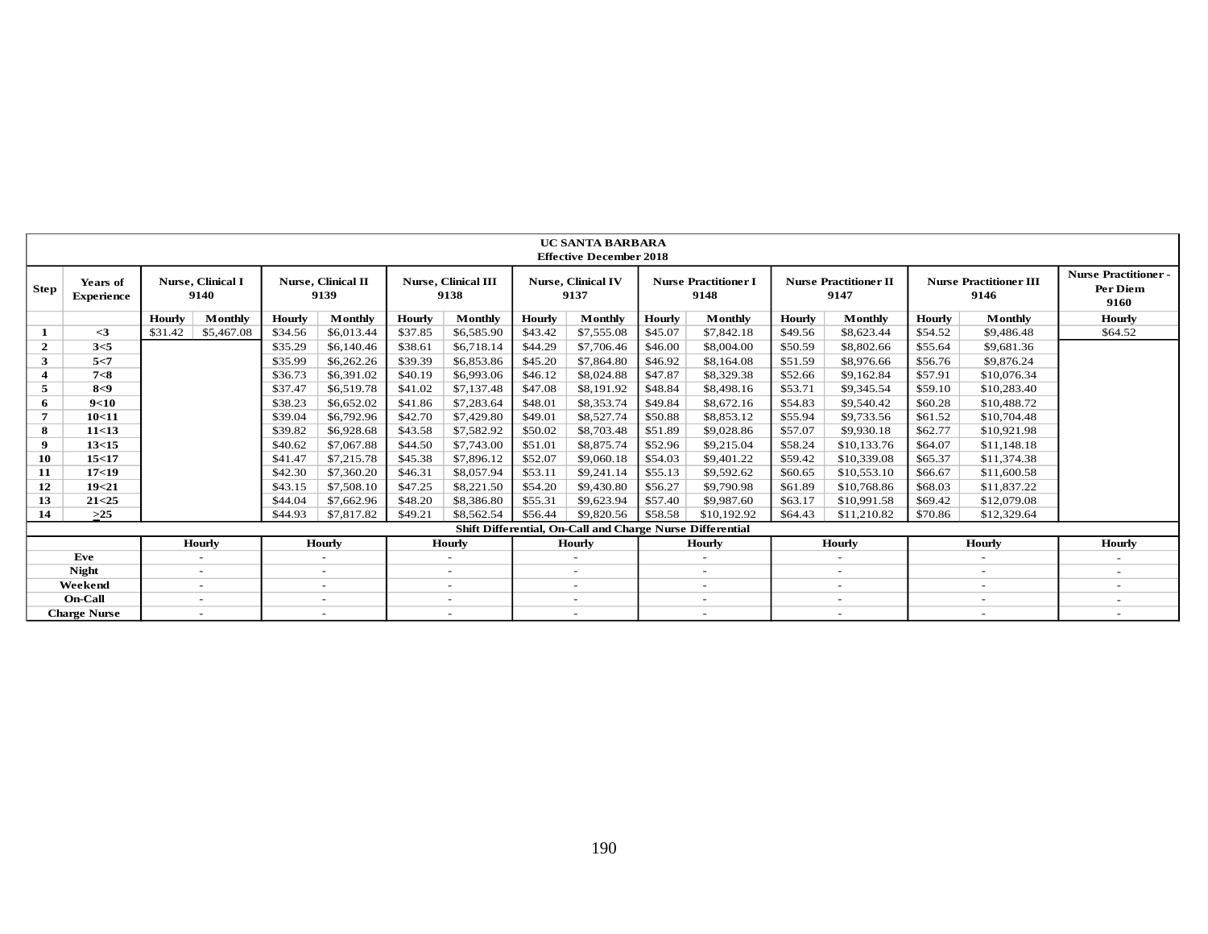| UC SANTA BARBARA Effective December 2018 | | | | | | | | | | | | | | | | | |
|---|---|---|---|---|---|---|---|---|---|---|---|---|---|---|---|---|---|
| Step | Years of Experience | Nurse, Clinical I 9140 | | Nurse, Clinical II 9139 | | Nurse, Clinical III 9138 | | Nurse, Clinical IV 9137 | | Nurse Practitioner I 9148 | | Nurse Practitioner II 9147 | | Nurse Practitioner III 9146 | | Nurse Practitioner - Per Diem 9160 |
| | | Hourly | Monthly | Hourly | Monthly | Hourly | Monthly | Hourly | Monthly | Hourly | Monthly | Hourly | Monthly | Hourly | Monthly | Hourly |
| 1 | <3 | $31.42 | $5,467.08 | $34.56 | $6,013.44 | $37.85 | $6,585.90 | $43.42 | $7,555.08 | $45.07 | $7,842.18 | $49.56 | $8,623.44 | $54.52 | $9,486.48 | $64.52 |
| 2 | 3<5 | | | $35.29 | $6,140.46 | $38.61 | $6,718.14 | $44.29 | $7,706.46 | $46.00 | $8,004.00 | $50.59 | $8,802.66 | $55.64 | $9,681.36 | |
| 3 | 5<7 | | | $35.99 | $6,262.26 | $39.39 | $6,853.86 | $45.20 | $7,864.80 | $46.92 | $8,164.08 | $51.59 | $8,976.66 | $56.76 | $9,876.24 | |
| 4 | 7<8 | | | $36.73 | $6,391.02 | $40.19 | $6,993.06 | $46.12 | $8,024.88 | $47.87 | $8,329.38 | $52.66 | $9,162.84 | $57.91 | $10,076.34 | |
| 5 | 8<9 | | | $37.47 | $6,519.78 | $41.02 | $7,137.48 | $47.08 | $8,191.92 | $48.84 | $8,498.16 | $53.71 | $9,345.54 | $59.10 | $10,283.40 | |
| 6 | 9<10 | | | $38.23 | $6,652.02 | $41.86 | $7,283.64 | $48.01 | $8,353.74 | $49.84 | $8,672.16 | $54.83 | $9,540.42 | $60.28 | $10,488.72 | |
| 7 | 10<11 | | | $39.04 | $6,792.96 | $42.70 | $7,429.80 | $49.01 | $8,527.74 | $50.88 | $8,853.12 | $55.94 | $9,733.56 | $61.52 | $10,704.48 | |
| 8 | 11<13 | | | $39.82 | $6,928.68 | $43.58 | $7,582.92 | $50.02 | $8,703.48 | $51.89 | $9,028.86 | $57.07 | $9,930.18 | $62.77 | $10,921.98 | |
| 9 | 13<15 | | | $40.62 | $7,067.88 | $44.50 | $7,743.00 | $51.01 | $8,875.74 | $52.96 | $9,215.04 | $58.24 | $10,133.76 | $64.07 | $11,148.18 | |
| 10 | 15<17 | | | $41.47 | $7,215.78 | $45.38 | $7,896.12 | $52.07 | $9,060.18 | $54.03 | $9,401.22 | $59.42 | $10,339.08 | $65.37 | $11,374.38 | |
| 11 | 17<19 | | | $42.30 | $7,360.20 | $46.31 | $8,057.94 | $53.11 | $9,241.14 | $55.13 | $9,592.62 | $60.65 | $10,553.10 | $66.67 | $11,600.58 | |
| 12 | 19<21 | | | $43.15 | $7,508.10 | $47.25 | $8,221.50 | $54.20 | $9,430.80 | $56.27 | $9,790.98 | $61.89 | $10,768.86 | $68.03 | $11,837.22 | |
| 13 | 21<25 | | | $44.04 | $7,662.96 | $48.20 | $8,386.80 | $55.31 | $9,623.94 | $57.40 | $9,987.60 | $63.17 | $10,991.58 | $69.42 | $12,079.08 | |
| 14 | >25 | | | $44.93 | $7,817.82 | $49.21 | $8,562.54 | $56.44 | $9,820.56 | $58.58 | $10,192.92 | $64.43 | $11,210.82 | $70.86 | $12,329.64 | |
| Shift Differential, On-Call and Charge Nurse Differential | | | | | | | | | | | | | | | | |
| | | Hourly | | Hourly | | Hourly | | Hourly | | Hourly | | Hourly | | Hourly | | Hourly |
| Eve | | - | | - | | - | | - | | - | | - | | - | | - |
| Night | | - | | - | | - | | - | | - | | - | | - | | - |
| Weekend | | - | | - | | - | | - | | - | | - | | - | | - |
| On-Call | | - | | - | | - | | - | | - | | - | | - | | - |
| Charge Nurse | | - | | - | | - | | - | | - | | - | | - | | - |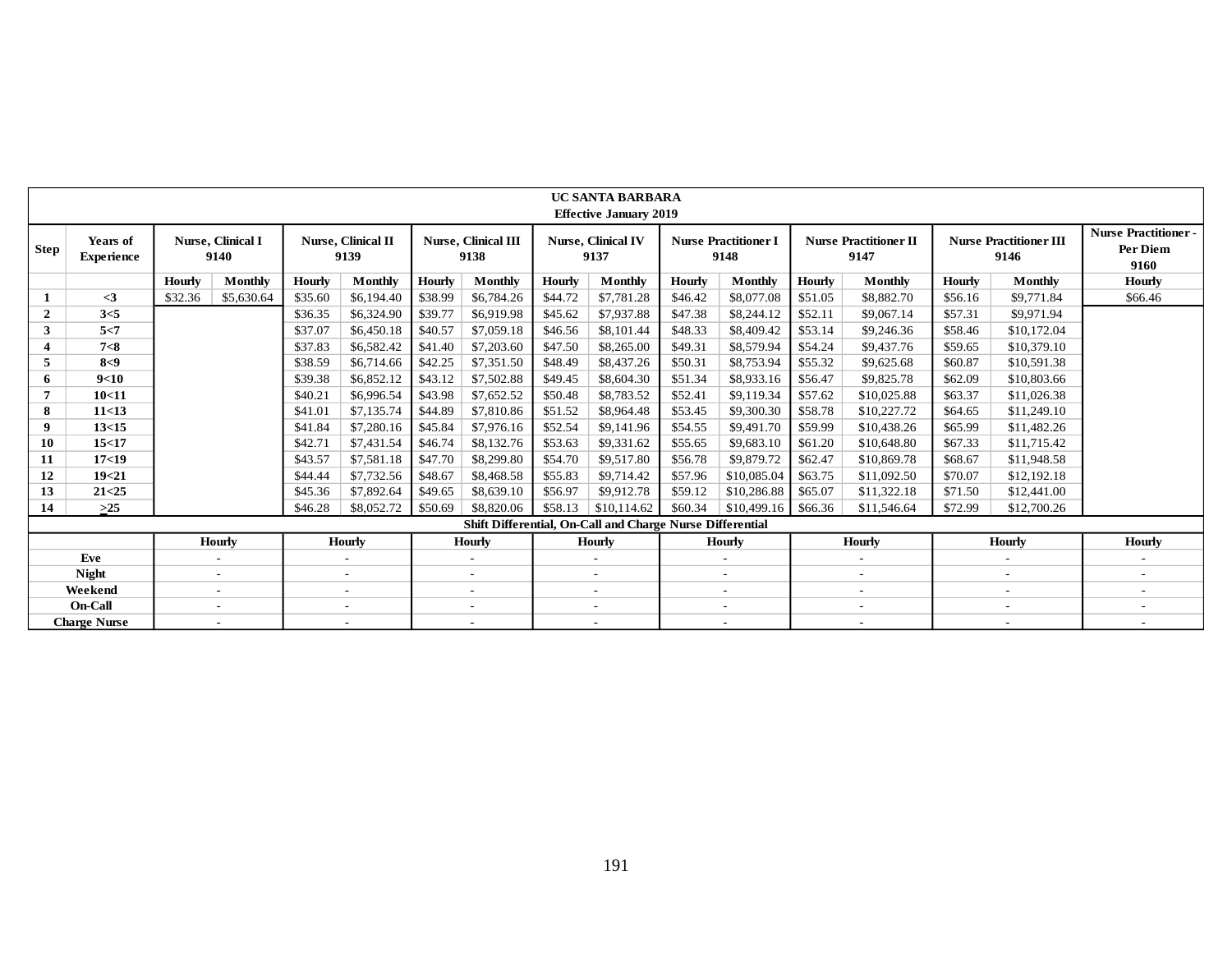**UC SANTA BARBARA**
**Effective January 2019**

| Step | Years of Experience | Nurse, Clinical I 9140 | | Nurse, Clinical II 9139 | | Nurse, Clinical III 9138 | | Nurse, Clinical IV 9137 | | Nurse Practitioner I 9148 | | Nurse Practitioner II 9147 | | Nurse Practitioner III 9146 | | Nurse Practitioner - Per Diem 9160 |
|---|---|---|---|---|---|---|---|---|---|---|---|---|---|---|---|---|
| | | Hourly | Monthly | Hourly | Monthly | Hourly | Monthly | Hourly | Monthly | Hourly | Monthly | Hourly | Monthly | Hourly | Monthly | Hourly |
| 1 | <3 | $32.36 | $5,630.64 | $35.60 | $6,194.40 | $38.99 | $6,784.26 | $44.72 | $7,781.28 | $46.42 | $8,077.08 | $51.05 | $8,882.70 | $56.16 | $9,771.84 | $66.46 |
| 2 | 3<5 | | | $36.35 | $6,324.90 | $39.77 | $6,919.98 | $45.62 | $7,937.88 | $47.38 | $8,244.12 | $52.11 | $9,067.14 | $57.31 | $9,971.94 | |
| 3 | 5<7 | | | $37.07 | $6,450.18 | $40.57 | $7,059.18 | $46.56 | $8,101.44 | $48.33 | $8,409.42 | $53.14 | $9,246.36 | $58.46 | $10,172.04 | |
| 4 | 7<8 | | | $37.83 | $6,582.42 | $41.40 | $7,203.60 | $47.50 | $8,265.00 | $49.31 | $8,579.94 | $54.24 | $9,437.76 | $59.65 | $10,379.10 | |
| 5 | 8<9 | | | $38.59 | $6,714.66 | $42.25 | $7,351.50 | $48.49 | $8,437.26 | $50.31 | $8,753.94 | $55.32 | $9,625.68 | $60.87 | $10,591.38 | |
| 6 | 9<10 | | | $39.38 | $6,852.12 | $43.12 | $7,502.88 | $49.45 | $8,604.30 | $51.34 | $8,933.16 | $56.47 | $9,825.78 | $62.09 | $10,803.66 | |
| 7 | 10<11 | | | $40.21 | $6,996.54 | $43.98 | $7,652.52 | $50.48 | $8,783.52 | $52.41 | $9,119.34 | $57.62 | $10,025.88 | $63.37 | $11,026.38 | |
| 8 | 11<13 | | | $41.01 | $7,135.74 | $44.89 | $7,810.86 | $51.52 | $8,964.48 | $53.45 | $9,300.30 | $58.78 | $10,227.72 | $64.65 | $11,249.10 | |
| 9 | 13<15 | | | $41.84 | $7,280.16 | $45.84 | $7,976.16 | $52.54 | $9,141.96 | $54.55 | $9,491.70 | $59.99 | $10,438.26 | $65.99 | $11,482.26 | |
| 10 | 15<17 | | | $42.71 | $7,431.54 | $46.74 | $8,132.76 | $53.63 | $9,331.62 | $55.65 | $9,683.10 | $61.20 | $10,648.80 | $67.33 | $11,715.42 | |
| 11 | 17<19 | | | $43.57 | $7,581.18 | $47.70 | $8,299.80 | $54.70 | $9,517.80 | $56.78 | $9,879.72 | $62.47 | $10,869.78 | $68.67 | $11,948.58 | |
| 12 | 19<21 | | | $44.44 | $7,732.56 | $48.67 | $8,468.58 | $55.83 | $9,714.42 | $57.96 | $10,085.04 | $63.75 | $11,092.50 | $70.07 | $12,192.18 | |
| 13 | 21<25 | | | $45.36 | $7,892.64 | $49.65 | $8,639.10 | $56.97 | $9,912.78 | $59.12 | $10,286.88 | $65.07 | $11,322.18 | $71.50 | $12,441.00 | |
| 14 | ≥25 | | | $46.28 | $8,052.72 | $50.69 | $8,820.06 | $58.13 | $10,114.62 | $60.34 | $10,499.16 | $66.36 | $11,546.64 | $72.99 | $12,700.26 | |

**Shift Differential, On-Call and Charge Nurse Differential**

| | Nurse, Clinical I 9140 | Nurse, Clinical II 9139 | Nurse, Clinical III 9138 | Nurse, Clinical IV 9137 | Nurse Practitioner I 9148 | Nurse Practitioner II 9147 | Nurse Practitioner III 9146 | Nurse Practitioner - Per Diem 9160 |
|---|---|---|---|---|---|---|---|---|
| | Hourly | Hourly | Hourly | Hourly | Hourly | Hourly | Hourly | Hourly |
| Eve | - | - | - | - | - | - | - | - |
| Night | - | - | - | - | - | - | - | - |
| Weekend | - | - | - | - | - | - | - | - |
| On-Call | - | - | - | - | - | - | - | - |
| Charge Nurse | - | - | - | - | - | - | - | - |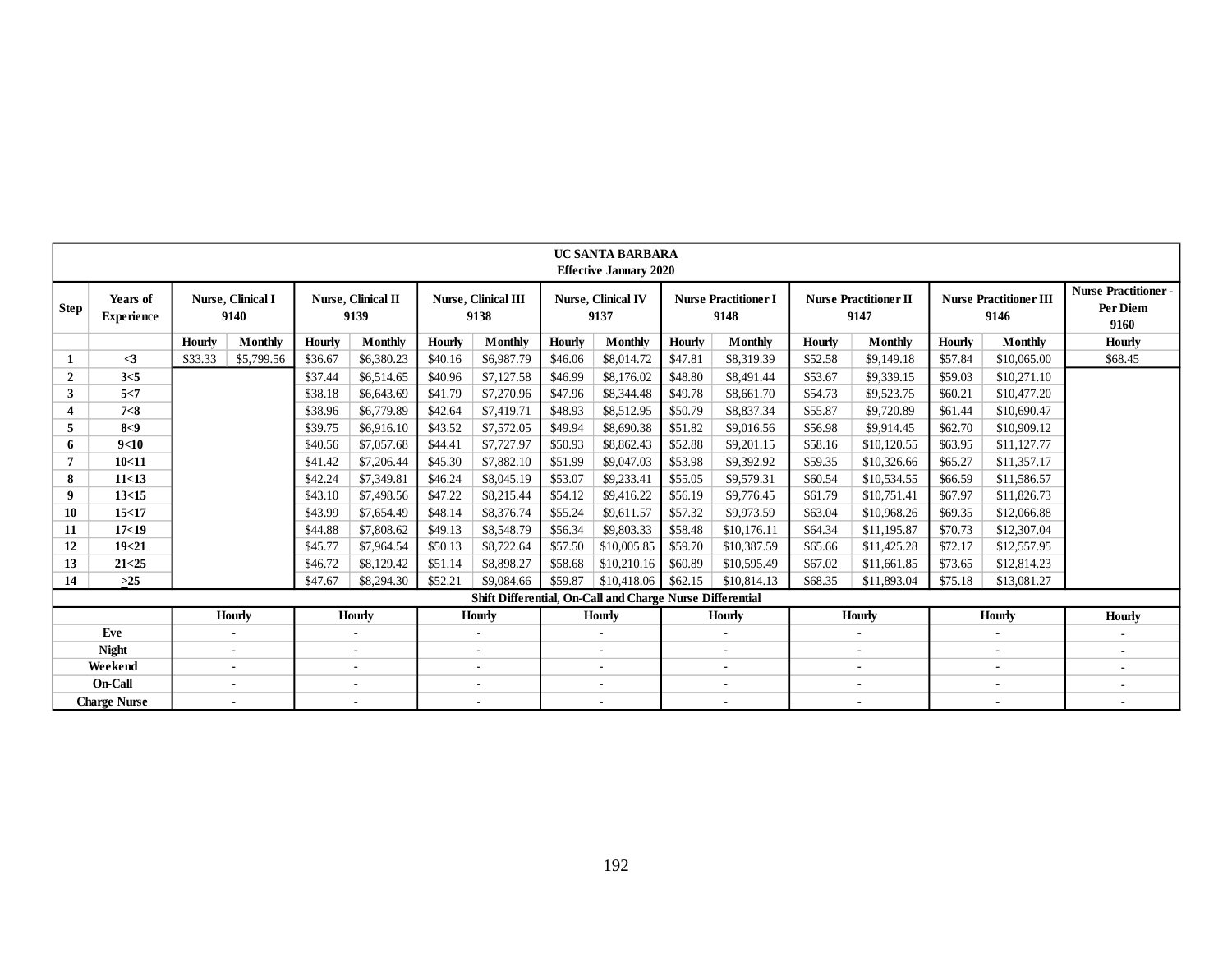**UC SANTA BARBARA**
**Effective January 2020**

| Step | Years of Experience | Nurse, Clinical I 9140 | | Nurse, Clinical II 9139 | | Nurse, Clinical III 9138 | | Nurse, Clinical IV 9137 | | Nurse Practitioner I 9148 | | Nurse Practitioner II 9147 | | Nurse Practitioner III 9146 | | Nurse Practitioner - Per Diem 9160 |
|---|---|---|---|---|---|---|---|---|---|---|---|---|---|---|---|---|
| | | Hourly | Monthly | Hourly | Monthly | Hourly | Monthly | Hourly | Monthly | Hourly | Monthly | Hourly | Monthly | Hourly | Monthly | Hourly |
| 1 | <3 | $33.33 | $5,799.56 | $36.67 | $6,380.23 | $40.16 | $6,987.79 | $46.06 | $8,014.72 | $47.81 | $8,319.39 | $52.58 | $9,149.18 | $57.84 | $10,065.00 | $68.45 |
| 2 | 3<5 | | | $37.44 | $6,514.65 | $40.96 | $7,127.58 | $46.99 | $8,176.02 | $48.80 | $8,491.44 | $53.67 | $9,339.15 | $59.03 | $10,271.10 | |
| 3 | 5<7 | | | $38.18 | $6,643.69 | $41.79 | $7,270.96 | $47.96 | $8,344.48 | $49.78 | $8,661.70 | $54.73 | $9,523.75 | $60.21 | $10,477.20 | |
| 4 | 7<8 | | | $38.96 | $6,779.89 | $42.64 | $7,419.71 | $48.93 | $8,512.95 | $50.79 | $8,837.34 | $55.87 | $9,720.89 | $61.44 | $10,690.47 | |
| 5 | 8<9 | | | $39.75 | $6,916.10 | $43.52 | $7,572.05 | $49.94 | $8,690.38 | $51.82 | $9,016.56 | $56.98 | $9,914.45 | $62.70 | $10,909.12 | |
| 6 | 9<10 | | | $40.56 | $7,057.68 | $44.41 | $7,727.97 | $50.93 | $8,862.43 | $52.88 | $9,201.15 | $58.16 | $10,120.55 | $63.95 | $11,127.77 | |
| 7 | 10<11 | | | $41.42 | $7,206.44 | $45.30 | $7,882.10 | $51.99 | $9,047.03 | $53.98 | $9,392.92 | $59.35 | $10,326.66 | $65.27 | $11,357.17 | |
| 8 | 11<13 | | | $42.24 | $7,349.81 | $46.24 | $8,045.19 | $53.07 | $9,233.41 | $55.05 | $9,579.31 | $60.54 | $10,534.55 | $66.59 | $11,586.57 | |
| 9 | 13<15 | | | $43.10 | $7,498.56 | $47.22 | $8,215.44 | $54.12 | $9,416.22 | $56.19 | $9,776.45 | $61.79 | $10,751.41 | $67.97 | $11,826.73 | |
| 10 | 15<17 | | | $43.99 | $7,654.49 | $48.14 | $8,376.74 | $55.24 | $9,611.57 | $57.32 | $9,973.59 | $63.04 | $10,968.26 | $69.35 | $12,066.88 | |
| 11 | 17<19 | | | $44.88 | $7,808.62 | $49.13 | $8,548.79 | $56.34 | $9,803.33 | $58.48 | $10,176.11 | $64.34 | $11,195.87 | $70.73 | $12,307.04 | |
| 12 | 19<21 | | | $45.77 | $7,964.54 | $50.13 | $8,722.64 | $57.50 | $10,005.85 | $59.70 | $10,387.59 | $65.66 | $11,425.28 | $72.17 | $12,557.95 | |
| 13 | 21<25 | | | $46.72 | $8,129.42 | $51.14 | $8,898.27 | $58.68 | $10,210.16 | $60.89 | $10,595.49 | $67.02 | $11,661.85 | $73.65 | $12,814.23 | |
| 14 | ≥25 | | | $47.67 | $8,294.30 | $52.21 | $9,084.66 | $59.87 | $10,418.06 | $62.15 | $10,814.13 | $68.35 | $11,893.04 | $75.18 | $13,081.27 | |

**Shift Differential, On-Call and Charge Nurse Differential**

| | Hourly | Hourly | Hourly | Hourly | Hourly | Hourly | Hourly | Hourly |
|---|---|---|---|---|---|---|---|---|
| Eve | - | - | - | - | - | - | - | - |
| Night | - | - | - | - | - | - | - | - |
| Weekend | - | - | - | - | - | - | - | - |
| On-Call | - | - | - | - | - | - | - | - |
| Charge Nurse | - | - | - | - | - | - | - | - |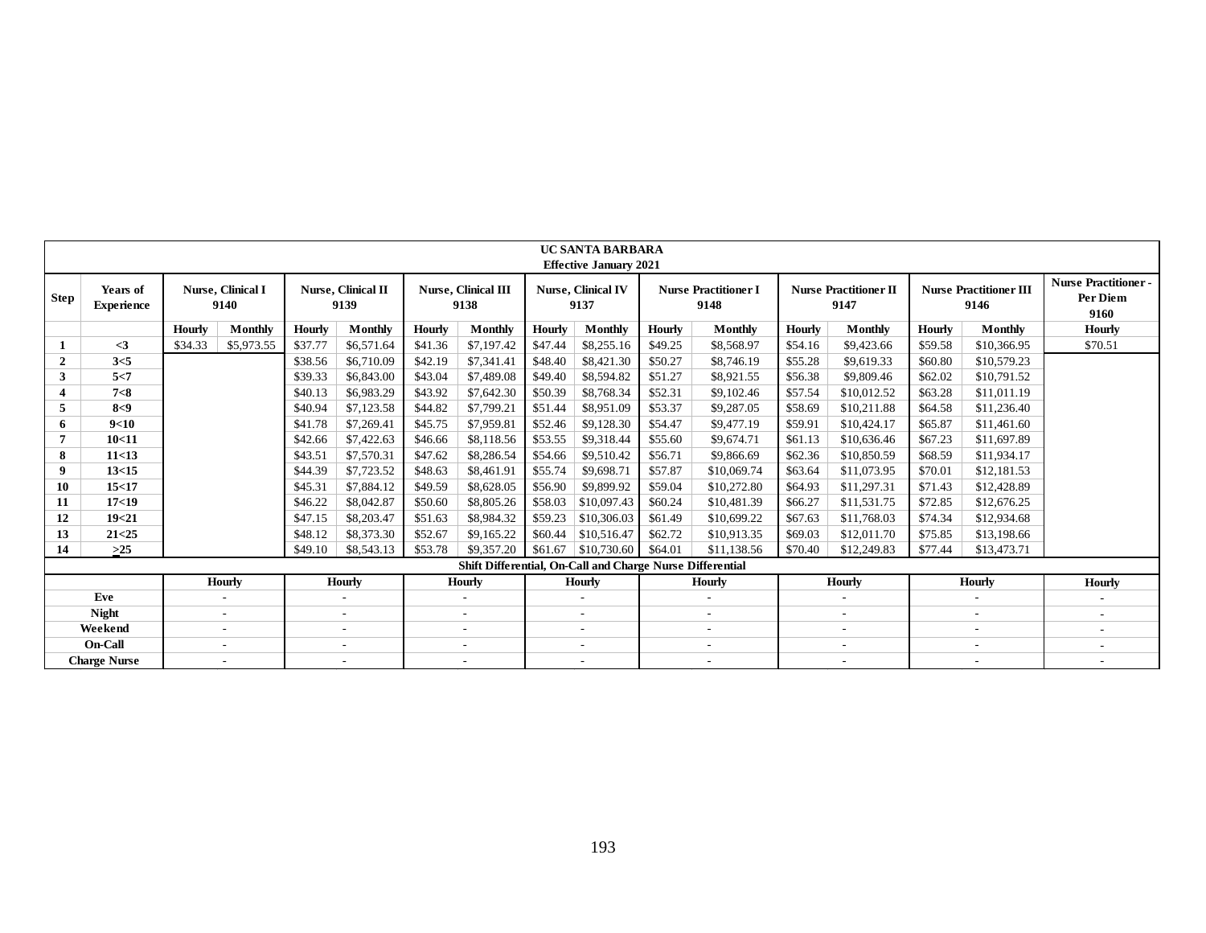| UC SANTA BARBARA Effective January 2021 | | | | | | | | | | | | | | | | | |
|---|---|---|---|---|---|---|---|---|---|---|---|---|---|---|---|---|---|
| Step | Years of Experience | Nurse, Clinical I 9140 | | Nurse, Clinical II 9139 | | Nurse, Clinical III 9138 | | Nurse, Clinical IV 9137 | | Nurse Practitioner I 9148 | | Nurse Practitioner II 9147 | | Nurse Practitioner III 9146 | | Nurse Practitioner - Per Diem 9160 |
| | | Hourly | Monthly | Hourly | Monthly | Hourly | Monthly | Hourly | Monthly | Hourly | Monthly | Hourly | Monthly | Hourly | Monthly | Hourly |
| 1 | <3 | $34.33 | $5,973.55 | $37.77 | $6,571.64 | $41.36 | $7,197.42 | $47.44 | $8,255.16 | $49.25 | $8,568.97 | $54.16 | $9,423.66 | $59.58 | $10,366.95 | $70.51 |
| 2 | 3<5 | | | $38.56 | $6,710.09 | $42.19 | $7,341.41 | $48.40 | $8,421.30 | $50.27 | $8,746.19 | $55.28 | $9,619.33 | $60.80 | $10,579.23 | |
| 3 | 5<7 | | | $39.33 | $6,843.00 | $43.04 | $7,489.08 | $49.40 | $8,594.82 | $51.27 | $8,921.55 | $56.38 | $9,809.46 | $62.02 | $10,791.52 | |
| 4 | 7<8 | | | $40.13 | $6,983.29 | $43.92 | $7,642.30 | $50.39 | $8,768.34 | $52.31 | $9,102.46 | $57.54 | $10,012.52 | $63.28 | $11,011.19 | |
| 5 | 8<9 | | | $40.94 | $7,123.58 | $44.82 | $7,799.21 | $51.44 | $8,951.09 | $53.37 | $9,287.05 | $58.69 | $10,211.88 | $64.58 | $11,236.40 | |
| 6 | 9<10 | | | $41.78 | $7,269.41 | $45.75 | $7,959.81 | $52.46 | $9,128.30 | $54.47 | $9,477.19 | $59.91 | $10,424.17 | $65.87 | $11,461.60 | |
| 7 | 10<11 | | | $42.66 | $7,422.63 | $46.66 | $8,118.56 | $53.55 | $9,318.44 | $55.60 | $9,674.71 | $61.13 | $10,636.46 | $67.23 | $11,697.89 | |
| 8 | 11<13 | | | $43.51 | $7,570.31 | $47.62 | $8,286.54 | $54.66 | $9,510.42 | $56.71 | $9,866.69 | $62.36 | $10,850.59 | $68.59 | $11,934.17 | |
| 9 | 13<15 | | | $44.39 | $7,723.52 | $48.63 | $8,461.91 | $55.74 | $9,698.71 | $57.87 | $10,069.74 | $63.64 | $11,073.95 | $70.01 | $12,181.53 | |
| 10 | 15<17 | | | $45.31 | $7,884.12 | $49.59 | $8,628.05 | $56.90 | $9,899.92 | $59.04 | $10,272.80 | $64.93 | $11,297.31 | $71.43 | $12,428.89 | |
| 11 | 17<19 | | | $46.22 | $8,042.87 | $50.60 | $8,805.26 | $58.03 | $10,097.43 | $60.24 | $10,481.39 | $66.27 | $11,531.75 | $72.85 | $12,676.25 | |
| 12 | 19<21 | | | $47.15 | $8,203.47 | $51.63 | $8,984.32 | $59.23 | $10,306.03 | $61.49 | $10,699.22 | $67.63 | $11,768.03 | $74.34 | $12,934.68 | |
| 13 | 21<25 | | | $48.12 | $8,373.30 | $52.67 | $9,165.22 | $60.44 | $10,516.47 | $62.72 | $10,913.35 | $69.03 | $12,011.70 | $75.85 | $13,198.66 | |
| 14 | >25 | | | $49.10 | $8,543.13 | $53.78 | $9,357.20 | $61.67 | $10,730.60 | $64.01 | $11,138.56 | $70.40 | $12,249.83 | $77.44 | $13,473.71 | |
| Shift Differential, On-Call and Charge Nurse Differential | | | | | | | | | | | | | | | | |
| | | Hourly | | Hourly | | Hourly | | Hourly | | Hourly | | Hourly | | Hourly | | Hourly |
| Eve | | - | | - | | - | | - | | - | | - | | - | | - |
| Night | | - | | - | | - | | - | | - | | - | | - | | - |
| Weekend | | - | | - | | - | | - | | - | | - | | - | | - |
| On-Call | | - | | - | | - | | - | | - | | - | | - | | - |
| Charge Nurse | | - | | - | | - | | - | | - | | - | | - | | - |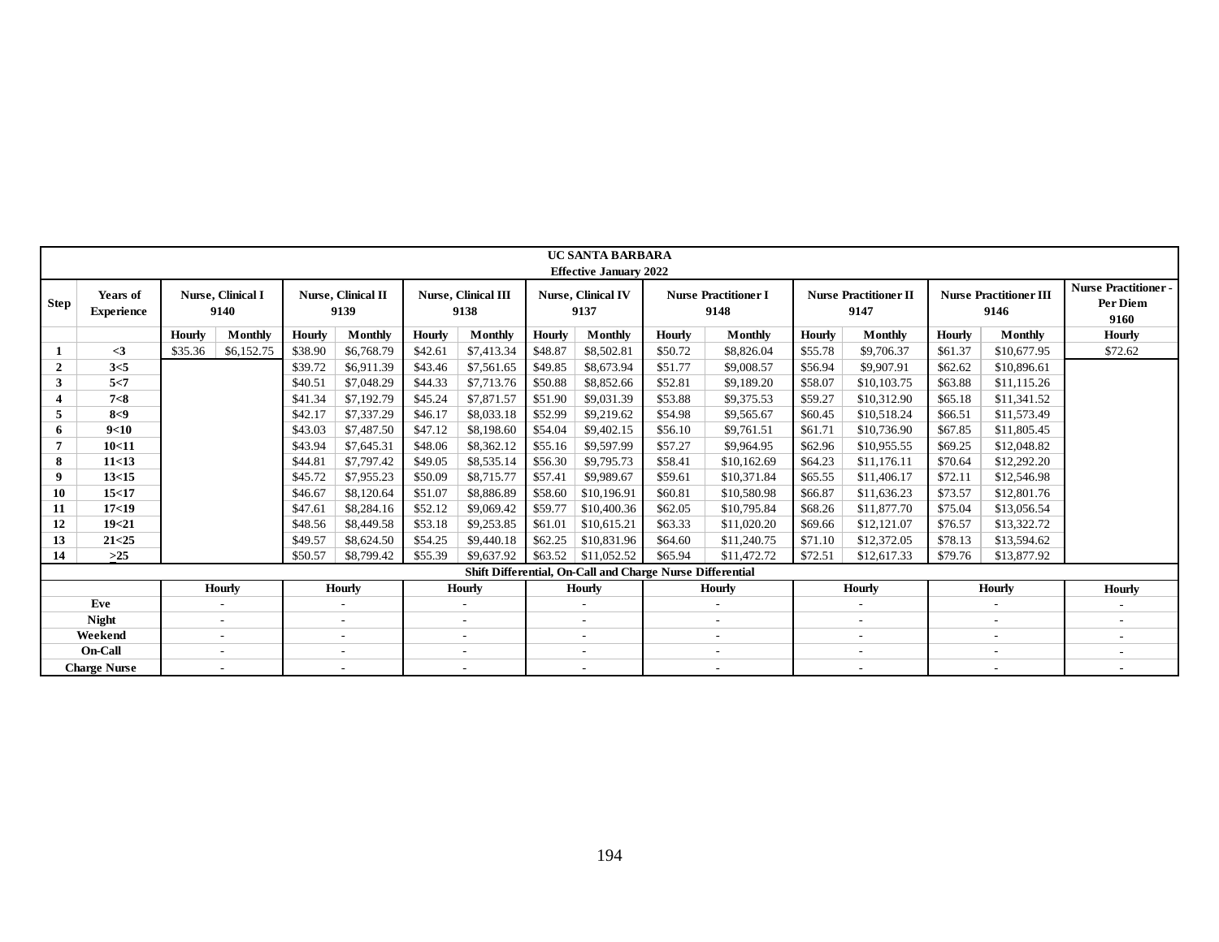| UC SANTA BARBARA Effective January 2022 | | | | | | | | | | | | | | | | | |
|---|---|---|---|---|---|---|---|---|---|---|---|---|---|---|---|---|---|
| Step | Years of Experience | Nurse, Clinical I 9140 | | Nurse, Clinical II 9139 | | Nurse, Clinical III 9138 | | Nurse, Clinical IV 9137 | | Nurse Practitioner I 9148 | | Nurse Practitioner II 9147 | | Nurse Practitioner III 9146 | | Nurse Practitioner - Per Diem 9160 |
| | | Hourly | Monthly | Hourly | Monthly | Hourly | Monthly | Hourly | Monthly | Hourly | Monthly | Hourly | Monthly | Hourly | Monthly | Hourly |
| 1 | <3 | $35.36 | $6,152.75 | $38.90 | $6,768.79 | $42.61 | $7,413.34 | $48.87 | $8,502.81 | $50.72 | $8,826.04 | $55.78 | $9,706.37 | $61.37 | $10,677.95 | $72.62 |
| 2 | 3<5 | | | $39.72 | $6,911.39 | $43.46 | $7,561.65 | $49.85 | $8,673.94 | $51.77 | $9,008.57 | $56.94 | $9,907.91 | $62.62 | $10,896.61 | |
| 3 | 5<7 | | | $40.51 | $7,048.29 | $44.33 | $7,713.76 | $50.88 | $8,852.66 | $52.81 | $9,189.20 | $58.07 | $10,103.75 | $63.88 | $11,115.26 | |
| 4 | 7<8 | | | $41.34 | $7,192.79 | $45.24 | $7,871.57 | $51.90 | $9,031.39 | $53.88 | $9,375.53 | $59.27 | $10,312.90 | $65.18 | $11,341.52 | |
| 5 | 8<9 | | | $42.17 | $7,337.29 | $46.17 | $8,033.18 | $52.99 | $9,219.62 | $54.98 | $9,565.67 | $60.45 | $10,518.24 | $66.51 | $11,573.49 | |
| 6 | 9<10 | | | $43.03 | $7,487.50 | $47.12 | $8,198.60 | $54.04 | $9,402.15 | $56.10 | $9,761.51 | $61.71 | $10,736.90 | $67.85 | $11,805.45 | |
| 7 | 10<11 | | | $43.94 | $7,645.31 | $48.06 | $8,362.12 | $55.16 | $9,597.99 | $57.27 | $9,964.95 | $62.96 | $10,955.55 | $69.25 | $12,048.82 | |
| 8 | 11<13 | | | $44.81 | $7,797.42 | $49.05 | $8,535.14 | $56.30 | $9,795.73 | $58.41 | $10,162.69 | $64.23 | $11,176.11 | $70.64 | $12,292.20 | |
| 9 | 13<15 | | | $45.72 | $7,955.23 | $50.09 | $8,715.77 | $57.41 | $9,989.67 | $59.61 | $10,371.84 | $65.55 | $11,406.17 | $72.11 | $12,546.98 | |
| 10 | 15<17 | | | $46.67 | $8,120.64 | $51.07 | $8,886.89 | $58.60 | $10,196.91 | $60.81 | $10,580.98 | $66.87 | $11,636.23 | $73.57 | $12,801.76 | |
| 11 | 17<19 | | | $47.61 | $8,284.16 | $52.12 | $9,069.42 | $59.77 | $10,400.36 | $62.05 | $10,795.84 | $68.26 | $11,877.70 | $75.04 | $13,056.54 | |
| 12 | 19<21 | | | $48.56 | $8,449.58 | $53.18 | $9,253.85 | $61.01 | $10,615.21 | $63.33 | $11,020.20 | $69.66 | $12,121.07 | $76.57 | $13,322.72 | |
| 13 | 21<25 | | | $49.57 | $8,624.50 | $54.25 | $9,440.18 | $62.25 | $10,831.96 | $64.60 | $11,240.75 | $71.10 | $12,372.05 | $78.13 | $13,594.62 | |
| 14 | ≥25 | | | $50.57 | $8,799.42 | $55.39 | $9,637.92 | $63.52 | $11,052.52 | $65.94 | $11,472.72 | $72.51 | $12,617.33 | $79.76 | $13,877.92 | |
| Shift Differential, On-Call and Charge Nurse Differential | | | | | | | | | | | | | | | | |
| | | Hourly | | Hourly | | Hourly | | Hourly | | Hourly | | Hourly | | Hourly | | Hourly |
| Eve | | - | | - | | - | | - | | - | | - | | - | | - |
| Night | | - | | - | | - | | - | | - | | - | | - | | - |
| Weekend | | - | | - | | - | | - | | - | | - | | - | | - |
| On-Call | | - | | - | | - | | - | | - | | - | | - | | - |
| Charge Nurse | | - | | - | | - | | - | | - | | - | | - | | - |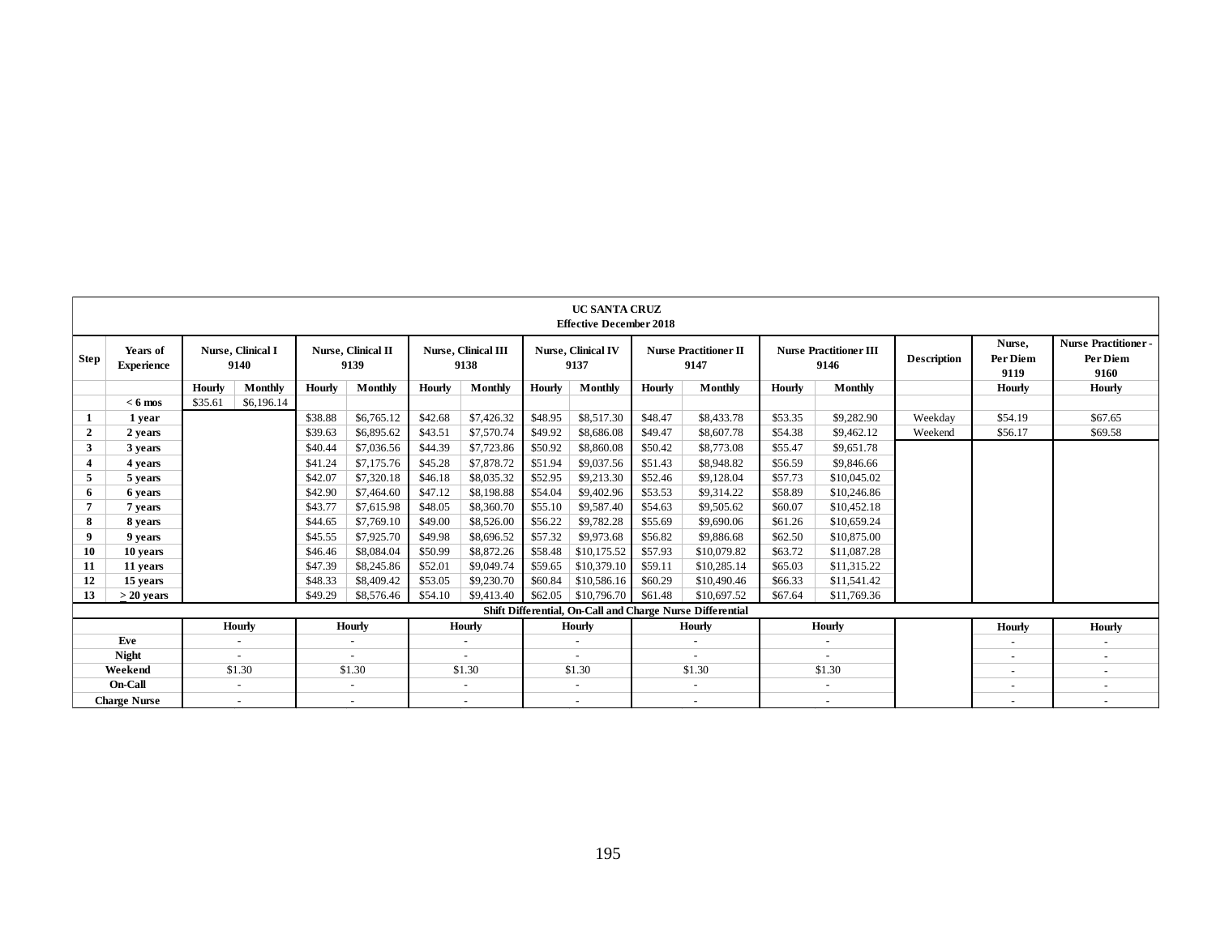| UC SANTA CRUZ Effective December 2018 | | | | | | | | | | | | | | | | | |
|---|---|---|---|---|---|---|---|---|---|---|---|---|---|---|---|---|---|
| **Step** | **Years of Experience** | **Nurse, Clinical I 9140** | | **Nurse, Clinical II 9139** | | **Nurse, Clinical III 9138** | | **Nurse, Clinical IV 9137** | | **Nurse Practitioner II 9147** | | **Nurse Practitioner III 9146** | | **Description** | **Nurse, Per Diem 9119** | **Nurse Practitioner - Per Diem 9160** |
| | | **Hourly** | **Monthly** | **Hourly** | **Monthly** | **Hourly** | **Monthly** | **Hourly** | **Monthly** | **Hourly** | **Monthly** | **Hourly** | **Monthly** | | **Hourly** | **Hourly** |
| | **< 6 mos** | $35.61 | $6,196.14 | | | | | | | | | | | | | |
| **1** | **1 year** | | | $38.88 | $6,765.12 | $42.68 | $7,426.32 | $48.95 | $8,517.30 | $48.47 | $8,433.78 | $53.35 | $9,282.90 | Weekday | $54.19 | $67.65 |
| **2** | **2 years** | | | $39.63 | $6,895.62 | $43.51 | $7,570.74 | $49.92 | $8,686.08 | $49.47 | $8,607.78 | $54.38 | $9,462.12 | Weekend | $56.17 | $69.58 |
| **3** | **3 years** | | | $40.44 | $7,036.56 | $44.39 | $7,723.86 | $50.92 | $8,860.08 | $50.42 | $8,773.08 | $55.47 | $9,651.78 | | | |
| **4** | **4 years** | | | $41.24 | $7,175.76 | $45.28 | $7,878.72 | $51.94 | $9,037.56 | $51.43 | $8,948.82 | $56.59 | $9,846.66 | | | |
| **5** | **5 years** | | | $42.07 | $7,320.18 | $46.18 | $8,035.32 | $52.95 | $9,213.30 | $52.46 | $9,128.04 | $57.73 | $10,045.02 | | | |
| **6** | **6 years** | | | $42.90 | $7,464.60 | $47.12 | $8,198.88 | $54.04 | $9,402.96 | $53.53 | $9,314.22 | $58.89 | $10,246.86 | | | |
| **7** | **7 years** | | | $43.77 | $7,615.98 | $48.05 | $8,360.70 | $55.10 | $9,587.40 | $54.63 | $9,505.62 | $60.07 | $10,452.18 | | | |
| **8** | **8 years** | | | $44.65 | $7,769.10 | $49.00 | $8,526.00 | $56.22 | $9,782.28 | $55.69 | $9,690.06 | $61.26 | $10,659.24 | | | |
| **9** | **9 years** | | | $45.55 | $7,925.70 | $49.98 | $8,696.52 | $57.32 | $9,973.68 | $56.82 | $9,886.68 | $62.50 | $10,875.00 | | | |
| **10** | **10 years** | | | $46.46 | $8,084.04 | $50.99 | $8,872.26 | $58.48 | $10,175.52 | $57.93 | $10,079.82 | $63.72 | $11,087.28 | | | |
| **11** | **11 years** | | | $47.39 | $8,245.86 | $52.01 | $9,049.74 | $59.65 | $10,379.10 | $59.11 | $10,285.14 | $65.03 | $11,315.22 | | | |
| **12** | **15 years** | | | $48.33 | $8,409.42 | $53.05 | $9,230.70 | $60.84 | $10,586.16 | $60.29 | $10,490.46 | $66.33 | $11,541.42 | | | |
| **13** | **≥ 20 years** | | | $49.29 | $8,576.46 | $54.10 | $9,413.40 | $62.05 | $10,796.70 | $61.48 | $10,697.52 | $67.64 | $11,769.36 | | | |
| **Shift Differential, On-Call and Charge Nurse Differential** | | | | | | | | | | | | | | | | |
| | | **Hourly** | | **Hourly** | | **Hourly** | | **Hourly** | | **Hourly** | | **Hourly** | | | **Hourly** | **Hourly** |
| **Eve** | | - | | - | | - | | - | | - | | - | | | - | - |
| **Night** | | - | | - | | - | | - | | - | | - | | | - | - |
| **Weekend** | | $1.30 | | $1.30 | | $1.30 | | $1.30 | | $1.30 | | $1.30 | | | - | - |
| **On-Call** | | - | | - | | - | | - | | - | | - | | | - | - |
| **Charge Nurse** | | - | | - | | - | | - | | - | | - | | | - | - |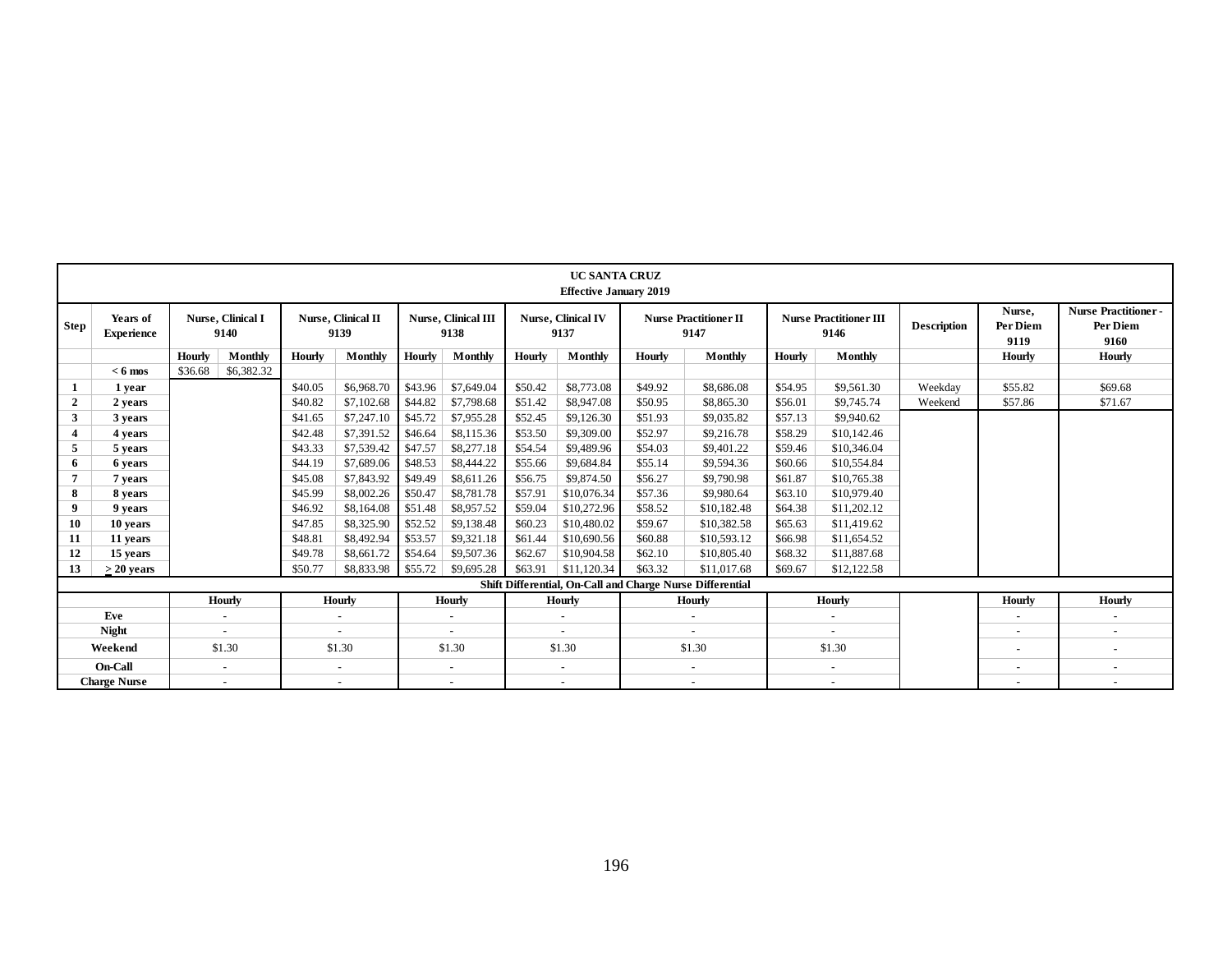**UC SANTA CRUZ**
**Effective January 2019**

| Step | Years of Experience | Nurse, Clinical I 9140 | | Nurse, Clinical II 9139 | | Nurse, Clinical III 9138 | | Nurse, Clinical IV 9137 | | Nurse Practitioner II 9147 | | Nurse Practitioner III 9146 | | Description | Nurse, Per Diem 9119 | Nurse Practitioner - Per Diem 9160 |
|---|---|---|---|---|---|---|---|---|---|---|---|---|---|---|---|---|
| | | Hourly | Monthly | Hourly | Monthly | Hourly | Monthly | Hourly | Monthly | Hourly | Monthly | Hourly | Monthly | | Hourly | Hourly |
| | < 6 mos | $36.68 | $6,382.32 | | | | | | | | | | | | | |
| 1 | 1 year | | | $40.05 | $6,968.70 | $43.96 | $7,649.04 | $50.42 | $8,773.08 | $49.92 | $8,686.08 | $54.95 | $9,561.30 | Weekday | $55.82 | $69.68 |
| 2 | 2 years | | | $40.82 | $7,102.68 | $44.82 | $7,798.68 | $51.42 | $8,947.08 | $50.95 | $8,865.30 | $56.01 | $9,745.74 | Weekend | $57.86 | $71.67 |
| 3 | 3 years | | | $41.65 | $7,247.10 | $45.72 | $7,955.28 | $52.45 | $9,126.30 | $51.93 | $9,035.82 | $57.13 | $9,940.62 | | | |
| 4 | 4 years | | | $42.48 | $7,391.52 | $46.64 | $8,115.36 | $53.50 | $9,309.00 | $52.97 | $9,216.78 | $58.29 | $10,142.46 | | | |
| 5 | 5 years | | | $43.33 | $7,539.42 | $47.57 | $8,277.18 | $54.54 | $9,489.96 | $54.03 | $9,401.22 | $59.46 | $10,346.04 | | | |
| 6 | 6 years | | | $44.19 | $7,689.06 | $48.53 | $8,444.22 | $55.66 | $9,684.84 | $55.14 | $9,594.36 | $60.66 | $10,554.84 | | | |
| 7 | 7 years | | | $45.08 | $7,843.92 | $49.49 | $8,611.26 | $56.75 | $9,874.50 | $56.27 | $9,790.98 | $61.87 | $10,765.38 | | | |
| 8 | 8 years | | | $45.99 | $8,002.26 | $50.47 | $8,781.78 | $57.91 | $10,076.34 | $57.36 | $9,980.64 | $63.10 | $10,979.40 | | | |
| 9 | 9 years | | | $46.92 | $8,164.08 | $51.48 | $8,957.52 | $59.04 | $10,272.96 | $58.52 | $10,182.48 | $64.38 | $11,202.12 | | | |
| 10 | 10 years | | | $47.85 | $8,325.90 | $52.52 | $9,138.48 | $60.23 | $10,480.02 | $59.67 | $10,382.58 | $65.63 | $11,419.62 | | | |
| 11 | 11 years | | | $48.81 | $8,492.94 | $53.57 | $9,321.18 | $61.44 | $10,690.56 | $60.88 | $10,593.12 | $66.98 | $11,654.52 | | | |
| 12 | 15 years | | | $49.78 | $8,661.72 | $54.64 | $9,507.36 | $62.67 | $10,904.58 | $62.10 | $10,805.40 | $68.32 | $11,887.68 | | | |
| 13 | ≥ 20 years | | | $50.77 | $8,833.98 | $55.72 | $9,695.28 | $63.91 | $11,120.34 | $63.32 | $11,017.68 | $69.67 | $12,122.58 | | | |

**Shift Differential, On-Call and Charge Nurse Differential**

| | Nurse, Clinical I 9140 | Nurse, Clinical II 9139 | Nurse, Clinical III 9138 | Nurse, Clinical IV 9137 | Nurse Practitioner II 9147 | Nurse Practitioner III 9146 | | Nurse, Per Diem 9119 | Nurse Practitioner - Per Diem 9160 |
|---|---|---|---|---|---|---|---|---|---|
| | Hourly | Hourly | Hourly | Hourly | Hourly | Hourly | | Hourly | Hourly |
| Eve | - | - | - | - | - | - | | - | - |
| Night | - | - | - | - | - | - | | - | - |
| Weekend | $1.30 | $1.30 | $1.30 | $1.30 | $1.30 | $1.30 | | - | - |
| On-Call | - | - | - | - | - | - | | - | - |
| Charge Nurse | - | - | - | - | - | - | | - | - |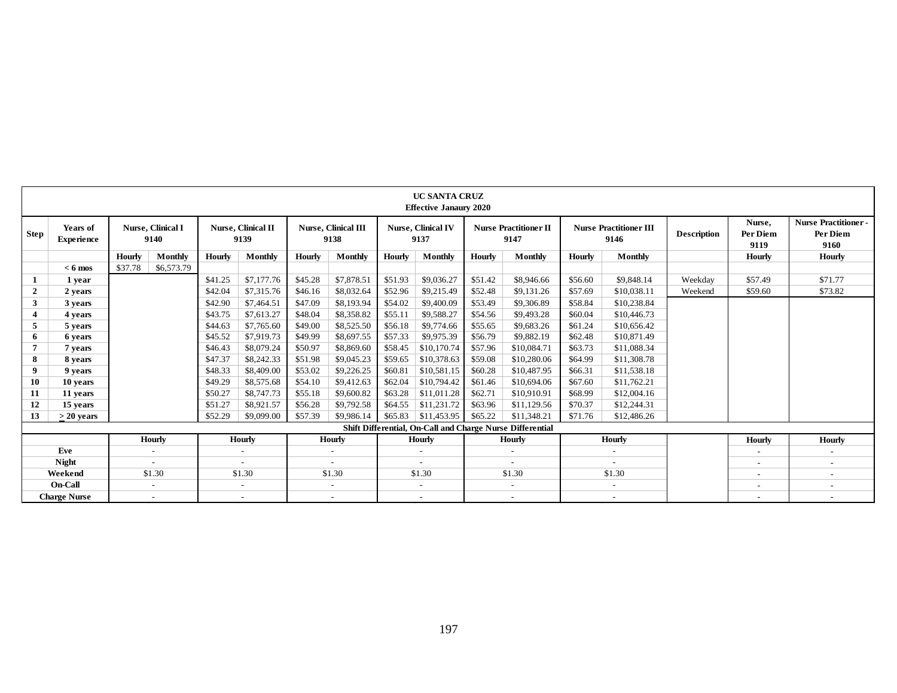**UC SANTA CRUZ**
**Effective Janaury 2020**

| Step | Years of Experience | Nurse, Clinical I 9140 | | Nurse, Clinical II 9139 | | Nurse, Clinical III 9138 | | Nurse, Clinical IV 9137 | | Nurse Practitioner II 9147 | | Nurse Practitioner III 9146 | | Description | Nurse, Per Diem 9119 | Nurse Practitioner - Per Diem 9160 |
|---|---|---|---|---|---|---|---|---|---|---|---|---|---|---|---|---|
| | | Hourly | Monthly | Hourly | Monthly | Hourly | Monthly | Hourly | Monthly | Hourly | Monthly | Hourly | Monthly | | Hourly | Hourly |
| | < 6 mos | $37.78 | $6,573.79 | | | | | | | | | | | | | |
| 1 | 1 year | | | $41.25 | $7,177.76 | $45.28 | $7,878.51 | $51.93 | $9,036.27 | $51.42 | $8,946.66 | $56.60 | $9,848.14 | Weekday | $57.49 | $71.77 |
| 2 | 2 years | | | $42.04 | $7,315.76 | $46.16 | $8,032.64 | $52.96 | $9,215.49 | $52.48 | $9,131.26 | $57.69 | $10,038.11 | Weekend | $59.60 | $73.82 |
| 3 | 3 years | | | $42.90 | $7,464.51 | $47.09 | $8,193.94 | $54.02 | $9,400.09 | $53.49 | $9,306.89 | $58.84 | $10,238.84 | | | |
| 4 | 4 years | | | $43.75 | $7,613.27 | $48.04 | $8,358.82 | $55.11 | $9,588.27 | $54.56 | $9,493.28 | $60.04 | $10,446.73 | | | |
| 5 | 5 years | | | $44.63 | $7,765.60 | $49.00 | $8,525.50 | $56.18 | $9,774.66 | $55.65 | $9,683.26 | $61.24 | $10,656.42 | | | |
| 6 | 6 years | | | $45.52 | $7,919.73 | $49.99 | $8,697.55 | $57.33 | $9,975.39 | $56.79 | $9,882.19 | $62.48 | $10,871.49 | | | |
| 7 | 7 years | | | $46.43 | $8,079.24 | $50.97 | $8,869.60 | $58.45 | $10,170.74 | $57.96 | $10,084.71 | $63.73 | $11,088.34 | | | |
| 8 | 8 years | | | $47.37 | $8,242.33 | $51.98 | $9,045.23 | $59.65 | $10,378.63 | $59.08 | $10,280.06 | $64.99 | $11,308.78 | | | |
| 9 | 9 years | | | $48.33 | $8,409.00 | $53.02 | $9,226.25 | $60.81 | $10,581.15 | $60.28 | $10,487.95 | $66.31 | $11,538.18 | | | |
| 10 | 10 years | | | $49.29 | $8,575.68 | $54.10 | $9,412.63 | $62.04 | $10,794.42 | $61.46 | $10,694.06 | $67.60 | $11,762.21 | | | |
| 11 | 11 years | | | $50.27 | $8,747.73 | $55.18 | $9,600.82 | $63.28 | $11,011.28 | $62.71 | $10,910.91 | $68.99 | $12,004.16 | | | |
| 12 | 15 years | | | $51.27 | $8,921.57 | $56.28 | $9,792.58 | $64.55 | $11,231.72 | $63.96 | $11,129.56 | $70.37 | $12,244.31 | | | |
| 13 | ≥ 20 years | | | $52.29 | $9,099.00 | $57.39 | $9,986.14 | $65.83 | $11,453.95 | $65.22 | $11,348.21 | $71.76 | $12,486.26 | | | |

**Shift Differential, On-Call and Charge Nurse Differential**

| | Nurse, Clinical I 9140 | Nurse, Clinical II 9139 | Nurse, Clinical III 9138 | Nurse, Clinical IV 9137 | Nurse Practitioner II 9147 | Nurse Practitioner III 9146 | | Nurse, Per Diem 9119 | Nurse Practitioner - Per Diem 9160 |
|---|---|---|---|---|---|---|---|---|---|
| | Hourly | Hourly | Hourly | Hourly | Hourly | Hourly | | Hourly | Hourly |
| Eve | - | - | - | - | - | - | | - | - |
| Night | - | - | - | - | - | - | | - | - |
| Weekend | $1.30 | $1.30 | $1.30 | $1.30 | $1.30 | $1.30 | | - | - |
| On-Call | - | - | - | - | - | - | | - | - |
| Charge Nurse | - | - | - | - | - | - | | - | - |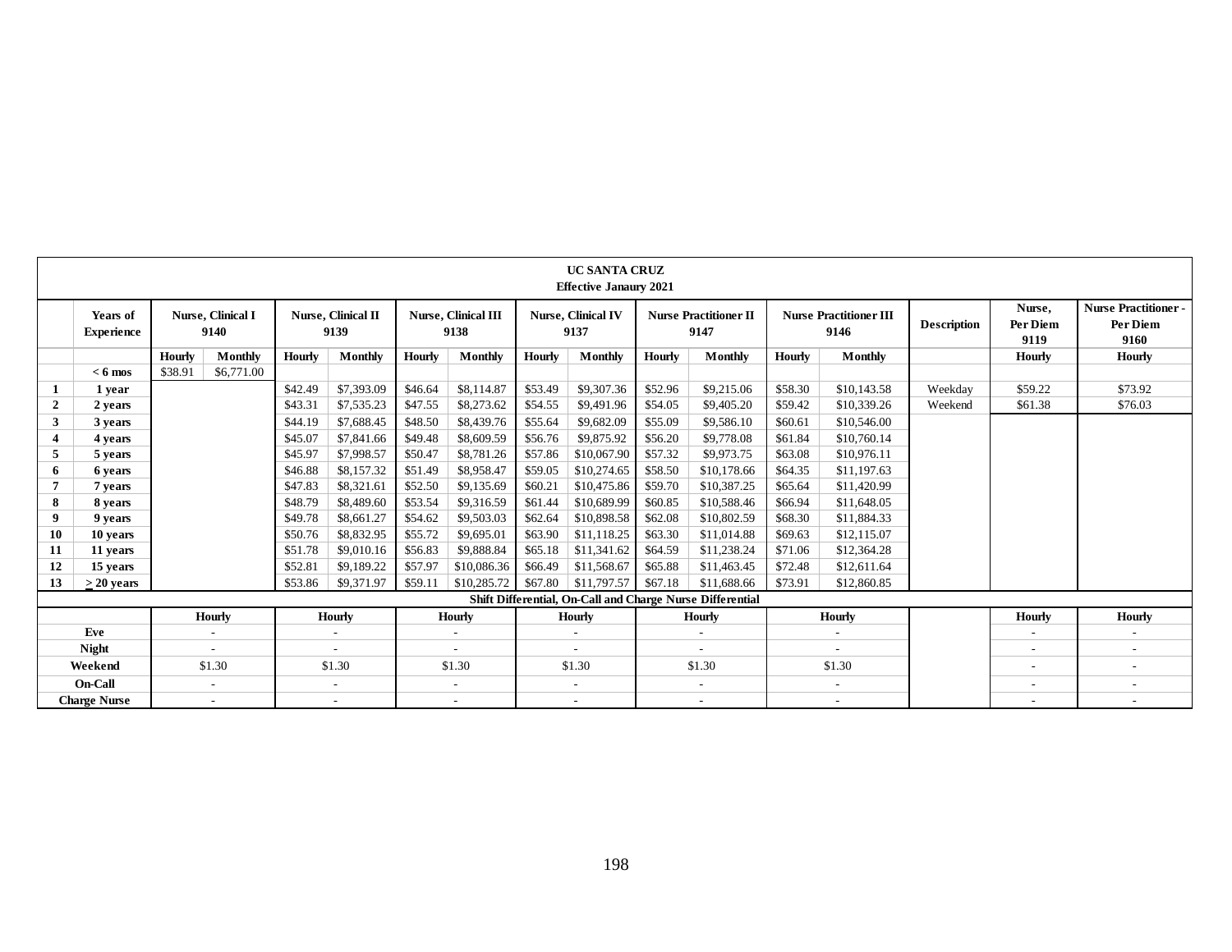| | UC SANTA CRUZ<br>Effective Janaury 2021 | | | | | | | | | | | | | | | | |
|---|---|---|---|---|---|---|---|---|---|---|---|---|---|---|---|---|---|
| | **Years of Experience** | **Nurse, Clinical I 9140** | | **Nurse, Clinical II 9139** | | **Nurse, Clinical III 9138** | | **Nurse, Clinical IV 9137** | | **Nurse Practitioner II 9147** | | **Nurse Practitioner III 9146** | | **Description** | **Nurse, Per Diem 9119** | **Nurse Practitioner - Per Diem 9160** |
| | | **Hourly** | **Monthly** | **Hourly** | **Monthly** | **Hourly** | **Monthly** | **Hourly** | **Monthly** | **Hourly** | **Monthly** | **Hourly** | **Monthly** | | **Hourly** | **Hourly** |
| | **< 6 mos** | $38.91 | $6,771.00 | | | | | | | | | | | | | |
| **1** | **1 year** | | | $42.49 | $7,393.09 | $46.64 | $8,114.87 | $53.49 | $9,307.36 | $52.96 | $9,215.06 | $58.30 | $10,143.58 | Weekday | $59.22 | $73.92 |
| **2** | **2 years** | | | $43.31 | $7,535.23 | $47.55 | $8,273.62 | $54.55 | $9,491.96 | $54.05 | $9,405.20 | $59.42 | $10,339.26 | Weekend | $61.38 | $76.03 |
| **3** | **3 years** | | | $44.19 | $7,688.45 | $48.50 | $8,439.76 | $55.64 | $9,682.09 | $55.09 | $9,586.10 | $60.61 | $10,546.00 | | | |
| **4** | **4 years** | | | $45.07 | $7,841.66 | $49.48 | $8,609.59 | $56.76 | $9,875.92 | $56.20 | $9,778.08 | $61.84 | $10,760.14 | | | |
| **5** | **5 years** | | | $45.97 | $7,998.57 | $50.47 | $8,781.26 | $57.86 | $10,067.90 | $57.32 | $9,973.75 | $63.08 | $10,976.11 | | | |
| **6** | **6 years** | | | $46.88 | $8,157.32 | $51.49 | $8,958.47 | $59.05 | $10,274.65 | $58.50 | $10,178.66 | $64.35 | $11,197.63 | | | |
| **7** | **7 years** | | | $47.83 | $8,321.61 | $52.50 | $9,135.69 | $60.21 | $10,475.86 | $59.70 | $10,387.25 | $65.64 | $11,420.99 | | | |
| **8** | **8 years** | | | $48.79 | $8,489.60 | $53.54 | $9,316.59 | $61.44 | $10,689.99 | $60.85 | $10,588.46 | $66.94 | $11,648.05 | | | |
| **9** | **9 years** | | | $49.78 | $8,661.27 | $54.62 | $9,503.03 | $62.64 | $10,898.58 | $62.08 | $10,802.59 | $68.30 | $11,884.33 | | | |
| **10** | **10 years** | | | $50.76 | $8,832.95 | $55.72 | $9,695.01 | $63.90 | $11,118.25 | $63.30 | $11,014.88 | $69.63 | $12,115.07 | | | |
| **11** | **11 years** | | | $51.78 | $9,010.16 | $56.83 | $9,888.84 | $65.18 | $11,341.62 | $64.59 | $11,238.24 | $71.06 | $12,364.28 | | | |
| **12** | **15 years** | | | $52.81 | $9,189.22 | $57.97 | $10,086.36 | $66.49 | $11,568.67 | $65.88 | $11,463.45 | $72.48 | $12,611.64 | | | |
| **13** | **≥ 20 years** | | | $53.86 | $9,371.97 | $59.11 | $10,285.72 | $67.80 | $11,797.57 | $67.18 | $11,688.66 | $73.91 | $12,860.85 | | | |
| **Shift Differential, On-Call and Charge Nurse Differential** | | | | | | | | | | | | | | | | |
| | | **Hourly** | | **Hourly** | | **Hourly** | | **Hourly** | | **Hourly** | | **Hourly** | | | **Hourly** | **Hourly** |
| **Eve** | | - | | - | | - | | - | | - | | - | | | - | - |
| **Night** | | - | | - | | - | | - | | - | | - | | | - | - |
| **Weekend** | | $1.30 | | $1.30 | | $1.30 | | $1.30 | | $1.30 | | $1.30 | | | - | - |
| **On-Call** | | - | | - | | - | | - | | - | | - | | | - | - |
| **Charge Nurse** | | - | | - | | - | | - | | - | | - | | | - | - |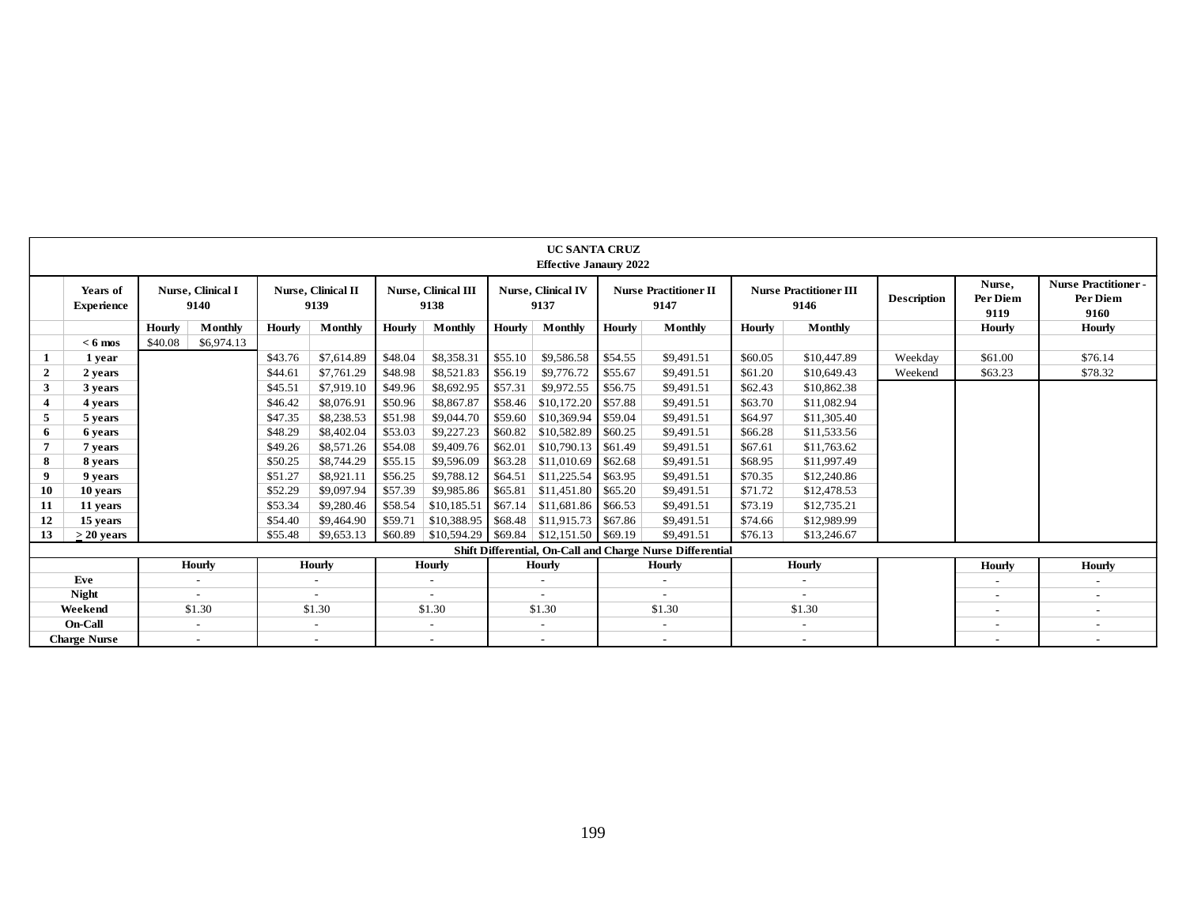**UC SANTA CRUZ**
**Effective Janaury 2022**

| | Years of Experience | Nurse, Clinical I 9140 | | Nurse, Clinical II 9139 | | Nurse, Clinical III 9138 | | Nurse, Clinical IV 9137 | | Nurse Practitioner II 9147 | | Nurse Practitioner III 9146 | | Description | Nurse, Per Diem 9119 | Nurse Practitioner - Per Diem 9160 |
|---|---|---|---|---|---|---|---|---|---|---|---|---|---|---|---|---|
| | | Hourly | Monthly | Hourly | Monthly | Hourly | Monthly | Hourly | Monthly | Hourly | Monthly | Hourly | Monthly | | Hourly | Hourly |
| | < 6 mos | $40.08 | $6,974.13 | | | | | | | | | | | | | |
| 1 | 1 year | | | $43.76 | $7,614.89 | $48.04 | $8,358.31 | $55.10 | $9,586.58 | $54.55 | $9,491.51 | $60.05 | $10,447.89 | Weekday | $61.00 | $76.14 |
| 2 | 2 years | | | $44.61 | $7,761.29 | $48.98 | $8,521.83 | $56.19 | $9,776.72 | $55.67 | $9,491.51 | $61.20 | $10,649.43 | Weekend | $63.23 | $78.32 |
| 3 | 3 years | | | $45.51 | $7,919.10 | $49.96 | $8,692.95 | $57.31 | $9,972.55 | $56.75 | $9,491.51 | $62.43 | $10,862.38 | | | |
| 4 | 4 years | | | $46.42 | $8,076.91 | $50.96 | $8,867.87 | $58.46 | $10,172.20 | $57.88 | $9,491.51 | $63.70 | $11,082.94 | | | |
| 5 | 5 years | | | $47.35 | $8,238.53 | $51.98 | $9,044.70 | $59.60 | $10,369.94 | $59.04 | $9,491.51 | $64.97 | $11,305.40 | | | |
| 6 | 6 years | | | $48.29 | $8,402.04 | $53.03 | $9,227.23 | $60.82 | $10,582.89 | $60.25 | $9,491.51 | $66.28 | $11,533.56 | | | |
| 7 | 7 years | | | $49.26 | $8,571.26 | $54.08 | $9,409.76 | $62.01 | $10,790.13 | $61.49 | $9,491.51 | $67.61 | $11,763.62 | | | |
| 8 | 8 years | | | $50.25 | $8,744.29 | $55.15 | $9,596.09 | $63.28 | $11,010.69 | $62.68 | $9,491.51 | $68.95 | $11,997.49 | | | |
| 9 | 9 years | | | $51.27 | $8,921.11 | $56.25 | $9,788.12 | $64.51 | $11,225.54 | $63.95 | $9,491.51 | $70.35 | $12,240.86 | | | |
| 10 | 10 years | | | $52.29 | $9,097.94 | $57.39 | $9,985.86 | $65.81 | $11,451.80 | $65.20 | $9,491.51 | $71.72 | $12,478.53 | | | |
| 11 | 11 years | | | $53.34 | $9,280.46 | $58.54 | $10,185.51 | $67.14 | $11,681.86 | $66.53 | $9,491.51 | $73.19 | $12,735.21 | | | |
| 12 | 15 years | | | $54.40 | $9,464.90 | $59.71 | $10,388.95 | $68.48 | $11,915.73 | $67.86 | $9,491.51 | $74.66 | $12,989.99 | | | |
| 13 | ≥ 20 years | | | $55.48 | $9,653.13 | $60.89 | $10,594.29 | $69.84 | $12,151.50 | $69.19 | $9,491.51 | $76.13 | $13,246.67 | | | |

**Shift Differential, On-Call and Charge Nurse Differential**

| | Hourly | Hourly | Hourly | Hourly | Hourly | Hourly | | Hourly | Hourly |
|---|---|---|---|---|---|---|---|---|---|
| Eve | - | - | - | - | - | - | | - | - |
| Night | - | - | - | - | - | - | | - | - |
| Weekend | $1.30 | $1.30 | $1.30 | $1.30 | $1.30 | $1.30 | | - | - |
| On-Call | - | - | - | - | - | - | | - | - |
| Charge Nurse | - | - | - | - | - | - | | - | - |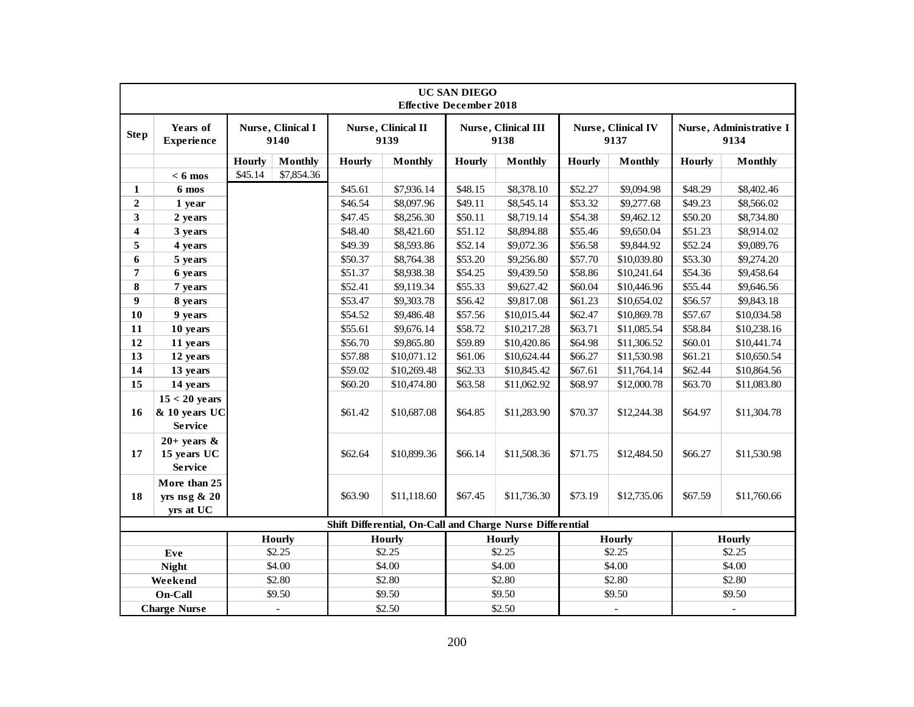**UC SAN DIEGO**
**Effective December 2018**

| Step | Years of Experience | Nurse, Clinical I 9140 | | Nurse, Clinical II 9139 | | Nurse, Clinical III 9138 | | Nurse, Clinical IV 9137 | | Nurse, Administrative I 9134 | |
|---|---|---|---|---|---|---|---|---|---|---|---|
| | | Hourly | Monthly | Hourly | Monthly | Hourly | Monthly | Hourly | Monthly | Hourly | Monthly |
| | < 6 mos | $45.14 | $7,854.36 | | | | | | | | |
| 1 | 6 mos | | | $45.61 | $7,936.14 | $48.15 | $8,378.10 | $52.27 | $9,094.98 | $48.29 | $8,402.46 |
| 2 | 1 year | | | $46.54 | $8,097.96 | $49.11 | $8,545.14 | $53.32 | $9,277.68 | $49.23 | $8,566.02 |
| 3 | 2 years | | | $47.45 | $8,256.30 | $50.11 | $8,719.14 | $54.38 | $9,462.12 | $50.20 | $8,734.80 |
| 4 | 3 years | | | $48.40 | $8,421.60 | $51.12 | $8,894.88 | $55.46 | $9,650.04 | $51.23 | $8,914.02 |
| 5 | 4 years | | | $49.39 | $8,593.86 | $52.14 | $9,072.36 | $56.58 | $9,844.92 | $52.24 | $9,089.76 |
| 6 | 5 years | | | $50.37 | $8,764.38 | $53.20 | $9,256.80 | $57.70 | $10,039.80 | $53.30 | $9,274.20 |
| 7 | 6 years | | | $51.37 | $8,938.38 | $54.25 | $9,439.50 | $58.86 | $10,241.64 | $54.36 | $9,458.64 |
| 8 | 7 years | | | $52.41 | $9,119.34 | $55.33 | $9,627.42 | $60.04 | $10,446.96 | $55.44 | $9,646.56 |
| 9 | 8 years | | | $53.47 | $9,303.78 | $56.42 | $9,817.08 | $61.23 | $10,654.02 | $56.57 | $9,843.18 |
| 10 | 9 years | | | $54.52 | $9,486.48 | $57.56 | $10,015.44 | $62.47 | $10,869.78 | $57.67 | $10,034.58 |
| 11 | 10 years | | | $55.61 | $9,676.14 | $58.72 | $10,217.28 | $63.71 | $11,085.54 | $58.84 | $10,238.16 |
| 12 | 11 years | | | $56.70 | $9,865.80 | $59.89 | $10,420.86 | $64.98 | $11,306.52 | $60.01 | $10,441.74 |
| 13 | 12 years | | | $57.88 | $10,071.12 | $61.06 | $10,624.44 | $66.27 | $11,530.98 | $61.21 | $10,650.54 |
| 14 | 13 years | | | $59.02 | $10,269.48 | $62.33 | $10,845.42 | $67.61 | $11,764.14 | $62.44 | $10,864.56 |
| 15 | 14 years | | | $60.20 | $10,474.80 | $63.58 | $11,062.92 | $68.97 | $12,000.78 | $63.70 | $11,083.80 |
| 16 | 15 < 20 years & 10 years UC Service | | | $61.42 | $10,687.08 | $64.85 | $11,283.90 | $70.37 | $12,244.38 | $64.97 | $11,304.78 |
| 17 | 20+ years & 15 years UC Service | | | $62.64 | $10,899.36 | $66.14 | $11,508.36 | $71.75 | $12,484.50 | $66.27 | $11,530.98 |
| 18 | More than 25 yrs nsg & 20 yrs at UC | | | $63.90 | $11,118.60 | $67.45 | $11,736.30 | $73.19 | $12,735.06 | $67.59 | $11,760.66 |

**Shift Differential, On-Call and Charge Nurse Differential**

| | Hourly | Hourly | Hourly | Hourly | Hourly |
|---|---|---|---|---|---|
| Eve | $2.25 | $2.25 | $2.25 | $2.25 | $2.25 |
| Night | $4.00 | $4.00 | $4.00 | $4.00 | $4.00 |
| Weekend | $2.80 | $2.80 | $2.80 | $2.80 | $2.80 |
| On-Call | $9.50 | $9.50 | $9.50 | $9.50 | $9.50 |
| Charge Nurse | - | $2.50 | $2.50 | - | - |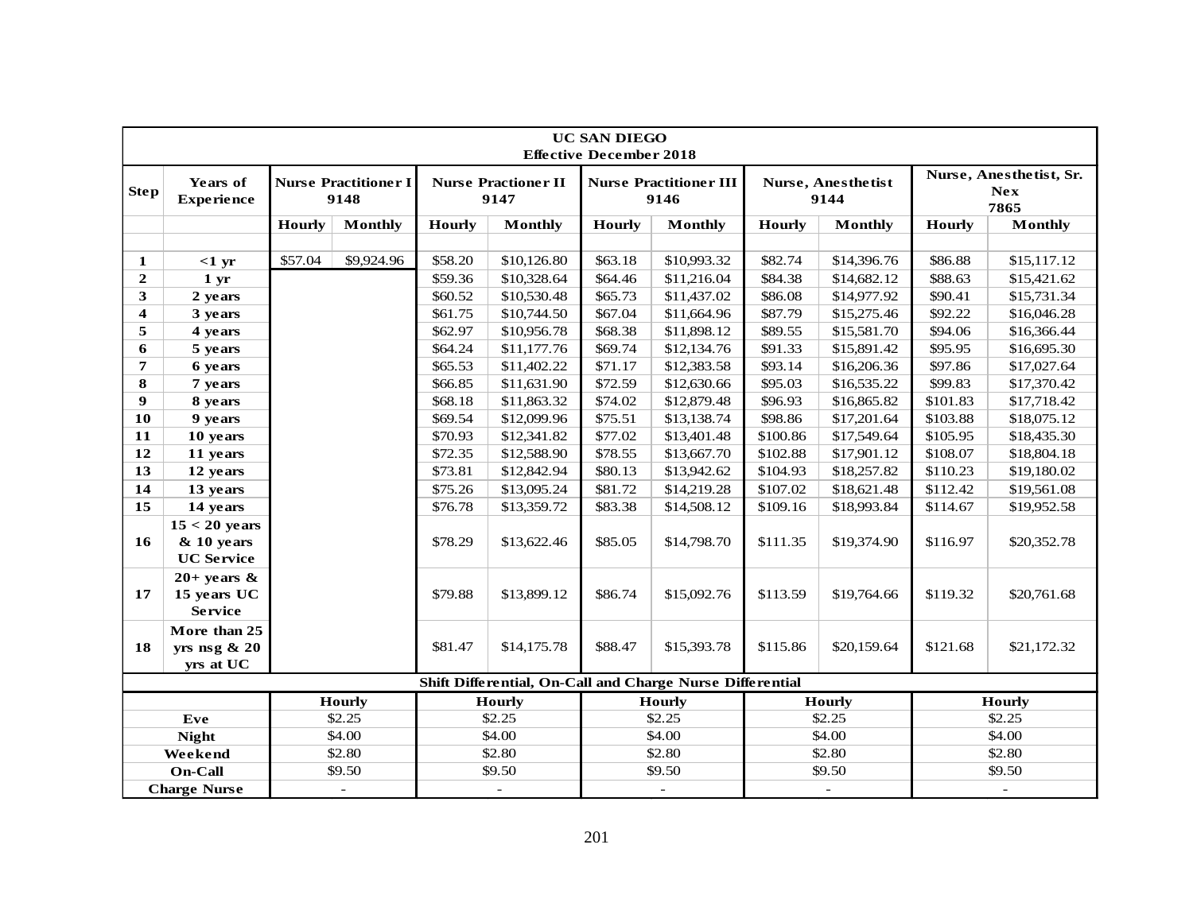| UC SAN DIEGO Effective December 2018 | | | | | | | | | | | |
|---|---|---|---|---|---|---|---|---|---|---|---|
| **Step** | **Years of Experience** | **Nurse Practitioner I 9148** | | **Nurse Practioner II 9147** | | **Nurse Practitioner III 9146** | | **Nurse, Anesthetist 9144** | | **Nurse, Anesthetist, Sr. Nex 7865** | |
| | | **Hourly** | **Monthly** | **Hourly** | **Monthly** | **Hourly** | **Monthly** | **Hourly** | **Monthly** | **Hourly** | **Monthly** |
| **1** | **<1 yr** | $57.04 | $9,924.96 | $58.20 | $10,126.80 | $63.18 | $10,993.32 | $82.74 | $14,396.76 | $86.88 | $15,117.12 |
| **2** | **1 yr** | | | $59.36 | $10,328.64 | $64.46 | $11,216.04 | $84.38 | $14,682.12 | $88.63 | $15,421.62 |
| **3** | **2 years** | | | $60.52 | $10,530.48 | $65.73 | $11,437.02 | $86.08 | $14,977.92 | $90.41 | $15,731.34 |
| **4** | **3 years** | | | $61.75 | $10,744.50 | $67.04 | $11,664.96 | $87.79 | $15,275.46 | $92.22 | $16,046.28 |
| **5** | **4 years** | | | $62.97 | $10,956.78 | $68.38 | $11,898.12 | $89.55 | $15,581.70 | $94.06 | $16,366.44 |
| **6** | **5 years** | | | $64.24 | $11,177.76 | $69.74 | $12,134.76 | $91.33 | $15,891.42 | $95.95 | $16,695.30 |
| **7** | **6 years** | | | $65.53 | $11,402.22 | $71.17 | $12,383.58 | $93.14 | $16,206.36 | $97.86 | $17,027.64 |
| **8** | **7 years** | | | $66.85 | $11,631.90 | $72.59 | $12,630.66 | $95.03 | $16,535.22 | $99.83 | $17,370.42 |
| **9** | **8 years** | | | $68.18 | $11,863.32 | $74.02 | $12,879.48 | $96.93 | $16,865.82 | $101.83 | $17,718.42 |
| **10** | **9 years** | | | $69.54 | $12,099.96 | $75.51 | $13,138.74 | $98.86 | $17,201.64 | $103.88 | $18,075.12 |
| **11** | **10 years** | | | $70.93 | $12,341.82 | $77.02 | $13,401.48 | $100.86 | $17,549.64 | $105.95 | $18,435.30 |
| **12** | **11 years** | | | $72.35 | $12,588.90 | $78.55 | $13,667.70 | $102.88 | $17,901.12 | $108.07 | $18,804.18 |
| **13** | **12 years** | | | $73.81 | $12,842.94 | $80.13 | $13,942.62 | $104.93 | $18,257.82 | $110.23 | $19,180.02 |
| **14** | **13 years** | | | $75.26 | $13,095.24 | $81.72 | $14,219.28 | $107.02 | $18,621.48 | $112.42 | $19,561.08 |
| **15** | **14 years** | | | $76.78 | $13,359.72 | $83.38 | $14,508.12 | $109.16 | $18,993.84 | $114.67 | $19,952.58 |
| **16** | **15 < 20 years & 10 years UC Service** | | | $78.29 | $13,622.46 | $85.05 | $14,798.70 | $111.35 | $19,374.90 | $116.97 | $20,352.78 |
| **17** | **20+ years & 15 years UC Service** | | | $79.88 | $13,899.12 | $86.74 | $15,092.76 | $113.59 | $19,764.66 | $119.32 | $20,761.68 |
| **18** | **More than 25 yrs nsg & 20 yrs at UC** | | | $81.47 | $14,175.78 | $88.47 | $15,393.78 | $115.86 | $20,159.64 | $121.68 | $21,172.32 |
| **Shift Differential, On-Call and Charge Nurse Differential** | | | | | | | | | | | |
| | | **Hourly** | | **Hourly** | | **Hourly** | | **Hourly** | | **Hourly** | |
| **Eve** | | $2.25 | | $2.25 | | $2.25 | | $2.25 | | $2.25 | |
| **Night** | | $4.00 | | $4.00 | | $4.00 | | $4.00 | | $4.00 | |
| **Weekend** | | $2.80 | | $2.80 | | $2.80 | | $2.80 | | $2.80 | |
| **On-Call** | | $9.50 | | $9.50 | | $9.50 | | $9.50 | | $9.50 | |
| **Charge Nurse** | | - | | - | | - | | - | | - | |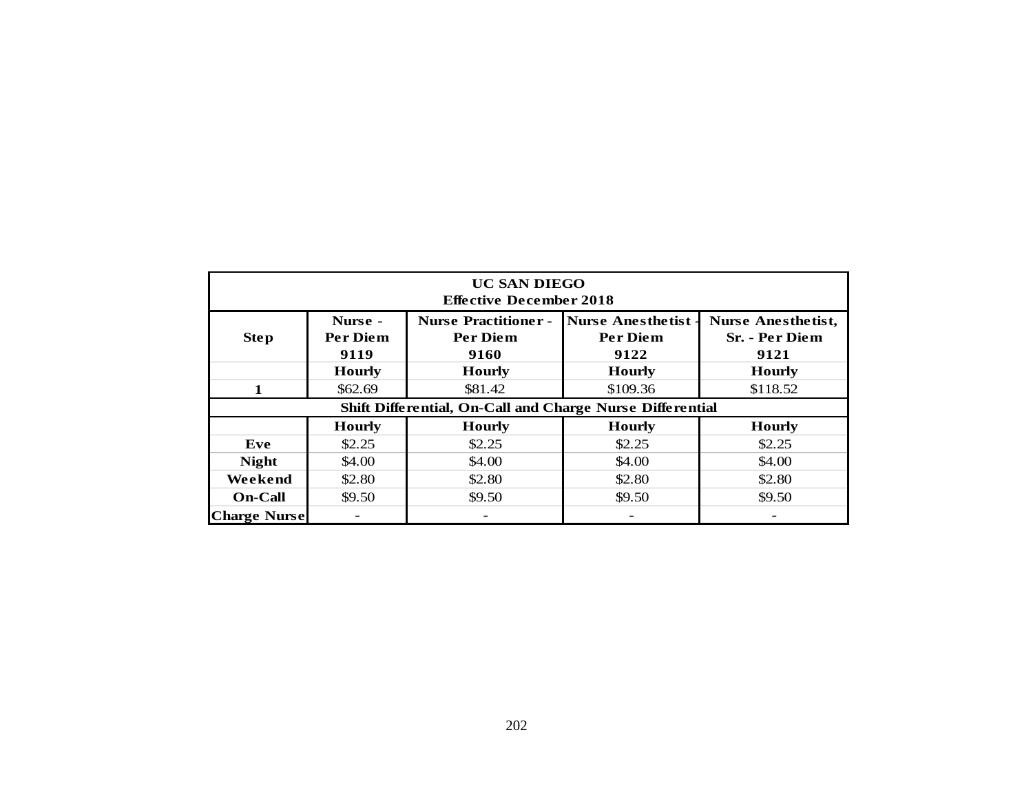| UC SAN DIEGO<br>Effective December 2018 | | | | |
|---|---|---|---|---|
| **Step** | **Nurse - Per Diem 9119** | **Nurse Practitioner - Per Diem 9160** | **Nurse Anesthetist - Per Diem 9122** | **Nurse Anesthetist, Sr. - Per Diem 9121** |
| | **Hourly** | **Hourly** | **Hourly** | **Hourly** |
| **1** | $62.69 | $81.42 | $109.36 | $118.52 |
| **Shift Differential, On-Call and Charge Nurse Differential** | | | | |
| | **Hourly** | **Hourly** | **Hourly** | **Hourly** |
| **Eve** | $2.25 | $2.25 | $2.25 | $2.25 |
| **Night** | $4.00 | $4.00 | $4.00 | $4.00 |
| **Weekend** | $2.80 | $2.80 | $2.80 | $2.80 |
| **On-Call** | $9.50 | $9.50 | $9.50 | $9.50 |
| **Charge Nurse** | - | - | - | - |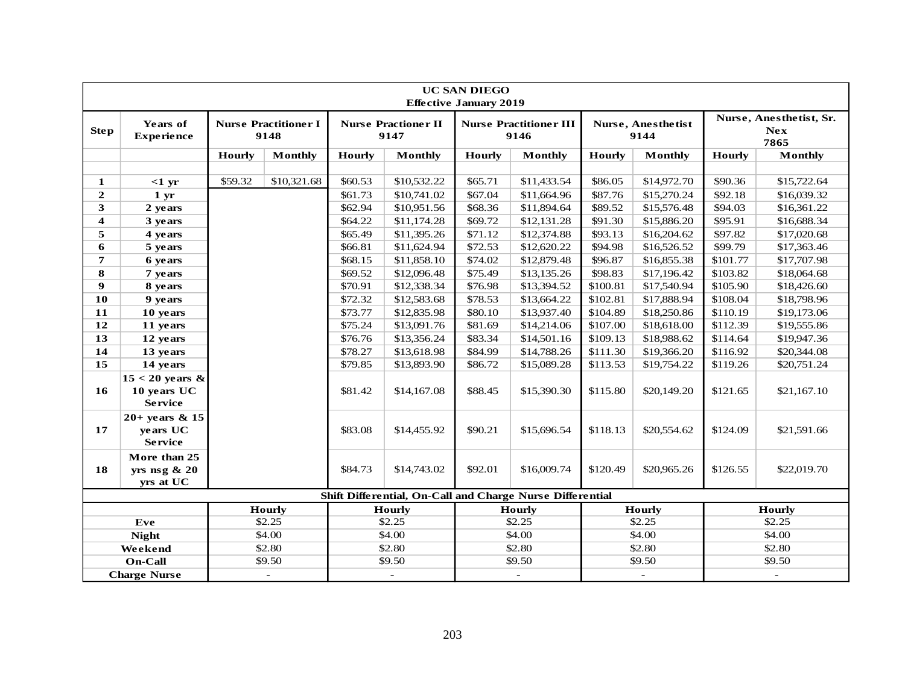| UC SAN DIEGO<br>Effective January 2019 | | | | | | | | | | | |
|---|---|---|---|---|---|---|---|---|---|---|---|
| **Step** | **Years of Experience** | **Nurse Practitioner I 9148** | | **Nurse Practioner II 9147** | | **Nurse Practitioner III 9146** | | **Nurse, Anesthetist 9144** | | **Nurse, Anesthetist, Sr. Nex 7865** | |
| | | **Hourly** | **Monthly** | **Hourly** | **Monthly** | **Hourly** | **Monthly** | **Hourly** | **Monthly** | **Hourly** | **Monthly** |
| **1** | **<1 yr** | $59.32 | $10,321.68 | $60.53 | $10,532.22 | $65.71 | $11,433.54 | $86.05 | $14,972.70 | $90.36 | $15,722.64 |
| **2** | **1 yr** | | | $61.73 | $10,741.02 | $67.04 | $11,664.96 | $87.76 | $15,270.24 | $92.18 | $16,039.32 |
| **3** | **2 years** | | | $62.94 | $10,951.56 | $68.36 | $11,894.64 | $89.52 | $15,576.48 | $94.03 | $16,361.22 |
| **4** | **3 years** | | | $64.22 | $11,174.28 | $69.72 | $12,131.28 | $91.30 | $15,886.20 | $95.91 | $16,688.34 |
| **5** | **4 years** | | | $65.49 | $11,395.26 | $71.12 | $12,374.88 | $93.13 | $16,204.62 | $97.82 | $17,020.68 |
| **6** | **5 years** | | | $66.81 | $11,624.94 | $72.53 | $12,620.22 | $94.98 | $16,526.52 | $99.79 | $17,363.46 |
| **7** | **6 years** | | | $68.15 | $11,858.10 | $74.02 | $12,879.48 | $96.87 | $16,855.38 | $101.77 | $17,707.98 |
| **8** | **7 years** | | | $69.52 | $12,096.48 | $75.49 | $13,135.26 | $98.83 | $17,196.42 | $103.82 | $18,064.68 |
| **9** | **8 years** | | | $70.91 | $12,338.34 | $76.98 | $13,394.52 | $100.81 | $17,540.94 | $105.90 | $18,426.60 |
| **10** | **9 years** | | | $72.32 | $12,583.68 | $78.53 | $13,664.22 | $102.81 | $17,888.94 | $108.04 | $18,798.96 |
| **11** | **10 years** | | | $73.77 | $12,835.98 | $80.10 | $13,937.40 | $104.89 | $18,250.86 | $110.19 | $19,173.06 |
| **12** | **11 years** | | | $75.24 | $13,091.76 | $81.69 | $14,214.06 | $107.00 | $18,618.00 | $112.39 | $19,555.86 |
| **13** | **12 years** | | | $76.76 | $13,356.24 | $83.34 | $14,501.16 | $109.13 | $18,988.62 | $114.64 | $19,947.36 |
| **14** | **13 years** | | | $78.27 | $13,618.98 | $84.99 | $14,788.26 | $111.30 | $19,366.20 | $116.92 | $20,344.08 |
| **15** | **14 years** | | | $79.85 | $13,893.90 | $86.72 | $15,089.28 | $113.53 | $19,754.22 | $119.26 | $20,751.24 |
| **16** | **15 < 20 years & 10 years UC Service** | | | $81.42 | $14,167.08 | $88.45 | $15,390.30 | $115.80 | $20,149.20 | $121.65 | $21,167.10 |
| **17** | **20+ years & 15 years UC Service** | | | $83.08 | $14,455.92 | $90.21 | $15,696.54 | $118.13 | $20,554.62 | $124.09 | $21,591.66 |
| **18** | **More than 25 yrs nsg & 20 yrs at UC** | | | $84.73 | $14,743.02 | $92.01 | $16,009.74 | $120.49 | $20,965.26 | $126.55 | $22,019.70 |
| **Shift Differential, On-Call and Charge Nurse Differential** | | | | | | | | | | | |
| | | **Hourly** | | **Hourly** | | **Hourly** | | **Hourly** | | **Hourly** | |
| **Eve** | | $2.25 | | $2.25 | | $2.25 | | $2.25 | | $2.25 | |
| **Night** | | $4.00 | | $4.00 | | $4.00 | | $4.00 | | $4.00 | |
| **Weekend** | | $2.80 | | $2.80 | | $2.80 | | $2.80 | | $2.80 | |
| **On-Call** | | $9.50 | | $9.50 | | $9.50 | | $9.50 | | $9.50 | |
| **Charge Nurse** | | - | | - | | - | | - | | - | |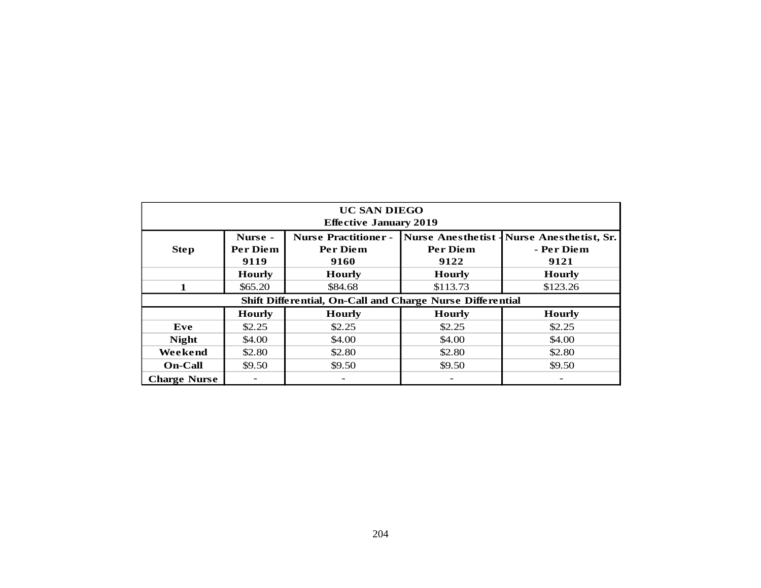| UC SAN DIEGO<br>Effective January 2019 | | | | |
|---|---|---|---|---|
| **Step** | **Nurse - Per Diem 9119** | **Nurse Practitioner - Per Diem 9160** | **Nurse Anesthetist - Per Diem 9122** | **Nurse Anesthetist, Sr. - Per Diem 9121** |
| | **Hourly** | **Hourly** | **Hourly** | **Hourly** |
| **1** | $65.20 | $84.68 | $113.73 | $123.26 |
| **Shift Differential, On-Call and Charge Nurse Differential** | | | | |
| | **Hourly** | **Hourly** | **Hourly** | **Hourly** |
| **Eve** | $2.25 | $2.25 | $2.25 | $2.25 |
| **Night** | $4.00 | $4.00 | $4.00 | $4.00 |
| **Weekend** | $2.80 | $2.80 | $2.80 | $2.80 |
| **On-Call** | $9.50 | $9.50 | $9.50 | $9.50 |
| **Charge Nurse** | - | - | - | - |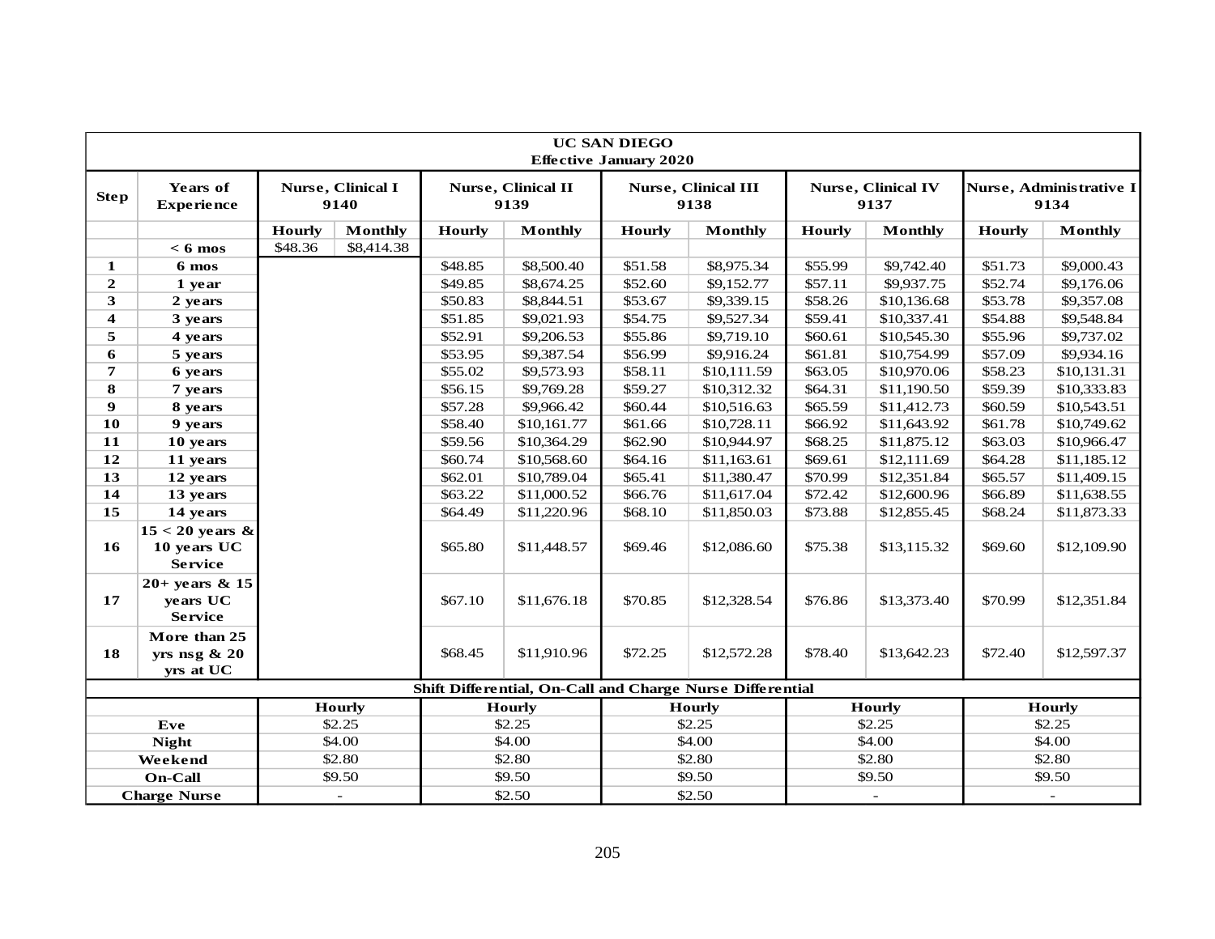| UC SAN DIEGO Effective January 2020 | | | | | | | | | | | |
|---|---|---|---|---|---|---|---|---|---|---|---|
| **Step** | **Years of Experience** | **Nurse, Clinical I 9140** | | **Nurse, Clinical II 9139** | | **Nurse, Clinical III 9138** | | **Nurse, Clinical IV 9137** | | **Nurse, Administrative I 9134** | |
| | | **Hourly** | **Monthly** | **Hourly** | **Monthly** | **Hourly** | **Monthly** | **Hourly** | **Monthly** | **Hourly** | **Monthly** |
| | **< 6 mos** | $48.36 | $8,414.38 | | | | | | | | |
| **1** | **6 mos** | | | $48.85 | $8,500.40 | $51.58 | $8,975.34 | $55.99 | $9,742.40 | $51.73 | $9,000.43 |
| **2** | **1 year** | | | $49.85 | $8,674.25 | $52.60 | $9,152.77 | $57.11 | $9,937.75 | $52.74 | $9,176.06 |
| **3** | **2 years** | | | $50.83 | $8,844.51 | $53.67 | $9,339.15 | $58.26 | $10,136.68 | $53.78 | $9,357.08 |
| **4** | **3 years** | | | $51.85 | $9,021.93 | $54.75 | $9,527.34 | $59.41 | $10,337.41 | $54.88 | $9,548.84 |
| **5** | **4 years** | | | $52.91 | $9,206.53 | $55.86 | $9,719.10 | $60.61 | $10,545.30 | $55.96 | $9,737.02 |
| **6** | **5 years** | | | $53.95 | $9,387.54 | $56.99 | $9,916.24 | $61.81 | $10,754.99 | $57.09 | $9,934.16 |
| **7** | **6 years** | | | $55.02 | $9,573.93 | $58.11 | $10,111.59 | $63.05 | $10,970.06 | $58.23 | $10,131.31 |
| **8** | **7 years** | | | $56.15 | $9,769.28 | $59.27 | $10,312.32 | $64.31 | $11,190.50 | $59.39 | $10,333.83 |
| **9** | **8 years** | | | $57.28 | $9,966.42 | $60.44 | $10,516.63 | $65.59 | $11,412.73 | $60.59 | $10,543.51 |
| **10** | **9 years** | | | $58.40 | $10,161.77 | $61.66 | $10,728.11 | $66.92 | $11,643.92 | $61.78 | $10,749.62 |
| **11** | **10 years** | | | $59.56 | $10,364.29 | $62.90 | $10,944.97 | $68.25 | $11,875.12 | $63.03 | $10,966.47 |
| **12** | **11 years** | | | $60.74 | $10,568.60 | $64.16 | $11,163.61 | $69.61 | $12,111.69 | $64.28 | $11,185.12 |
| **13** | **12 years** | | | $62.01 | $10,789.04 | $65.41 | $11,380.47 | $70.99 | $12,351.84 | $65.57 | $11,409.15 |
| **14** | **13 years** | | | $63.22 | $11,000.52 | $66.76 | $11,617.04 | $72.42 | $12,600.96 | $66.89 | $11,638.55 |
| **15** | **14 years** | | | $64.49 | $11,220.96 | $68.10 | $11,850.03 | $73.88 | $12,855.45 | $68.24 | $11,873.33 |
| **16** | **15 < 20 years & 10 years UC Service** | | | $65.80 | $11,448.57 | $69.46 | $12,086.60 | $75.38 | $13,115.32 | $69.60 | $12,109.90 |
| **17** | **20+ years & 15 years UC Service** | | | $67.10 | $11,676.18 | $70.85 | $12,328.54 | $76.86 | $13,373.40 | $70.99 | $12,351.84 |
| **18** | **More than 25 yrs nsg & 20 yrs at UC** | | | $68.45 | $11,910.96 | $72.25 | $12,572.28 | $78.40 | $13,642.23 | $72.40 | $12,597.37 |

| **Shift Differential, On-Call and Charge Nurse Differential** | | | | | |
|---|---|---|---|---|---|
| | **Hourly** | **Hourly** | **Hourly** | **Hourly** | **Hourly** |
| **Eve** | $2.25 | $2.25 | $2.25 | $2.25 | $2.25 |
| **Night** | $4.00 | $4.00 | $4.00 | $4.00 | $4.00 |
| **Weekend** | $2.80 | $2.80 | $2.80 | $2.80 | $2.80 |
| **On-Call** | $9.50 | $9.50 | $9.50 | $9.50 | $9.50 |
| **Charge Nurse** | - | $2.50 | $2.50 | - | - |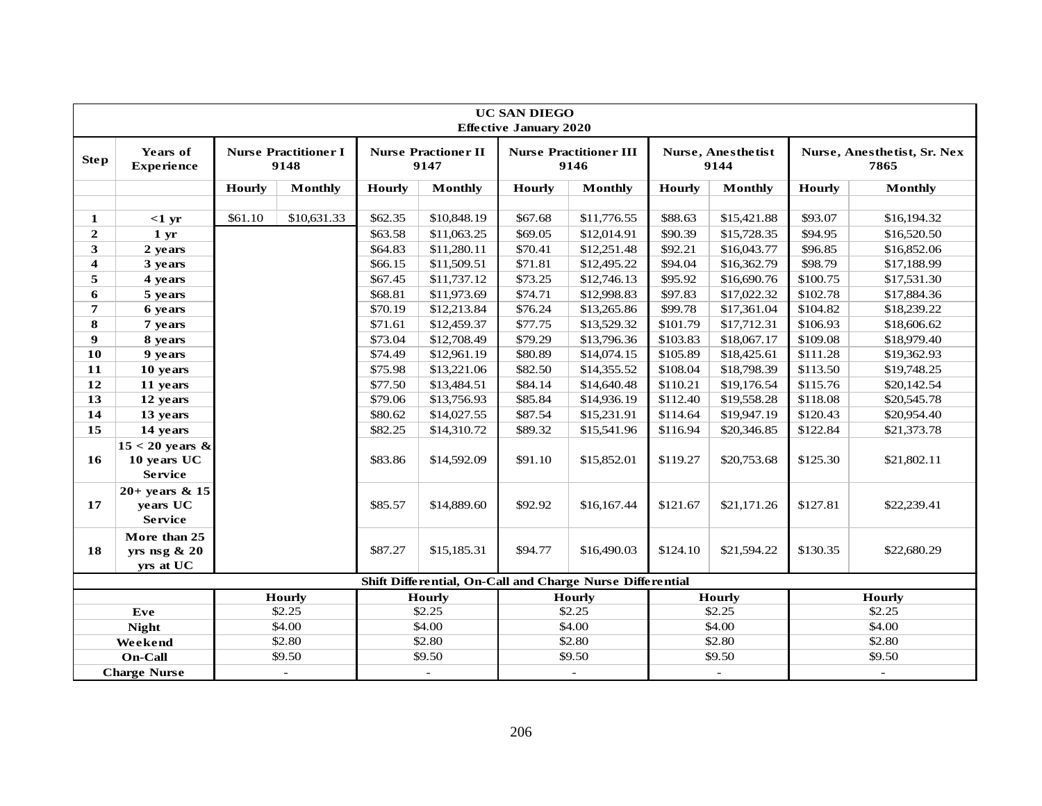| UC SAN DIEGO<br>Effective January 2020 | | | | | | | | | | | |
|---|---|---|---|---|---|---|---|---|---|---|---|
| **Step** | **Years of Experience** | **Nurse Practitioner I 9148** | | **Nurse Practioner II 9147** | | **Nurse Practitioner III 9146** | | **Nurse, Anesthetist 9144** | | **Nurse, Anesthetist, Sr. Nex 7865** | |
| | | **Hourly** | **Monthly** | **Hourly** | **Monthly** | **Hourly** | **Monthly** | **Hourly** | **Monthly** | **Hourly** | **Monthly** |
| **1** | **<1 yr** | $61.10 | $10,631.33 | $62.35 | $10,848.19 | $67.68 | $11,776.55 | $88.63 | $15,421.88 | $93.07 | $16,194.32 |
| **2** | **1 yr** | | | $63.58 | $11,063.25 | $69.05 | $12,014.91 | $90.39 | $15,728.35 | $94.95 | $16,520.50 |
| **3** | **2 years** | | | $64.83 | $11,280.11 | $70.41 | $12,251.48 | $92.21 | $16,043.77 | $96.85 | $16,852.06 |
| **4** | **3 years** | | | $66.15 | $11,509.51 | $71.81 | $12,495.22 | $94.04 | $16,362.79 | $98.79 | $17,188.99 |
| **5** | **4 years** | | | $67.45 | $11,737.12 | $73.25 | $12,746.13 | $95.92 | $16,690.76 | $100.75 | $17,531.30 |
| **6** | **5 years** | | | $68.81 | $11,973.69 | $74.71 | $12,998.83 | $97.83 | $17,022.32 | $102.78 | $17,884.36 |
| **7** | **6 years** | | | $70.19 | $12,213.84 | $76.24 | $13,265.86 | $99.78 | $17,361.04 | $104.82 | $18,239.22 |
| **8** | **7 years** | | | $71.61 | $12,459.37 | $77.75 | $13,529.32 | $101.79 | $17,712.31 | $106.93 | $18,606.62 |
| **9** | **8 years** | | | $73.04 | $12,708.49 | $79.29 | $13,796.36 | $103.83 | $18,067.17 | $109.08 | $18,979.40 |
| **10** | **9 years** | | | $74.49 | $12,961.19 | $80.89 | $14,074.15 | $105.89 | $18,425.61 | $111.28 | $19,362.93 |
| **11** | **10 years** | | | $75.98 | $13,221.06 | $82.50 | $14,355.52 | $108.04 | $18,798.39 | $113.50 | $19,748.25 |
| **12** | **11 years** | | | $77.50 | $13,484.51 | $84.14 | $14,640.48 | $110.21 | $19,176.54 | $115.76 | $20,142.54 |
| **13** | **12 years** | | | $79.06 | $13,756.93 | $85.84 | $14,936.19 | $112.40 | $19,558.28 | $118.08 | $20,545.78 |
| **14** | **13 years** | | | $80.62 | $14,027.55 | $87.54 | $15,231.91 | $114.64 | $19,947.19 | $120.43 | $20,954.40 |
| **15** | **14 years** | | | $82.25 | $14,310.72 | $89.32 | $15,541.96 | $116.94 | $20,346.85 | $122.84 | $21,373.78 |
| **16** | **15 < 20 years & 10 years UC Service** | | | $83.86 | $14,592.09 | $91.10 | $15,852.01 | $119.27 | $20,753.68 | $125.30 | $21,802.11 |
| **17** | **20+ years & 15 years UC Service** | | | $85.57 | $14,889.60 | $92.92 | $16,167.44 | $121.67 | $21,171.26 | $127.81 | $22,239.41 |
| **18** | **More than 25 yrs nsg & 20 yrs at UC** | | | $87.27 | $15,185.31 | $94.77 | $16,490.03 | $124.10 | $21,594.22 | $130.35 | $22,680.29 |
| **Shift Differential, On-Call and Charge Nurse Differential** | | | | | | | | | | | |
| | | **Hourly** | | **Hourly** | | **Hourly** | | **Hourly** | | **Hourly** | |
| **Eve** | | $2.25 | | $2.25 | | $2.25 | | $2.25 | | $2.25 | |
| **Night** | | $4.00 | | $4.00 | | $4.00 | | $4.00 | | $4.00 | |
| **Weekend** | | $2.80 | | $2.80 | | $2.80 | | $2.80 | | $2.80 | |
| **On-Call** | | $9.50 | | $9.50 | | $9.50 | | $9.50 | | $9.50 | |
| **Charge Nurse** | | - | | - | | - | | - | | - | |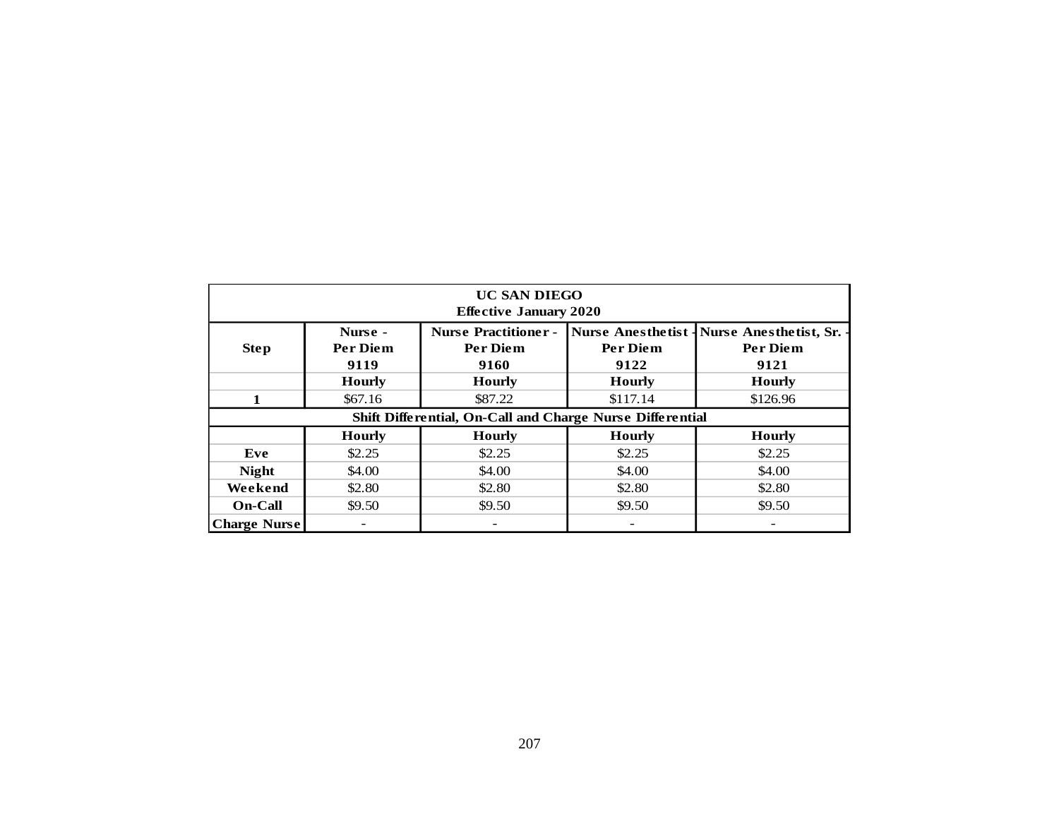| UC SAN DIEGO<br>Effective January 2020 | | | | |
|---|---|---|---|---|
| **Step** | **Nurse - Per Diem 9119** | **Nurse Practitioner - Per Diem 9160** | **Nurse Anesthetist - Per Diem 9122** | **Nurse Anesthetist, Sr. - Per Diem 9121** |
| | **Hourly** | **Hourly** | **Hourly** | **Hourly** |
| **1** | $67.16 | $87.22 | $117.14 | $126.96 |
| **Shift Differential, On-Call and Charge Nurse Differential** | | | | |
| | **Hourly** | **Hourly** | **Hourly** | **Hourly** |
| **Eve** | $2.25 | $2.25 | $2.25 | $2.25 |
| **Night** | $4.00 | $4.00 | $4.00 | $4.00 |
| **Weekend** | $2.80 | $2.80 | $2.80 | $2.80 |
| **On-Call** | $9.50 | $9.50 | $9.50 | $9.50 |
| **Charge Nurse** | - | - | - | - |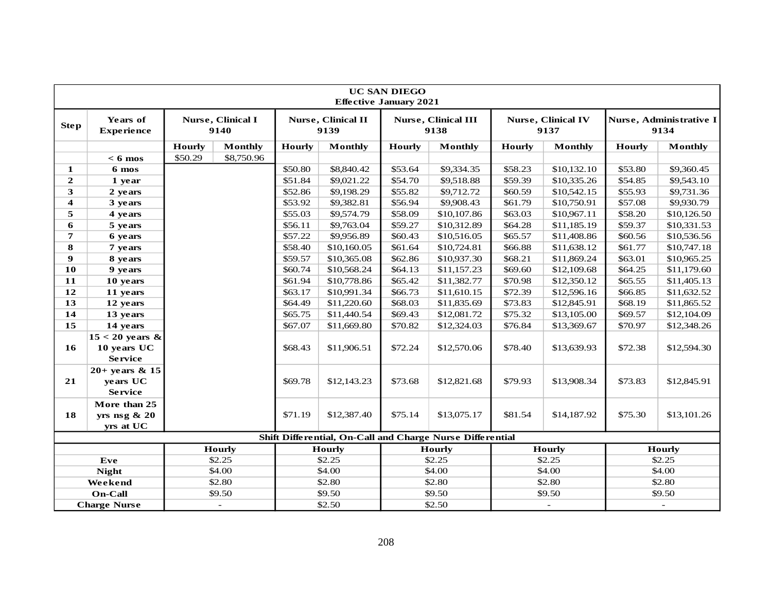| UC SAN DIEGO Effective January 2021 | | | | | | | | | | | |
|---|---|---|---|---|---|---|---|---|---|---|---|
| **Step** | **Years of Experience** | **Nurse, Clinical I 9140** | | **Nurse, Clinical II 9139** | | **Nurse, Clinical III 9138** | | **Nurse, Clinical IV 9137** | | **Nurse, Administrative I 9134** | |
| | | **Hourly** | **Monthly** | **Hourly** | **Monthly** | **Hourly** | **Monthly** | **Hourly** | **Monthly** | **Hourly** | **Monthly** |
| | **< 6 mos** | $50.29 | $8,750.96 | | | | | | | | |
| **1** | **6 mos** | | | $50.80 | $8,840.42 | $53.64 | $9,334.35 | $58.23 | $10,132.10 | $53.80 | $9,360.45 |
| **2** | **1 year** | | | $51.84 | $9,021.22 | $54.70 | $9,518.88 | $59.39 | $10,335.26 | $54.85 | $9,543.10 |
| **3** | **2 years** | | | $52.86 | $9,198.29 | $55.82 | $9,712.72 | $60.59 | $10,542.15 | $55.93 | $9,731.36 |
| **4** | **3 years** | | | $53.92 | $9,382.81 | $56.94 | $9,908.43 | $61.79 | $10,750.91 | $57.08 | $9,930.79 |
| **5** | **4 years** | | | $55.03 | $9,574.79 | $58.09 | $10,107.86 | $63.03 | $10,967.11 | $58.20 | $10,126.50 |
| **6** | **5 years** | | | $56.11 | $9,763.04 | $59.27 | $10,312.89 | $64.28 | $11,185.19 | $59.37 | $10,331.53 |
| **7** | **6 years** | | | $57.22 | $9,956.89 | $60.43 | $10,516.05 | $65.57 | $11,408.86 | $60.56 | $10,536.56 |
| **8** | **7 years** | | | $58.40 | $10,160.05 | $61.64 | $10,724.81 | $66.88 | $11,638.12 | $61.77 | $10,747.18 |
| **9** | **8 years** | | | $59.57 | $10,365.08 | $62.86 | $10,937.30 | $68.21 | $11,869.24 | $63.01 | $10,965.25 |
| **10** | **9 years** | | | $60.74 | $10,568.24 | $64.13 | $11,157.23 | $69.60 | $12,109.68 | $64.25 | $11,179.60 |
| **11** | **10 years** | | | $61.94 | $10,778.86 | $65.42 | $11,382.77 | $70.98 | $12,350.12 | $65.55 | $11,405.13 |
| **12** | **11 years** | | | $63.17 | $10,991.34 | $66.73 | $11,610.15 | $72.39 | $12,596.16 | $66.85 | $11,632.52 |
| **13** | **12 years** | | | $64.49 | $11,220.60 | $68.03 | $11,835.69 | $73.83 | $12,845.91 | $68.19 | $11,865.52 |
| **14** | **13 years** | | | $65.75 | $11,440.54 | $69.43 | $12,081.72 | $75.32 | $13,105.00 | $69.57 | $12,104.09 |
| **15** | **14 years** | | | $67.07 | $11,669.80 | $70.82 | $12,324.03 | $76.84 | $13,369.67 | $70.97 | $12,348.26 |
| **16** | **15 < 20 years & 10 years UC Service** | | | $68.43 | $11,906.51 | $72.24 | $12,570.06 | $78.40 | $13,639.93 | $72.38 | $12,594.30 |
| **21** | **20+ years & 15 years UC Service** | | | $69.78 | $12,143.23 | $73.68 | $12,821.68 | $79.93 | $13,908.34 | $73.83 | $12,845.91 |
| **18** | **More than 25 yrs nsg & 20 yrs at UC** | | | $71.19 | $12,387.40 | $75.14 | $13,075.17 | $81.54 | $14,187.92 | $75.30 | $13,101.26 |
| **Shift Differential, On-Call and Charge Nurse Differential** | | | | | | | | | | | |
| | | **Hourly** | | **Hourly** | | **Hourly** | | **Hourly** | | **Hourly** | |
| **Eve** | | $2.25 | | $2.25 | | $2.25 | | $2.25 | | $2.25 | |
| **Night** | | $4.00 | | $4.00 | | $4.00 | | $4.00 | | $4.00 | |
| **Weekend** | | $2.80 | | $2.80 | | $2.80 | | $2.80 | | $2.80 | |
| **On-Call** | | $9.50 | | $9.50 | | $9.50 | | $9.50 | | $9.50 | |
| **Charge Nurse** | | - | | $2.50 | | $2.50 | | - | | - | |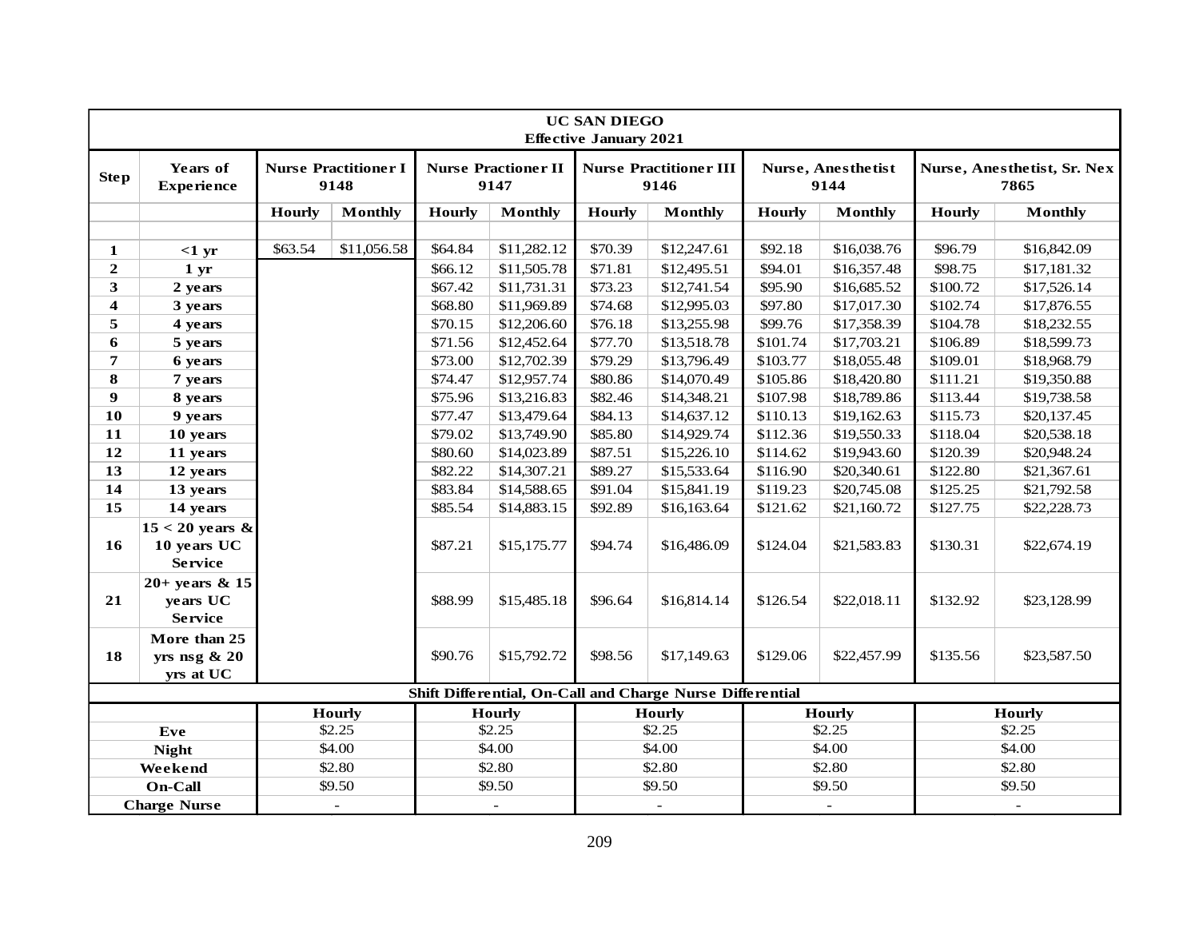| UC SAN DIEGO Effective January 2021 | | | | | | | | | | | |
|---|---|---|---|---|---|---|---|---|---|---|---|
| **Step** | **Years of Experience** | **Nurse Practitioner I 9148** | | **Nurse Practioner II 9147** | | **Nurse Practitioner III 9146** | | **Nurse, Anesthetist 9144** | | **Nurse, Anesthetist, Sr. Nex 7865** | |
| | | **Hourly** | **Monthly** | **Hourly** | **Monthly** | **Hourly** | **Monthly** | **Hourly** | **Monthly** | **Hourly** | **Monthly** |
| **1** | **<1 yr** | $63.54 | $11,056.58 | $64.84 | $11,282.12 | $70.39 | $12,247.61 | $92.18 | $16,038.76 | $96.79 | $16,842.09 |
| **2** | **1 yr** | | | $66.12 | $11,505.78 | $71.81 | $12,495.51 | $94.01 | $16,357.48 | $98.75 | $17,181.32 |
| **3** | **2 years** | | | $67.42 | $11,731.31 | $73.23 | $12,741.54 | $95.90 | $16,685.52 | $100.72 | $17,526.14 |
| **4** | **3 years** | | | $68.80 | $11,969.89 | $74.68 | $12,995.03 | $97.80 | $17,017.30 | $102.74 | $17,876.55 |
| **5** | **4 years** | | | $70.15 | $12,206.60 | $76.18 | $13,255.98 | $99.76 | $17,358.39 | $104.78 | $18,232.55 |
| **6** | **5 years** | | | $71.56 | $12,452.64 | $77.70 | $13,518.78 | $101.74 | $17,703.21 | $106.89 | $18,599.73 |
| **7** | **6 years** | | | $73.00 | $12,702.39 | $79.29 | $13,796.49 | $103.77 | $18,055.48 | $109.01 | $18,968.79 |
| **8** | **7 years** | | | $74.47 | $12,957.74 | $80.86 | $14,070.49 | $105.86 | $18,420.80 | $111.21 | $19,350.88 |
| **9** | **8 years** | | | $75.96 | $13,216.83 | $82.46 | $14,348.21 | $107.98 | $18,789.86 | $113.44 | $19,738.58 |
| **10** | **9 years** | | | $77.47 | $13,479.64 | $84.13 | $14,637.12 | $110.13 | $19,162.63 | $115.73 | $20,137.45 |
| **11** | **10 years** | | | $79.02 | $13,749.90 | $85.80 | $14,929.74 | $112.36 | $19,550.33 | $118.04 | $20,538.18 |
| **12** | **11 years** | | | $80.60 | $14,023.89 | $87.51 | $15,226.10 | $114.62 | $19,943.60 | $120.39 | $20,948.24 |
| **13** | **12 years** | | | $82.22 | $14,307.21 | $89.27 | $15,533.64 | $116.90 | $20,340.61 | $122.80 | $21,367.61 |
| **14** | **13 years** | | | $83.84 | $14,588.65 | $91.04 | $15,841.19 | $119.23 | $20,745.08 | $125.25 | $21,792.58 |
| **15** | **14 years** | | | $85.54 | $14,883.15 | $92.89 | $16,163.64 | $121.62 | $21,160.72 | $127.75 | $22,228.73 |
| **16** | **15 < 20 years & 10 years UC Service** | | | $87.21 | $15,175.77 | $94.74 | $16,486.09 | $124.04 | $21,583.83 | $130.31 | $22,674.19 |
| **21** | **20+ years & 15 years UC Service** | | | $88.99 | $15,485.18 | $96.64 | $16,814.14 | $126.54 | $22,018.11 | $132.92 | $23,128.99 |
| **18** | **More than 25 yrs nsg & 20 yrs at UC** | | | $90.76 | $15,792.72 | $98.56 | $17,149.63 | $129.06 | $22,457.99 | $135.56 | $23,587.50 |

**Shift Differential, On-Call and Charge Nurse Differential**

| | Hourly | Hourly | Hourly | Hourly | Hourly |
|---|---|---|---|---|---|
| **Eve** | $2.25 | $2.25 | $2.25 | $2.25 | $2.25 |
| **Night** | $4.00 | $4.00 | $4.00 | $4.00 | $4.00 |
| **Weekend** | $2.80 | $2.80 | $2.80 | $2.80 | $2.80 |
| **On-Call** | $9.50 | $9.50 | $9.50 | $9.50 | $9.50 |
| **Charge Nurse** | - | - | - | - | - |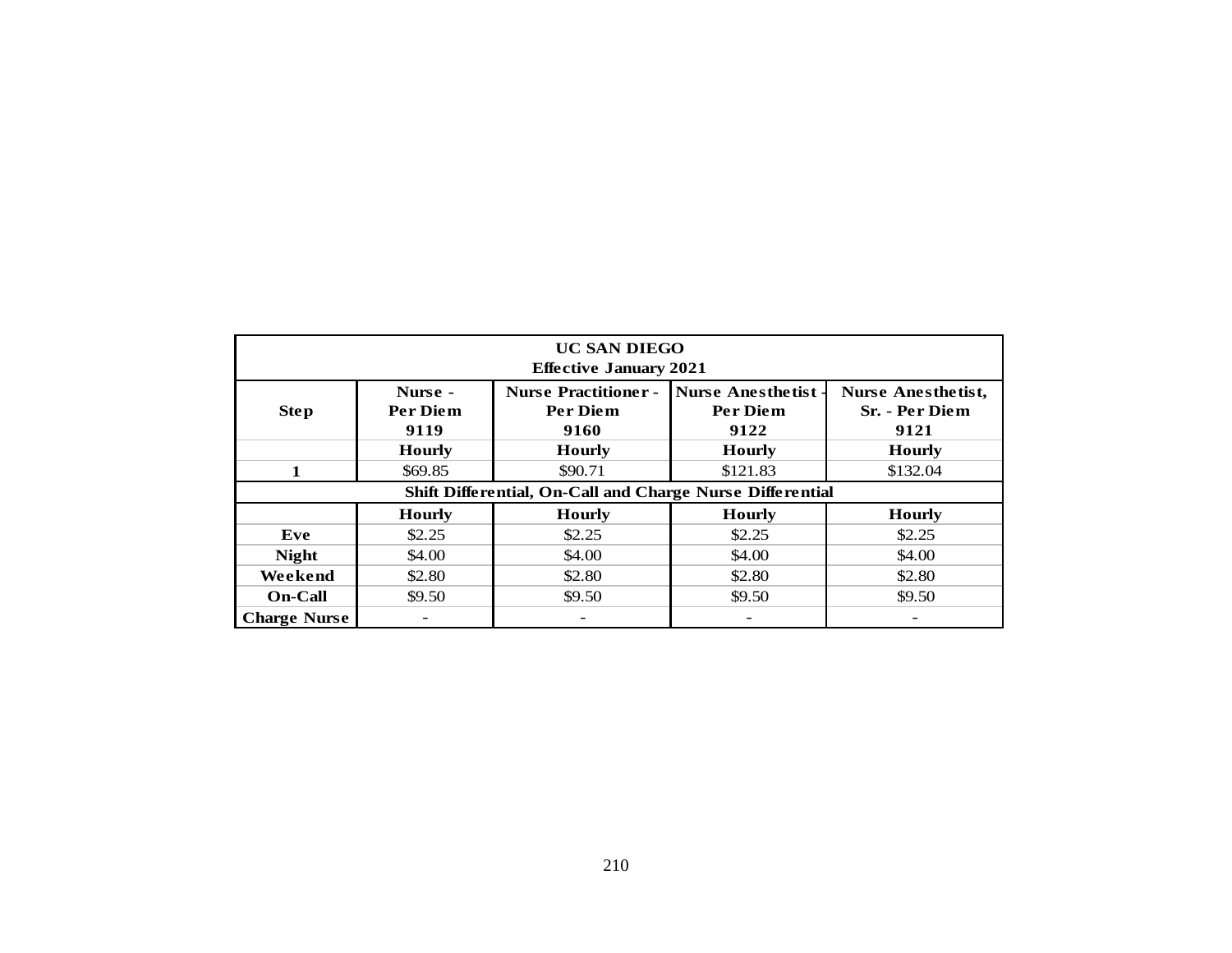| UC SAN DIEGO<br>Effective January 2021 | | | | |
|---|---|---|---|---|
| **Step** | **Nurse - Per Diem 9119** | **Nurse Practitioner - Per Diem 9160** | **Nurse Anesthetist - Per Diem 9122** | **Nurse Anesthetist, Sr. - Per Diem 9121** |
| | **Hourly** | **Hourly** | **Hourly** | **Hourly** |
| **1** | $69.85 | $90.71 | $121.83 | $132.04 |
| **Shift Differential, On-Call and Charge Nurse Differential** | | | | |
| | **Hourly** | **Hourly** | **Hourly** | **Hourly** |
| **Eve** | $2.25 | $2.25 | $2.25 | $2.25 |
| **Night** | $4.00 | $4.00 | $4.00 | $4.00 |
| **Weekend** | $2.80 | $2.80 | $2.80 | $2.80 |
| **On-Call** | $9.50 | $9.50 | $9.50 | $9.50 |
| **Charge Nurse** | - | - | - | - |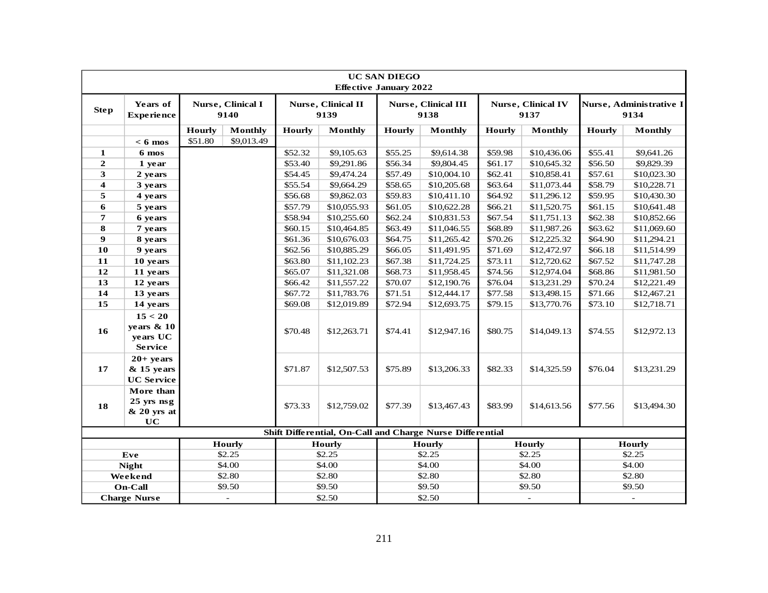| UC SAN DIEGO Effective January 2022 | | | | | | | | | | | |
|---|---|---|---|---|---|---|---|---|---|---|---|
| **Step** | **Years of Experience** | **Nurse, Clinical I 9140** | | **Nurse, Clinical II 9139** | | **Nurse, Clinical III 9138** | | **Nurse, Clinical IV 9137** | | **Nurse, Administrative I 9134** | |
| | | **Hourly** | **Monthly** | **Hourly** | **Monthly** | **Hourly** | **Monthly** | **Hourly** | **Monthly** | **Hourly** | **Monthly** |
| | **< 6 mos** | $51.80 | $9,013.49 | | | | | | | | |
| **1** | **6 mos** | | | $52.32 | $9,105.63 | $55.25 | $9,614.38 | $59.98 | $10,436.06 | $55.41 | $9,641.26 |
| **2** | **1 year** | | | $53.40 | $9,291.86 | $56.34 | $9,804.45 | $61.17 | $10,645.32 | $56.50 | $9,829.39 |
| **3** | **2 years** | | | $54.45 | $9,474.24 | $57.49 | $10,004.10 | $62.41 | $10,858.41 | $57.61 | $10,023.30 |
| **4** | **3 years** | | | $55.54 | $9,664.29 | $58.65 | $10,205.68 | $63.64 | $11,073.44 | $58.79 | $10,228.71 |
| **5** | **4 years** | | | $56.68 | $9,862.03 | $59.83 | $10,411.10 | $64.92 | $11,296.12 | $59.95 | $10,430.30 |
| **6** | **5 years** | | | $57.79 | $10,055.93 | $61.05 | $10,622.28 | $66.21 | $11,520.75 | $61.15 | $10,641.48 |
| **7** | **6 years** | | | $58.94 | $10,255.60 | $62.24 | $10,831.53 | $67.54 | $11,751.13 | $62.38 | $10,852.66 |
| **8** | **7 years** | | | $60.15 | $10,464.85 | $63.49 | $11,046.55 | $68.89 | $11,987.26 | $63.62 | $11,069.60 |
| **9** | **8 years** | | | $61.36 | $10,676.03 | $64.75 | $11,265.42 | $70.26 | $12,225.32 | $64.90 | $11,294.21 |
| **10** | **9 years** | | | $62.56 | $10,885.29 | $66.05 | $11,491.95 | $71.69 | $12,472.97 | $66.18 | $11,514.99 |
| **11** | **10 years** | | | $63.80 | $11,102.23 | $67.38 | $11,724.25 | $73.11 | $12,720.62 | $67.52 | $11,747.28 |
| **12** | **11 years** | | | $65.07 | $11,321.08 | $68.73 | $11,958.45 | $74.56 | $12,974.04 | $68.86 | $11,981.50 |
| **13** | **12 years** | | | $66.42 | $11,557.22 | $70.07 | $12,190.76 | $76.04 | $13,231.29 | $70.24 | $12,221.49 |
| **14** | **13 years** | | | $67.72 | $11,783.76 | $71.51 | $12,444.17 | $77.58 | $13,498.15 | $71.66 | $12,467.21 |
| **15** | **14 years** | | | $69.08 | $12,019.89 | $72.94 | $12,693.75 | $79.15 | $13,770.76 | $73.10 | $12,718.71 |
| **16** | **15 < 20 years & 10 years UC Service** | | | $70.48 | $12,263.71 | $74.41 | $12,947.16 | $80.75 | $14,049.13 | $74.55 | $12,972.13 |
| **17** | **20+ years & 15 years UC Service** | | | $71.87 | $12,507.53 | $75.89 | $13,206.33 | $82.33 | $14,325.59 | $76.04 | $13,231.29 |
| **18** | **More than 25 yrs nsg & 20 yrs at UC** | | | $73.33 | $12,759.02 | $77.39 | $13,467.43 | $83.99 | $14,613.56 | $77.56 | $13,494.30 |
| **Shift Differential, On-Call and Charge Nurse Differential** | | | | | | | | | | | |
| | | **Hourly** | | **Hourly** | | **Hourly** | | **Hourly** | | **Hourly** | |
| **Eve** | | $2.25 | | $2.25 | | $2.25 | | $2.25 | | $2.25 | |
| **Night** | | $4.00 | | $4.00 | | $4.00 | | $4.00 | | $4.00 | |
| **Weekend** | | $2.80 | | $2.80 | | $2.80 | | $2.80 | | $2.80 | |
| **On-Call** | | $9.50 | | $9.50 | | $9.50 | | $9.50 | | $9.50 | |
| **Charge Nurse** | | - | | $2.50 | | $2.50 | | - | | - | |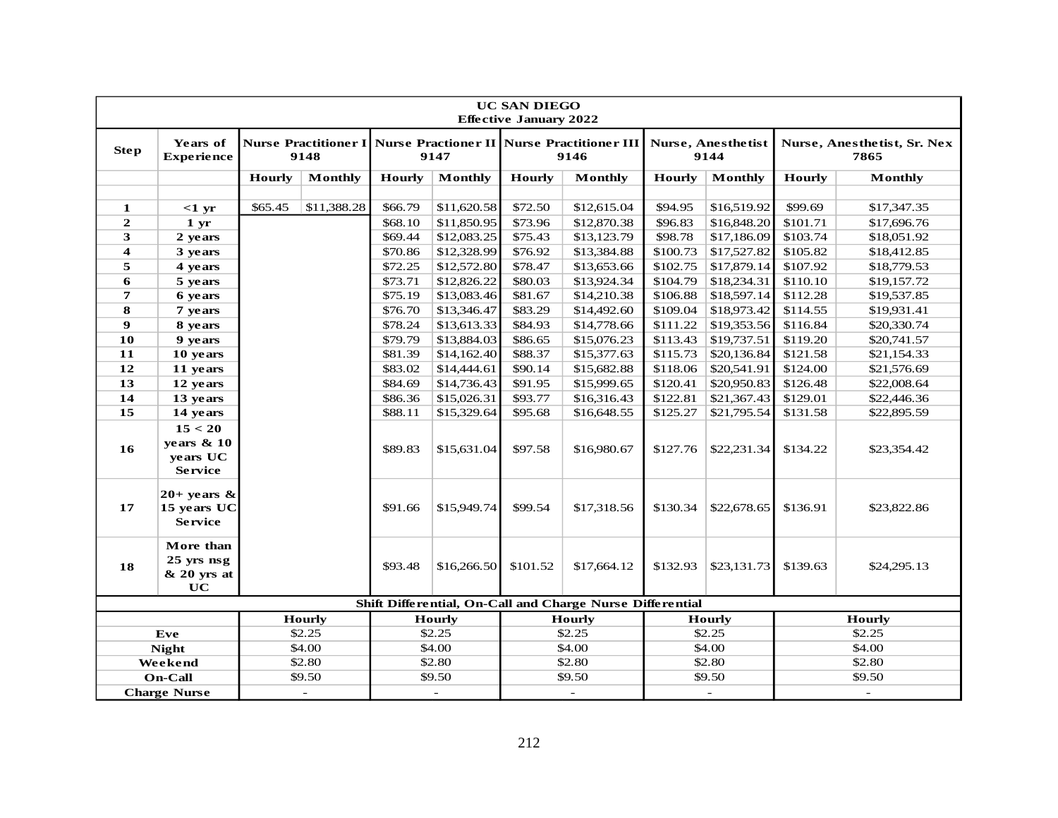| UC SAN DIEGO Effective January 2022 | | | | | | | | | | | |
|---|---|---|---|---|---|---|---|---|---|---|---|
| **Step** | **Years of Experience** | **Nurse Practitioner I 9148** | | **Nurse Practioner II 9147** | | **Nurse Practitioner III 9146** | | **Nurse, Anesthetist 9144** | | **Nurse, Anesthetist, Sr. Nex 7865** | |
| | | **Hourly** | **Monthly** | **Hourly** | **Monthly** | **Hourly** | **Monthly** | **Hourly** | **Monthly** | **Hourly** | **Monthly** |
| **1** | **<1 yr** | $65.45 | $11,388.28 | $66.79 | $11,620.58 | $72.50 | $12,615.04 | $94.95 | $16,519.92 | $99.69 | $17,347.35 |
| **2** | **1 yr** | | | $68.10 | $11,850.95 | $73.96 | $12,870.38 | $96.83 | $16,848.20 | $101.71 | $17,696.76 |
| **3** | **2 years** | | | $69.44 | $12,083.25 | $75.43 | $13,123.79 | $98.78 | $17,186.09 | $103.74 | $18,051.92 |
| **4** | **3 years** | | | $70.86 | $12,328.99 | $76.92 | $13,384.88 | $100.73 | $17,527.82 | $105.82 | $18,412.85 |
| **5** | **4 years** | | | $72.25 | $12,572.80 | $78.47 | $13,653.66 | $102.75 | $17,879.14 | $107.92 | $18,779.53 |
| **6** | **5 years** | | | $73.71 | $12,826.22 | $80.03 | $13,924.34 | $104.79 | $18,234.31 | $110.10 | $19,157.72 |
| **7** | **6 years** | | | $75.19 | $13,083.46 | $81.67 | $14,210.38 | $106.88 | $18,597.14 | $112.28 | $19,537.85 |
| **8** | **7 years** | | | $76.70 | $13,346.47 | $83.29 | $14,492.60 | $109.04 | $18,973.42 | $114.55 | $19,931.41 |
| **9** | **8 years** | | | $78.24 | $13,613.33 | $84.93 | $14,778.66 | $111.22 | $19,353.56 | $116.84 | $20,330.74 |
| **10** | **9 years** | | | $79.79 | $13,884.03 | $86.65 | $15,076.23 | $113.43 | $19,737.51 | $119.20 | $20,741.57 |
| **11** | **10 years** | | | $81.39 | $14,162.40 | $88.37 | $15,377.63 | $115.73 | $20,136.84 | $121.58 | $21,154.33 |
| **12** | **11 years** | | | $83.02 | $14,444.61 | $90.14 | $15,682.88 | $118.06 | $20,541.91 | $124.00 | $21,576.69 |
| **13** | **12 years** | | | $84.69 | $14,736.43 | $91.95 | $15,999.65 | $120.41 | $20,950.83 | $126.48 | $22,008.64 |
| **14** | **13 years** | | | $86.36 | $15,026.31 | $93.77 | $16,316.43 | $122.81 | $21,367.43 | $129.01 | $22,446.36 |
| **15** | **14 years** | | | $88.11 | $15,329.64 | $95.68 | $16,648.55 | $125.27 | $21,795.54 | $131.58 | $22,895.59 |
| **16** | **15 < 20 years & 10 years UC Service** | | | $89.83 | $15,631.04 | $97.58 | $16,980.67 | $127.76 | $22,231.34 | $134.22 | $23,354.42 |
| **17** | **20+ years & 15 years UC Service** | | | $91.66 | $15,949.74 | $99.54 | $17,318.56 | $130.34 | $22,678.65 | $136.91 | $23,822.86 |
| **18** | **More than 25 yrs nsg & 20 yrs at UC** | | | $93.48 | $16,266.50 | $101.52 | $17,664.12 | $132.93 | $23,131.73 | $139.63 | $24,295.13 |
| **Shift Differential, On-Call and Charge Nurse Differential** | | | | | | | | | | | |
| | | **Hourly** | | **Hourly** | | **Hourly** | | **Hourly** | | **Hourly** | |
| **Eve** | | $2.25 | | $2.25 | | $2.25 | | $2.25 | | $2.25 | |
| **Night** | | $4.00 | | $4.00 | | $4.00 | | $4.00 | | $4.00 | |
| **Weekend** | | $2.80 | | $2.80 | | $2.80 | | $2.80 | | $2.80 | |
| **On-Call** | | $9.50 | | $9.50 | | $9.50 | | $9.50 | | $9.50 | |
| **Charge Nurse** | | - | | - | | - | | - | | - | |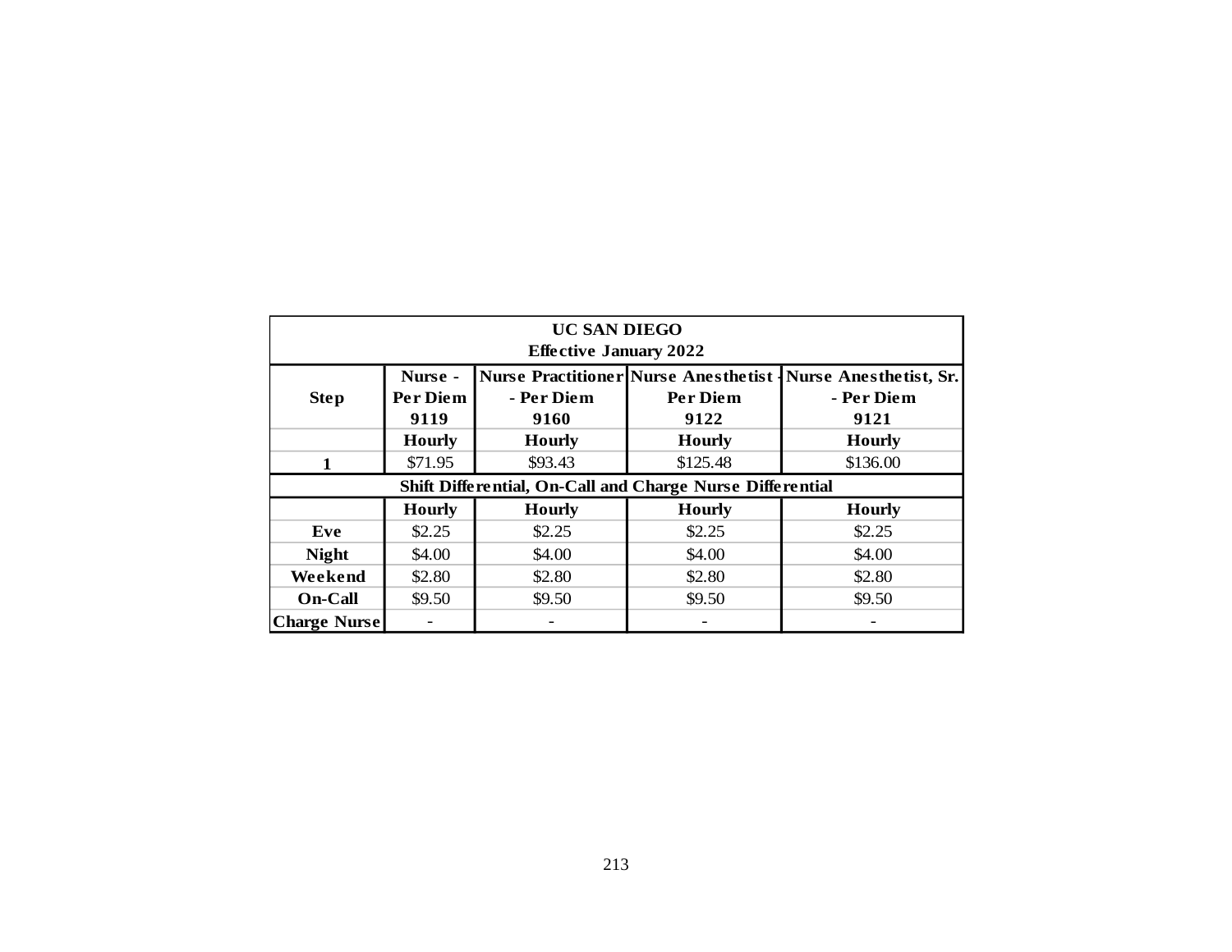| UC SAN DIEGO<br>Effective January 2022 | | | | |
|---|---|---|---|---|
| **Step** | **Nurse - Per Diem 9119** | **Nurse Practitioner - Per Diem 9160** | **Nurse Anesthetist - Per Diem 9122** | **Nurse Anesthetist, Sr. - Per Diem 9121** |
| | **Hourly** | **Hourly** | **Hourly** | **Hourly** |
| **1** | $71.95 | $93.43 | $125.48 | $136.00 |
| **Shift Differential, On-Call and Charge Nurse Differential** | | | | |
| | **Hourly** | **Hourly** | **Hourly** | **Hourly** |
| **Eve** | $2.25 | $2.25 | $2.25 | $2.25 |
| **Night** | $4.00 | $4.00 | $4.00 | $4.00 |
| **Weekend** | $2.80 | $2.80 | $2.80 | $2.80 |
| **On-Call** | $9.50 | $9.50 | $9.50 | $9.50 |
| **Charge Nurse** | - | - | - | - |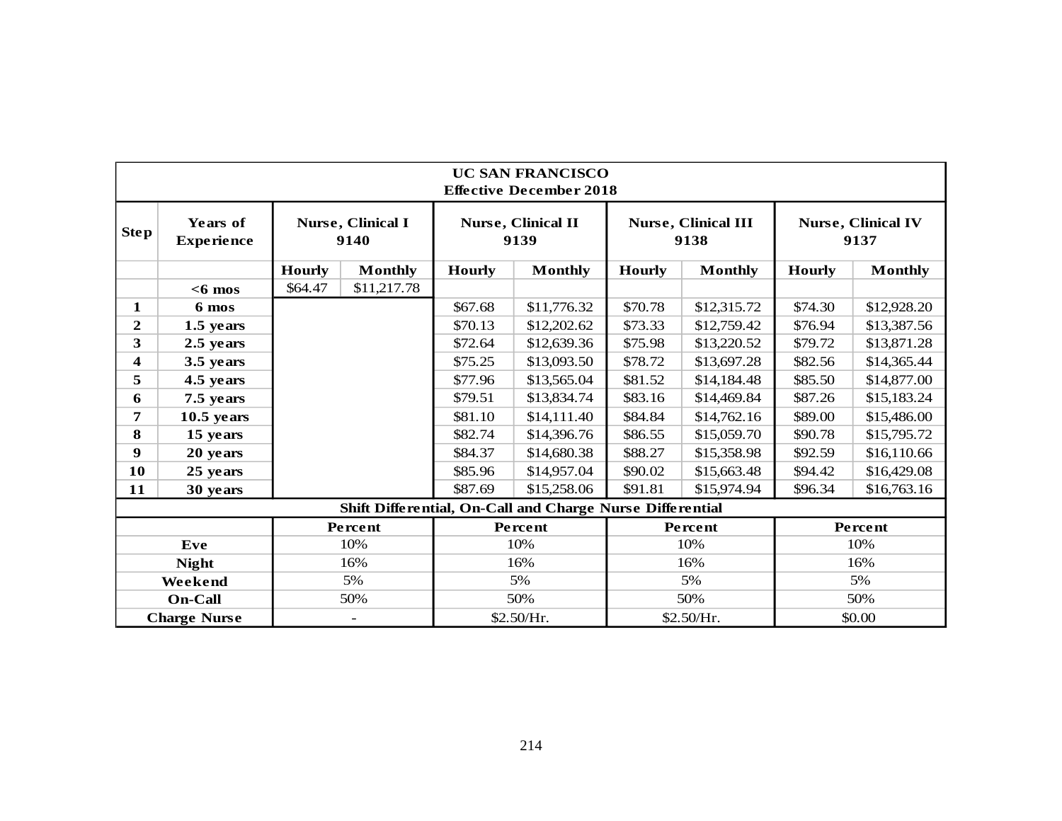| UC SAN FRANCISCO Effective December 2018 | | | | | | | | | |
|---|---|---|---|---|---|---|---|---|---|
| **Step** | **Years of Experience** | **Nurse, Clinical I 9140** | | **Nurse, Clinical II 9139** | | **Nurse, Clinical III 9138** | | **Nurse, Clinical IV 9137** | |
| | | **Hourly** | **Monthly** | **Hourly** | **Monthly** | **Hourly** | **Monthly** | **Hourly** | **Monthly** |
| | **<6 mos** | $64.47 | $11,217.78 | | | | | | |
| **1** | **6 mos** | | | $67.68 | $11,776.32 | $70.78 | $12,315.72 | $74.30 | $12,928.20 |
| **2** | **1.5 years** | | | $70.13 | $12,202.62 | $73.33 | $12,759.42 | $76.94 | $13,387.56 |
| **3** | **2.5 years** | | | $72.64 | $12,639.36 | $75.98 | $13,220.52 | $79.72 | $13,871.28 |
| **4** | **3.5 years** | | | $75.25 | $13,093.50 | $78.72 | $13,697.28 | $82.56 | $14,365.44 |
| **5** | **4.5 years** | | | $77.96 | $13,565.04 | $81.52 | $14,184.48 | $85.50 | $14,877.00 |
| **6** | **7.5 years** | | | $79.51 | $13,834.74 | $83.16 | $14,469.84 | $87.26 | $15,183.24 |
| **7** | **10.5 years** | | | $81.10 | $14,111.40 | $84.84 | $14,762.16 | $89.00 | $15,486.00 |
| **8** | **15 years** | | | $82.74 | $14,396.76 | $86.55 | $15,059.70 | $90.78 | $15,795.72 |
| **9** | **20 years** | | | $84.37 | $14,680.38 | $88.27 | $15,358.98 | $92.59 | $16,110.66 |
| **10** | **25 years** | | | $85.96 | $14,957.04 | $90.02 | $15,663.48 | $94.42 | $16,429.08 |
| **11** | **30 years** | | | $87.69 | $15,258.06 | $91.81 | $15,974.94 | $96.34 | $16,763.16 |

| Shift Differential, On-Call and Charge Nurse Differential | | | | |
|---|---|---|---|---|
| | **Percent** | **Percent** | **Percent** | **Percent** |
| **Eve** | 10% | 10% | 10% | 10% |
| **Night** | 16% | 16% | 16% | 16% |
| **Weekend** | 5% | 5% | 5% | 5% |
| **On-Call** | 50% | 50% | 50% | 50% |
| **Charge Nurse** | - | $2.50/Hr. | $2.50/Hr. | $0.00 |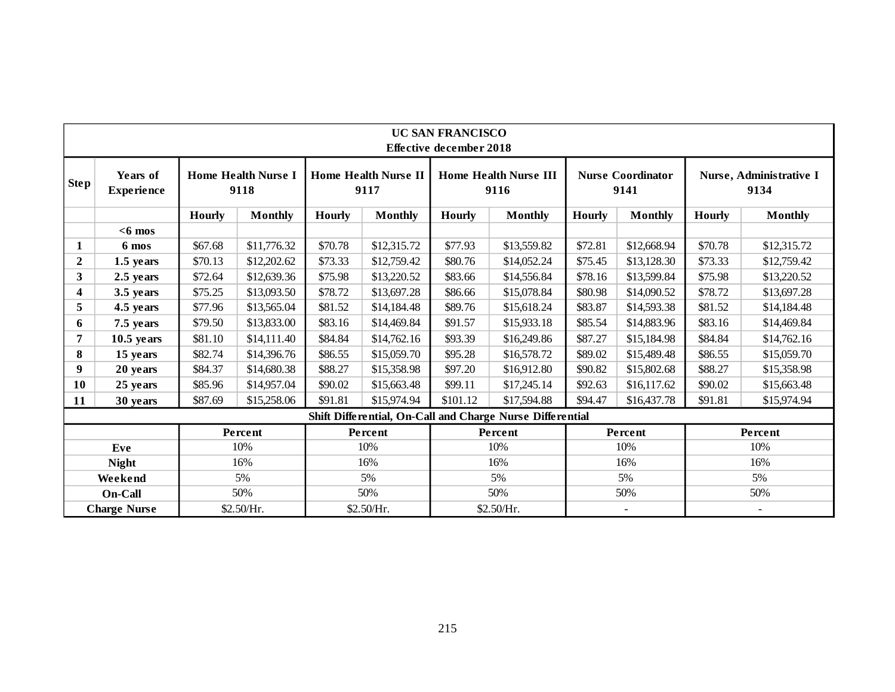| UC SAN FRANCISCO<br>Effective december 2018 | | | | | | | | | | | |
|---|---|---|---|---|---|---|---|---|---|---|---|
| **Step** | **Years of Experience** | **Home Health Nurse I 9118** | | **Home Health Nurse II 9117** | | **Home Health Nurse III 9116** | | **Nurse Coordinator 9141** | | **Nurse, Administrative I 9134** | |
| | | **Hourly** | **Monthly** | **Hourly** | **Monthly** | **Hourly** | **Monthly** | **Hourly** | **Monthly** | **Hourly** | **Monthly** |
| | **<6 mos** | | | | | | | | | | |
| **1** | **6 mos** | $67.68 | $11,776.32 | $70.78 | $12,315.72 | $77.93 | $13,559.82 | $72.81 | $12,668.94 | $70.78 | $12,315.72 |
| **2** | **1.5 years** | $70.13 | $12,202.62 | $73.33 | $12,759.42 | $80.76 | $14,052.24 | $75.45 | $13,128.30 | $73.33 | $12,759.42 |
| **3** | **2.5 years** | $72.64 | $12,639.36 | $75.98 | $13,220.52 | $83.66 | $14,556.84 | $78.16 | $13,599.84 | $75.98 | $13,220.52 |
| **4** | **3.5 years** | $75.25 | $13,093.50 | $78.72 | $13,697.28 | $86.66 | $15,078.84 | $80.98 | $14,090.52 | $78.72 | $13,697.28 |
| **5** | **4.5 years** | $77.96 | $13,565.04 | $81.52 | $14,184.48 | $89.76 | $15,618.24 | $83.87 | $14,593.38 | $81.52 | $14,184.48 |
| **6** | **7.5 years** | $79.50 | $13,833.00 | $83.16 | $14,469.84 | $91.57 | $15,933.18 | $85.54 | $14,883.96 | $83.16 | $14,469.84 |
| **7** | **10.5 years** | $81.10 | $14,111.40 | $84.84 | $14,762.16 | $93.39 | $16,249.86 | $87.27 | $15,184.98 | $84.84 | $14,762.16 |
| **8** | **15 years** | $82.74 | $14,396.76 | $86.55 | $15,059.70 | $95.28 | $16,578.72 | $89.02 | $15,489.48 | $86.55 | $15,059.70 |
| **9** | **20 years** | $84.37 | $14,680.38 | $88.27 | $15,358.98 | $97.20 | $16,912.80 | $90.82 | $15,802.68 | $88.27 | $15,358.98 |
| **10** | **25 years** | $85.96 | $14,957.04 | $90.02 | $15,663.48 | $99.11 | $17,245.14 | $92.63 | $16,117.62 | $90.02 | $15,663.48 |
| **11** | **30 years** | $87.69 | $15,258.06 | $91.81 | $15,974.94 | $101.12 | $17,594.88 | $94.47 | $16,437.78 | $91.81 | $15,974.94 |
| **Shift Differential, On-Call and Charge Nurse Differential** | | | | | | | | | | | |
| | | **Percent** | | **Percent** | | **Percent** | | **Percent** | | **Percent** | |
| **Eve** | | 10% | | 10% | | 10% | | 10% | | 10% | |
| **Night** | | 16% | | 16% | | 16% | | 16% | | 16% | |
| **Weekend** | | 5% | | 5% | | 5% | | 5% | | 5% | |
| **On-Call** | | 50% | | 50% | | 50% | | 50% | | 50% | |
| **Charge Nurse** | | $2.50/Hr. | | $2.50/Hr. | | $2.50/Hr. | | - | | - | |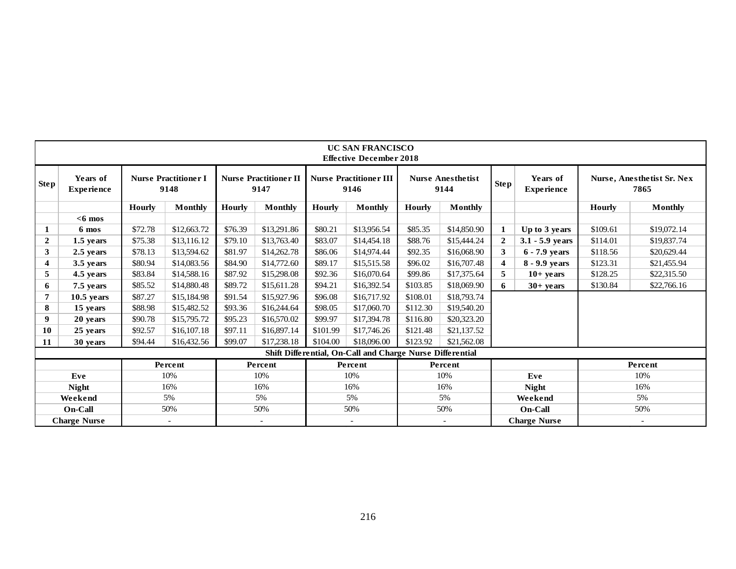**UC SAN FRANCISCO**
**Effective December 2018**

| Step | Years of Experience | Nurse Practitioner I 9148 | | Nurse Practitioner II 9147 | | Nurse Practitioner III 9146 | | Nurse Anesthetist 9144 | | Step | Years of Experience | Nurse, Anesthetist Sr. Nex 7865 | |
|---|---|---|---|---|---|---|---|---|---|---|---|---|---|
| | | Hourly | Monthly | Hourly | Monthly | Hourly | Monthly | Hourly | Monthly | | | Hourly | Monthly |
| | <6 mos | | | | | | | | | | | | |
| 1 | 6 mos | $72.78 | $12,663.72 | $76.39 | $13,291.86 | $80.21 | $13,956.54 | $85.35 | $14,850.90 | 1 | Up to 3 years | $109.61 | $19,072.14 |
| 2 | 1.5 years | $75.38 | $13,116.12 | $79.10 | $13,763.40 | $83.07 | $14,454.18 | $88.76 | $15,444.24 | 2 | 3.1 - 5.9 years | $114.01 | $19,837.74 |
| 3 | 2.5 years | $78.13 | $13,594.62 | $81.97 | $14,262.78 | $86.06 | $14,974.44 | $92.35 | $16,068.90 | 3 | 6 - 7.9 years | $118.56 | $20,629.44 |
| 4 | 3.5 years | $80.94 | $14,083.56 | $84.90 | $14,772.60 | $89.17 | $15,515.58 | $96.02 | $16,707.48 | 4 | 8 - 9.9 years | $123.31 | $21,455.94 |
| 5 | 4.5 years | $83.84 | $14,588.16 | $87.92 | $15,298.08 | $92.36 | $16,070.64 | $99.86 | $17,375.64 | 5 | 10+ years | $128.25 | $22,315.50 |
| 6 | 7.5 years | $85.52 | $14,880.48 | $89.72 | $15,611.28 | $94.21 | $16,392.54 | $103.85 | $18,069.90 | 6 | 30+ years | $130.84 | $22,766.16 |
| 7 | 10.5 years | $87.27 | $15,184.98 | $91.54 | $15,927.96 | $96.08 | $16,717.92 | $108.01 | $18,793.74 | | | | |
| 8 | 15 years | $88.98 | $15,482.52 | $93.36 | $16,244.64 | $98.05 | $17,060.70 | $112.30 | $19,540.20 | | | | |
| 9 | 20 years | $90.78 | $15,795.72 | $95.23 | $16,570.02 | $99.97 | $17,394.78 | $116.80 | $20,323.20 | | | | |
| 10 | 25 years | $92.57 | $16,107.18 | $97.11 | $16,897.14 | $101.99 | $17,746.26 | $121.48 | $21,137.52 | | | | |
| 11 | 30 years | $94.44 | $16,432.56 | $99.07 | $17,238.18 | $104.00 | $18,096.00 | $123.92 | $21,562.08 | | | | |

**Shift Differential, On-Call and Charge Nurse Differential**

| | Percent | Percent | Percent | Percent | | Percent |
|---|---|---|---|---|---|---|
| Eve | 10% | 10% | 10% | 10% | Eve | 10% |
| Night | 16% | 16% | 16% | 16% | Night | 16% |
| Weekend | 5% | 5% | 5% | 5% | Weekend | 5% |
| On-Call | 50% | 50% | 50% | 50% | On-Call | 50% |
| Charge Nurse | - | - | - | - | Charge Nurse | - |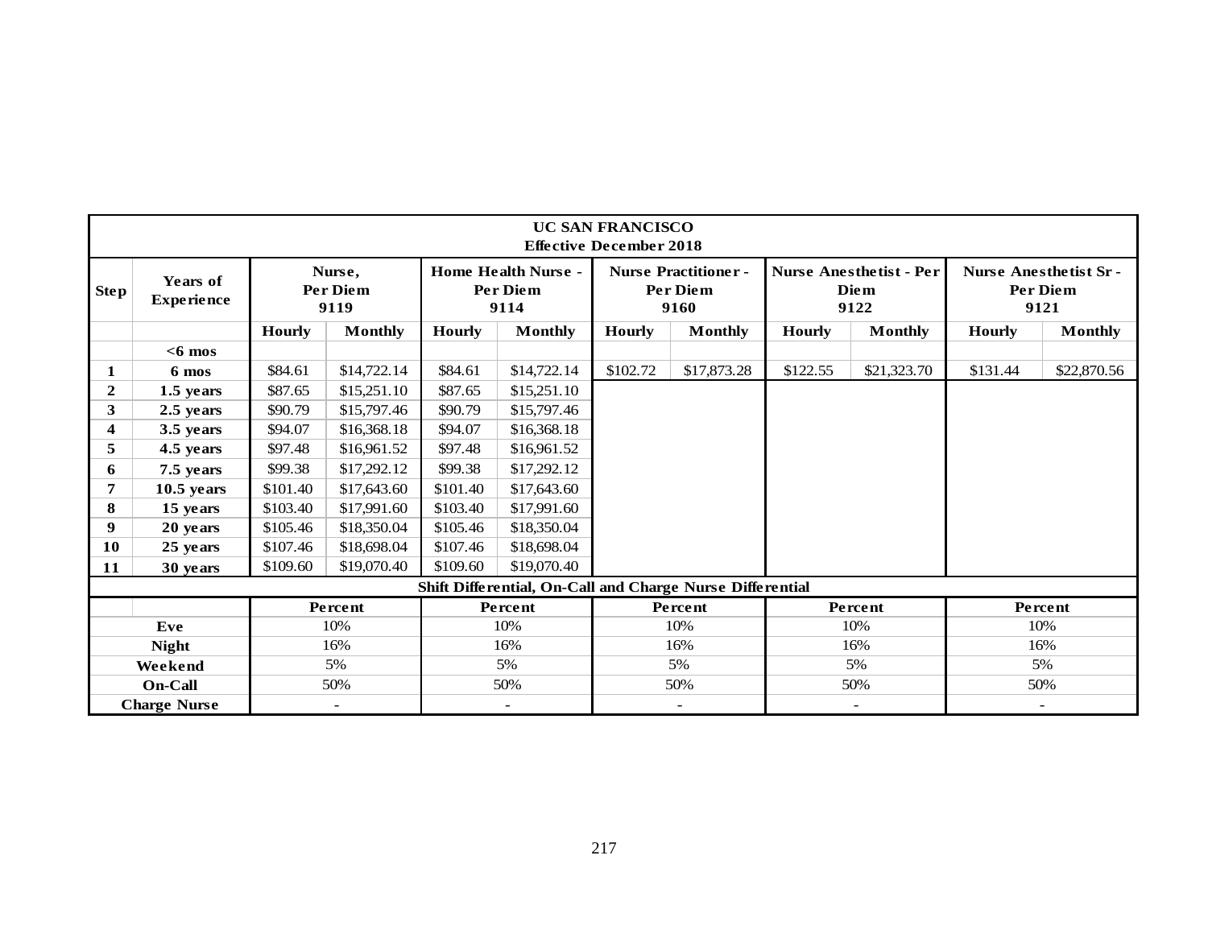| UC SAN FRANCISCO<br>Effective December 2018 | | | | | | | | | | | |
|---|---|---|---|---|---|---|---|---|---|---|---|
| Step | Years of Experience | Nurse, Per Diem 9119 | | Home Health Nurse - Per Diem 9114 | | Nurse Practitioner - Per Diem 9160 | | Nurse Anesthetist - Per Diem 9122 | | Nurse Anesthetist Sr - Per Diem 9121 | |
| | | Hourly | Monthly | Hourly | Monthly | Hourly | Monthly | Hourly | Monthly | Hourly | Monthly |
| | <6 mos | | | | | | | | | | |
| 1 | 6 mos | $84.61 | $14,722.14 | $84.61 | $14,722.14 | $102.72 | $17,873.28 | $122.55 | $21,323.70 | $131.44 | $22,870.56 |
| 2 | 1.5 years | $87.65 | $15,251.10 | $87.65 | $15,251.10 | | | | | | |
| 3 | 2.5 years | $90.79 | $15,797.46 | $90.79 | $15,797.46 | | | | | | |
| 4 | 3.5 years | $94.07 | $16,368.18 | $94.07 | $16,368.18 | | | | | | |
| 5 | 4.5 years | $97.48 | $16,961.52 | $97.48 | $16,961.52 | | | | | | |
| 6 | 7.5 years | $99.38 | $17,292.12 | $99.38 | $17,292.12 | | | | | | |
| 7 | 10.5 years | $101.40 | $17,643.60 | $101.40 | $17,643.60 | | | | | | |
| 8 | 15 years | $103.40 | $17,991.60 | $103.40 | $17,991.60 | | | | | | |
| 9 | 20 years | $105.46 | $18,350.04 | $105.46 | $18,350.04 | | | | | | |
| 10 | 25 years | $107.46 | $18,698.04 | $107.46 | $18,698.04 | | | | | | |
| 11 | 30 years | $109.60 | $19,070.40 | $109.60 | $19,070.40 | | | | | | |

**Shift Differential, On-Call and Charge Nurse Differential**

| | Nurse, Per Diem 9119 | Home Health Nurse - Per Diem 9114 | Nurse Practitioner - Per Diem 9160 | Nurse Anesthetist - Per Diem 9122 | Nurse Anesthetist Sr - Per Diem 9121 |
|---|---|---|---|---|---|
| | Percent | Percent | Percent | Percent | Percent |
| Eve | 10% | 10% | 10% | 10% | 10% |
| Night | 16% | 16% | 16% | 16% | 16% |
| Weekend | 5% | 5% | 5% | 5% | 5% |
| On-Call | 50% | 50% | 50% | 50% | 50% |
| Charge Nurse | - | - | - | - | - |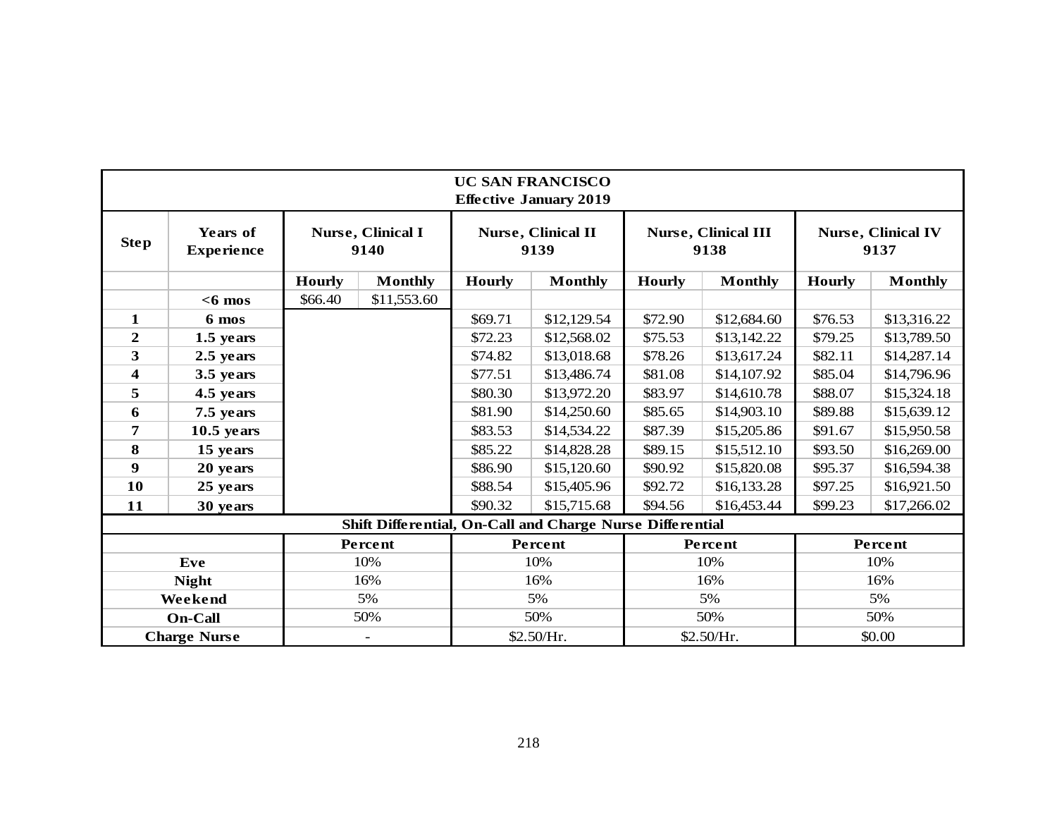| UC SAN FRANCISCO Effective January 2019 | | | | | | | | | |
|---|---|---|---|---|---|---|---|---|---|
| **Step** | **Years of Experience** | **Nurse, Clinical I 9140** | | **Nurse, Clinical II 9139** | | **Nurse, Clinical III 9138** | | **Nurse, Clinical IV 9137** | |
| | | **Hourly** | **Monthly** | **Hourly** | **Monthly** | **Hourly** | **Monthly** | **Hourly** | **Monthly** |
| | **<6 mos** | $66.40 | $11,553.60 | | | | | | |
| **1** | **6 mos** | | | $69.71 | $12,129.54 | $72.90 | $12,684.60 | $76.53 | $13,316.22 |
| **2** | **1.5 years** | | | $72.23 | $12,568.02 | $75.53 | $13,142.22 | $79.25 | $13,789.50 |
| **3** | **2.5 years** | | | $74.82 | $13,018.68 | $78.26 | $13,617.24 | $82.11 | $14,287.14 |
| **4** | **3.5 years** | | | $77.51 | $13,486.74 | $81.08 | $14,107.92 | $85.04 | $14,796.96 |
| **5** | **4.5 years** | | | $80.30 | $13,972.20 | $83.97 | $14,610.78 | $88.07 | $15,324.18 |
| **6** | **7.5 years** | | | $81.90 | $14,250.60 | $85.65 | $14,903.10 | $89.88 | $15,639.12 |
| **7** | **10.5 years** | | | $83.53 | $14,534.22 | $87.39 | $15,205.86 | $91.67 | $15,950.58 |
| **8** | **15 years** | | | $85.22 | $14,828.28 | $89.15 | $15,512.10 | $93.50 | $16,269.00 |
| **9** | **20 years** | | | $86.90 | $15,120.60 | $90.92 | $15,820.08 | $95.37 | $16,594.38 |
| **10** | **25 years** | | | $88.54 | $15,405.96 | $92.72 | $16,133.28 | $97.25 | $16,921.50 |
| **11** | **30 years** | | | $90.32 | $15,715.68 | $94.56 | $16,453.44 | $99.23 | $17,266.02 |

**Shift Differential, On-Call and Charge Nurse Differential**

| | **Percent** | **Percent** | **Percent** | **Percent** |
|---|---|---|---|---|
| **Eve** | 10% | 10% | 10% | 10% |
| **Night** | 16% | 16% | 16% | 16% |
| **Weekend** | 5% | 5% | 5% | 5% |
| **On-Call** | 50% | 50% | 50% | 50% |
| **Charge Nurse** | - | $2.50/Hr. | $2.50/Hr. | $0.00 |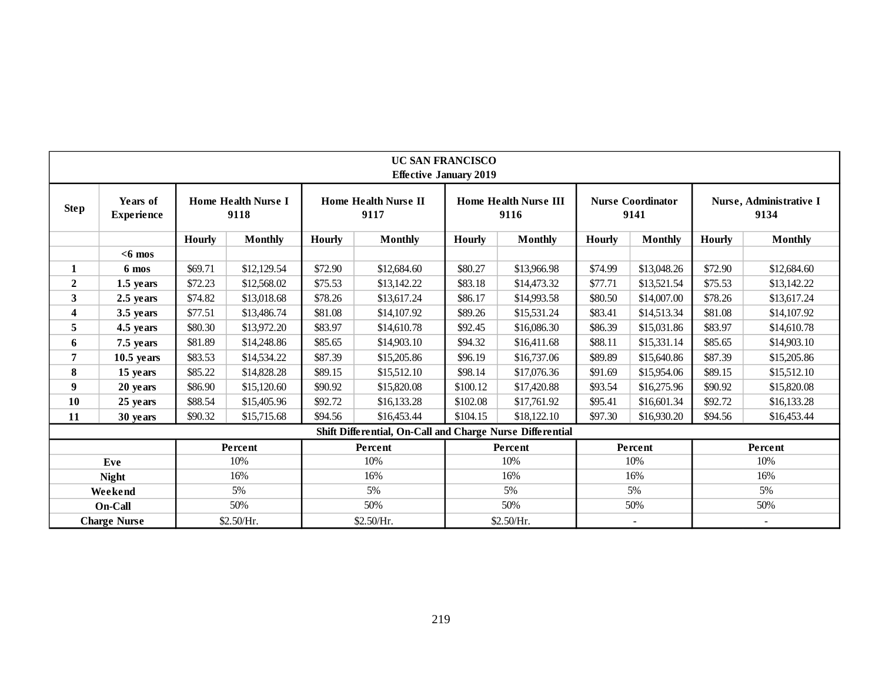| UC SAN FRANCISCO Effective January 2019 | | | | | | | | | | | |
|---|---|---|---|---|---|---|---|---|---|---|---|
| **Step** | **Years of Experience** | **Home Health Nurse I 9118** | | **Home Health Nurse II 9117** | | **Home Health Nurse III 9116** | | **Nurse Coordinator 9141** | | **Nurse, Administrative I 9134** | |
| | | **Hourly** | **Monthly** | **Hourly** | **Monthly** | **Hourly** | **Monthly** | **Hourly** | **Monthly** | **Hourly** | **Monthly** |
| | **<6 mos** | | | | | | | | | | |
| **1** | **6 mos** | $69.71 | $12,129.54 | $72.90 | $12,684.60 | $80.27 | $13,966.98 | $74.99 | $13,048.26 | $72.90 | $12,684.60 |
| **2** | **1.5 years** | $72.23 | $12,568.02 | $75.53 | $13,142.22 | $83.18 | $14,473.32 | $77.71 | $13,521.54 | $75.53 | $13,142.22 |
| **3** | **2.5 years** | $74.82 | $13,018.68 | $78.26 | $13,617.24 | $86.17 | $14,993.58 | $80.50 | $14,007.00 | $78.26 | $13,617.24 |
| **4** | **3.5 years** | $77.51 | $13,486.74 | $81.08 | $14,107.92 | $89.26 | $15,531.24 | $83.41 | $14,513.34 | $81.08 | $14,107.92 |
| **5** | **4.5 years** | $80.30 | $13,972.20 | $83.97 | $14,610.78 | $92.45 | $16,086.30 | $86.39 | $15,031.86 | $83.97 | $14,610.78 |
| **6** | **7.5 years** | $81.89 | $14,248.86 | $85.65 | $14,903.10 | $94.32 | $16,411.68 | $88.11 | $15,331.14 | $85.65 | $14,903.10 |
| **7** | **10.5 years** | $83.53 | $14,534.22 | $87.39 | $15,205.86 | $96.19 | $16,737.06 | $89.89 | $15,640.86 | $87.39 | $15,205.86 |
| **8** | **15 years** | $85.22 | $14,828.28 | $89.15 | $15,512.10 | $98.14 | $17,076.36 | $91.69 | $15,954.06 | $89.15 | $15,512.10 |
| **9** | **20 years** | $86.90 | $15,120.60 | $90.92 | $15,820.08 | $100.12 | $17,420.88 | $93.54 | $16,275.96 | $90.92 | $15,820.08 |
| **10** | **25 years** | $88.54 | $15,405.96 | $92.72 | $16,133.28 | $102.08 | $17,761.92 | $95.41 | $16,601.34 | $92.72 | $16,133.28 |
| **11** | **30 years** | $90.32 | $15,715.68 | $94.56 | $16,453.44 | $104.15 | $18,122.10 | $97.30 | $16,930.20 | $94.56 | $16,453.44 |
| **Shift Differential, On-Call and Charge Nurse Differential** | | | | | | | | | | | |
| | | **Percent** | | **Percent** | | **Percent** | | **Percent** | | **Percent** | |
| **Eve** | | 10% | | 10% | | 10% | | 10% | | 10% | |
| **Night** | | 16% | | 16% | | 16% | | 16% | | 16% | |
| **Weekend** | | 5% | | 5% | | 5% | | 5% | | 5% | |
| **On-Call** | | 50% | | 50% | | 50% | | 50% | | 50% | |
| **Charge Nurse** | | $2.50/Hr. | | $2.50/Hr. | | $2.50/Hr. | | - | | - | |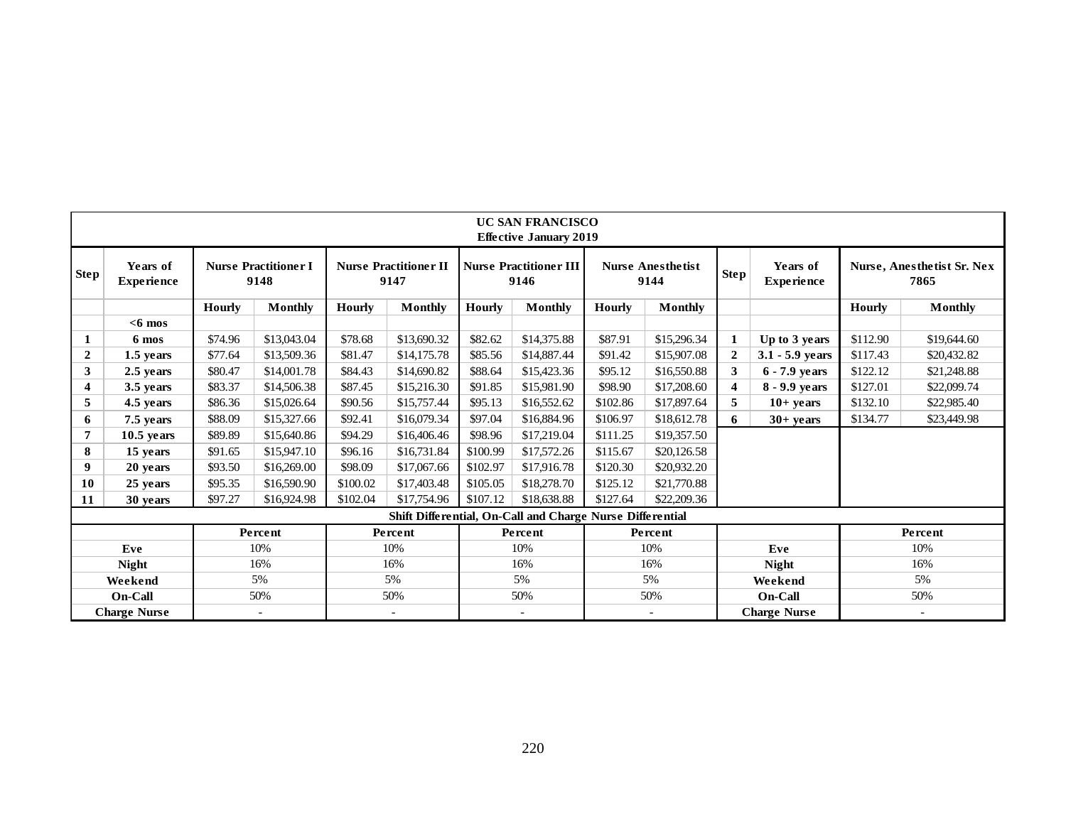**UC SAN FRANCISCO**
**Effective January 2019**

| Step | Years of Experience | Nurse Practitioner I 9148 | | Nurse Practitioner II 9147 | | Nurse Practitioner III 9146 | | Nurse Anesthetist 9144 | | Step | Years of Experience | Nurse, Anesthetist Sr. Nex 7865 | |
|---|---|---|---|---|---|---|---|---|---|---|---|---|---|
| | | Hourly | Monthly | Hourly | Monthly | Hourly | Monthly | Hourly | Monthly | | | Hourly | Monthly |
| | <6 mos | | | | | | | | | | | | |
| 1 | 6 mos | $74.96 | $13,043.04 | $78.68 | $13,690.32 | $82.62 | $14,375.88 | $87.91 | $15,296.34 | 1 | Up to 3 years | $112.90 | $19,644.60 |
| 2 | 1.5 years | $77.64 | $13,509.36 | $81.47 | $14,175.78 | $85.56 | $14,887.44 | $91.42 | $15,907.08 | 2 | 3.1 - 5.9 years | $117.43 | $20,432.82 |
| 3 | 2.5 years | $80.47 | $14,001.78 | $84.43 | $14,690.82 | $88.64 | $15,423.36 | $95.12 | $16,550.88 | 3 | 6 - 7.9 years | $122.12 | $21,248.88 |
| 4 | 3.5 years | $83.37 | $14,506.38 | $87.45 | $15,216.30 | $91.85 | $15,981.90 | $98.90 | $17,208.60 | 4 | 8 - 9.9 years | $127.01 | $22,099.74 |
| 5 | 4.5 years | $86.36 | $15,026.64 | $90.56 | $15,757.44 | $95.13 | $16,552.62 | $102.86 | $17,897.64 | 5 | 10+ years | $132.10 | $22,985.40 |
| 6 | 7.5 years | $88.09 | $15,327.66 | $92.41 | $16,079.34 | $97.04 | $16,884.96 | $106.97 | $18,612.78 | 6 | 30+ years | $134.77 | $23,449.98 |
| 7 | 10.5 years | $89.89 | $15,640.86 | $94.29 | $16,406.46 | $98.96 | $17,219.04 | $111.25 | $19,357.50 | | | | |
| 8 | 15 years | $91.65 | $15,947.10 | $96.16 | $16,731.84 | $100.99 | $17,572.26 | $115.67 | $20,126.58 | | | | |
| 9 | 20 years | $93.50 | $16,269.00 | $98.09 | $17,067.66 | $102.97 | $17,916.78 | $120.30 | $20,932.20 | | | | |
| 10 | 25 years | $95.35 | $16,590.90 | $100.02 | $17,403.48 | $105.05 | $18,278.70 | $125.12 | $21,770.88 | | | | |
| 11 | 30 years | $97.27 | $16,924.98 | $102.04 | $17,754.96 | $107.12 | $18,638.88 | $127.64 | $22,209.36 | | | | |

**Shift Differential, On-Call and Charge Nurse Differential**

| | Nurse Practitioner I 9148 | Nurse Practitioner II 9147 | Nurse Practitioner III 9146 | Nurse Anesthetist 9144 | | Nurse, Anesthetist Sr. Nex 7865 |
|---|---|---|---|---|---|---|
| | Percent | Percent | Percent | Percent | | Percent |
| Eve | 10% | 10% | 10% | 10% | Eve | 10% |
| Night | 16% | 16% | 16% | 16% | Night | 16% |
| Weekend | 5% | 5% | 5% | 5% | Weekend | 5% |
| On-Call | 50% | 50% | 50% | 50% | On-Call | 50% |
| Charge Nurse | - | - | - | - | Charge Nurse | - |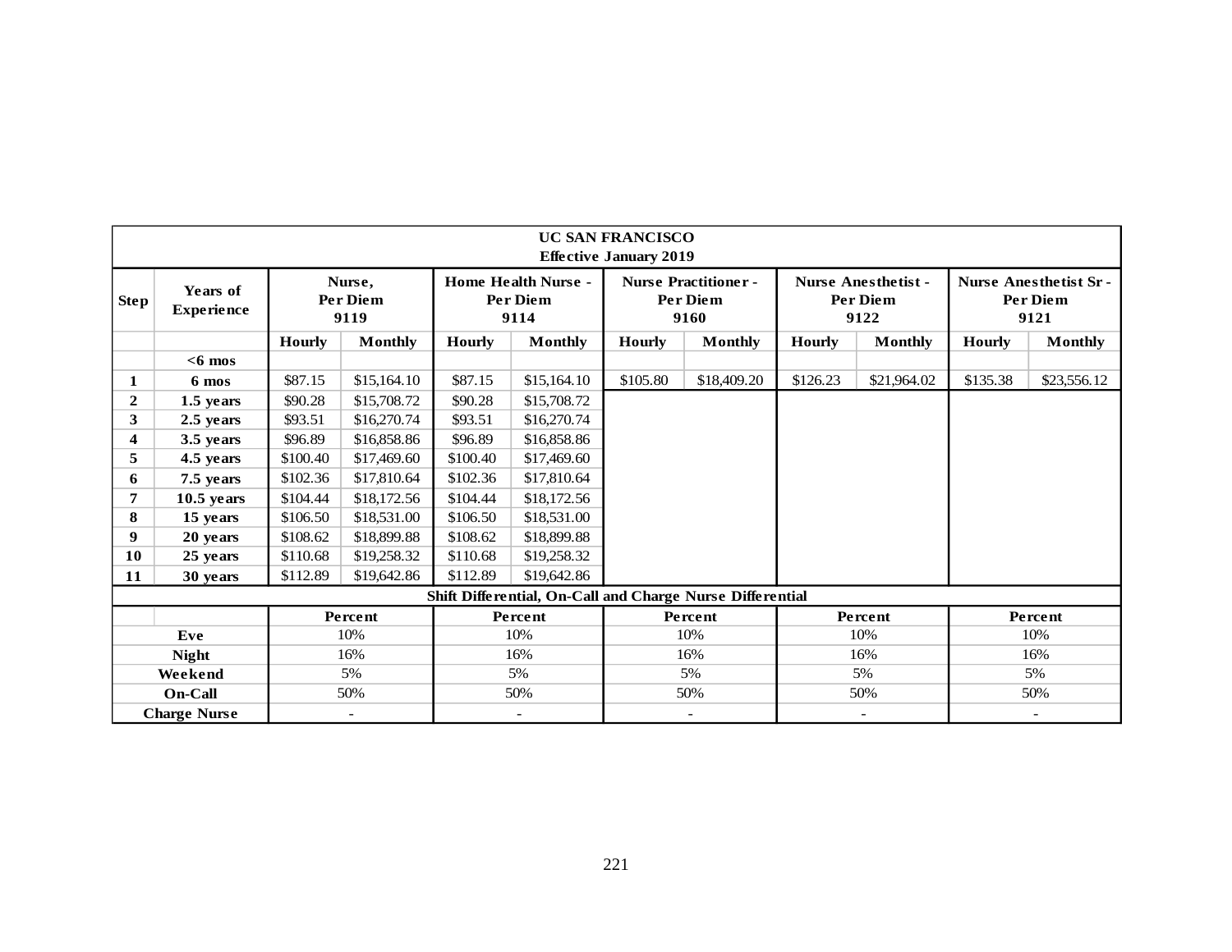| UC SAN FRANCISCO<br>Effective January 2019 | | | | | | | | | | | |
|---|---|---|---|---|---|---|---|---|---|---|---|
| **Step** | **Years of Experience** | **Nurse, Per Diem 9119** | | **Home Health Nurse - Per Diem 9114** | | **Nurse Practitioner - Per Diem 9160** | | **Nurse Anesthetist - Per Diem 9122** | | **Nurse Anesthetist Sr - Per Diem 9121** | |
| | | **Hourly** | **Monthly** | **Hourly** | **Monthly** | **Hourly** | **Monthly** | **Hourly** | **Monthly** | **Hourly** | **Monthly** |
| | **<6 mos** | | | | | | | | | | |
| **1** | **6 mos** | $87.15 | $15,164.10 | $87.15 | $15,164.10 | $105.80 | $18,409.20 | $126.23 | $21,964.02 | $135.38 | $23,556.12 |
| **2** | **1.5 years** | $90.28 | $15,708.72 | $90.28 | $15,708.72 | | | | | | |
| **3** | **2.5 years** | $93.51 | $16,270.74 | $93.51 | $16,270.74 | | | | | | |
| **4** | **3.5 years** | $96.89 | $16,858.86 | $96.89 | $16,858.86 | | | | | | |
| **5** | **4.5 years** | $100.40 | $17,469.60 | $100.40 | $17,469.60 | | | | | | |
| **6** | **7.5 years** | $102.36 | $17,810.64 | $102.36 | $17,810.64 | | | | | | |
| **7** | **10.5 years** | $104.44 | $18,172.56 | $104.44 | $18,172.56 | | | | | | |
| **8** | **15 years** | $106.50 | $18,531.00 | $106.50 | $18,531.00 | | | | | | |
| **9** | **20 years** | $108.62 | $18,899.88 | $108.62 | $18,899.88 | | | | | | |
| **10** | **25 years** | $110.68 | $19,258.32 | $110.68 | $19,258.32 | | | | | | |
| **11** | **30 years** | $112.89 | $19,642.86 | $112.89 | $19,642.86 | | | | | | |
| **Shift Differential, On-Call and Charge Nurse Differential** | | | | | | | | | | | |
| | | **Percent** | | **Percent** | | **Percent** | | **Percent** | | **Percent** | |
| **Eve** | | 10% | | 10% | | 10% | | 10% | | 10% | |
| **Night** | | 16% | | 16% | | 16% | | 16% | | 16% | |
| **Weekend** | | 5% | | 5% | | 5% | | 5% | | 5% | |
| **On-Call** | | 50% | | 50% | | 50% | | 50% | | 50% | |
| **Charge Nurse** | | - | | - | | - | | - | | - | |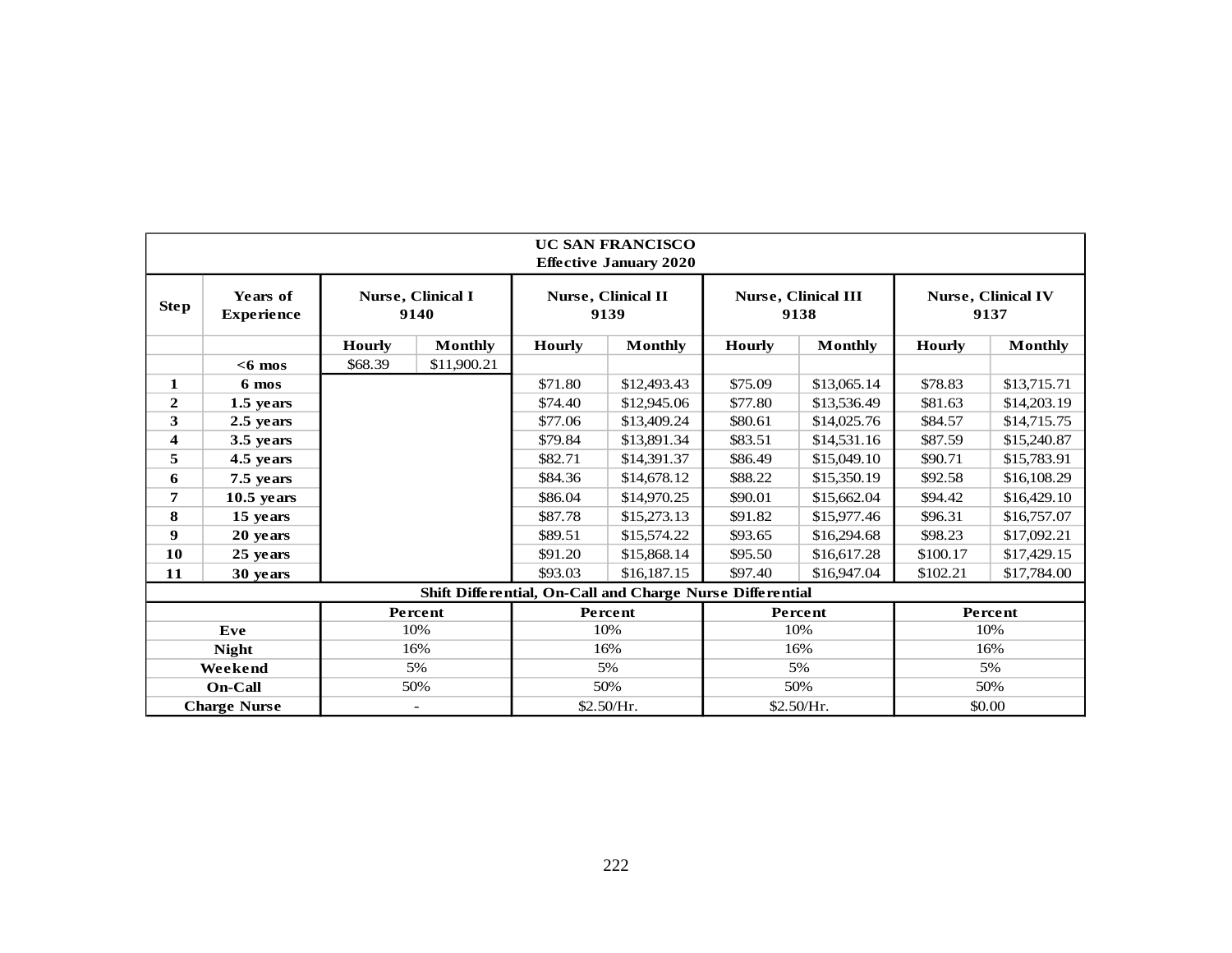| UC SAN FRANCISCO<br>Effective January 2020 | | | | | | | | | |
|---|---|---|---|---|---|---|---|---|---|
| Step | Years of Experience | Nurse, Clinical I<br>9140 | | Nurse, Clinical II<br>9139 | | Nurse, Clinical III<br>9138 | | Nurse, Clinical IV<br>9137 | |
| | | Hourly | Monthly | Hourly | Monthly | Hourly | Monthly | Hourly | Monthly |
| | <6 mos | $68.39 | $11,900.21 | | | | | | |
| 1 | 6 mos | | | $71.80 | $12,493.43 | $75.09 | $13,065.14 | $78.83 | $13,715.71 |
| 2 | 1.5 years | | | $74.40 | $12,945.06 | $77.80 | $13,536.49 | $81.63 | $14,203.19 |
| 3 | 2.5 years | | | $77.06 | $13,409.24 | $80.61 | $14,025.76 | $84.57 | $14,715.75 |
| 4 | 3.5 years | | | $79.84 | $13,891.34 | $83.51 | $14,531.16 | $87.59 | $15,240.87 |
| 5 | 4.5 years | | | $82.71 | $14,391.37 | $86.49 | $15,049.10 | $90.71 | $15,783.91 |
| 6 | 7.5 years | | | $84.36 | $14,678.12 | $88.22 | $15,350.19 | $92.58 | $16,108.29 |
| 7 | 10.5 years | | | $86.04 | $14,970.25 | $90.01 | $15,662.04 | $94.42 | $16,429.10 |
| 8 | 15 years | | | $87.78 | $15,273.13 | $91.82 | $15,977.46 | $96.31 | $16,757.07 |
| 9 | 20 years | | | $89.51 | $15,574.22 | $93.65 | $16,294.68 | $98.23 | $17,092.21 |
| 10 | 25 years | | | $91.20 | $15,868.14 | $95.50 | $16,617.28 | $100.17 | $17,429.15 |
| 11 | 30 years | | | $93.03 | $16,187.15 | $97.40 | $16,947.04 | $102.21 | $17,784.00 |
| Shift Differential, On-Call and Charge Nurse Differential | | | | | | | | | |
| | | Percent | | Percent | | Percent | | Percent | |
| Eve | | 10% | | 10% | | 10% | | 10% | |
| Night | | 16% | | 16% | | 16% | | 16% | |
| Weekend | | 5% | | 5% | | 5% | | 5% | |
| On-Call | | 50% | | 50% | | 50% | | 50% | |
| Charge Nurse | | - | | $2.50/Hr. | | $2.50/Hr. | | $0.00 | |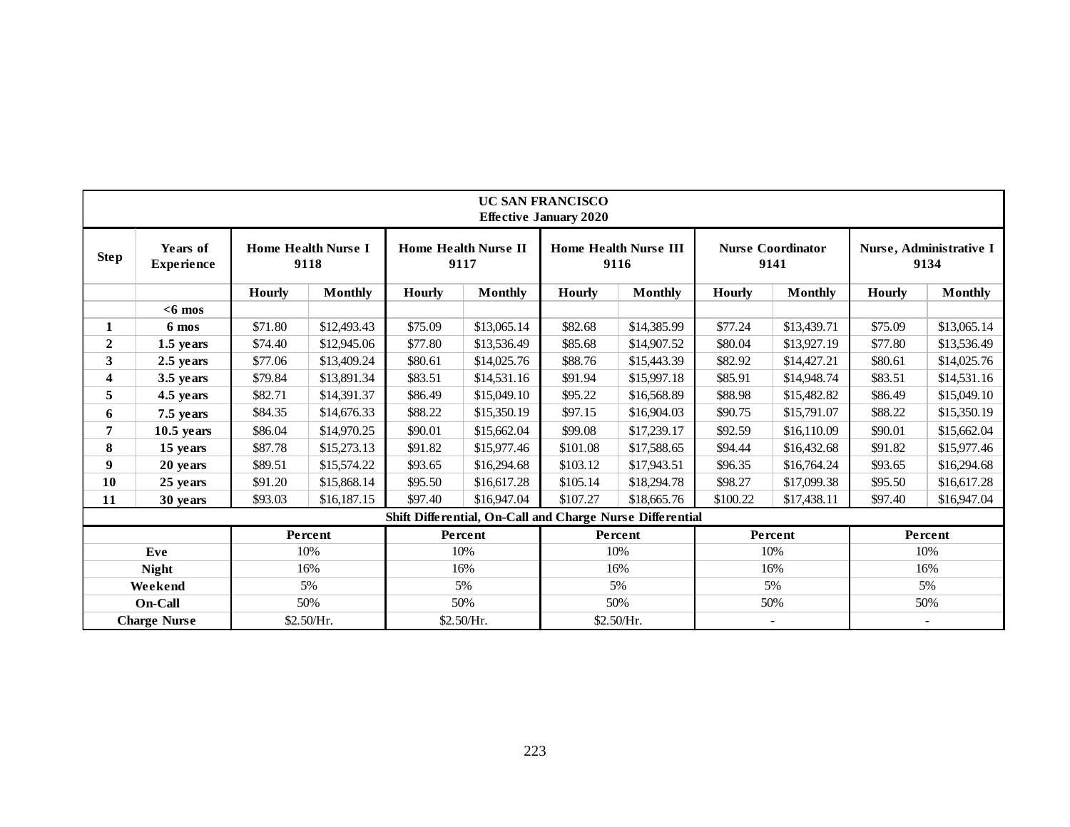| UC SAN FRANCISCO<br>Effective January 2020 | | | | | | | | | | | |
|---|---|---|---|---|---|---|---|---|---|---|---|
| **Step** | **Years of Experience** | **Home Health Nurse I 9118** | | **Home Health Nurse II 9117** | | **Home Health Nurse III 9116** | | **Nurse Coordinator 9141** | | **Nurse, Administrative I 9134** | |
| | | **Hourly** | **Monthly** | **Hourly** | **Monthly** | **Hourly** | **Monthly** | **Hourly** | **Monthly** | **Hourly** | **Monthly** |
| | **<6 mos** | | | | | | | | | | |
| **1** | **6 mos** | $71.80 | $12,493.43 | $75.09 | $13,065.14 | $82.68 | $14,385.99 | $77.24 | $13,439.71 | $75.09 | $13,065.14 |
| **2** | **1.5 years** | $74.40 | $12,945.06 | $77.80 | $13,536.49 | $85.68 | $14,907.52 | $80.04 | $13,927.19 | $77.80 | $13,536.49 |
| **3** | **2.5 years** | $77.06 | $13,409.24 | $80.61 | $14,025.76 | $88.76 | $15,443.39 | $82.92 | $14,427.21 | $80.61 | $14,025.76 |
| **4** | **3.5 years** | $79.84 | $13,891.34 | $83.51 | $14,531.16 | $91.94 | $15,997.18 | $85.91 | $14,948.74 | $83.51 | $14,531.16 |
| **5** | **4.5 years** | $82.71 | $14,391.37 | $86.49 | $15,049.10 | $95.22 | $16,568.89 | $88.98 | $15,482.82 | $86.49 | $15,049.10 |
| **6** | **7.5 years** | $84.35 | $14,676.33 | $88.22 | $15,350.19 | $97.15 | $16,904.03 | $90.75 | $15,791.07 | $88.22 | $15,350.19 |
| **7** | **10.5 years** | $86.04 | $14,970.25 | $90.01 | $15,662.04 | $99.08 | $17,239.17 | $92.59 | $16,110.09 | $90.01 | $15,662.04 |
| **8** | **15 years** | $87.78 | $15,273.13 | $91.82 | $15,977.46 | $101.08 | $17,588.65 | $94.44 | $16,432.68 | $91.82 | $15,977.46 |
| **9** | **20 years** | $89.51 | $15,574.22 | $93.65 | $16,294.68 | $103.12 | $17,943.51 | $96.35 | $16,764.24 | $93.65 | $16,294.68 |
| **10** | **25 years** | $91.20 | $15,868.14 | $95.50 | $16,617.28 | $105.14 | $18,294.78 | $98.27 | $17,099.38 | $95.50 | $16,617.28 |
| **11** | **30 years** | $93.03 | $16,187.15 | $97.40 | $16,947.04 | $107.27 | $18,665.76 | $100.22 | $17,438.11 | $97.40 | $16,947.04 |
| **Shift Differential, On-Call and Charge Nurse Differential** | | | | | | | | | | | |
| | | **Percent** | | **Percent** | | **Percent** | | **Percent** | | **Percent** | |
| **Eve** | | 10% | | 10% | | 10% | | 10% | | 10% | |
| **Night** | | 16% | | 16% | | 16% | | 16% | | 16% | |
| **Weekend** | | 5% | | 5% | | 5% | | 5% | | 5% | |
| **On-Call** | | 50% | | 50% | | 50% | | 50% | | 50% | |
| **Charge Nurse** | | $2.50/Hr. | | $2.50/Hr. | | $2.50/Hr. | | - | | - | |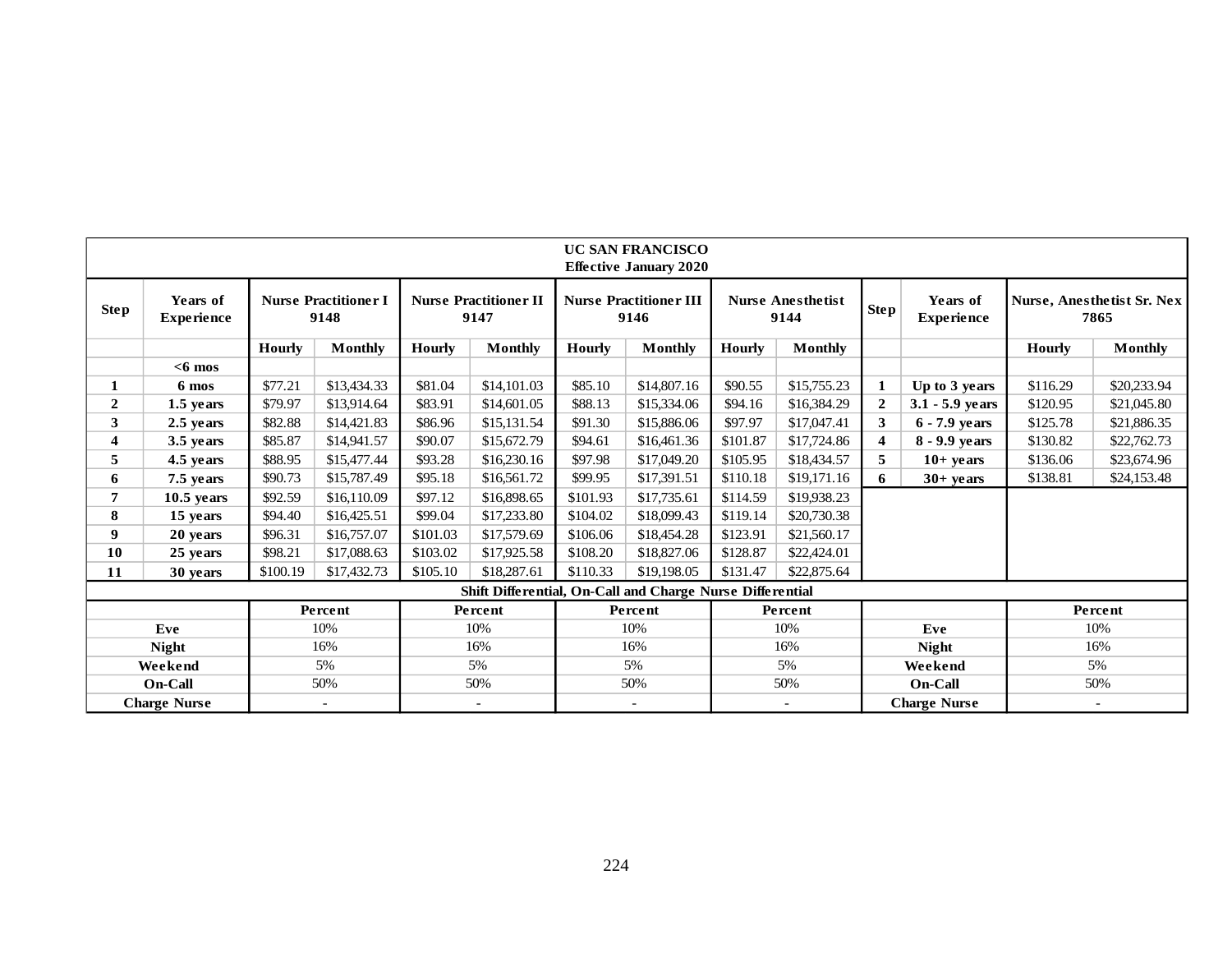| UC SAN FRANCISCO Effective January 2020 | | | | | | | | | | | | | |
|---|---|---|---|---|---|---|---|---|---|---|---|---|---|
| **Step** | **Years of Experience** | **Nurse Practitioner I 9148** | | **Nurse Practitioner II 9147** | | **Nurse Practitioner III 9146** | | **Nurse Anesthetist 9144** | | **Step** | **Years of Experience** | **Nurse, Anesthetist Sr. Nex 7865** | |
| | | **Hourly** | **Monthly** | **Hourly** | **Monthly** | **Hourly** | **Monthly** | **Hourly** | **Monthly** | | | **Hourly** | **Monthly** |
| | **<6 mos** | | | | | | | | | | | | |
| **1** | **6 mos** | $77.21 | $13,434.33 | $81.04 | $14,101.03 | $85.10 | $14,807.16 | $90.55 | $15,755.23 | **1** | **Up to 3 years** | $116.29 | $20,233.94 |
| **2** | **1.5 years** | $79.97 | $13,914.64 | $83.91 | $14,601.05 | $88.13 | $15,334.06 | $94.16 | $16,384.29 | **2** | **3.1 - 5.9 years** | $120.95 | $21,045.80 |
| **3** | **2.5 years** | $82.88 | $14,421.83 | $86.96 | $15,131.54 | $91.30 | $15,886.06 | $97.97 | $17,047.41 | **3** | **6 - 7.9 years** | $125.78 | $21,886.35 |
| **4** | **3.5 years** | $85.87 | $14,941.57 | $90.07 | $15,672.79 | $94.61 | $16,461.36 | $101.87 | $17,724.86 | **4** | **8 - 9.9 years** | $130.82 | $22,762.73 |
| **5** | **4.5 years** | $88.95 | $15,477.44 | $93.28 | $16,230.16 | $97.98 | $17,049.20 | $105.95 | $18,434.57 | **5** | **10+ years** | $136.06 | $23,674.96 |
| **6** | **7.5 years** | $90.73 | $15,787.49 | $95.18 | $16,561.72 | $99.95 | $17,391.51 | $110.18 | $19,171.16 | **6** | **30+ years** | $138.81 | $24,153.48 |
| **7** | **10.5 years** | $92.59 | $16,110.09 | $97.12 | $16,898.65 | $101.93 | $17,735.61 | $114.59 | $19,938.23 | | | | |
| **8** | **15 years** | $94.40 | $16,425.51 | $99.04 | $17,233.80 | $104.02 | $18,099.43 | $119.14 | $20,730.38 | | | | |
| **9** | **20 years** | $96.31 | $16,757.07 | $101.03 | $17,579.69 | $106.06 | $18,454.28 | $123.91 | $21,560.17 | | | | |
| **10** | **25 years** | $98.21 | $17,088.63 | $103.02 | $17,925.58 | $108.20 | $18,827.06 | $128.87 | $22,424.01 | | | | |
| **11** | **30 years** | $100.19 | $17,432.73 | $105.10 | $18,287.61 | $110.33 | $19,198.05 | $131.47 | $22,875.64 | | | | |
| **Shift Differential, On-Call and Charge Nurse Differential** | | | | | | | | | | | | | |
| | | **Percent** | | **Percent** | | **Percent** | | **Percent** | | | | **Percent** | |
| **Eve** | | 10% | | 10% | | 10% | | 10% | | **Eve** | | 10% | |
| **Night** | | 16% | | 16% | | 16% | | 16% | | **Night** | | 16% | |
| **Weekend** | | 5% | | 5% | | 5% | | 5% | | **Weekend** | | 5% | |
| **On-Call** | | 50% | | 50% | | 50% | | 50% | | **On-Call** | | 50% | |
| **Charge Nurse** | | - | | - | | - | | - | | **Charge Nurse** | | - | |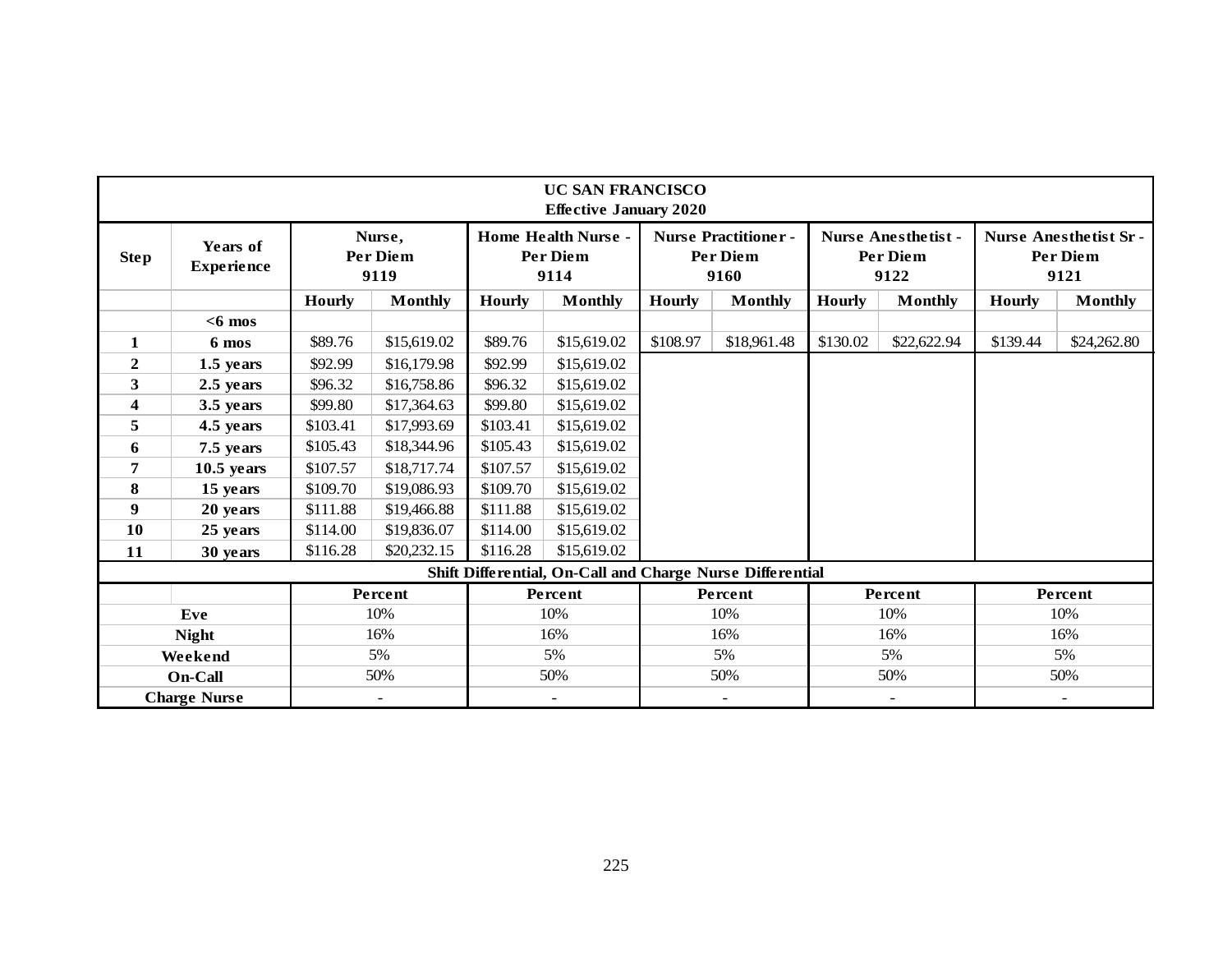| UC SAN FRANCISCO Effective January 2020 | | | | | | | | | | | |
|---|---|---|---|---|---|---|---|---|---|---|---|
| **Step** | **Years of Experience** | **Nurse, Per Diem 9119** | | **Home Health Nurse - Per Diem 9114** | | **Nurse Practitioner - Per Diem 9160** | | **Nurse Anesthetist - Per Diem 9122** | | **Nurse Anesthetist Sr - Per Diem 9121** | |
| | | **Hourly** | **Monthly** | **Hourly** | **Monthly** | **Hourly** | **Monthly** | **Hourly** | **Monthly** | **Hourly** | **Monthly** |
| | **<6 mos** | | | | | | | | | | |
| **1** | **6 mos** | $89.76 | $15,619.02 | $89.76 | $15,619.02 | $108.97 | $18,961.48 | $130.02 | $22,622.94 | $139.44 | $24,262.80 |
| **2** | **1.5 years** | $92.99 | $16,179.98 | $92.99 | $15,619.02 | | | | | | |
| **3** | **2.5 years** | $96.32 | $16,758.86 | $96.32 | $15,619.02 | | | | | | |
| **4** | **3.5 years** | $99.80 | $17,364.63 | $99.80 | $15,619.02 | | | | | | |
| **5** | **4.5 years** | $103.41 | $17,993.69 | $103.41 | $15,619.02 | | | | | | |
| **6** | **7.5 years** | $105.43 | $18,344.96 | $105.43 | $15,619.02 | | | | | | |
| **7** | **10.5 years** | $107.57 | $18,717.74 | $107.57 | $15,619.02 | | | | | | |
| **8** | **15 years** | $109.70 | $19,086.93 | $109.70 | $15,619.02 | | | | | | |
| **9** | **20 years** | $111.88 | $19,466.88 | $111.88 | $15,619.02 | | | | | | |
| **10** | **25 years** | $114.00 | $19,836.07 | $114.00 | $15,619.02 | | | | | | |
| **11** | **30 years** | $116.28 | $20,232.15 | $116.28 | $15,619.02 | | | | | | |
| **Shift Differential, On-Call and Charge Nurse Differential** | | | | | | | | | | | |
| | | **Percent** | | **Percent** | | **Percent** | | **Percent** | | **Percent** | |
| **Eve** | | 10% | | 10% | | 10% | | 10% | | 10% | |
| **Night** | | 16% | | 16% | | 16% | | 16% | | 16% | |
| **Weekend** | | 5% | | 5% | | 5% | | 5% | | 5% | |
| **On-Call** | | 50% | | 50% | | 50% | | 50% | | 50% | |
| **Charge Nurse** | | - | | - | | - | | - | | - | |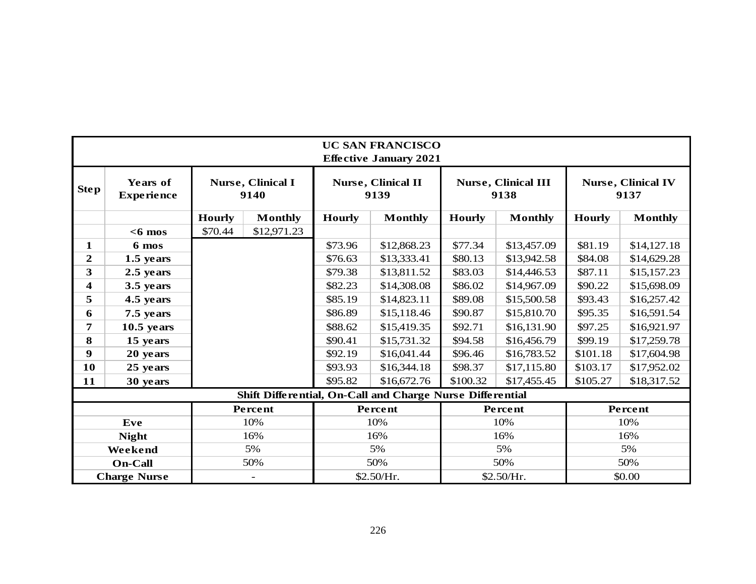| UC SAN FRANCISCO<br>Effective January 2021 | | | | | | | | | |
|---|---|---|---|---|---|---|---|---|---|
| **Step** | **Years of Experience** | **Nurse, Clinical I 9140** | | **Nurse, Clinical II 9139** | | **Nurse, Clinical III 9138** | | **Nurse, Clinical IV 9137** | |
| | | **Hourly** | **Monthly** | **Hourly** | **Monthly** | **Hourly** | **Monthly** | **Hourly** | **Monthly** |
| | **<6 mos** | $70.44 | $12,971.23 | | | | | | |
| **1** | **6 mos** | | | $73.96 | $12,868.23 | $77.34 | $13,457.09 | $81.19 | $14,127.18 |
| **2** | **1.5 years** | | | $76.63 | $13,333.41 | $80.13 | $13,942.58 | $84.08 | $14,629.28 |
| **3** | **2.5 years** | | | $79.38 | $13,811.52 | $83.03 | $14,446.53 | $87.11 | $15,157.23 |
| **4** | **3.5 years** | | | $82.23 | $14,308.08 | $86.02 | $14,967.09 | $90.22 | $15,698.09 |
| **5** | **4.5 years** | | | $85.19 | $14,823.11 | $89.08 | $15,500.58 | $93.43 | $16,257.42 |
| **6** | **7.5 years** | | | $86.89 | $15,118.46 | $90.87 | $15,810.70 | $95.35 | $16,591.54 |
| **7** | **10.5 years** | | | $88.62 | $15,419.35 | $92.71 | $16,131.90 | $97.25 | $16,921.97 |
| **8** | **15 years** | | | $90.41 | $15,731.32 | $94.58 | $16,456.79 | $99.19 | $17,259.78 |
| **9** | **20 years** | | | $92.19 | $16,041.44 | $96.46 | $16,783.52 | $101.18 | $17,604.98 |
| **10** | **25 years** | | | $93.93 | $16,344.18 | $98.37 | $17,115.80 | $103.17 | $17,952.02 |
| **11** | **30 years** | | | $95.82 | $16,672.76 | $100.32 | $17,455.45 | $105.27 | $18,317.52 |
| **Shift Differential, On-Call and Charge Nurse Differential** | | | | | | | | | |
| | | **Percent** | | **Percent** | | **Percent** | | **Percent** | |
| **Eve** | | 10% | | 10% | | 10% | | 10% | |
| **Night** | | 16% | | 16% | | 16% | | 16% | |
| **Weekend** | | 5% | | 5% | | 5% | | 5% | |
| **On-Call** | | 50% | | 50% | | 50% | | 50% | |
| **Charge Nurse** | | - | | $2.50/Hr. | | $2.50/Hr. | | $0.00 | |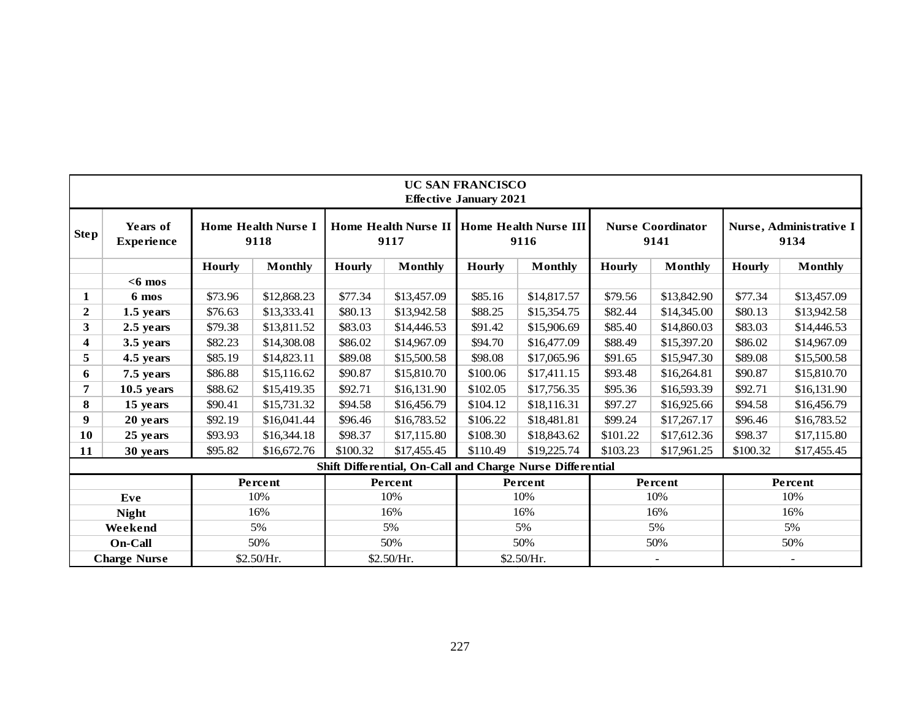| UC SAN FRANCISCO<br>Effective January 2021 | | | | | | | | | | | |
|---|---|---|---|---|---|---|---|---|---|---|---|
| **Step** | **Years of Experience** | **Home Health Nurse I 9118** | | **Home Health Nurse II 9117** | | **Home Health Nurse III 9116** | | **Nurse Coordinator 9141** | | **Nurse, Administrative I 9134** | |
| | | **Hourly** | **Monthly** | **Hourly** | **Monthly** | **Hourly** | **Monthly** | **Hourly** | **Monthly** | **Hourly** | **Monthly** |
| | **<6 mos** | | | | | | | | | | |
| **1** | **6 mos** | $73.96 | $12,868.23 | $77.34 | $13,457.09 | $85.16 | $14,817.57 | $79.56 | $13,842.90 | $77.34 | $13,457.09 |
| **2** | **1.5 years** | $76.63 | $13,333.41 | $80.13 | $13,942.58 | $88.25 | $15,354.75 | $82.44 | $14,345.00 | $80.13 | $13,942.58 |
| **3** | **2.5 years** | $79.38 | $13,811.52 | $83.03 | $14,446.53 | $91.42 | $15,906.69 | $85.40 | $14,860.03 | $83.03 | $14,446.53 |
| **4** | **3.5 years** | $82.23 | $14,308.08 | $86.02 | $14,967.09 | $94.70 | $16,477.09 | $88.49 | $15,397.20 | $86.02 | $14,967.09 |
| **5** | **4.5 years** | $85.19 | $14,823.11 | $89.08 | $15,500.58 | $98.08 | $17,065.96 | $91.65 | $15,947.30 | $89.08 | $15,500.58 |
| **6** | **7.5 years** | $86.88 | $15,116.62 | $90.87 | $15,810.70 | $100.06 | $17,411.15 | $93.48 | $16,264.81 | $90.87 | $15,810.70 |
| **7** | **10.5 years** | $88.62 | $15,419.35 | $92.71 | $16,131.90 | $102.05 | $17,756.35 | $95.36 | $16,593.39 | $92.71 | $16,131.90 |
| **8** | **15 years** | $90.41 | $15,731.32 | $94.58 | $16,456.79 | $104.12 | $18,116.31 | $97.27 | $16,925.66 | $94.58 | $16,456.79 |
| **9** | **20 years** | $92.19 | $16,041.44 | $96.46 | $16,783.52 | $106.22 | $18,481.81 | $99.24 | $17,267.17 | $96.46 | $16,783.52 |
| **10** | **25 years** | $93.93 | $16,344.18 | $98.37 | $17,115.80 | $108.30 | $18,843.62 | $101.22 | $17,612.36 | $98.37 | $17,115.80 |
| **11** | **30 years** | $95.82 | $16,672.76 | $100.32 | $17,455.45 | $110.49 | $19,225.74 | $103.23 | $17,961.25 | $100.32 | $17,455.45 |
| **Shift Differential, On-Call and Charge Nurse Differential** | | | | | | | | | | | |
| | | **Percent** | | **Percent** | | **Percent** | | **Percent** | | **Percent** | |
| **Eve** | | 10% | | 10% | | 10% | | 10% | | 10% | |
| **Night** | | 16% | | 16% | | 16% | | 16% | | 16% | |
| **Weekend** | | 5% | | 5% | | 5% | | 5% | | 5% | |
| **On-Call** | | 50% | | 50% | | 50% | | 50% | | 50% | |
| **Charge Nurse** | | $2.50/Hr. | | $2.50/Hr. | | $2.50/Hr. | | - | | - | |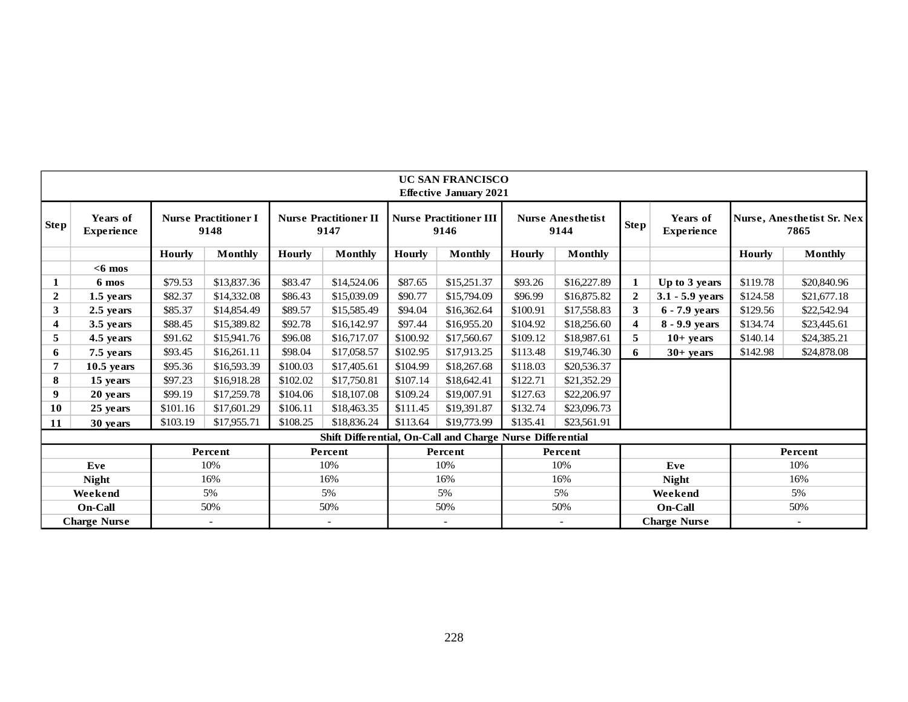| UC SAN FRANCISCO Effective January 2021 | | | | | | | | | | | | | | |
|---|---|---|---|---|---|---|---|---|---|---|---|---|---|---|
| **Step** | **Years of Experience** | **Nurse Practitioner I 9148** | | **Nurse Practitioner II 9147** | | **Nurse Practitioner III 9146** | | **Nurse Anesthetist 9144** | | **Step** | **Years of Experience** | **Nurse, Anesthetist Sr. Nex 7865** | |
| | | **Hourly** | **Monthly** | **Hourly** | **Monthly** | **Hourly** | **Monthly** | **Hourly** | **Monthly** | | | **Hourly** | **Monthly** |
| | **<6 mos** | | | | | | | | | | | | |
| **1** | **6 mos** | $79.53 | $13,837.36 | $83.47 | $14,524.06 | $87.65 | $15,251.37 | $93.26 | $16,227.89 | **1** | **Up to 3 years** | $119.78 | $20,840.96 |
| **2** | **1.5 years** | $82.37 | $14,332.08 | $86.43 | $15,039.09 | $90.77 | $15,794.09 | $96.99 | $16,875.82 | **2** | **3.1 - 5.9 years** | $124.58 | $21,677.18 |
| **3** | **2.5 years** | $85.37 | $14,854.49 | $89.57 | $15,585.49 | $94.04 | $16,362.64 | $100.91 | $17,558.83 | **3** | **6 - 7.9 years** | $129.56 | $22,542.94 |
| **4** | **3.5 years** | $88.45 | $15,389.82 | $92.78 | $16,142.97 | $97.44 | $16,955.20 | $104.92 | $18,256.60 | **4** | **8 - 9.9 years** | $134.74 | $23,445.61 |
| **5** | **4.5 years** | $91.62 | $15,941.76 | $96.08 | $16,717.07 | $100.92 | $17,560.67 | $109.12 | $18,987.61 | **5** | **10+ years** | $140.14 | $24,385.21 |
| **6** | **7.5 years** | $93.45 | $16,261.11 | $98.04 | $17,058.57 | $102.95 | $17,913.25 | $113.48 | $19,746.30 | **6** | **30+ years** | $142.98 | $24,878.08 |
| **7** | **10.5 years** | $95.36 | $16,593.39 | $100.03 | $17,405.61 | $104.99 | $18,267.68 | $118.03 | $20,536.37 | | | | |
| **8** | **15 years** | $97.23 | $16,918.28 | $102.02 | $17,750.81 | $107.14 | $18,642.41 | $122.71 | $21,352.29 | | | | |
| **9** | **20 years** | $99.19 | $17,259.78 | $104.06 | $18,107.08 | $109.24 | $19,007.91 | $127.63 | $22,206.97 | | | | |
| **10** | **25 years** | $101.16 | $17,601.29 | $106.11 | $18,463.35 | $111.45 | $19,391.87 | $132.74 | $23,096.73 | | | | |
| **11** | **30 years** | $103.19 | $17,955.71 | $108.25 | $18,836.24 | $113.64 | $19,773.99 | $135.41 | $23,561.91 | | | | |
| **Shift Differential, On-Call and Charge Nurse Differential** | | | | | | | | | | | | | |
| | | **Percent** | | **Percent** | | **Percent** | | **Percent** | | | | **Percent** | |
| **Eve** | | 10% | | 10% | | 10% | | 10% | | **Eve** | | 10% | |
| **Night** | | 16% | | 16% | | 16% | | 16% | | **Night** | | 16% | |
| **Weekend** | | 5% | | 5% | | 5% | | 5% | | **Weekend** | | 5% | |
| **On-Call** | | 50% | | 50% | | 50% | | 50% | | **On-Call** | | 50% | |
| **Charge Nurse** | | - | | - | | - | | - | | **Charge Nurse** | | - | |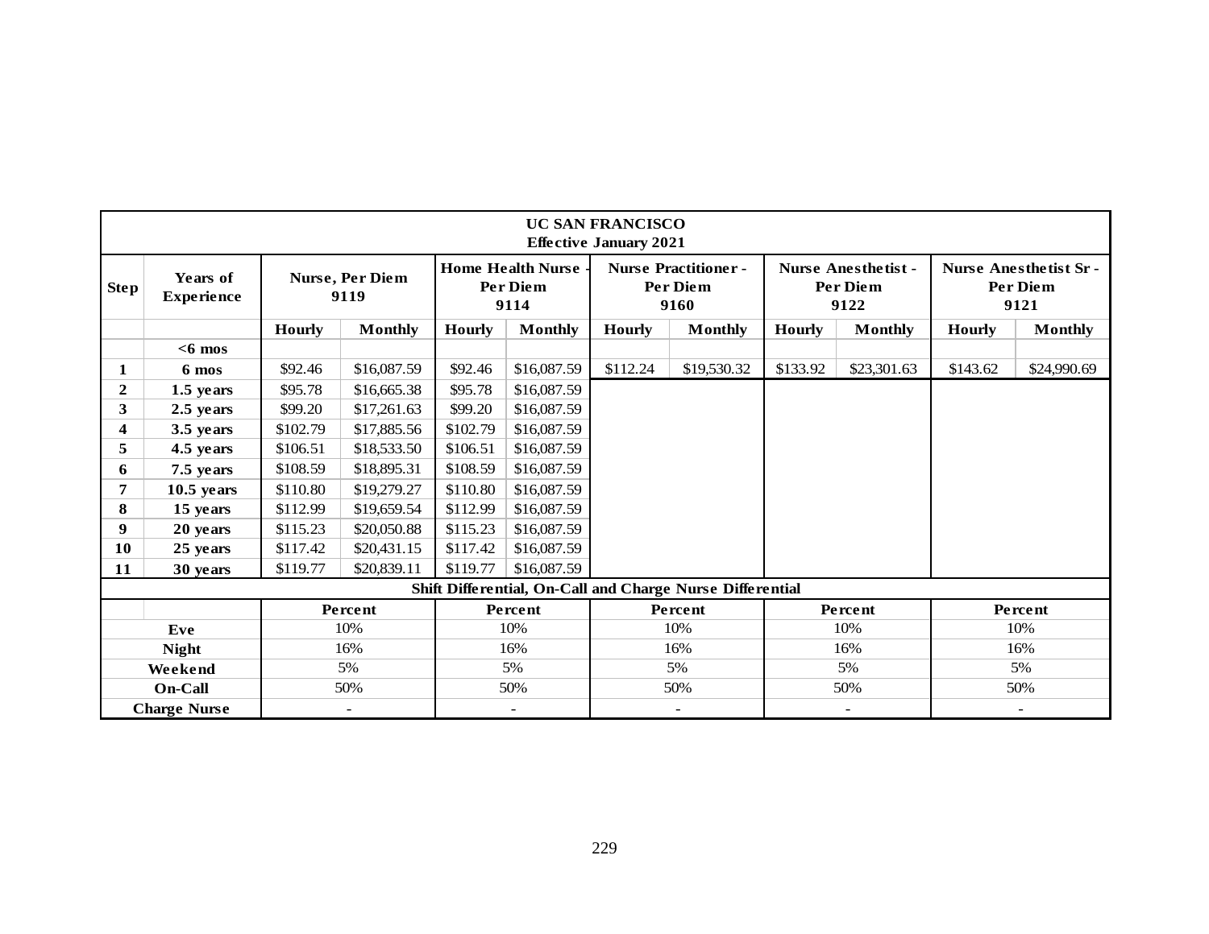| UC SAN FRANCISCO Effective January 2021 | | | | | | | | | | | |
|---|---|---|---|---|---|---|---|---|---|---|---|
| **Step** | **Years of Experience** | **Nurse, Per Diem 9119** | | **Home Health Nurse - Per Diem 9114** | | **Nurse Practitioner - Per Diem 9160** | | **Nurse Anesthetist - Per Diem 9122** | | **Nurse Anesthetist Sr - Per Diem 9121** | |
| | | **Hourly** | **Monthly** | **Hourly** | **Monthly** | **Hourly** | **Monthly** | **Hourly** | **Monthly** | **Hourly** | **Monthly** |
| | **<6 mos** | | | | | | | | | | |
| **1** | **6 mos** | $92.46 | $16,087.59 | $92.46 | $16,087.59 | $112.24 | $19,530.32 | $133.92 | $23,301.63 | $143.62 | $24,990.69 |
| **2** | **1.5 years** | $95.78 | $16,665.38 | $95.78 | $16,087.59 | | | | | | |
| **3** | **2.5 years** | $99.20 | $17,261.63 | $99.20 | $16,087.59 | | | | | | |
| **4** | **3.5 years** | $102.79 | $17,885.56 | $102.79 | $16,087.59 | | | | | | |
| **5** | **4.5 years** | $106.51 | $18,533.50 | $106.51 | $16,087.59 | | | | | | |
| **6** | **7.5 years** | $108.59 | $18,895.31 | $108.59 | $16,087.59 | | | | | | |
| **7** | **10.5 years** | $110.80 | $19,279.27 | $110.80 | $16,087.59 | | | | | | |
| **8** | **15 years** | $112.99 | $19,659.54 | $112.99 | $16,087.59 | | | | | | |
| **9** | **20 years** | $115.23 | $20,050.88 | $115.23 | $16,087.59 | | | | | | |
| **10** | **25 years** | $117.42 | $20,431.15 | $117.42 | $16,087.59 | | | | | | |
| **11** | **30 years** | $119.77 | $20,839.11 | $119.77 | $16,087.59 | | | | | | |
| **Shift Differential, On-Call and Charge Nurse Differential** | | | | | | | | | | | |
| | | **Percent** | | **Percent** | | **Percent** | | **Percent** | | **Percent** | |
| **Eve** | | 10% | | 10% | | 10% | | 10% | | 10% | |
| **Night** | | 16% | | 16% | | 16% | | 16% | | 16% | |
| **Weekend** | | 5% | | 5% | | 5% | | 5% | | 5% | |
| **On-Call** | | 50% | | 50% | | 50% | | 50% | | 50% | |
| **Charge Nurse** | | - | | - | | - | | - | | - | |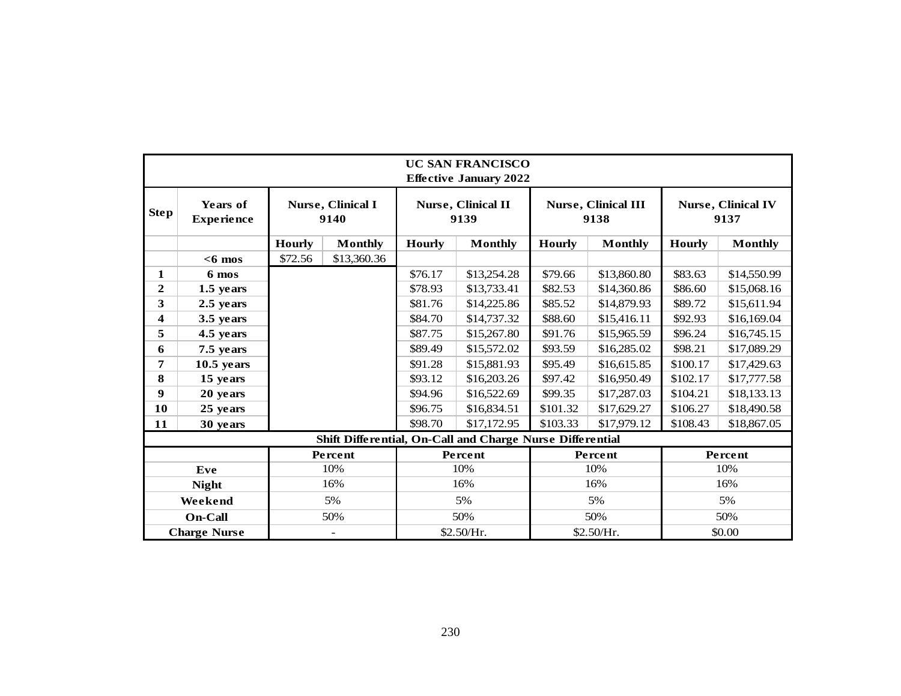| UC SAN FRANCISCO<br>Effective January 2022 | | | | | | | | | | |
|---|---|---|---|---|---|---|---|---|---|---|
| **Step** | **Years of Experience** | **Nurse, Clinical I 9140** | | **Nurse, Clinical II 9139** | | **Nurse, Clinical III 9138** | | **Nurse, Clinical IV 9137** | | |
| | | **Hourly** | **Monthly** | **Hourly** | **Monthly** | **Hourly** | **Monthly** | **Hourly** | **Monthly** | |
| | **<6 mos** | $72.56 | $13,360.36 | | | | | | | |
| **1** | **6 mos** | | | $76.17 | $13,254.28 | $79.66 | $13,860.80 | $83.63 | $14,550.99 | |
| **2** | **1.5 years** | | | $78.93 | $13,733.41 | $82.53 | $14,360.86 | $86.60 | $15,068.16 | |
| **3** | **2.5 years** | | | $81.76 | $14,225.86 | $85.52 | $14,879.93 | $89.72 | $15,611.94 | |
| **4** | **3.5 years** | | | $84.70 | $14,737.32 | $88.60 | $15,416.11 | $92.93 | $16,169.04 | |
| **5** | **4.5 years** | | | $87.75 | $15,267.80 | $91.76 | $15,965.59 | $96.24 | $16,745.15 | |
| **6** | **7.5 years** | | | $89.49 | $15,572.02 | $93.59 | $16,285.02 | $98.21 | $17,089.29 | |
| **7** | **10.5 years** | | | $91.28 | $15,881.93 | $95.49 | $16,615.85 | $100.17 | $17,429.63 | |
| **8** | **15 years** | | | $93.12 | $16,203.26 | $97.42 | $16,950.49 | $102.17 | $17,777.58 | |
| **9** | **20 years** | | | $94.96 | $16,522.69 | $99.35 | $17,287.03 | $104.21 | $18,133.13 | |
| **10** | **25 years** | | | $96.75 | $16,834.51 | $101.32 | $17,629.27 | $106.27 | $18,490.58 | |
| **11** | **30 years** | | | $98.70 | $17,172.95 | $103.33 | $17,979.12 | $108.43 | $18,867.05 | |
| **Shift Differential, On-Call and Charge Nurse Differential** | | | | | | | | | | |
| | | **Percent** | | **Percent** | | **Percent** | | **Percent** | | |
| **Eve** | | 10% | | 10% | | 10% | | 10% | | |
| **Night** | | 16% | | 16% | | 16% | | 16% | | |
| **Weekend** | | 5% | | 5% | | 5% | | 5% | | |
| **On-Call** | | 50% | | 50% | | 50% | | 50% | | |
| **Charge Nurse** | | - | | $2.50/Hr. | | $2.50/Hr. | | $0.00 | | |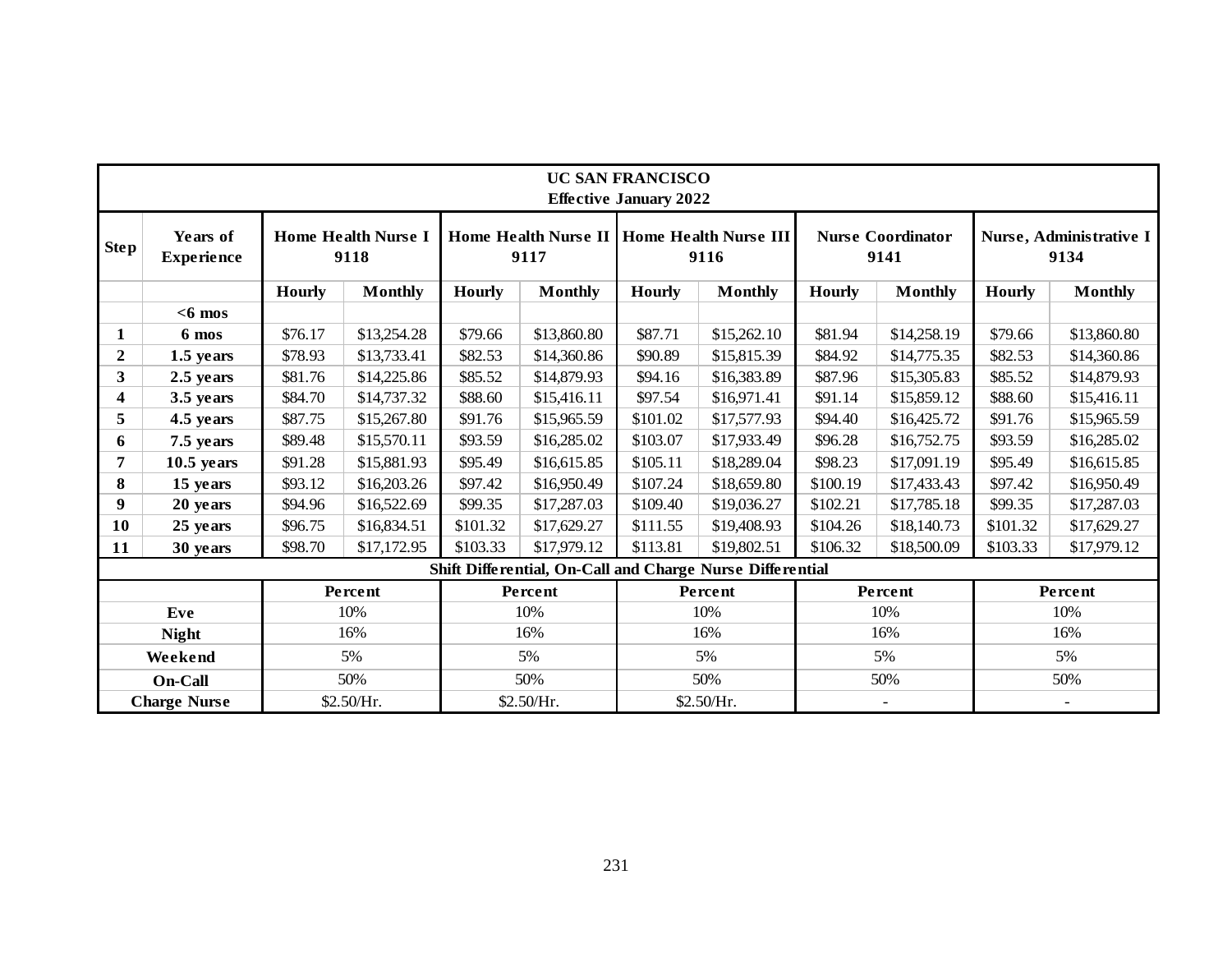| UC SAN FRANCISCO Effective January 2022 | | | | | | | | | | | |
|---|---|---|---|---|---|---|---|---|---|---|---|
| **Step** | **Years of Experience** | **Home Health Nurse I 9118** | | **Home Health Nurse II 9117** | | **Home Health Nurse III 9116** | | **Nurse Coordinator 9141** | | **Nurse, Administrative I 9134** | |
| | | **Hourly** | **Monthly** | **Hourly** | **Monthly** | **Hourly** | **Monthly** | **Hourly** | **Monthly** | **Hourly** | **Monthly** |
| | **<6 mos** | | | | | | | | | | |
| **1** | **6 mos** | $76.17 | $13,254.28 | $79.66 | $13,860.80 | $87.71 | $15,262.10 | $81.94 | $14,258.19 | $79.66 | $13,860.80 |
| **2** | **1.5 years** | $78.93 | $13,733.41 | $82.53 | $14,360.86 | $90.89 | $15,815.39 | $84.92 | $14,775.35 | $82.53 | $14,360.86 |
| **3** | **2.5 years** | $81.76 | $14,225.86 | $85.52 | $14,879.93 | $94.16 | $16,383.89 | $87.96 | $15,305.83 | $85.52 | $14,879.93 |
| **4** | **3.5 years** | $84.70 | $14,737.32 | $88.60 | $15,416.11 | $97.54 | $16,971.41 | $91.14 | $15,859.12 | $88.60 | $15,416.11 |
| **5** | **4.5 years** | $87.75 | $15,267.80 | $91.76 | $15,965.59 | $101.02 | $17,577.93 | $94.40 | $16,425.72 | $91.76 | $15,965.59 |
| **6** | **7.5 years** | $89.48 | $15,570.11 | $93.59 | $16,285.02 | $103.07 | $17,933.49 | $96.28 | $16,752.75 | $93.59 | $16,285.02 |
| **7** | **10.5 years** | $91.28 | $15,881.93 | $95.49 | $16,615.85 | $105.11 | $18,289.04 | $98.23 | $17,091.19 | $95.49 | $16,615.85 |
| **8** | **15 years** | $93.12 | $16,203.26 | $97.42 | $16,950.49 | $107.24 | $18,659.80 | $100.19 | $17,433.43 | $97.42 | $16,950.49 |
| **9** | **20 years** | $94.96 | $16,522.69 | $99.35 | $17,287.03 | $109.40 | $19,036.27 | $102.21 | $17,785.18 | $99.35 | $17,287.03 |
| **10** | **25 years** | $96.75 | $16,834.51 | $101.32 | $17,629.27 | $111.55 | $19,408.93 | $104.26 | $18,140.73 | $101.32 | $17,629.27 |
| **11** | **30 years** | $98.70 | $17,172.95 | $103.33 | $17,979.12 | $113.81 | $19,802.51 | $106.32 | $18,500.09 | $103.33 | $17,979.12 |
| **Shift Differential, On-Call and Charge Nurse Differential** | | | | | | | | | | | |
| | | **Percent** | | **Percent** | | **Percent** | | **Percent** | | **Percent** | |
| **Eve** | | 10% | | 10% | | 10% | | 10% | | 10% | |
| **Night** | | 16% | | 16% | | 16% | | 16% | | 16% | |
| **Weekend** | | 5% | | 5% | | 5% | | 5% | | 5% | |
| **On-Call** | | 50% | | 50% | | 50% | | 50% | | 50% | |
| **Charge Nurse** | | $2.50/Hr. | | $2.50/Hr. | | $2.50/Hr. | | - | | - | |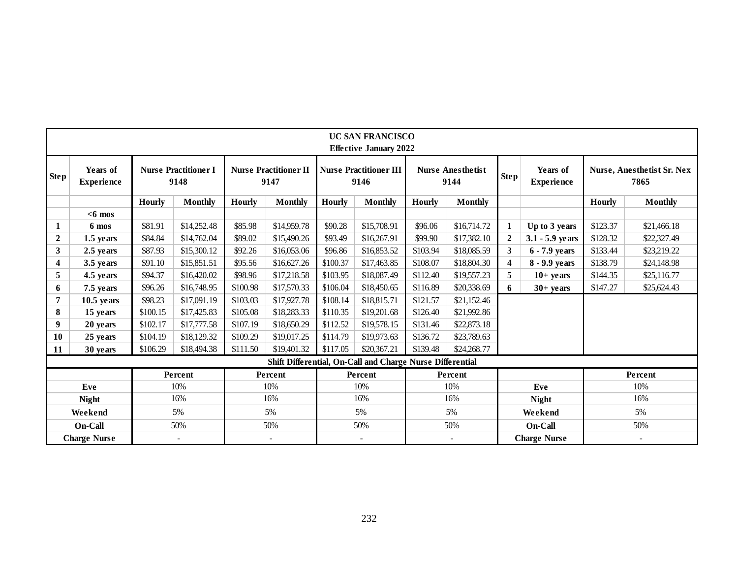| UC SAN FRANCISCO<br>Effective January 2022 | | | | | | | | | | | | | | |
|---|---|---|---|---|---|---|---|---|---|---|---|---|---|---|
| **Step** | **Years of Experience** | **Nurse Practitioner I 9148** | | **Nurse Practitioner II 9147** | | **Nurse Practitioner III 9146** | | **Nurse Anesthetist 9144** | | **Step** | **Years of Experience** | **Nurse, Anesthetist Sr. Nex 7865** | |
| | | **Hourly** | **Monthly** | **Hourly** | **Monthly** | **Hourly** | **Monthly** | **Hourly** | **Monthly** | | | **Hourly** | **Monthly** |
| | **<6 mos** | | | | | | | | | | | | |
| **1** | **6 mos** | $81.91 | $14,252.48 | $85.98 | $14,959.78 | $90.28 | $15,708.91 | $96.06 | $16,714.72 | **1** | **Up to 3 years** | $123.37 | $21,466.18 |
| **2** | **1.5 years** | $84.84 | $14,762.04 | $89.02 | $15,490.26 | $93.49 | $16,267.91 | $99.90 | $17,382.10 | **2** | **3.1 - 5.9 years** | $128.32 | $22,327.49 |
| **3** | **2.5 years** | $87.93 | $15,300.12 | $92.26 | $16,053.06 | $96.86 | $16,853.52 | $103.94 | $18,085.59 | **3** | **6 - 7.9 years** | $133.44 | $23,219.22 |
| **4** | **3.5 years** | $91.10 | $15,851.51 | $95.56 | $16,627.26 | $100.37 | $17,463.85 | $108.07 | $18,804.30 | **4** | **8 - 9.9 years** | $138.79 | $24,148.98 |
| **5** | **4.5 years** | $94.37 | $16,420.02 | $98.96 | $17,218.58 | $103.95 | $18,087.49 | $112.40 | $19,557.23 | **5** | **10+ years** | $144.35 | $25,116.77 |
| **6** | **7.5 years** | $96.26 | $16,748.95 | $100.98 | $17,570.33 | $106.04 | $18,450.65 | $116.89 | $20,338.69 | **6** | **30+ years** | $147.27 | $25,624.43 |
| **7** | **10.5 years** | $98.23 | $17,091.19 | $103.03 | $17,927.78 | $108.14 | $18,815.71 | $121.57 | $21,152.46 | | | | |
| **8** | **15 years** | $100.15 | $17,425.83 | $105.08 | $18,283.33 | $110.35 | $19,201.68 | $126.40 | $21,992.86 | | | | |
| **9** | **20 years** | $102.17 | $17,777.58 | $107.19 | $18,650.29 | $112.52 | $19,578.15 | $131.46 | $22,873.18 | | | | |
| **10** | **25 years** | $104.19 | $18,129.32 | $109.29 | $19,017.25 | $114.79 | $19,973.63 | $136.72 | $23,789.63 | | | | |
| **11** | **30 years** | $106.29 | $18,494.38 | $111.50 | $19,401.32 | $117.05 | $20,367.21 | $139.48 | $24,268.77 | | | | |
| **Shift Differential, On-Call and Charge Nurse Differential** | | | | | | | | | | | | | |
| | | **Percent** | | **Percent** | | **Percent** | | **Percent** | | | | **Percent** | |
| **Eve** | | 10% | | 10% | | 10% | | 10% | | **Eve** | | 10% | |
| **Night** | | 16% | | 16% | | 16% | | 16% | | **Night** | | 16% | |
| **Weekend** | | 5% | | 5% | | 5% | | 5% | | **Weekend** | | 5% | |
| **On-Call** | | 50% | | 50% | | 50% | | 50% | | **On-Call** | | 50% | |
| **Charge Nurse** | | - | | - | | - | | - | | **Charge Nurse** | | - | |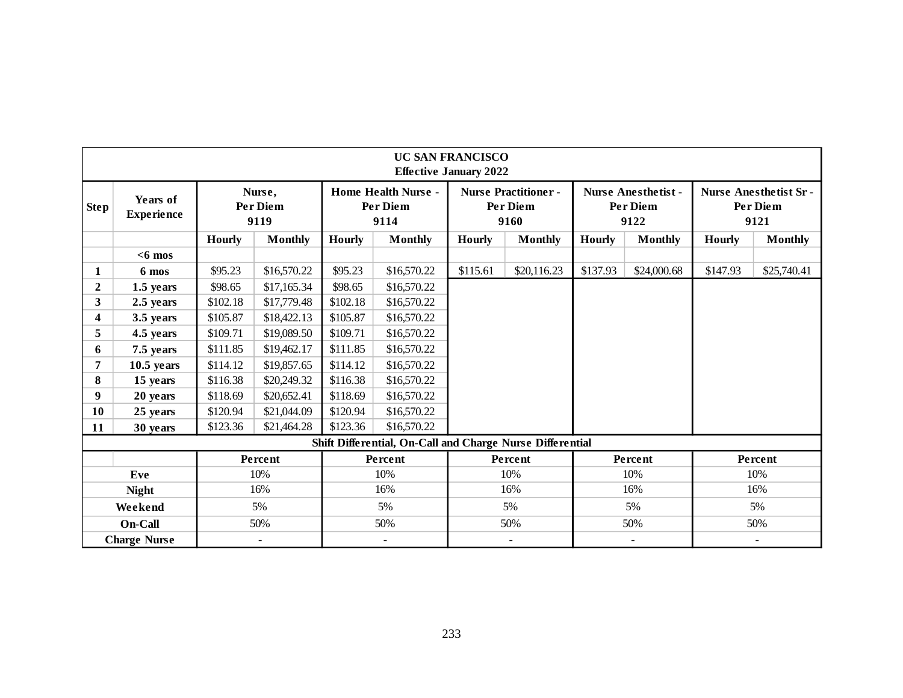| UC SAN FRANCISCO<br>Effective January 2022 | | | | | | | | | | | |
|---|---|---|---|---|---|---|---|---|---|---|---|
| **Step** | **Years of Experience** | **Nurse, Per Diem 9119** | | **Home Health Nurse - Per Diem 9114** | | **Nurse Practitioner - Per Diem 9160** | | **Nurse Anesthetist - Per Diem 9122** | | **Nurse Anesthetist Sr - Per Diem 9121** | |
| | | **Hourly** | **Monthly** | **Hourly** | **Monthly** | **Hourly** | **Monthly** | **Hourly** | **Monthly** | **Hourly** | **Monthly** |
| | **<6 mos** | | | | | | | | | | |
| **1** | **6 mos** | $95.23 | $16,570.22 | $95.23 | $16,570.22 | $115.61 | $20,116.23 | $137.93 | $24,000.68 | $147.93 | $25,740.41 |
| **2** | **1.5 years** | $98.65 | $17,165.34 | $98.65 | $16,570.22 | | | | | | |
| **3** | **2.5 years** | $102.18 | $17,779.48 | $102.18 | $16,570.22 | | | | | | |
| **4** | **3.5 years** | $105.87 | $18,422.13 | $105.87 | $16,570.22 | | | | | | |
| **5** | **4.5 years** | $109.71 | $19,089.50 | $109.71 | $16,570.22 | | | | | | |
| **6** | **7.5 years** | $111.85 | $19,462.17 | $111.85 | $16,570.22 | | | | | | |
| **7** | **10.5 years** | $114.12 | $19,857.65 | $114.12 | $16,570.22 | | | | | | |
| **8** | **15 years** | $116.38 | $20,249.32 | $116.38 | $16,570.22 | | | | | | |
| **9** | **20 years** | $118.69 | $20,652.41 | $118.69 | $16,570.22 | | | | | | |
| **10** | **25 years** | $120.94 | $21,044.09 | $120.94 | $16,570.22 | | | | | | |
| **11** | **30 years** | $123.36 | $21,464.28 | $123.36 | $16,570.22 | | | | | | |
| **Shift Differential, On-Call and Charge Nurse Differential** | | | | | | | | | | | |
| | | **Percent** | | **Percent** | | **Percent** | | **Percent** | | **Percent** | |
| **Eve** | | 10% | | 10% | | 10% | | 10% | | 10% | |
| **Night** | | 16% | | 16% | | 16% | | 16% | | 16% | |
| **Weekend** | | 5% | | 5% | | 5% | | 5% | | 5% | |
| **On-Call** | | 50% | | 50% | | 50% | | 50% | | 50% | |
| **Charge Nurse** | | - | | - | | - | | - | | - | |